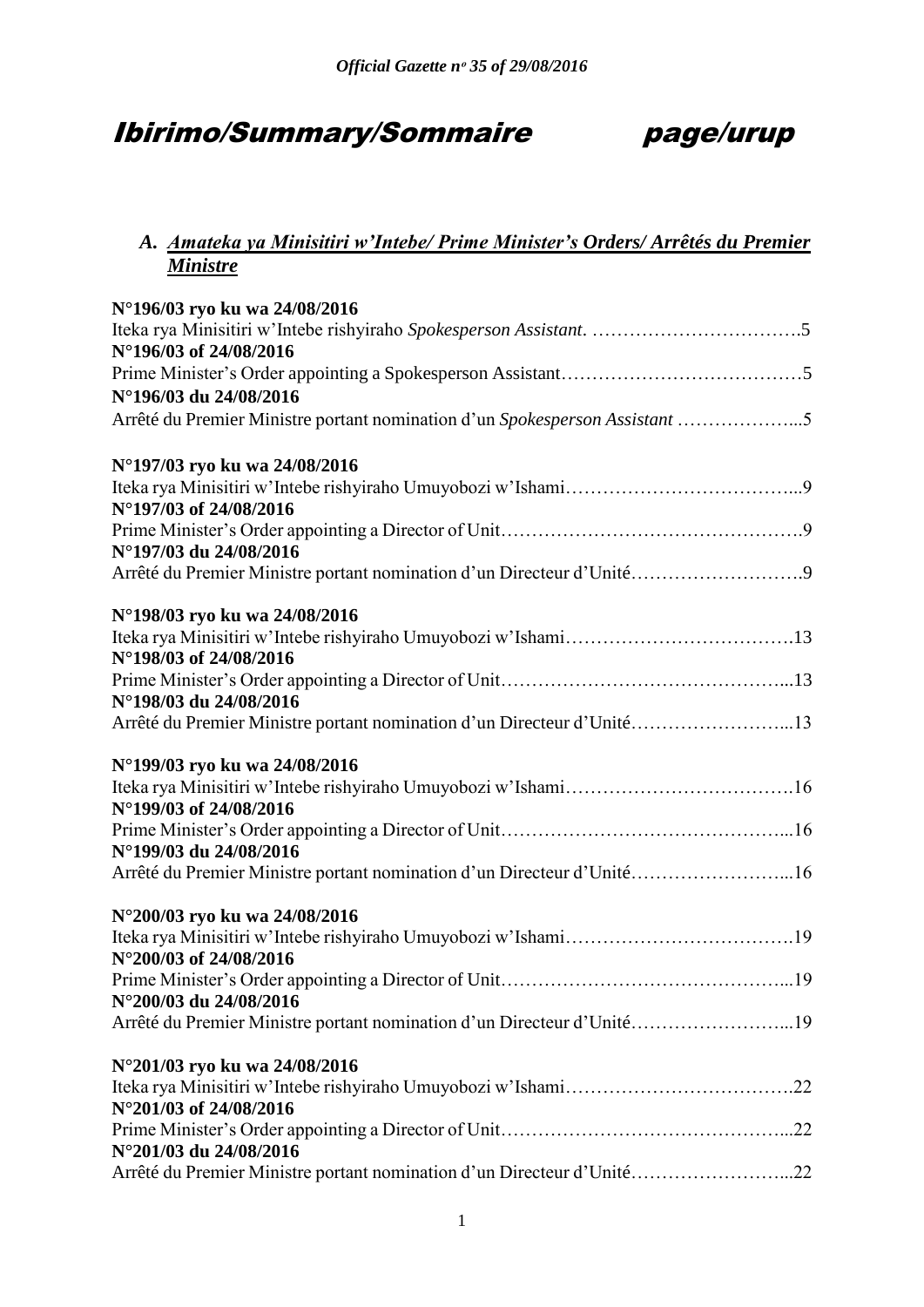# Ibirimo/Summary/Sommaire page/urup

## A. *Amateka ya Minisitiri w'Intebe/ Prime Minister's Orders/ Arrêtés du Premier Ministre*

**N°196/03 ryo ku wa 24/08/2016**
Iteka rya Minisitiri w'Intebe rishyiraho *Spokesperson Assistant*. …………………………….5
**N°196/03 of 24/08/2016**
Prime Minister's Order appointing a Spokesperson Assistant…………………………………5
**N°196/03 du 24/08/2016**
Arrêté du Premier Ministre portant nomination d'un *Spokesperson Assistant* ………………...5

**N°197/03 ryo ku wa 24/08/2016**
Iteka rya Minisitiri w'Intebe rishyiraho Umuyobozi w'Ishami………………………………...9
**N°197/03 of 24/08/2016**
Prime Minister's Order appointing a Director of Unit………………………………………….9
**N°197/03 du 24/08/2016**
Arrêté du Premier Ministre portant nomination d'un Directeur d'Unité……………………….9

**N°198/03 ryo ku wa 24/08/2016**
Iteka rya Minisitiri w'Intebe rishyiraho Umuyobozi w'Ishami……………………………….13
**N°198/03 of 24/08/2016**
Prime Minister's Order appointing a Director of Unit………………………………………...13
**N°198/03 du 24/08/2016**
Arrêté du Premier Ministre portant nomination d'un Directeur d'Unité……………………...13

**N°199/03 ryo ku wa 24/08/2016**
Iteka rya Minisitiri w'Intebe rishyiraho Umuyobozi w'Ishami……………………………….16
**N°199/03 of 24/08/2016**
Prime Minister's Order appointing a Director of Unit………………………………………...16
**N°199/03 du 24/08/2016**
Arrêté du Premier Ministre portant nomination d'un Directeur d'Unité……………………...16

**N°200/03 ryo ku wa 24/08/2016**
Iteka rya Minisitiri w'Intebe rishyiraho Umuyobozi w'Ishami……………………………….19
**N°200/03 of 24/08/2016**
Prime Minister's Order appointing a Director of Unit………………………………………...19
**N°200/03 du 24/08/2016**
Arrêté du Premier Ministre portant nomination d'un Directeur d'Unité……………………...19

**N°201/03 ryo ku wa 24/08/2016**
Iteka rya Minisitiri w'Intebe rishyiraho Umuyobozi w'Ishami……………………………….22
**N°201/03 of 24/08/2016**
Prime Minister's Order appointing a Director of Unit………………………………………...22
**N°201/03 du 24/08/2016**
Arrêté du Premier Ministre portant nomination d'un Directeur d'Unité……………………...22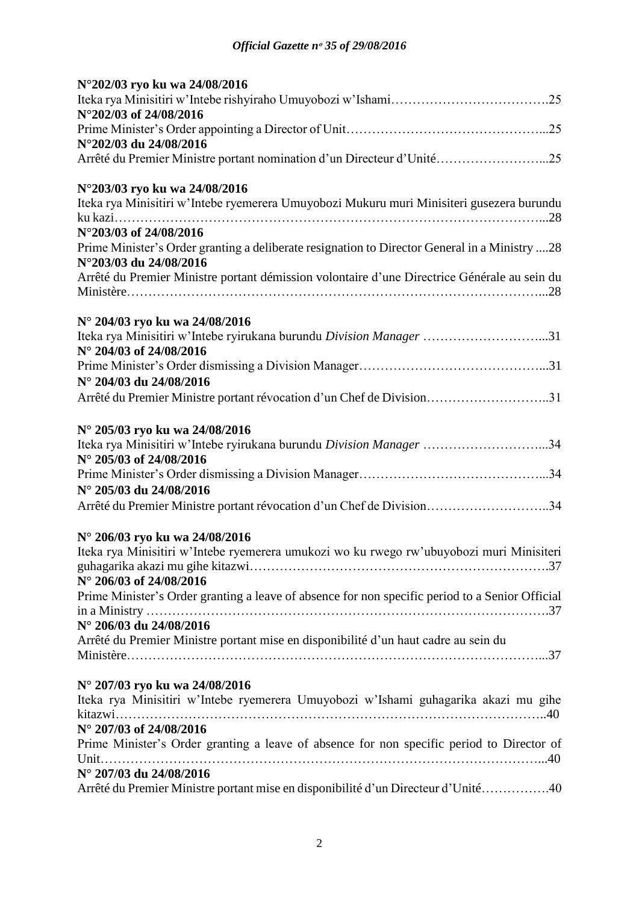**N°202/03 ryo ku wa 24/08/2016**
Iteka rya Minisitiri w'Intebe rishyiraho Umuyobozi w'Ishami……………………………….25
**N°202/03 of 24/08/2016**
Prime Minister's Order appointing a Director of Unit………………………………………...25
**N°202/03 du 24/08/2016**
Arrêté du Premier Ministre portant nomination d'un Directeur d'Unité……………………...25

**N°203/03 ryo ku wa 24/08/2016**
Iteka rya Minisitiri w'Intebe ryemerera Umuyobozi Mukuru muri Minisiteri gusezera burundu ku kazi…………………………………………………………………………………...28
**N°203/03 of 24/08/2016**
Prime Minister's Order granting a deliberate resignation to Director General in a Ministry ....28
**N°203/03 du 24/08/2016**
Arrêté du Premier Ministre portant démission volontaire d'une Directrice Générale au sein du Ministère…………………………………………………………………………………...28

**N° 204/03 ryo ku wa 24/08/2016**
Iteka rya Minisitiri w'Intebe ryirukana burundu *Division Manager* ………………………...31
**N° 204/03 of 24/08/2016**
Prime Minister's Order dismissing a Division Manager……………………………………...31
**N° 204/03 du 24/08/2016**
Arrêté du Premier Ministre portant révocation d'un Chef de Division………………………..31

**N° 205/03 ryo ku wa 24/08/2016**
Iteka rya Minisitiri w'Intebe ryirukana burundu *Division Manager* ………………………...34
**N° 205/03 of 24/08/2016**
Prime Minister's Order dismissing a Division Manager……………………………………...34
**N° 205/03 du 24/08/2016**
Arrêté du Premier Ministre portant révocation d'un Chef de Division………………………..34

**N° 206/03 ryo ku wa 24/08/2016**
Iteka rya Minisitiri w'Intebe ryemerera umukozi wo ku rwego rw'ubuyobozi muri Minisiteri guhagarika akazi mu gihe kitazwi…………………………………………………………….37
**N° 206/03 of 24/08/2016**
Prime Minister's Order granting a leave of absence for non specific period to a Senior Official in a Ministry ……………………………………………………………………………….37
**N° 206/03 du 24/08/2016**
Arrêté du Premier Ministre portant mise en disponibilité d'un haut cadre au sein du Ministère…………………………………………………………………………………...37

**N° 207/03 ryo ku wa 24/08/2016**
Iteka rya Minisitiri w'Intebe ryemerera Umuyobozi w'Ishami guhagarika akazi mu gihe kitazwi……………………………………………………………………………………..40
**N° 207/03 of 24/08/2016**
Prime Minister's Order granting a leave of absence for non specific period to Director of Unit…………………………………………………………………………………………...40
**N° 207/03 du 24/08/2016**
Arrêté du Premier Ministre portant mise en disponibilité d'un Directeur d'Unité…………….40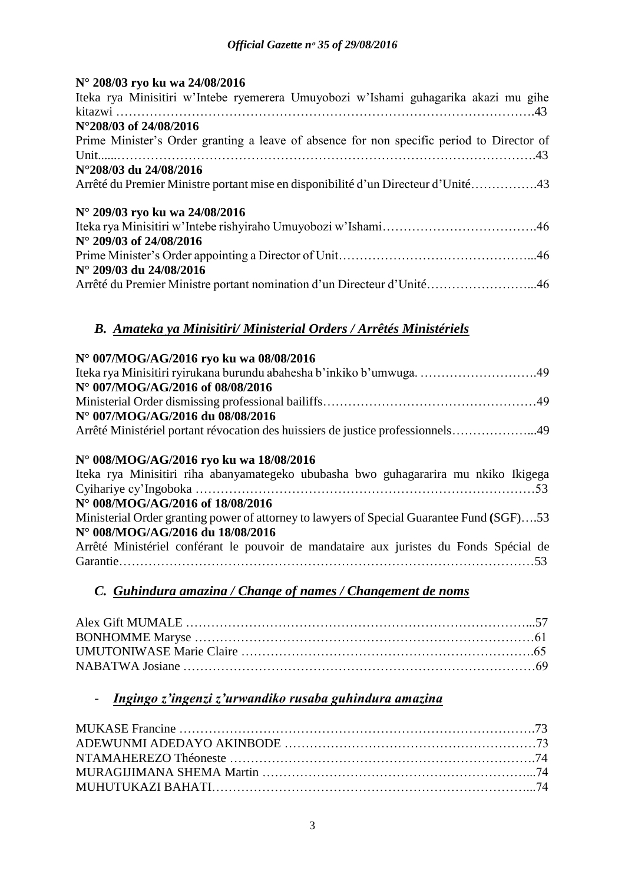**N° 208/03 ryo ku wa 24/08/2016**
Iteka rya Minisitiri w'Intebe ryemerera Umuyobozi w'Ishami guhagarika akazi mu gihe kitazwi ……………………………………………………………………………………….43
**N°208/03 of 24/08/2016**
Prime Minister's Order granting a leave of absence for non specific period to Director of Unit......……………………………………………………………………………………….43
**N°208/03 du 24/08/2016**
Arrêté du Premier Ministre portant mise en disponibilité d'un Directeur d'Unité…………….43

**N° 209/03 ryo ku wa 24/08/2016**
Iteka rya Minisitiri w'Intebe rishyiraho Umuyobozi w'Ishami……………………………….46
**N° 209/03 of 24/08/2016**
Prime Minister's Order appointing a Director of Unit………………………………………...46
**N° 209/03 du 24/08/2016**
Arrêté du Premier Ministre portant nomination d'un Directeur d'Unité……………………...46

## *B. Amateka ya Minisitiri/ Ministerial Orders / Arrêtés Ministériels*

**N° 007/MOG/AG/2016 ryo ku wa 08/08/2016**
Iteka rya Minisitiri ryirukana burundu abahesha b'inkiko b'umwuga. ……………………….49
**N° 007/MOG/AG/2016 of 08/08/2016**
Ministerial Order dismissing professional bailiffs……………………………………………49
**N° 007/MOG/AG/2016 du 08/08/2016**
Arrêté Ministériel portant révocation des huissiers de justice professionnels………………...49

**N° 008/MOG/AG/2016 ryo ku wa 18/08/2016**
Iteka rya Minisitiri riha abanyamategeko ububasha bwo guhagararira mu nkiko Ikigega Cyihariye cy'Ingoboka ………………………………………………………………………53
**N° 008/MOG/AG/2016 of 18/08/2016**
Ministerial Order granting power of attorney to lawyers of Special Guarantee Fund (SGF)….53
**N° 008/MOG/AG/2016 du 18/08/2016**
Arrêté Ministériel conférant le pouvoir de mandataire aux juristes du Fonds Spécial de Garantie……………………………………………………………………………………53

## *C. Guhindura amazina / Change of names / Changement de noms*

Alex Gift MUMALE ……………………………………………………………………...57
BONHOMME Maryse ……………………………………………………………………61
UMUTONIWASE Marie Claire ………………………………………………………….65
NABATWA Josiane ………………………………………………………………………69

## - *Ingingo z'ingenzi z'urwandiko rusaba guhindura amazina*

MUKASE Francine ……………………………………………………………………….73
ADEWUNMI ADEDAYO AKINBODE …………………………………………………73
NTAMAHEREZO Théoneste …………………………………………………………….74
MURAGIJIMANA SHEMA Martin ……………………………………………………...74
MUHUTUKAZI BAHATI………………………………………………………………...74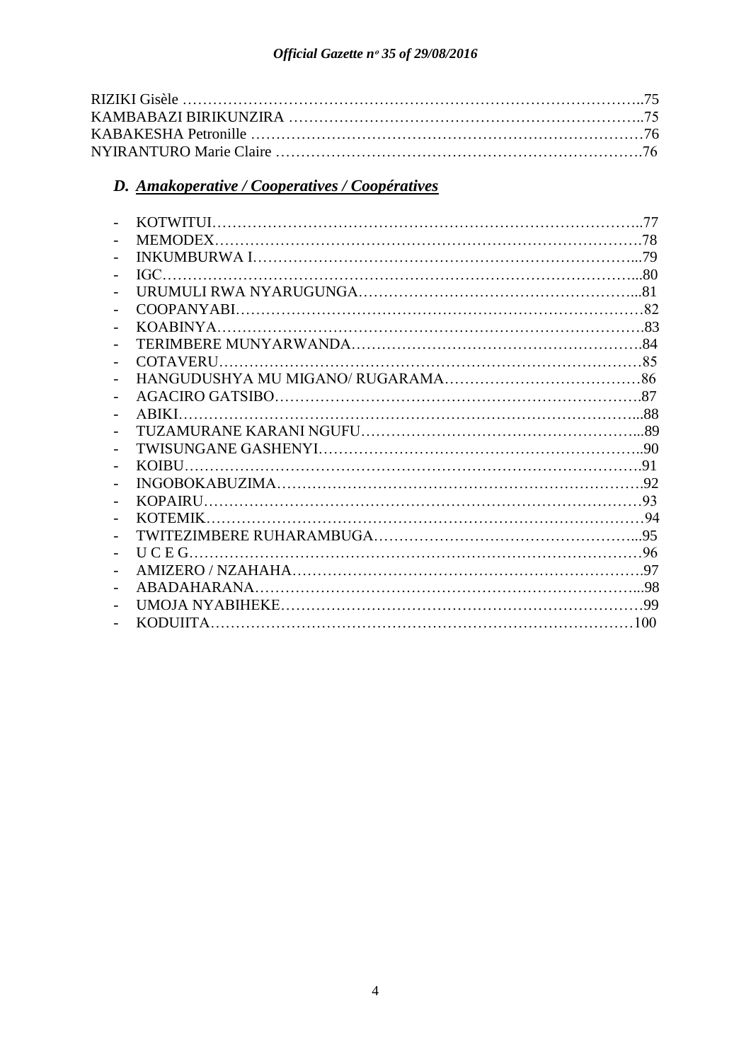RIZIKI Gisèle ……………………………………………………………………………..75
KAMBABAZI BIRIKUNZIRA ………………………………………………………………..75
KABAKESHA Petronille ……………………………………………………………………76
NYIRANTURO Marie Claire ………………………………………………………………76

### D. *Amakoperative / Cooperatives / Coopératives*

- KOTWITUI…………………………………………………………………………..77
- MEMODEX………………………………………………………………………….78
- INKUMBURWA I……………………………………………………………………...79
- IGC…………………………………………………………………………………...80
- URUMULI RWA NYARUGUNGA………………………………………………...81
- COOPANYABI………………………………………………………………………82
- KOABINYA………………………………………………………………………….83
- TERIMBERE MUNYARWANDA…………………………………………………..84
- COTAVERU…………………………………………………………………………85
- HANGUDUSHYA MU MIGANO/ RUGARAMA…………………………………86
- AGACIRO GATSIBO……………………………………………………………….87
- ABIKI…………………………………………………………………………………...88
- TUZAMURANE KARANI NGUFU…………………………………………………...89
- TWISUNGANE GASHENYI…………………………………………………………..90
- KOIBU………………………………………………………………………………….91
- INGOBOKABUZIMA………………………………………………………………….92
- KOPAIRU……………………………………………………………………………93
- KOTEMIK……………………………………………………………………………94
- TWITEZIMBERE RUHARAMBUGA…………………………………………………...95
- U C E G………………………………………………………………………………96
- AMIZERO / NZAHAHA……………………………………………………………….97
- ABADAHARANA…………………………………………………………………………...98
- UMOJA NYABIHEKE…………………………………………………………………99
- KODUIITA…………………………………………………………………………100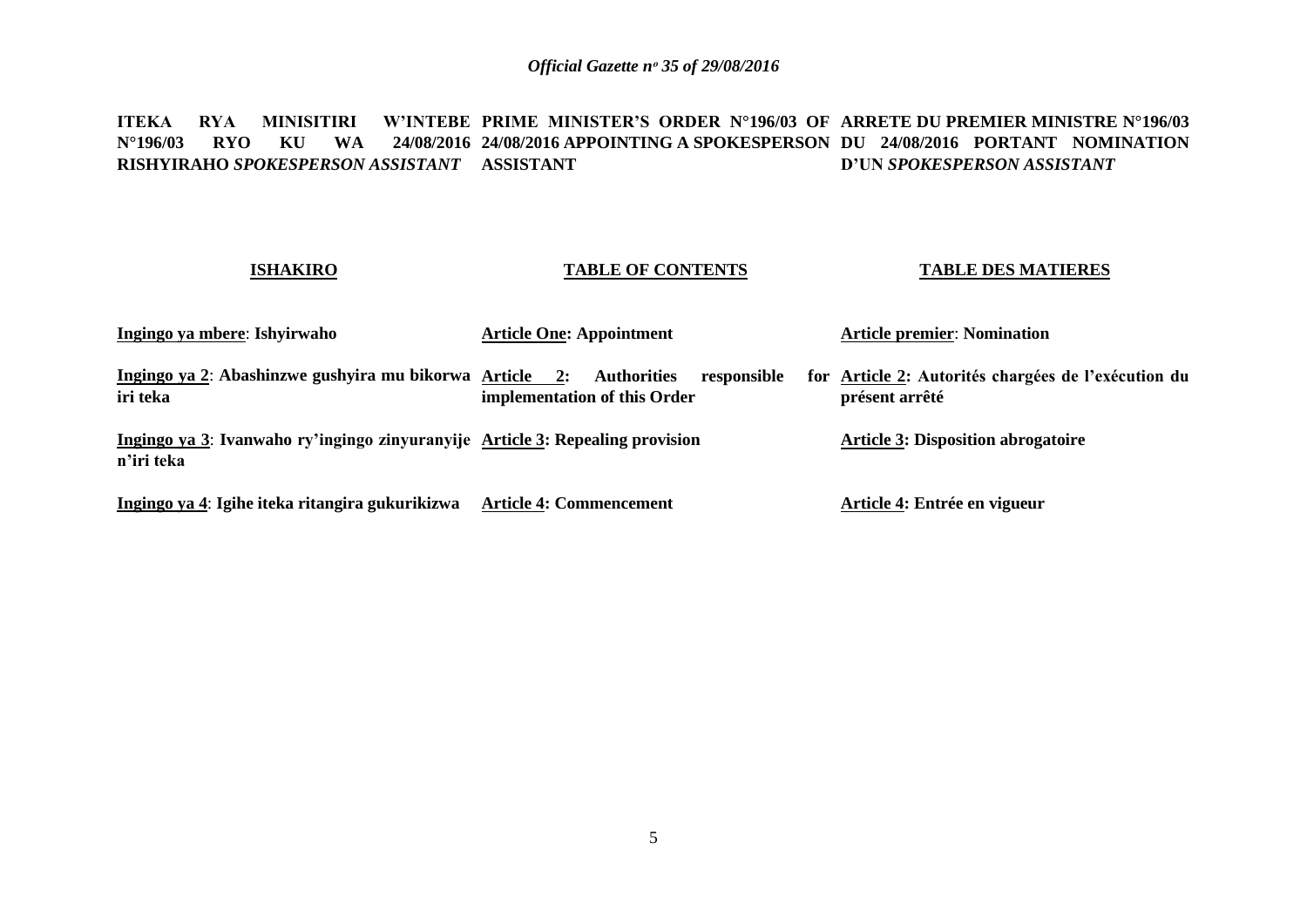**ITEKA RYA MINISITIRI W'INTEBE N°196/03 RYO KU WA 24/08/2016 RISHYIRAHO *SPOKESPERSON ASSISTANT***

**PRIME MINISTER'S ORDER N°196/03 OF 24/08/2016 APPOINTING A SPOKESPERSON ASSISTANT**

**ARRETE DU PREMIER MINISTRE N°196/03 DU 24/08/2016 PORTANT NOMINATION D'UN *SPOKESPERSON ASSISTANT***

**ISHAKIRO**

**Ingingo ya mbere**: **Ishyirwaho**

**Ingingo ya 2**: **Abashinzwe gushyira mu bikorwa iri teka**

**Ingingo ya 3**: **Ivanwaho ry'ingingo zinyuranyije n'iri teka**

**Ingingo ya 4**: **Igihe iteka ritangira gukurikizwa**

**TABLE OF CONTENTS**

**Article One: Appointment**

**Article 2: Authorities responsible for implementation of this Order**

**Article 3: Repealing provision**

**Article 4: Commencement**

**TABLE DES MATIERES**

**Article premier**: **Nomination**

**Article 2: Autorités chargées de l'exécution du présent arrêté**

**Article 3: Disposition abrogatoire**

**Article 4: Entrée en vigueur**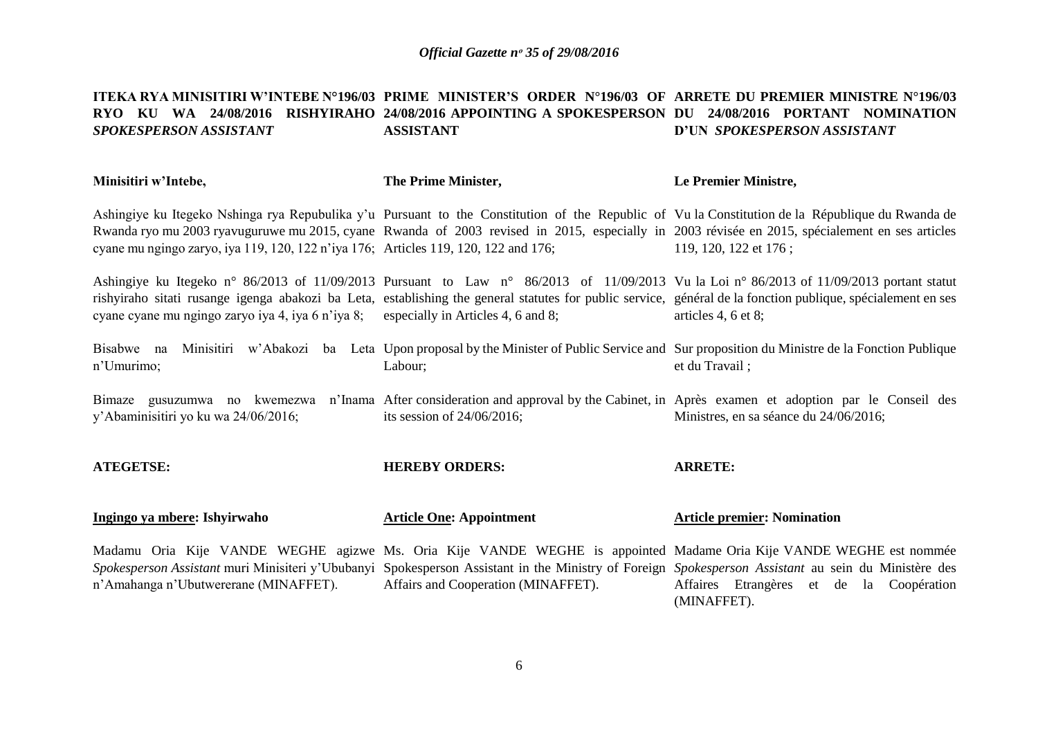**ITEKA RYA MINISITIRI W'INTEBE N°196/03 RYO KU WA 24/08/2016 RISHYIRAHO *SPOKESPERSON ASSISTANT***

**Minisitiri w'Intebe,**

Ashingiye ku Itegeko Nshinga rya Repubulika y'u Rwanda ryo mu 2003 ryavuguruwe mu 2015, cyane cyane mu ngingo zaryo, iya 119, 120, 122 n'iya 176;

Ashingiye ku Itegeko n° 86/2013 of 11/09/2013 rishyiraho sitati rusange igenga abakozi ba Leta, cyane cyane mu ngingo zaryo iya 4, iya 6 n'iya 8;

Bisabwe na Minisitiri w'Abakozi ba Leta n'Umurimo;

Bimaze gusuzumwa no kwemezwa n'Inama y'Abaminisitiri yo ku wa 24/06/2016;

**ATEGETSE:**

**<u>Ingingo ya mbere</u>: Ishyirwaho**

Madamu Oria Kije VANDE WEGHE agizwe *Spokesperson Assistant* muri Minisiteri y'Ububanyi n'Amahanga n'Ubutwererane (MINAFFET).

**PRIME MINISTER'S ORDER N°196/03 OF 24/08/2016 APPOINTING A SPOKESPERSON ASSISTANT**

**The Prime Minister,**

Pursuant to the Constitution of the Republic of Rwanda of 2003 revised in 2015, especially in Articles 119, 120, 122 and 176;

Pursuant to Law n° 86/2013 of 11/09/2013 establishing the general statutes for public service, especially in Articles 4, 6 and 8;

Upon proposal by the Minister of Public Service and Labour;

After consideration and approval by the Cabinet, in its session of 24/06/2016;

**HEREBY ORDERS:**

**<u>Article One</u>: Appointment**

Ms. Oria Kije VANDE WEGHE is appointed Spokesperson Assistant in the Ministry of Foreign Affairs and Cooperation (MINAFFET).

**ARRETE DU PREMIER MINISTRE N°196/03 DU 24/08/2016 PORTANT NOMINATION D'UN *SPOKESPERSON ASSISTANT***

**Le Premier Ministre,**

Vu la Constitution de la République du Rwanda de 2003 révisée en 2015, spécialement en ses articles 119, 120, 122 et 176 ;

Vu la Loi n° 86/2013 of 11/09/2013 portant statut général de la fonction publique, spécialement en ses articles 4, 6 et 8;

Sur proposition du Ministre de la Fonction Publique et du Travail ;

Après examen et adoption par le Conseil des Ministres, en sa séance du 24/06/2016;

**ARRETE:**

**<u>Article premier</u>: Nomination**

Madame Oria Kije VANDE WEGHE est nommée *Spokesperson Assistant* au sein du Ministère des Affaires Etrangères et de la Coopération (MINAFFET).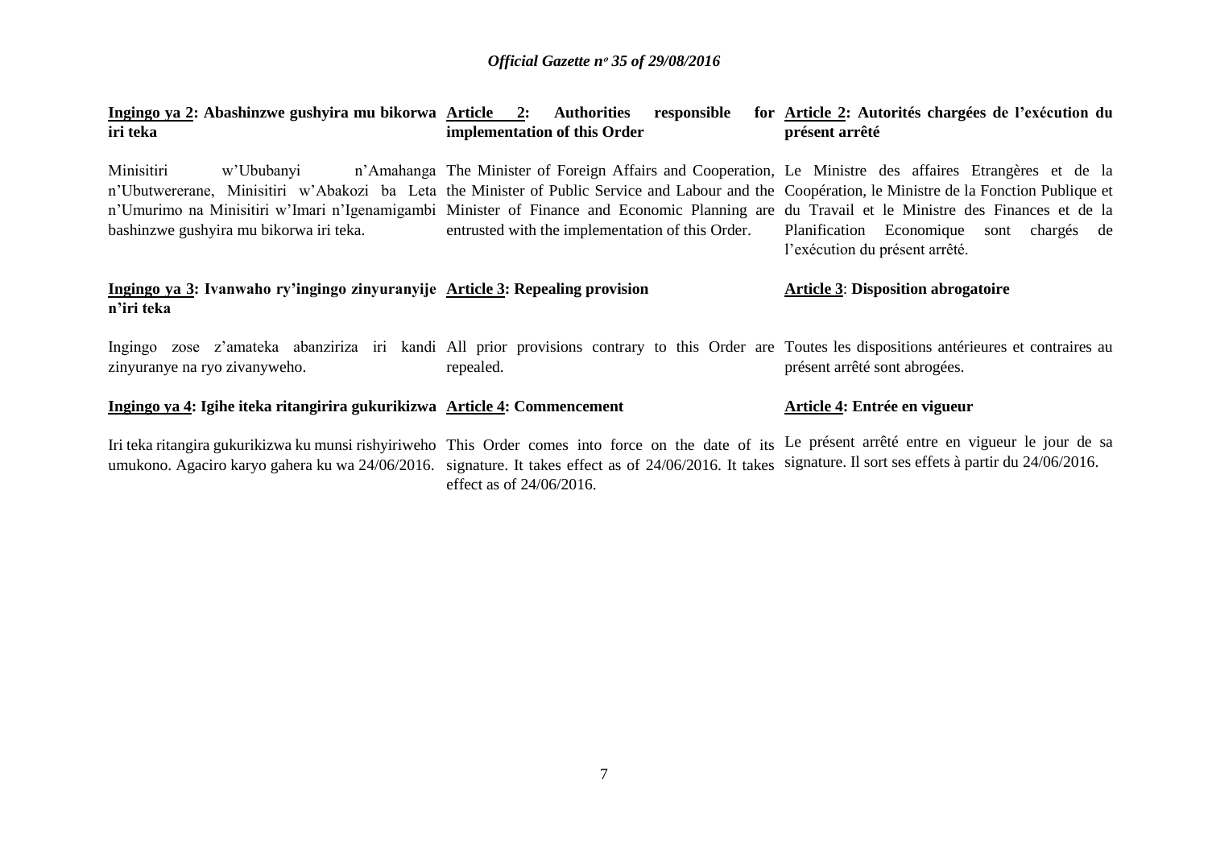**Ingingo ya 2: Abashinzwe gushyira mu bikorwa iri teka**

Minisitiri w'Ububanyi n'Amahanga n'Ubutwererane, Minisitiri w'Abakozi ba Leta n'Umurimo na Minisitiri w'Imari n'Igenamigambi bashinzwe gushyira mu bikorwa iri teka.

**Ingingo ya 3: Ivanwaho ry'ingingo zinyuranyije n'iri teka**

Ingingo zose z'amateka abanziriza iri kandi zinyuranye na ryo zivanyweho.

**Ingingo ya 4: Igihe iteka ritangirira gukurikizwa**

Iri teka ritangira gukurikizwa ku munsi rishyiriweho umukono. Agaciro karyo gahera ku wa 24/06/2016.

**Article 2: Authorities responsible for implementation of this Order**

The Minister of Foreign Affairs and Cooperation, the Minister of Public Service and Labour and the Minister of Finance and Economic Planning are entrusted with the implementation of this Order.

**Article 3: Repealing provision**

All prior provisions contrary to this Order are repealed.

**Article 4: Commencement**

This Order comes into force on the date of its signature. It takes effect as of 24/06/2016. It takes effect as of 24/06/2016.

**Article 2: Autorités chargées de l'exécution du présent arrêté**

Le Ministre des affaires Etrangères et de la Coopération, le Ministre de la Fonction Publique et du Travail et le Ministre des Finances et de la Planification Economique sont chargés de l'exécution du présent arrêté.

**Article 3: Disposition abrogatoire**

Toutes les dispositions antérieures et contraires au présent arrêté sont abrogées.

**Article 4: Entrée en vigueur**

Le présent arrêté entre en vigueur le jour de sa signature. Il sort ses effets à partir du 24/06/2016.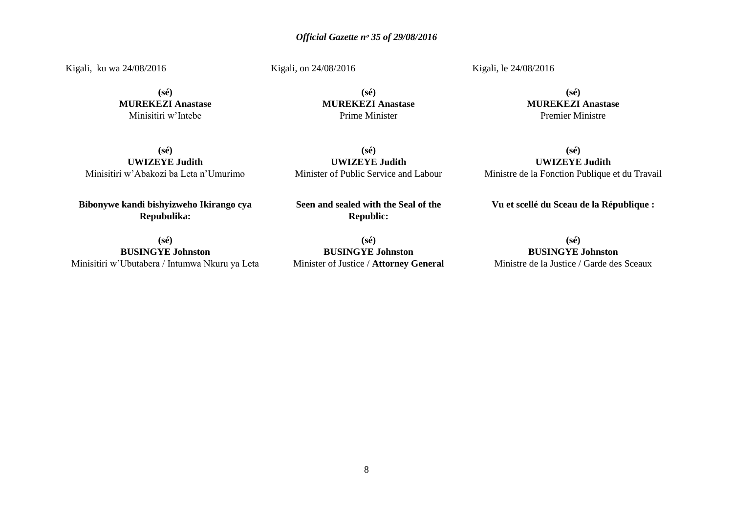Kigali, ku wa 24/08/2016

**(sé)**
**MUREKEZI Anastase**
Minisitiri w'Intebe

**(sé)**
**UWIZEYE Judith**
Minisitiri w'Abakozi ba Leta n'Umurimo

**Bibonywe kandi bishyizweho Ikirango cya Repubulika:**

**(sé)**
**BUSINGYE Johnston**
Minisitiri w'Ubutabera / Intumwa Nkuru ya Leta

Kigali, on 24/08/2016

**(sé)**
**MUREKEZI Anastase**
Prime Minister

**(sé)**
**UWIZEYE Judith**
Minister of Public Service and Labour

**Seen and sealed with the Seal of the Republic:**

**(sé)**
**BUSINGYE Johnston**
Minister of Justice / **Attorney General**

Kigali, le 24/08/2016

**(sé)**
**MUREKEZI Anastase**
Premier Ministre

**(sé)**
**UWIZEYE Judith**
Ministre de la Fonction Publique et du Travail

**Vu et scellé du Sceau de la République :**

**(sé)**
**BUSINGYE Johnston**
Ministre de la Justice / Garde des Sceaux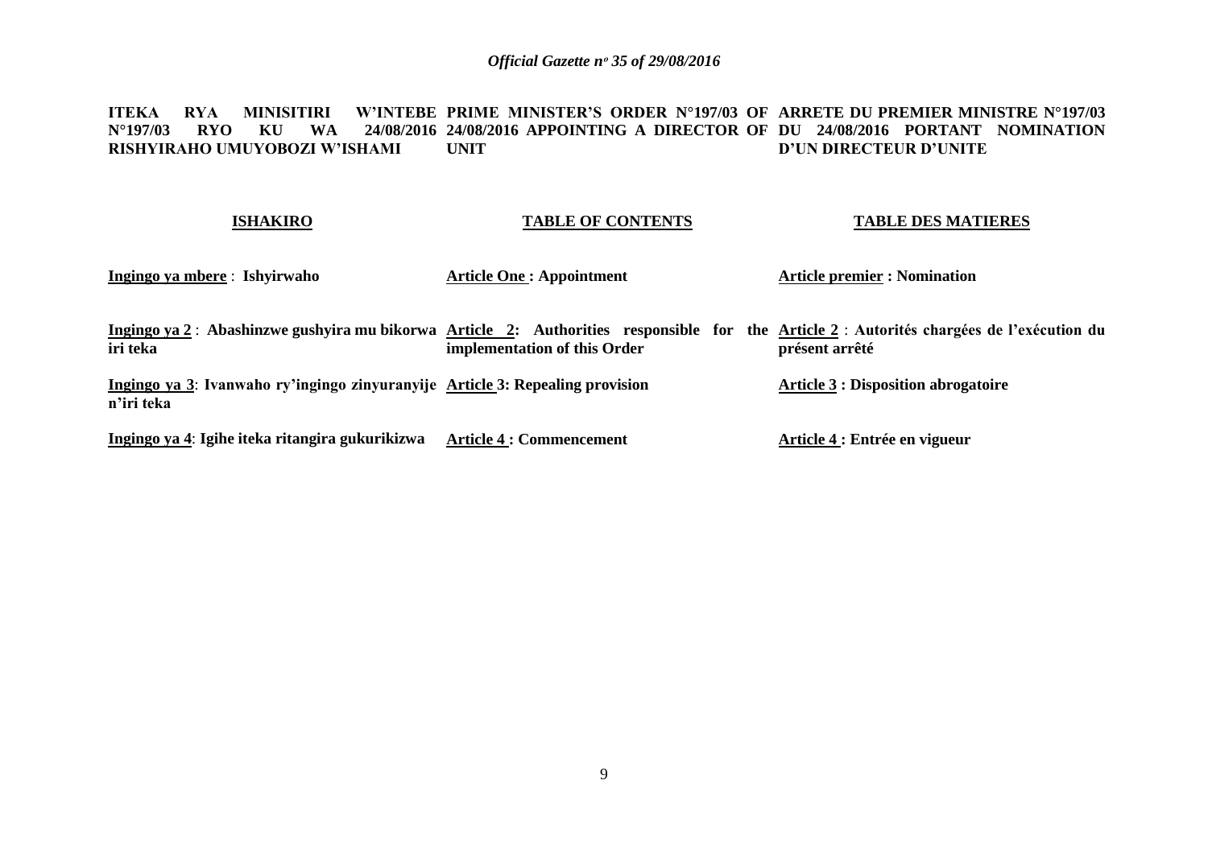**ITEKA RYA MINISITIRI W'INTEBE N°197/03 RYO KU WA 24/08/2016 RISHYIRAHO UMUYOBOZI W'ISHAMI**

**ISHAKIRO**

**Ingingo ya mbere** : **Ishyirwaho**

**Ingingo ya 2** : **Abashinzwe gushyira mu bikorwa iri teka**

**Ingingo ya 3**: **Ivanwaho ry'ingingo zinyuranyije n'iri teka**

**Ingingo ya 4**: **Igihe iteka ritangira gukurikizwa**

**PRIME MINISTER'S ORDER N°197/03 OF 24/08/2016 APPOINTING A DIRECTOR OF UNIT**

**TABLE OF CONTENTS**

**Article One : Appointment**

**Article 2: Authorities responsible for the implementation of this Order**

**Article 3: Repealing provision**

**Article 4 : Commencement**

**ARRETE DU PREMIER MINISTRE N°197/03 DU 24/08/2016 PORTANT NOMINATION D'UN DIRECTEUR D'UNITE**

**TABLE DES MATIERES**

**Article premier : Nomination**

**Article 2** : **Autorités chargées de l'exécution du présent arrêté**

**Article 3 : Disposition abrogatoire**

**Article 4 : Entrée en vigueur**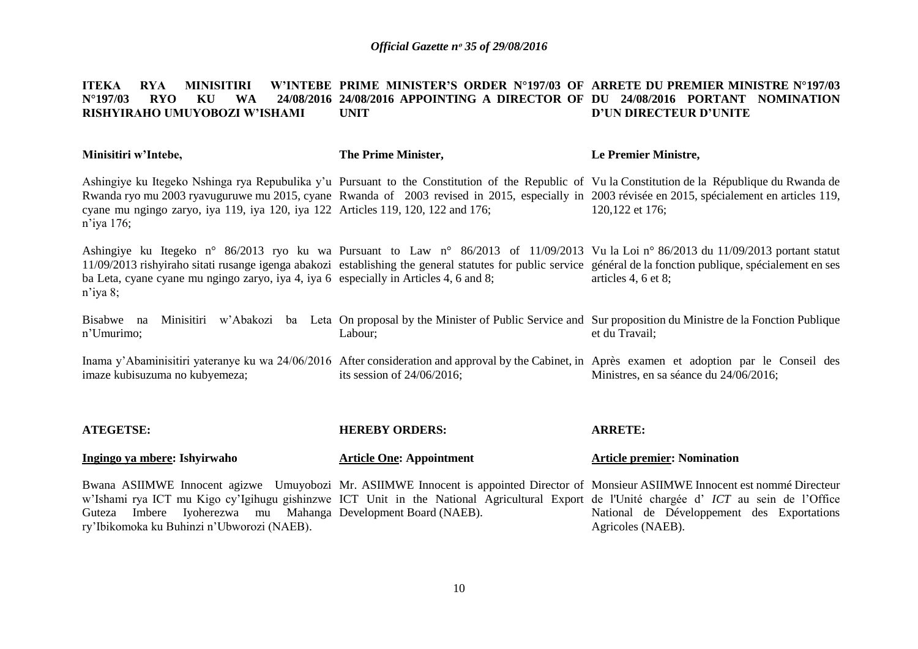**ITEKA RYA MINISITIRI W'INTEBE N°197/03 RYO KU WA 24/08/2016 RISHYIRAHO UMUYOBOZI W'ISHAMI**

**Minisitiri w'Intebe,**

Ashingiye ku Itegeko Nshinga rya Repubulika y'u Rwanda ryo mu 2003 ryavuguruwe mu 2015, cyane mu ngingo zaryo, iya 119, iya 120, iya 122 n'iya 176;

Ashingiye ku Itegeko n° 86/2013 ryo ku wa 11/09/2013 rishyiraho sitati rusange igenga abakozi ba Leta, cyane cyane mu ngingo zaryo, iya 4, iya 6 n'iya 8;

Bisabwe na Minisitiri w'Abakozi ba Leta n'Umurimo;

Inama y'Abaminisitiri yateranye ku wa 24/06/2016 imaze kubisuzuma no kubyemeza;

**ATEGETSE:**

**<u>Ingingo ya mbere</u>: Ishyirwaho**

Bwana ASIIMWE Innocent agizwe Umuyobozi w'Ishami rya ICT mu Kigo cy'Igihugu gishinzwe Guteza Imbere Iyoherezwa mu Mahanga ry'Ibikomoka ku Buhinzi n'Ubworozi (NAEB).

**PRIME MINISTER'S ORDER N°197/03 OF 24/08/2016 APPOINTING A DIRECTOR OF UNIT**

**The Prime Minister,**

Pursuant to the Constitution of the Republic of Rwanda of 2003 revised in 2015, especially in Articles 119, 120, 122 and 176;

Pursuant to Law n° 86/2013 of 11/09/2013 establishing the general statutes for public service especially in Articles 4, 6 and 8;

On proposal by the Minister of Public Service and Labour;

After consideration and approval by the Cabinet, in its session of 24/06/2016;

**HEREBY ORDERS:**

**<u>Article One</u>: Appointment**

Mr. ASIIMWE Innocent is appointed Director of ICT Unit in the National Agricultural Export Development Board (NAEB).

**ARRETE DU PREMIER MINISTRE N°197/03 DU 24/08/2016 PORTANT NOMINATION D'UN DIRECTEUR D'UNITE**

**Le Premier Ministre,**

Vu la Constitution de la République du Rwanda de 2003 révisée en 2015, spécialement en articles 119, 120,122 et 176;

Vu la Loi n° 86/2013 du 11/09/2013 portant statut général de la fonction publique, spécialement en ses articles 4, 6 et 8;

Sur proposition du Ministre de la Fonction Publique et du Travail;

Après examen et adoption par le Conseil des Ministres, en sa séance du 24/06/2016;

**ARRETE:**

**<u>Article premier</u>: Nomination**

Monsieur ASIIMWE Innocent est nommé Directeur de l'Unité chargée d' *ICT* au sein de l'Office National de Développement des Exportations Agricoles (NAEB).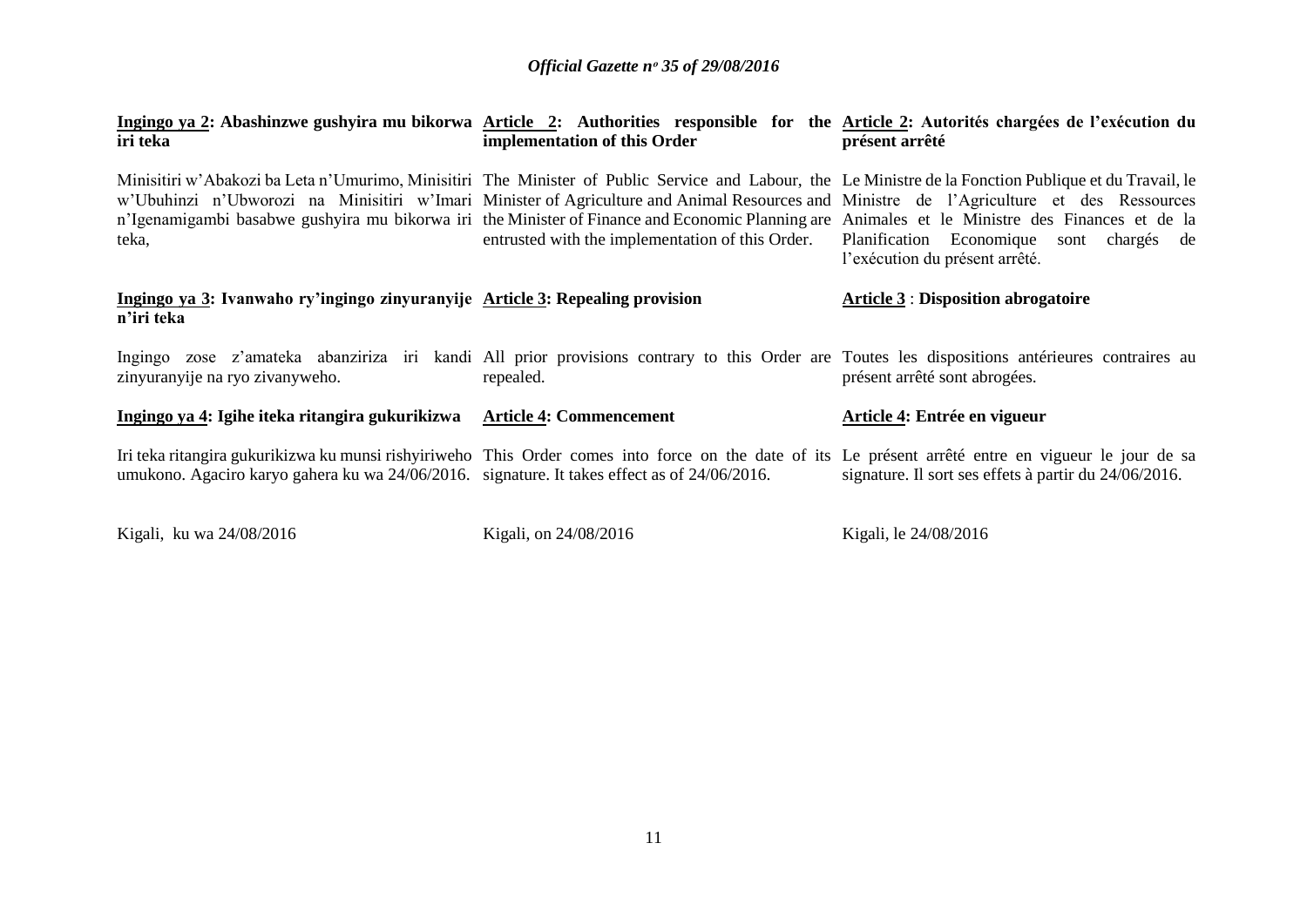**Ingingo ya 2: Abashinzwe gushyira mu bikorwa iri teka**

Minisitiri w'Abakozi ba Leta n'Umurimo, Minisitiri w'Ubuhinzi n'Ubworozi na Minisitiri w'Imari n'Igenamigambi basabwe gushyira mu bikorwa iri teka,

**Ingingo ya 3: Ivanwaho ry'ingingo zinyuranyije n'iri teka**

Ingingo zose z'amateka abanziriza iri kandi zinyuranyije na ryo zivanyweho.

**Ingingo ya 4: Igihe iteka ritangira gukurikizwa**

Iri teka ritangira gukurikizwa ku munsi rishyiriweho umukono. Agaciro karyo gahera ku wa 24/06/2016.

Kigali, ku wa 24/08/2016

**Article 2: Authorities responsible for the implementation of this Order**

The Minister of Public Service and Labour, the Minister of Agriculture and Animal Resources and the Minister of Finance and Economic Planning are entrusted with the implementation of this Order.

**Article 3: Repealing provision**

All prior provisions contrary to this Order are repealed.

**Article 4: Commencement**

This Order comes into force on the date of its signature. It takes effect as of 24/06/2016.

Kigali, on 24/08/2016

**Article 2: Autorités chargées de l'exécution du présent arrêté**

Le Ministre de la Fonction Publique et du Travail, le Ministre de l'Agriculture et des Ressources Animales et le Ministre des Finances et de la Planification Economique sont chargés de l'exécution du présent arrêté.

**Article 3 : Disposition abrogatoire**

Toutes les dispositions antérieures contraires au présent arrêté sont abrogées.

**Article 4: Entrée en vigueur**

Le présent arrêté entre en vigueur le jour de sa signature. Il sort ses effets à partir du 24/06/2016.

Kigali, le 24/08/2016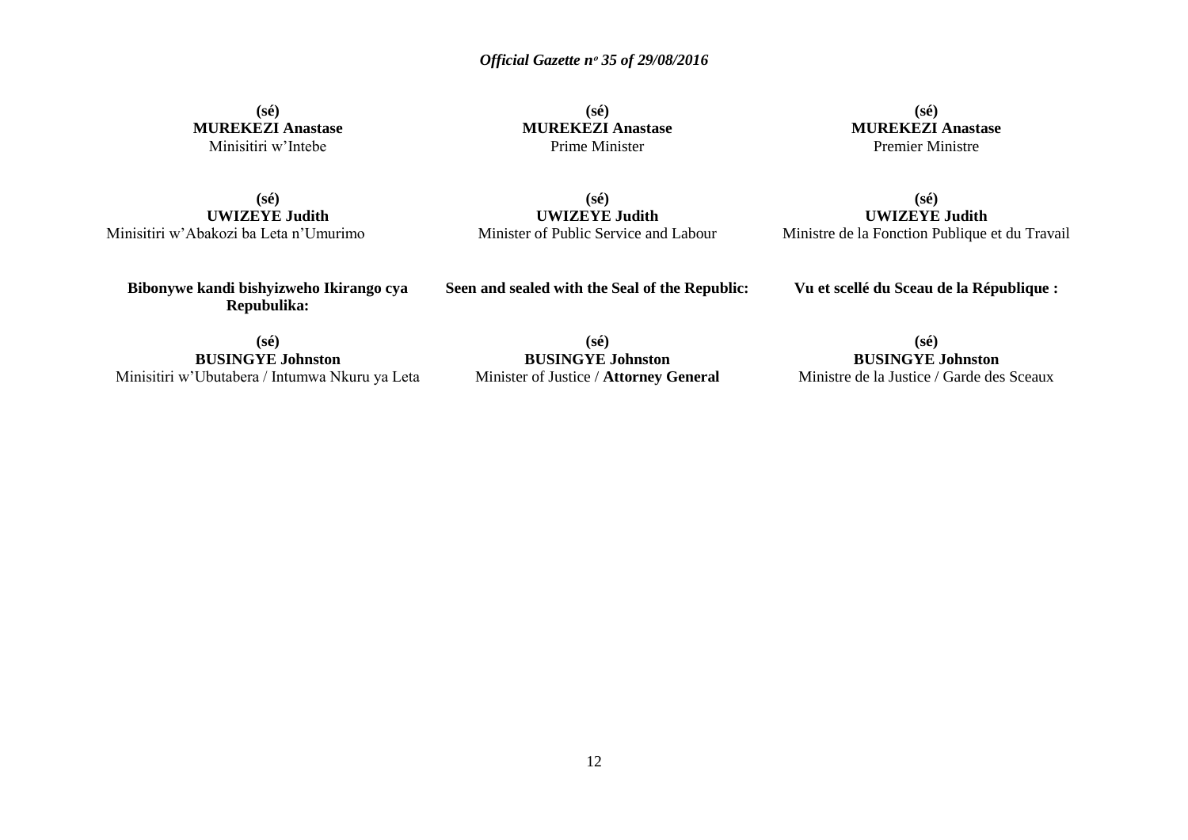**(sé)**
**MUREKEZI Anastase**
Minisitiri w'Intebe

**(sé)**
**MUREKEZI Anastase**
Prime Minister

**(sé)**
**MUREKEZI Anastase**
Premier Ministre

**(sé)**
**UWIZEYE Judith**
Minisitiri w'Abakozi ba Leta n'Umurimo

**(sé)**
**UWIZEYE Judith**
Minister of Public Service and Labour

**(sé)**
**UWIZEYE Judith**
Ministre de la Fonction Publique et du Travail

**Bibonywe kandi bishyizweho Ikirango cya Repubulika:**

**Seen and sealed with the Seal of the Republic:**

**Vu et scellé du Sceau de la République :**

**(sé)**
**BUSINGYE Johnston**
Minisitiri w'Ubutabera / Intumwa Nkuru ya Leta

**(sé)**
**BUSINGYE Johnston**
Minister of Justice / **Attorney General**

**(sé)**
**BUSINGYE Johnston**
Ministre de la Justice / Garde des Sceaux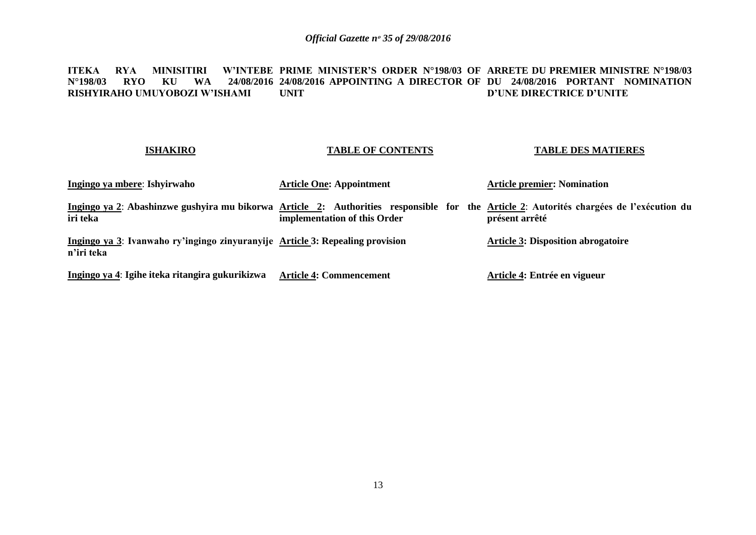**ITEKA RYA MINISITIRI W'INTEBE N°198/03 RYO KU WA 24/08/2016 RISHYIRAHO UMUYOBOZI W'ISHAMI**

**PRIME MINISTER'S ORDER N°198/03 OF 24/08/2016 APPOINTING A DIRECTOR OF UNIT**

**ARRETE DU PREMIER MINISTRE N°198/03 DU 24/08/2016 PORTANT NOMINATION D'UNE DIRECTRICE D'UNITE**

| **ISHAKIRO** | **TABLE OF CONTENTS** | **TABLE DES MATIERES** |
|---|---|---|
| **Ingingo ya mbere: Ishyirwaho** | **Article One: Appointment** | **Article premier: Nomination** |
| **Ingingo ya 2: Abashinzwe gushyira mu bikorwa iri teka** | **Article 2: Authorities responsible for the implementation of this Order** | **Article 2: Autorités chargées de l'exécution du présent arrêté** |
| **Ingingo ya 3: Ivanwaho ry'ingingo zinyuranyije n'iri teka** | **Article 3: Repealing provision** | **Article 3: Disposition abrogatoire** |
| **Ingingo ya 4: Igihe iteka ritangira gukurikizwa** | **Article 4: Commencement** | **Article 4: Entrée en vigueur** |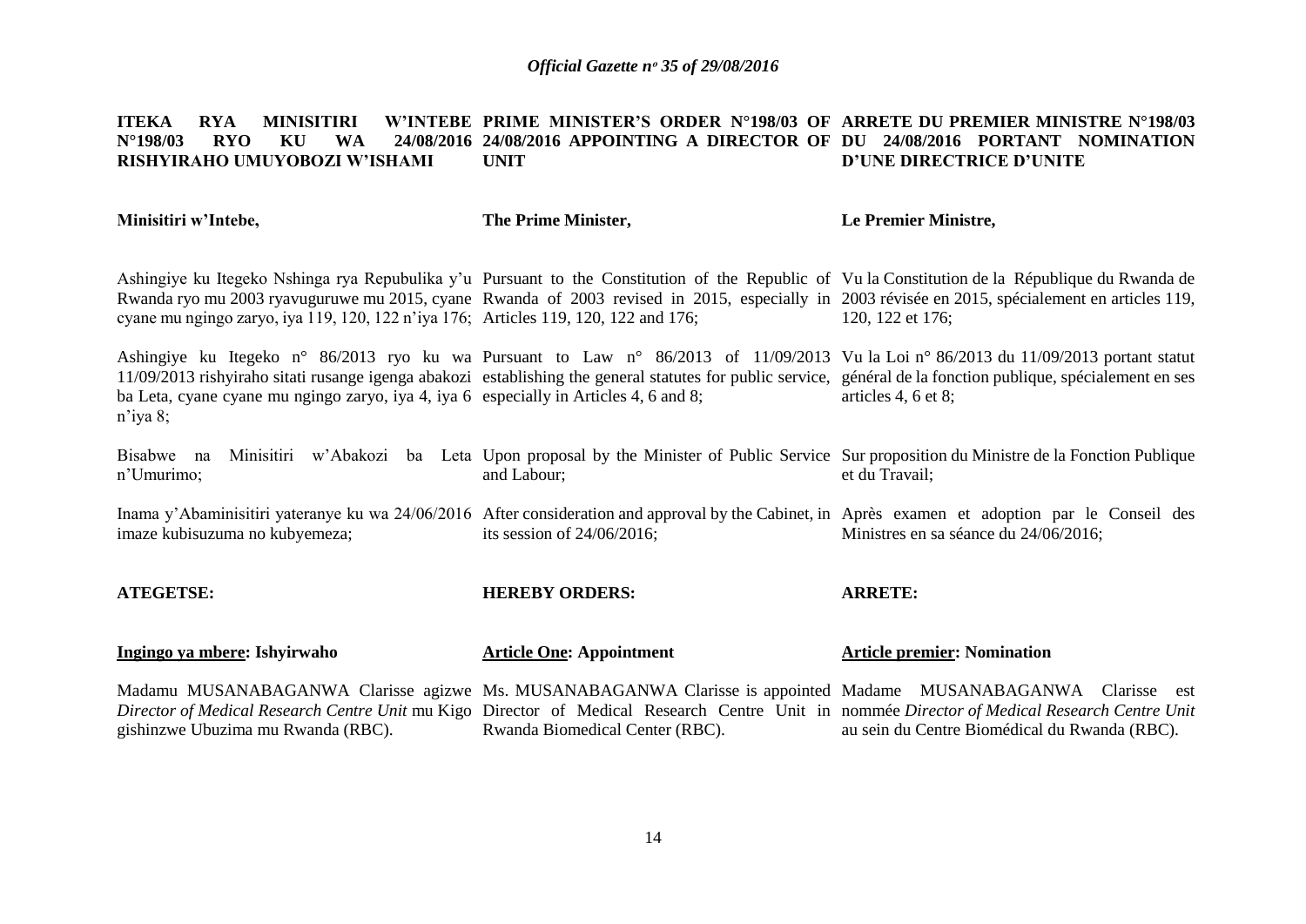**ITEKA RYA MINISITIRI W'INTEBE N°198/03 RYO KU WA 24/08/2016 RISHYIRAHO UMUYOBOZI W'ISHAMI**

**Minisitiri w'Intebe,**

Ashingiye ku Itegeko Nshinga rya Repubulika y'u Rwanda ryo mu 2003 ryavuguruwe mu 2015, cyane cyane mu ngingo zaryo, iya 119, 120, 122 n'iya 176;

Ashingiye ku Itegeko n° 86/2013 ryo ku wa 11/09/2013 rishyiraho sitati rusange igenga abakozi ba Leta, cyane cyane mu ngingo zaryo, iya 4, iya 6 n'iya 8;

Bisabwe na Minisitiri w'Abakozi ba Leta n'Umurimo;

Inama y'Abaminisitiri yateranye ku wa 24/06/2016 imaze kubisuzuma no kubyemeza;

**ATEGETSE:**

**<u>Ingingo ya mbere</u>: Ishyirwaho**

Madamu MUSANABAGANWA Clarisse agizwe *Director of Medical Research Centre Unit* mu Kigo gishinzwe Ubuzima mu Rwanda (RBC).

**PRIME MINISTER'S ORDER N°198/03 OF 24/08/2016 APPOINTING A DIRECTOR OF UNIT**

**The Prime Minister,**

Pursuant to the Constitution of the Republic of Rwanda of 2003 revised in 2015, especially in Articles 119, 120, 122 and 176;

Pursuant to Law n° 86/2013 of 11/09/2013 establishing the general statutes for public service, especially in Articles 4, 6 and 8;

Upon proposal by the Minister of Public Service and Labour;

After consideration and approval by the Cabinet, in its session of 24/06/2016;

**HEREBY ORDERS:**

**<u>Article One</u>: Appointment**

Ms. MUSANABAGANWA Clarisse is appointed Director of Medical Research Centre Unit in Rwanda Biomedical Center (RBC).

**ARRETE DU PREMIER MINISTRE N°198/03 DU 24/08/2016 PORTANT NOMINATION D'UNE DIRECTRICE D'UNITE**

**Le Premier Ministre,**

Vu la Constitution de la République du Rwanda de 2003 révisée en 2015, spécialement en articles 119, 120, 122 et 176;

Vu la Loi n° 86/2013 du 11/09/2013 portant statut général de la fonction publique, spécialement en ses articles 4, 6 et 8;

Sur proposition du Ministre de la Fonction Publique et du Travail;

Après examen et adoption par le Conseil des Ministres en sa séance du 24/06/2016;

**ARRETE:**

**<u>Article premier</u>: Nomination**

Madame MUSANABAGANWA Clarisse est nommée *Director of Medical Research Centre Unit* au sein du Centre Biomédical du Rwanda (RBC).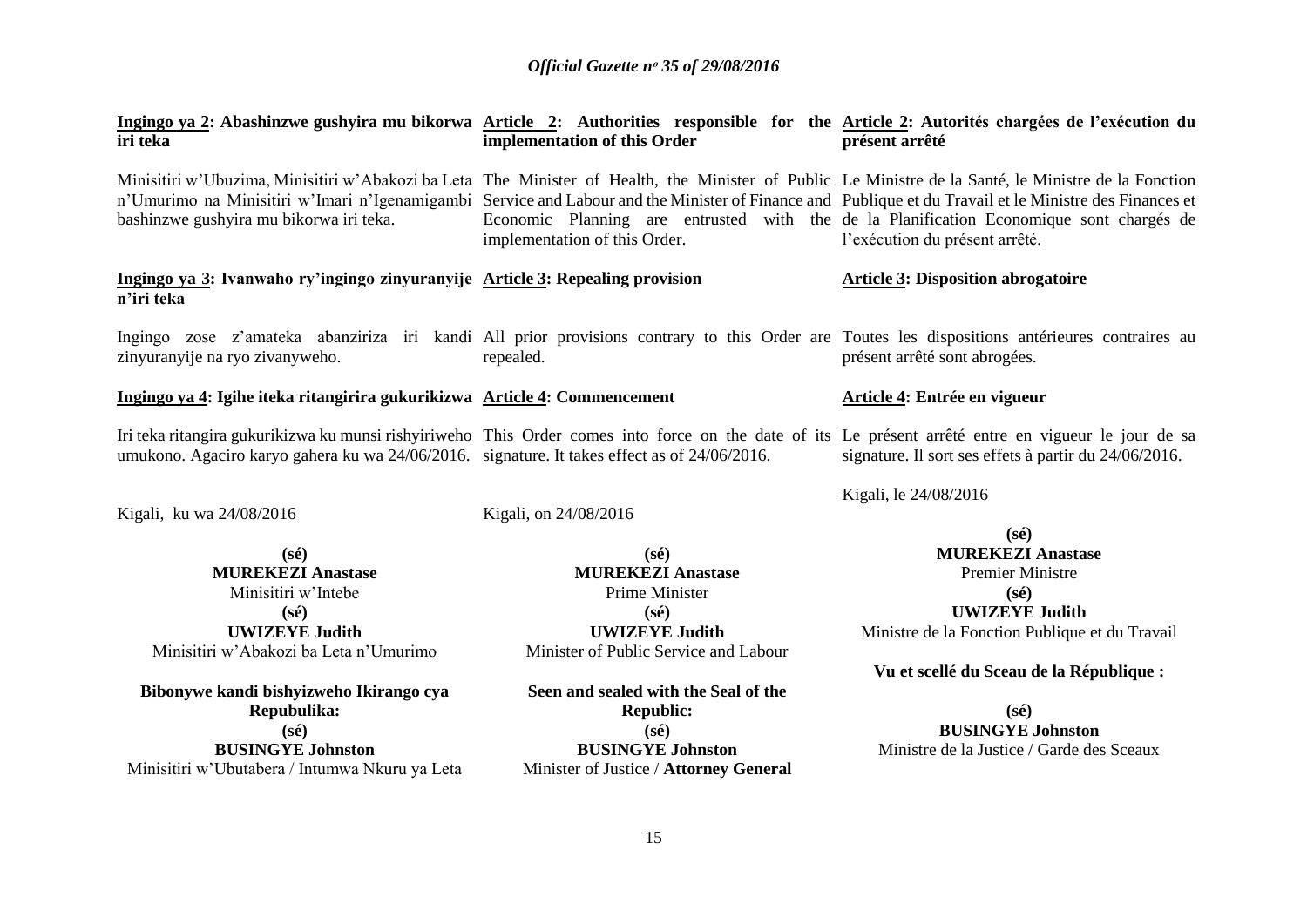**Ingingo ya 2: Abashinzwe gushyira mu bikorwa iri teka**

Minisitiri w'Ubuzima, Minisitiri w'Abakozi ba Leta n'Umurimo na Minisitiri w'Imari n'Igenamigambi bashinzwe gushyira mu bikorwa iri teka.

**Ingingo ya 3: Ivanwaho ry'ingingo zinyuranyije n'iri teka**

Ingingo zose z'amateka abanziriza iri kandi zinyuranyije na ryo zivanyweho.

**Ingingo ya 4: Igihe iteka ritangirira gukurikizwa**

Iri teka ritangira gukurikizwa ku munsi rishyiriweho umukono. Agaciro karyo gahera ku wa 24/06/2016.

Kigali, ku wa 24/08/2016

**(sé)**
**MUREKEZI Anastase**
Minisitiri w'Intebe

**(sé)**
**UWIZEYE Judith**
Minisitiri w'Abakozi ba Leta n'Umurimo

**Bibonywe kandi bishyizweho Ikirango cya Repubulika:**

**(sé)**
**BUSINGYE Johnston**
Minisitiri w'Ubutabera / Intumwa Nkuru ya Leta

**Article 2: Authorities responsible for the implementation of this Order**

The Minister of Health, the Minister of Public Service and Labour and the Minister of Finance and Economic Planning are entrusted with the implementation of this Order.

**Article 3: Repealing provision**

All prior provisions contrary to this Order are repealed.

**Article 4: Commencement**

This Order comes into force on the date of its signature. It takes effect as of 24/06/2016.

Kigali, on 24/08/2016

**(sé)**
**MUREKEZI Anastase**
Prime Minister

**(sé)**
**UWIZEYE Judith**
Minister of Public Service and Labour

**Seen and sealed with the Seal of the Republic:**

**(sé)**
**BUSINGYE Johnston**
Minister of Justice / **Attorney General**

**Article 2: Autorités chargées de l'exécution du présent arrêté**

Le Ministre de la Santé, le Ministre de la Fonction Publique et du Travail et le Ministre des Finances et de la Planification Economique sont chargés de l'exécution du présent arrêté.

**Article 3: Disposition abrogatoire**

Toutes les dispositions antérieures contraires au présent arrêté sont abrogées.

**Article 4: Entrée en vigueur**

Le présent arrêté entre en vigueur le jour de sa signature. Il sort ses effets à partir du 24/06/2016.

Kigali, le 24/08/2016

**(sé)**
**MUREKEZI Anastase**
Premier Ministre

**(sé)**
**UWIZEYE Judith**
Ministre de la Fonction Publique et du Travail

**Vu et scellé du Sceau de la République :**

**(sé)**
**BUSINGYE Johnston**
Ministre de la Justice / Garde des Sceaux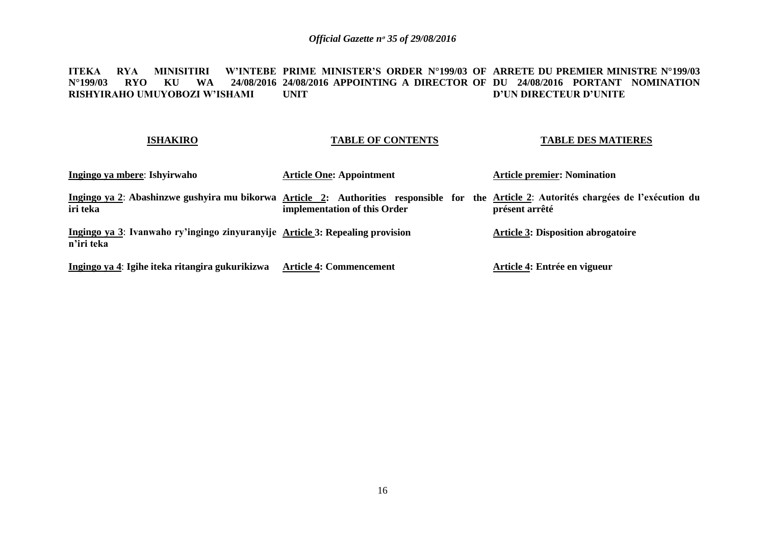**ITEKA RYA MINISITIRI W'INTEBE N°199/03 RYO KU WA 24/08/2016 RISHYIRAHO UMUYOBOZI W'ISHAMI**

**PRIME MINISTER'S ORDER N°199/03 OF 24/08/2016 APPOINTING A DIRECTOR OF UNIT**

**ARRETE DU PREMIER MINISTRE N°199/03 DU 24/08/2016 PORTANT NOMINATION D'UN DIRECTEUR D'UNITE**

| **ISHAKIRO** | **TABLE OF CONTENTS** | **TABLE DES MATIERES** |
|---|---|---|
| **Ingingo ya mbere: Ishyirwaho** | **Article One: Appointment** | **Article premier: Nomination** |
| **Ingingo ya 2: Abashinzwe gushyira mu bikorwa iri teka** | **Article 2: Authorities responsible for the implementation of this Order** | **Article 2: Autorités chargées de l'exécution du présent arrêté** |
| **Ingingo ya 3: Ivanwaho ry'ingingo zinyuranyije n'iri teka** | **Article 3: Repealing provision** | **Article 3: Disposition abrogatoire** |
| **Ingingo ya 4: Igihe iteka ritangira gukurikizwa** | **Article 4: Commencement** | **Article 4: Entrée en vigueur** |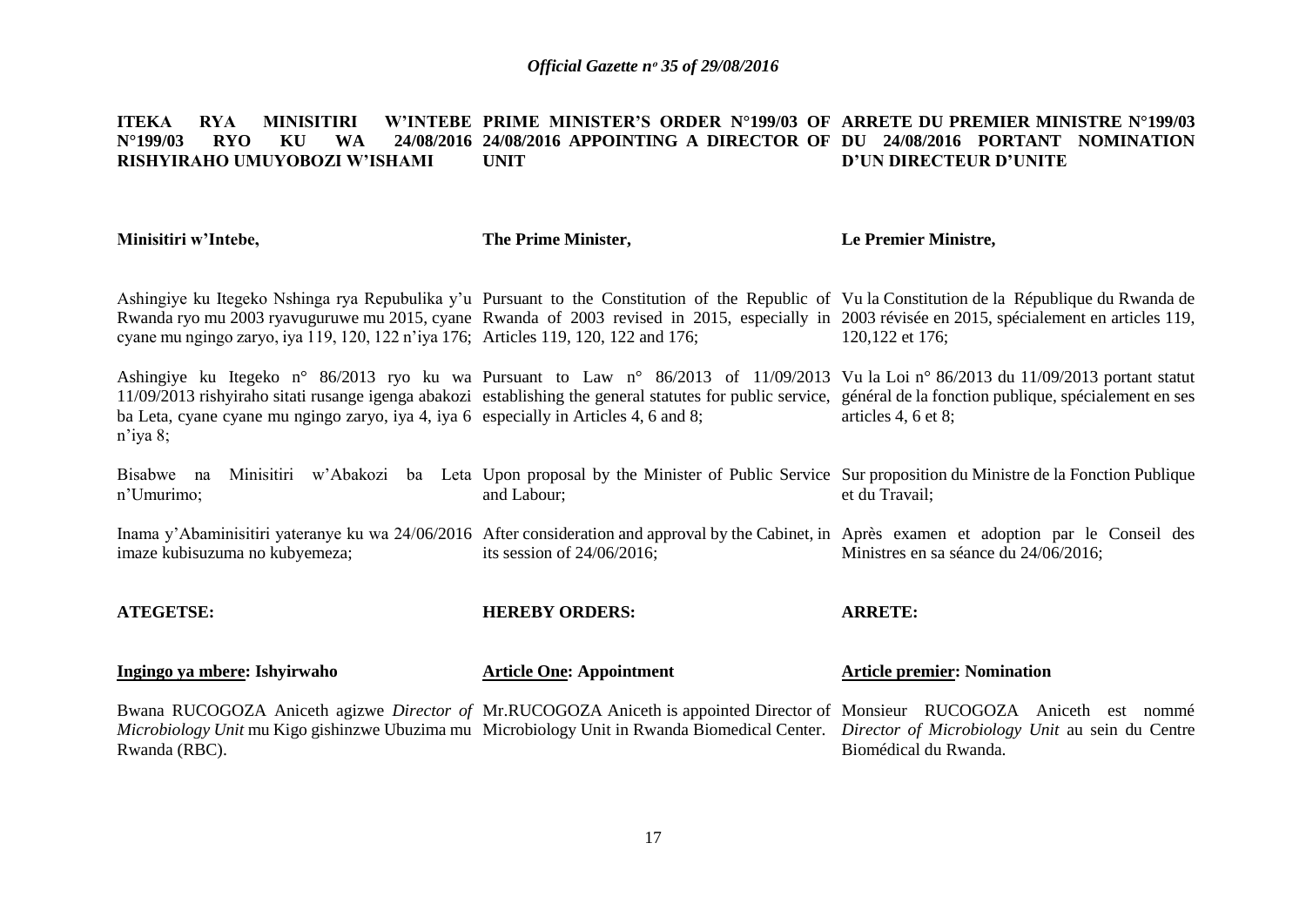**ITEKA RYA MINISITIRI W'INTEBE N°199/03 RYO KU WA 24/08/2016 RISHYIRAHO UMUYOBOZI W'ISHAMI**

**PRIME MINISTER'S ORDER N°199/03 OF 24/08/2016 APPOINTING A DIRECTOR OF UNIT**

**ARRETE DU PREMIER MINISTRE N°199/03 DU 24/08/2016 PORTANT NOMINATION D'UN DIRECTEUR D'UNITE**

**Minisitiri w'Intebe,**

Ashingiye ku Itegeko Nshinga rya Repubulika y'u Rwanda ryo mu 2003 ryavuguruwe mu 2015, cyane cyane mu ngingo zaryo, iya 119, 120, 122 n'iya 176;

Ashingiye ku Itegeko n° 86/2013 ryo ku wa 11/09/2013 rishyiraho sitati rusange igenga abakozi ba Leta, cyane cyane mu ngingo zaryo, iya 4, iya 6 n'iya 8;

Bisabwe na Minisitiri w'Abakozi ba Leta n'Umurimo;

Inama y'Abaminisitiri yateranye ku wa 24/06/2016 imaze kubisuzuma no kubyemeza;

**ATEGETSE:**

**<u>Ingingo ya mbere</u>: Ishyirwaho**

Bwana RUCOGOZA Aniceth agizwe *Director of Microbiology Unit* mu Kigo gishinzwe Ubuzima mu Rwanda (RBC).

**The Prime Minister,**

Pursuant to the Constitution of the Republic of Rwanda of 2003 revised in 2015, especially in Articles 119, 120, 122 and 176;

Pursuant to Law n° 86/2013 of 11/09/2013 establishing the general statutes for public service, especially in Articles 4, 6 and 8;

Upon proposal by the Minister of Public Service and Labour;

After consideration and approval by the Cabinet, in its session of 24/06/2016;

**HEREBY ORDERS:**

**<u>Article One</u>: Appointment**

Mr.RUCOGOZA Aniceth is appointed Director of Microbiology Unit in Rwanda Biomedical Center.

**Le Premier Ministre,**

Vu la Constitution de la République du Rwanda de 2003 révisée en 2015, spécialement en articles 119, 120,122 et 176;

Vu la Loi n° 86/2013 du 11/09/2013 portant statut général de la fonction publique, spécialement en ses articles 4, 6 et 8;

Sur proposition du Ministre de la Fonction Publique et du Travail;

Après examen et adoption par le Conseil des Ministres en sa séance du 24/06/2016;

**ARRETE:**

**<u>Article premier</u>: Nomination**

Monsieur RUCOGOZA Aniceth est nommé *Director of Microbiology Unit* au sein du Centre Biomédical du Rwanda.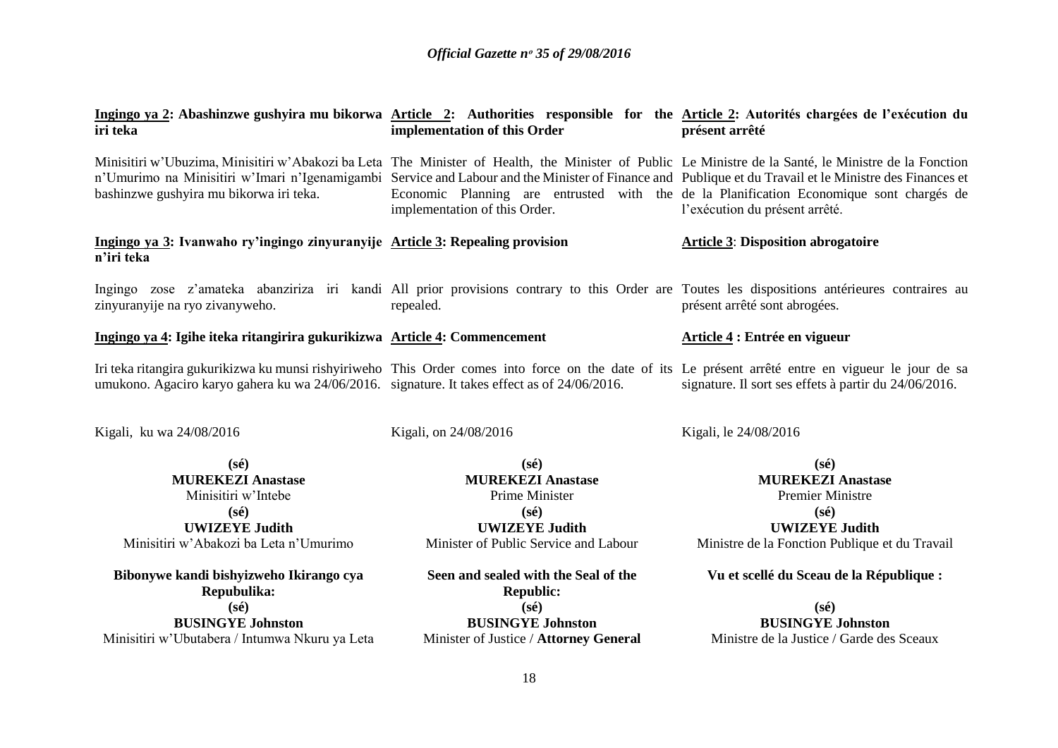**Ingingo ya 2: Abashinzwe gushyira mu bikorwa iri teka**

Minisitiri w'Ubuzima, Minisitiri w'Abakozi ba Leta n'Umurimo na Minisitiri w'Imari n'Igenamigambi bashinzwe gushyira mu bikorwa iri teka.

**Ingingo ya 3: Ivanwaho ry'ingingo zinyuranyije n'iri teka**

Ingingo zose z'amateka abanziriza iri kandi zinyuranyije na ryo zivanyweho.

**Ingingo ya 4: Igihe iteka ritangirira gukurikizwa**

Iri teka ritangira gukurikizwa ku munsi rishyiriweho umukono. Agaciro karyo gahera ku wa 24/06/2016.

Kigali, ku wa 24/08/2016

**(sé)**
**MUREKEZI Anastase**
Minisitiri w'Intebe

**(sé)**
**UWIZEYE Judith**
Minisitiri w'Abakozi ba Leta n'Umurimo

**Bibonywe kandi bishyizweho Ikirango cya Repubulika:**

**(sé)**
**BUSINGYE Johnston**
Minisitiri w'Ubutabera / Intumwa Nkuru ya Leta

---

**Article 2: Authorities responsible for the implementation of this Order**

The Minister of Health, the Minister of Public Service and Labour and the Minister of Finance and Economic Planning are entrusted with the implementation of this Order.

**Article 3: Repealing provision**

All prior provisions contrary to this Order are repealed.

**Article 4: Commencement**

This Order comes into force on the date of its signature. It takes effect as of 24/06/2016.

Kigali, on 24/08/2016

**(sé)**
**MUREKEZI Anastase**
Prime Minister

**(sé)**
**UWIZEYE Judith**
Minister of Public Service and Labour

**Seen and sealed with the Seal of the Republic:**

**(sé)**
**BUSINGYE Johnston**
Minister of Justice / **Attorney General**

---

**Article 2: Autorités chargées de l'exécution du présent arrêté**

Le Ministre de la Santé, le Ministre de la Fonction Publique et du Travail et le Ministre des Finances et de la Planification Economique sont chargés de l'exécution du présent arrêté.

**Article 3: Disposition abrogatoire**

Toutes les dispositions antérieures contraires au présent arrêté sont abrogées.

**Article 4 : Entrée en vigueur**

Le présent arrêté entre en vigueur le jour de sa signature. Il sort ses effets à partir du 24/06/2016.

Kigali, le 24/08/2016

**(sé)**
**MUREKEZI Anastase**
Premier Ministre

**(sé)**
**UWIZEYE Judith**
Ministre de la Fonction Publique et du Travail

**Vu et scellé du Sceau de la République :**

**(sé)**
**BUSINGYE Johnston**
Ministre de la Justice / Garde des Sceaux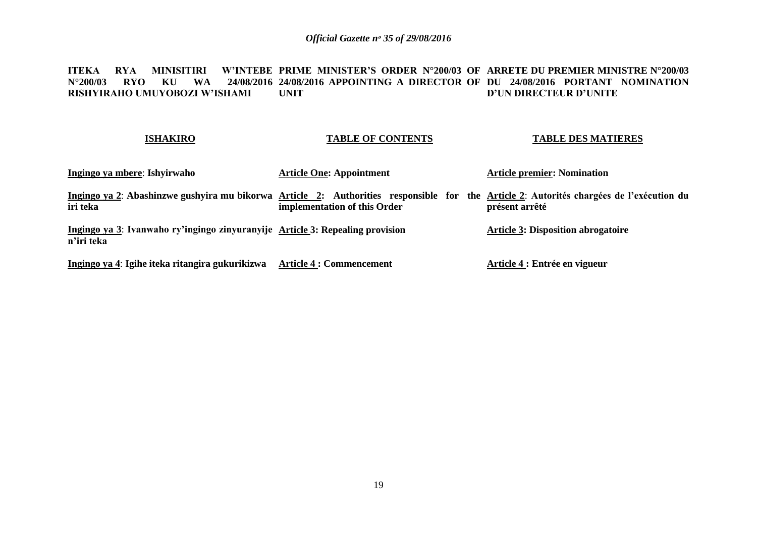**ITEKA RYA MINISITIRI W'INTEBE N°200/03 RYO KU WA 24/08/2016 RISHYIRAHO UMUYOBOZI W'ISHAMI**

**PRIME MINISTER'S ORDER N°200/03 OF 24/08/2016 APPOINTING A DIRECTOR OF UNIT**

**ARRETE DU PREMIER MINISTRE N°200/03 DU 24/08/2016 PORTANT NOMINATION D'UN DIRECTEUR D'UNITE**

| **ISHAKIRO** | **TABLE OF CONTENTS** | **TABLE DES MATIERES** |
| --- | --- | --- |
| **Ingingo ya mbere: Ishyirwaho** | **Article One: Appointment** | **Article premier: Nomination** |
| **Ingingo ya 2: Abashinzwe gushyira mu bikorwa iri teka** | **Article 2: Authorities responsible for the implementation of this Order** | **Article 2: Autorités chargées de l'exécution du présent arrêté** |
| **Ingingo ya 3: Ivanwaho ry'ingingo zinyuranyije n'iri teka** | **Article 3: Repealing provision** | **Article 3: Disposition abrogatoire** |
| **Ingingo ya 4: Igihe iteka ritangira gukurikizwa** | **Article 4 : Commencement** | **Article 4 : Entrée en vigueur** |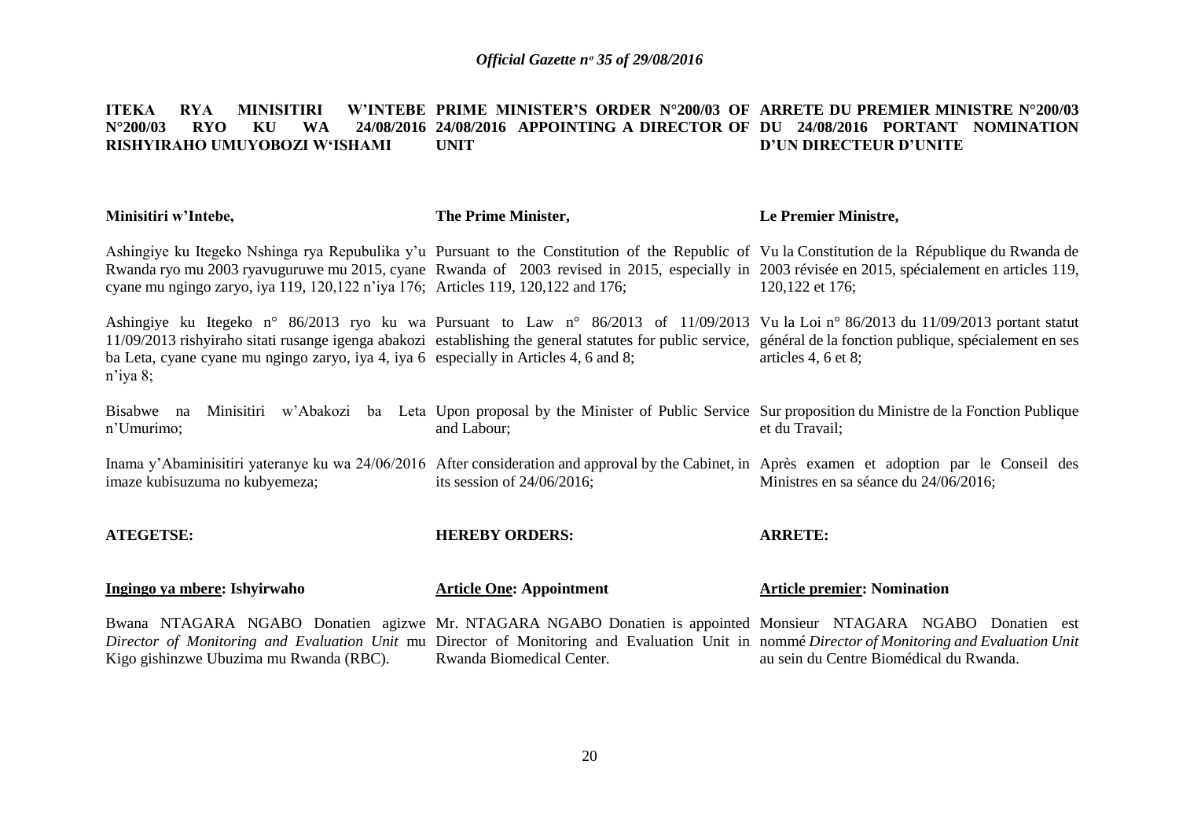**ITEKA RYA MINISITIRI W'INTEBE N°200/03 RYO KU WA 24/08/2016 RISHYIRAHO UMUYOBOZI W'ISHAMI**

**Minisitiri w'Intebe,**

Ashingiye ku Itegeko Nshinga rya Repubulika y'u Rwanda ryo mu 2003 ryavuguruwe mu 2015, cyane cyane mu ngingo zaryo, iya 119, 120,122 n'iya 176;

Ashingiye ku Itegeko n° 86/2013 ryo ku wa 11/09/2013 rishyiraho sitati rusange igenga abakozi ba Leta, cyane cyane mu ngingo zaryo, iya 4, iya 6 n'iya 8;

Bisabwe na Minisitiri w'Abakozi ba Leta n'Umurimo;

Inama y'Abaminisitiri yateranye ku wa 24/06/2016 imaze kubisuzuma no kubyemeza;

**ATEGETSE:**

**<u>Ingingo ya mbere</u>: Ishyirwaho**

Bwana NTAGARA NGABO Donatien agizwe *Director of Monitoring and Evaluation Unit* mu Kigo gishinzwe Ubuzima mu Rwanda (RBC).

**PRIME MINISTER'S ORDER N°200/03 OF 24/08/2016 APPOINTING A DIRECTOR OF UNIT**

**The Prime Minister,**

Pursuant to the Constitution of the Republic of Rwanda of 2003 revised in 2015, especially in Articles 119, 120,122 and 176;

Pursuant to Law n° 86/2013 of 11/09/2013 establishing the general statutes for public service, especially in Articles 4, 6 and 8;

Upon proposal by the Minister of Public Service and Labour;

After consideration and approval by the Cabinet, in its session of 24/06/2016;

**HEREBY ORDERS:**

**<u>Article One</u>: Appointment**

Mr. NTAGARA NGABO Donatien is appointed Director of Monitoring and Evaluation Unit in Rwanda Biomedical Center.

**ARRETE DU PREMIER MINISTRE N°200/03 DU 24/08/2016 PORTANT NOMINATION D'UN DIRECTEUR D'UNITE**

**Le Premier Ministre,**

Vu la Constitution de la République du Rwanda de 2003 révisée en 2015, spécialement en articles 119, 120,122 et 176;

Vu la Loi n° 86/2013 du 11/09/2013 portant statut général de la fonction publique, spécialement en ses articles 4, 6 et 8;

Sur proposition du Ministre de la Fonction Publique et du Travail;

Après examen et adoption par le Conseil des Ministres en sa séance du 24/06/2016;

**ARRETE:**

**<u>Article premier</u>: Nomination**

Monsieur NTAGARA NGABO Donatien est nommé *Director of Monitoring and Evaluation Unit* au sein du Centre Biomédical du Rwanda.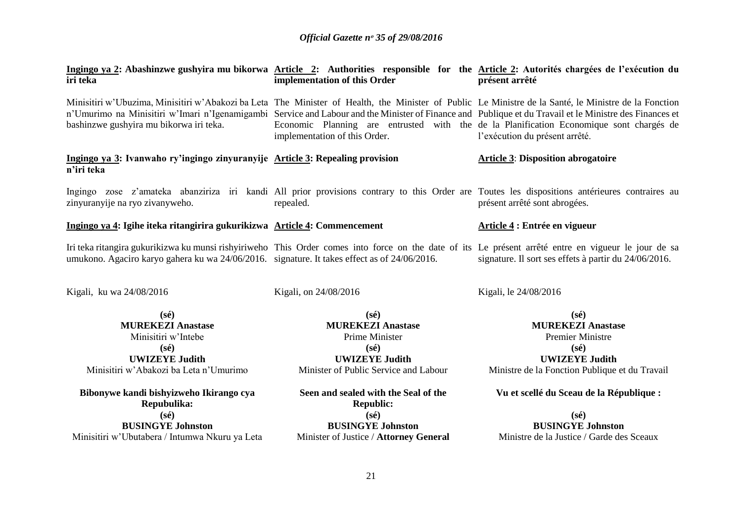**Ingingo ya 2: Abashinzwe gushyira mu bikorwa iri teka**

Minisitiri w'Ubuzima, Minisitiri w'Abakozi ba Leta n'Umurimo na Minisitiri w'Imari n'Igenamigambi bashinzwe gushyira mu bikorwa iri teka.

**Ingingo ya 3: Ivanwaho ry'ingingo zinyuranyije n'iri teka**

Ingingo zose z'amateka abanziriza iri kandi zinyuranyije na ryo zivanyweho.

**Ingingo ya 4: Igihe iteka ritangirira gukurikizwa**

Iri teka ritangira gukurikizwa ku munsi rishyiriweho umukono. Agaciro karyo gahera ku wa 24/06/2016.

Kigali, ku wa 24/08/2016

**(sé)**
**MUREKEZI Anastase**
Minisitiri w'Intebe

**(sé)**
**UWIZEYE Judith**
Minisitiri w'Abakozi ba Leta n'Umurimo

**Bibonywe kandi bishyizweho Ikirango cya Repubulika:**

**(sé)**
**BUSINGYE Johnston**
Minisitiri w'Ubutabera / Intumwa Nkuru ya Leta

**Article 2: Authorities responsible for the implementation of this Order**

The Minister of Health, the Minister of Public Service and Labour and the Minister of Finance and Economic Planning are entrusted with the implementation of this Order.

**Article 3: Repealing provision**

All prior provisions contrary to this Order are repealed.

**Article 4: Commencement**

This Order comes into force on the date of its signature. It takes effect as of 24/06/2016.

Kigali, on 24/08/2016

**(sé)**
**MUREKEZI Anastase**
Prime Minister

**(sé)**
**UWIZEYE Judith**
Minister of Public Service and Labour

**Seen and sealed with the Seal of the Republic:**

**(sé)**
**BUSINGYE Johnston**
Minister of Justice / **Attorney General**

**Article 2: Autorités chargées de l'exécution du présent arrêté**

Le Ministre de la Santé, le Ministre de la Fonction Publique et du Travail et le Ministre des Finances et de la Planification Economique sont chargés de l'exécution du présent arrêté.

**Article 3: Disposition abrogatoire**

Toutes les dispositions antérieures contraires au présent arrêté sont abrogées.

**Article 4 : Entrée en vigueur**

Le présent arrêté entre en vigueur le jour de sa signature. Il sort ses effets à partir du 24/06/2016.

Kigali, le 24/08/2016

**(sé)**
**MUREKEZI Anastase**
Premier Ministre

**(sé)**
**UWIZEYE Judith**
Ministre de la Fonction Publique et du Travail

**Vu et scellé du Sceau de la République :**

**(sé)**
**BUSINGYE Johnston**
Ministre de la Justice / Garde des Sceaux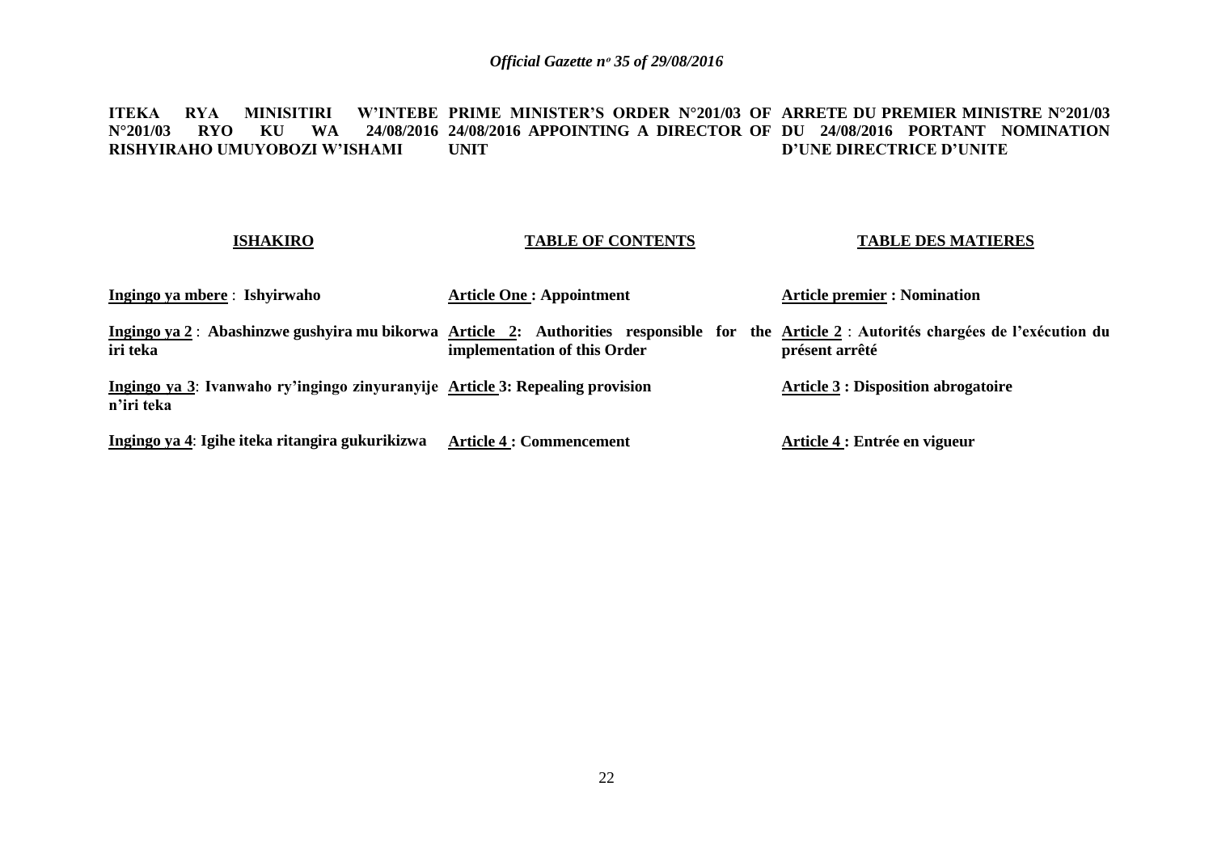**ITEKA RYA MINISITIRI W'INTEBE N°201/03 RYO KU WA 24/08/2016 RISHYIRAHO UMUYOBOZI W'ISHAMI**

**PRIME MINISTER'S ORDER N°201/03 OF 24/08/2016 APPOINTING A DIRECTOR OF UNIT**

**ARRETE DU PREMIER MINISTRE N°201/03 DU 24/08/2016 PORTANT NOMINATION D'UNE DIRECTRICE D'UNITE**

| **ISHAKIRO** | **TABLE OF CONTENTS** | **TABLE DES MATIERES** |
|---|---|---|
| **Ingingo ya mbere** : **Ishyirwaho** | **Article One : Appointment** | **Article premier : Nomination** |
| **Ingingo ya 2** : **Abashinzwe gushyira mu bikorwa iri teka** | **Article 2: Authorities responsible for the implementation of this Order** | **Article 2** : **Autorités chargées de l'exécution du présent arrêté** |
| **Ingingo ya 3**: **Ivanwaho ry'ingingo zinyuranyije n'iri teka** | **Article 3: Repealing provision** | **Article 3 : Disposition abrogatoire** |
| **Ingingo ya 4**: **Igihe iteka ritangira gukurikizwa** | **Article 4 : Commencement** | **Article 4 : Entrée en vigueur** |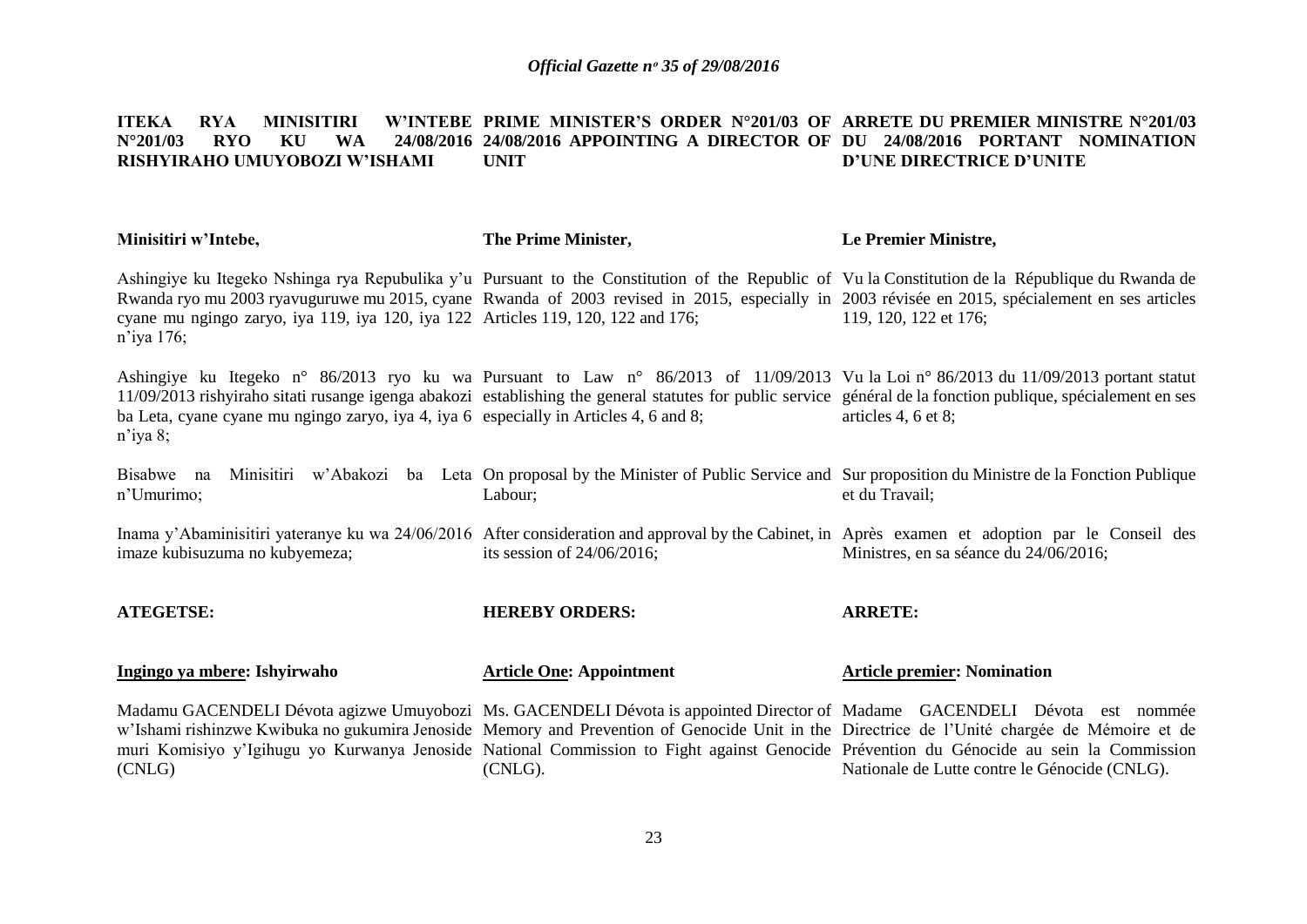**ITEKA RYA MINISITIRI W'INTEBE N°201/03 RYO KU WA 24/08/2016 RISHYIRAHO UMUYOBOZI W'ISHAMI**

**Minisitiri w'Intebe,**

Ashingiye ku Itegeko Nshinga rya Repubulika y'u Rwanda ryo mu 2003 ryavuguruwe mu 2015, cyane cyane mu ngingo zaryo, iya 119, iya 120, iya 122 n'iya 176;

Ashingiye ku Itegeko n° 86/2013 ryo ku wa 11/09/2013 rishyiraho sitati rusange igenga abakozi ba Leta, cyane cyane mu ngingo zaryo, iya 4, iya 6 n'iya 8;

Bisabwe na Minisitiri w'Abakozi ba Leta n'Umurimo;

Inama y'Abaminisitiri yateranye ku wa 24/06/2016 imaze kubisuzuma no kubyemeza;

**ATEGETSE:**

**Ingingo ya mbere: Ishyirwaho**

Madamu GACENDELI Dévota agizwe Umuyobozi w'Ishami rishinzwe Kwibuka no gukumira Jenoside muri Komisiyo y'Igihugu yo Kurwanya Jenoside (CNLG)

**PRIME MINISTER'S ORDER N°201/03 OF 24/08/2016 APPOINTING A DIRECTOR OF UNIT**

**The Prime Minister,**

Pursuant to the Constitution of the Republic of Rwanda of 2003 revised in 2015, especially in Articles 119, 120, 122 and 176;

Pursuant to Law n° 86/2013 of 11/09/2013 establishing the general statutes for public service especially in Articles 4, 6 and 8;

On proposal by the Minister of Public Service and Labour;

After consideration and approval by the Cabinet, in its session of 24/06/2016;

**HEREBY ORDERS:**

**Article One: Appointment**

Ms. GACENDELI Dévota is appointed Director of Memory and Prevention of Genocide Unit in the National Commission to Fight against Genocide (CNLG).

**ARRETE DU PREMIER MINISTRE N°201/03 DU 24/08/2016 PORTANT NOMINATION D'UNE DIRECTRICE D'UNITE**

**Le Premier Ministre,**

Vu la Constitution de la République du Rwanda de 2003 révisée en 2015, spécialement en ses articles 119, 120, 122 et 176;

Vu la Loi n° 86/2013 du 11/09/2013 portant statut général de la fonction publique, spécialement en ses articles 4, 6 et 8;

Sur proposition du Ministre de la Fonction Publique et du Travail;

Après examen et adoption par le Conseil des Ministres, en sa séance du 24/06/2016;

**ARRETE:**

**Article premier: Nomination**

Madame GACENDELI Dévota est nommée Directrice de l'Unité chargée de Mémoire et de Prévention du Génocide au sein la Commission Nationale de Lutte contre le Génocide (CNLG).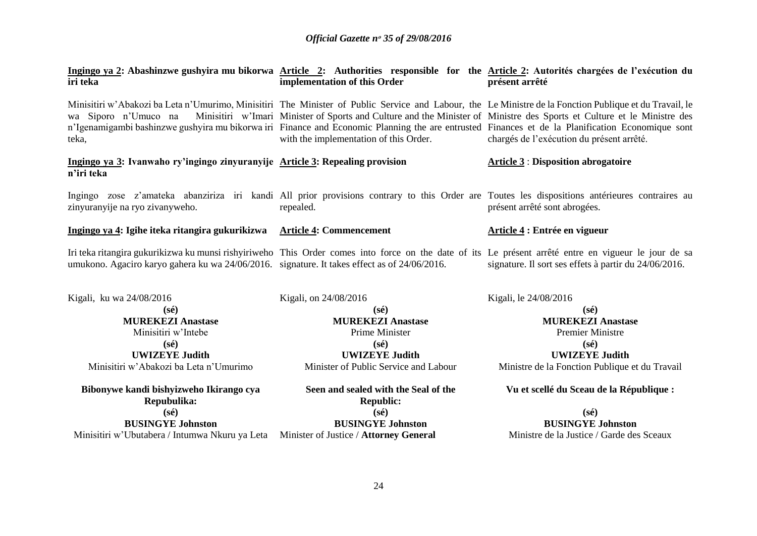**Ingingo ya 2: Abashinzwe gushyira mu bikorwa iri teka**

Minisitiri w'Abakozi ba Leta n'Umurimo, Minisitiri wa Siporo n'Umuco na Minisitiri w'Imari n'Igenamigambi bashinzwe gushyira mu bikorwa iri teka,

**Ingingo ya 3: Ivanwaho ry'ingingo zinyuranyije n'iri teka**

Ingingo zose z'amateka abanziriza iri kandi zinyuranyije na ryo zivanyweho.

**Ingingo ya 4: Igihe iteka ritangira gukurikizwa**

Iri teka ritangira gukurikizwa ku munsi rishyiriweho umukono. Agaciro karyo gahera ku wa 24/06/2016.

Kigali, ku wa 24/08/2016

**(sé)**
**MUREKEZI Anastase**
Minisitiri w'Intebe

**(sé)**
**UWIZEYE Judith**
Minisitiri w'Abakozi ba Leta n'Umurimo

**Bibonywe kandi bishyizweho Ikirango cya Repubulika:**

**(sé)**
**BUSINGYE Johnston**
Minisitiri w'Ubutabera / Intumwa Nkuru ya Leta

**Article 2: Authorities responsible for the implementation of this Order**

The Minister of Public Service and Labour, the Minister of Sports and Culture and the Minister of Finance and Economic Planning the are entrusted with the implementation of this Order.

**Article 3: Repealing provision**

All prior provisions contrary to this Order are repealed.

**Article 4: Commencement**

This Order comes into force on the date of its signature. It takes effect as of 24/06/2016.

Kigali, on 24/08/2016

**(sé)**
**MUREKEZI Anastase**
Prime Minister

**(sé)**
**UWIZEYE Judith**
Minister of Public Service and Labour

**Seen and sealed with the Seal of the Republic:**

**(sé)**
**BUSINGYE Johnston**
Minister of Justice / **Attorney General**

**Article 2: Autorités chargées de l'exécution du présent arrêté**

Le Ministre de la Fonction Publique et du Travail, le Ministre des Sports et Culture et le Ministre des Finances et de la Planification Economique sont chargés de l'exécution du présent arrêté.

**Article 3 : Disposition abrogatoire**

Toutes les dispositions antérieures contraires au présent arrêté sont abrogées.

**Article 4 : Entrée en vigueur**

Le présent arrêté entre en vigueur le jour de sa signature. Il sort ses effets à partir du 24/06/2016.

Kigali, le 24/08/2016

**(sé)**
**MUREKEZI Anastase**
Premier Ministre

**(sé)**
**UWIZEYE Judith**
Ministre de la Fonction Publique et du Travail

**Vu et scellé du Sceau de la République :**

**(sé)**
**BUSINGYE Johnston**
Ministre de la Justice / Garde des Sceaux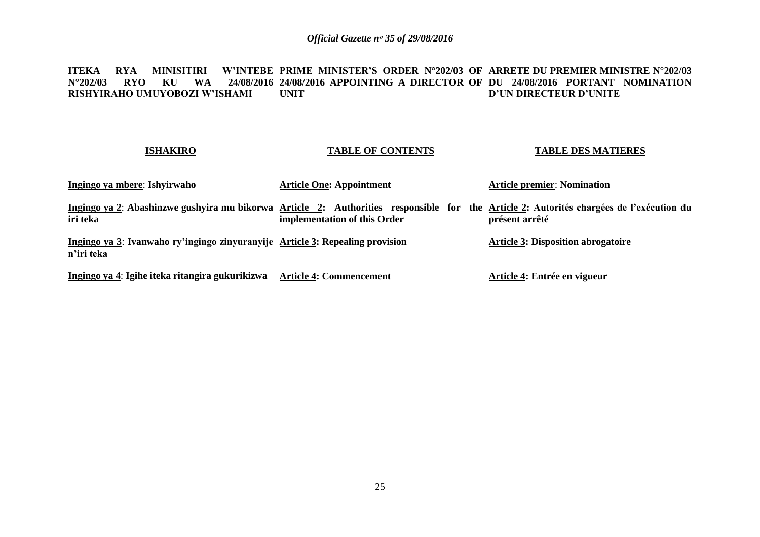**ITEKA RYA MINISITIRI W'INTEBE N°202/03 RYO KU WA 24/08/2016 RISHYIRAHO UMUYOBOZI W'ISHAMI**

**PRIME MINISTER'S ORDER N°202/03 OF 24/08/2016 APPOINTING A DIRECTOR OF UNIT**

**ARRETE DU PREMIER MINISTRE N°202/03 DU 24/08/2016 PORTANT NOMINATION D'UN DIRECTEUR D'UNITE**

| **ISHAKIRO** | **TABLE OF CONTENTS** | **TABLE DES MATIERES** |
|---|---|---|
| **Ingingo ya mbere: Ishyirwaho** | **Article One: Appointment** | **Article premier: Nomination** |
| **Ingingo ya 2: Abashinzwe gushyira mu bikorwa iri teka** | **Article 2: Authorities responsible for the implementation of this Order** | **Article 2: Autorités chargées de l'exécution du présent arrêté** |
| **Ingingo ya 3: Ivanwaho ry'ingingo zinyuranyije n'iri teka** | **Article 3: Repealing provision** | **Article 3: Disposition abrogatoire** |
| **Ingingo ya 4: Igihe iteka ritangira gukurikizwa** | **Article 4: Commencement** | **Article 4: Entrée en vigueur** |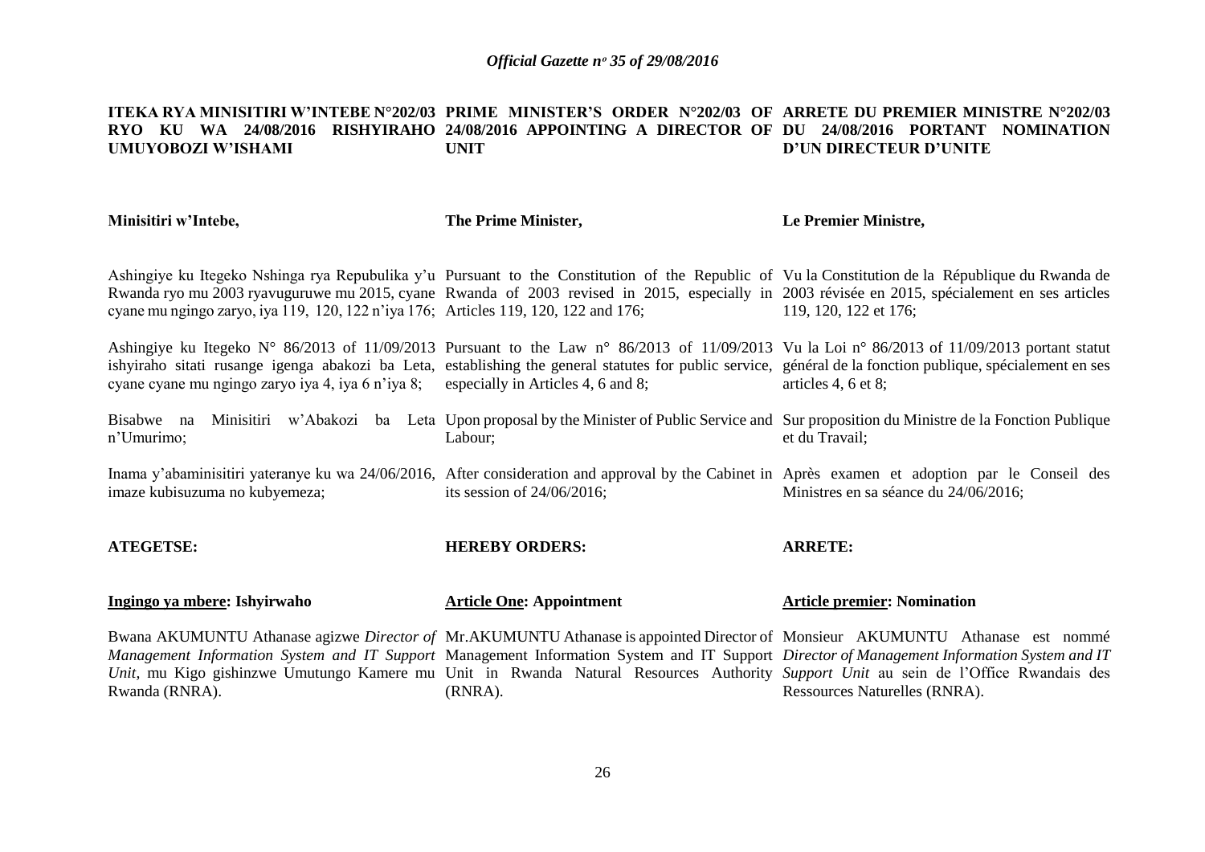**ITEKA RYA MINISITIRI W'INTEBE N°202/03 RYO KU WA 24/08/2016 RISHYIRAHO UMUYOBOZI W'ISHAMI**

**Minisitiri w'Intebe,**

Ashingiye ku Itegeko Nshinga rya Repubulika y'u Rwanda ryo mu 2003 ryavuguruwe mu 2015, cyane cyane mu ngingo zaryo, iya 119, 120, 122 n'iya 176;

Ashingiye ku Itegeko N° 86/2013 of 11/09/2013 ishyiraho sitati rusange igenga abakozi ba Leta, cyane cyane mu ngingo zaryo iya 4, iya 6 n'iya 8;

Bisabwe na Minisitiri w'Abakozi ba Leta n'Umurimo;

Inama y'abaminisitiri yateranye ku wa 24/06/2016, imaze kubisuzuma no kubyemeza;

**ATEGETSE:**

**<u>Ingingo ya mbere</u>: Ishyirwaho**

Bwana AKUMUNTU Athanase agizwe *Director of Management Information System and IT Support Unit*, mu Kigo gishinzwe Umutungo Kamere mu Rwanda (RNRA).

**PRIME MINISTER'S ORDER N°202/03 OF 24/08/2016 APPOINTING A DIRECTOR OF UNIT**

**The Prime Minister,**

Pursuant to the Constitution of the Republic of Rwanda of 2003 revised in 2015, especially in Articles 119, 120, 122 and 176;

Pursuant to the Law n° 86/2013 of 11/09/2013 establishing the general statutes for public service, especially in Articles 4, 6 and 8;

Upon proposal by the Minister of Public Service and Labour;

After consideration and approval by the Cabinet in its session of 24/06/2016;

**HEREBY ORDERS:**

**<u>Article One</u>: Appointment**

Mr.AKUMUNTU Athanase is appointed Director of Management Information System and IT Support Unit in Rwanda Natural Resources Authority (RNRA).

**ARRETE DU PREMIER MINISTRE N°202/03 DU 24/08/2016 PORTANT NOMINATION D'UN DIRECTEUR D'UNITE**

**Le Premier Ministre,**

Vu la Constitution de la République du Rwanda de 2003 révisée en 2015, spécialement en ses articles 119, 120, 122 et 176;

Vu la Loi n° 86/2013 of 11/09/2013 portant statut général de la fonction publique, spécialement en ses articles 4, 6 et 8;

Sur proposition du Ministre de la Fonction Publique et du Travail;

Après examen et adoption par le Conseil des Ministres en sa séance du 24/06/2016;

**ARRETE:**

**<u>Article premier</u>: Nomination**

Monsieur AKUMUNTU Athanase est nommé *Director of Management Information System and IT Support Unit* au sein de l'Office Rwandais des Ressources Naturelles (RNRA).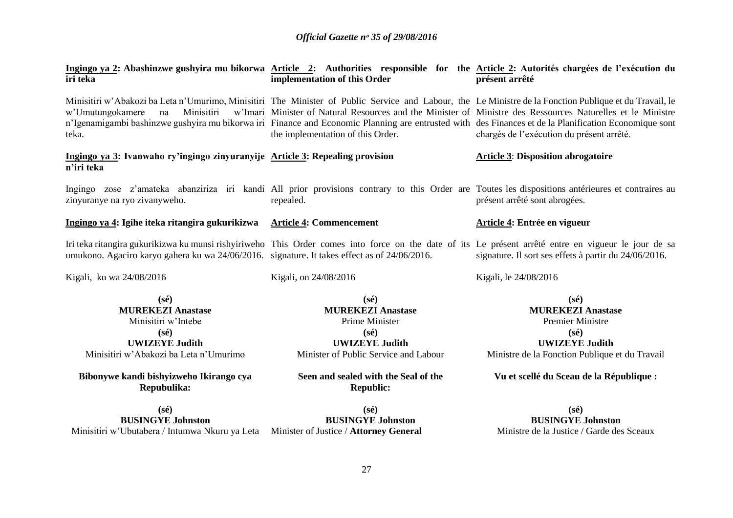**Ingingo ya 2: Abashinzwe gushyira mu bikorwa iri teka**

Minisitiri w'Abakozi ba Leta n'Umurimo, Minisitiri w'Umutungokamere na Minisitiri w'Imari n'Igenamigambi bashinzwe gushyira mu bikorwa iri teka.

**Ingingo ya 3: Ivanwaho ry'ingingo zinyuranyije n'iri teka**

Ingingo zose z'amateka abanziriza iri kandi zinyuranye na ryo zivanyweho.

**Ingingo ya 4: Igihe iteka ritangira gukurikizwa**

Iri teka ritangira gukurikizwa ku munsi rishyiriweho umukono. Agaciro karyo gahera ku wa 24/06/2016.

Kigali, ku wa 24/08/2016

**(sé)**
**MUREKEZI Anastase**
Minisitiri w'Intebe

**(sé)**
**UWIZEYE Judith**
Minisitiri w'Abakozi ba Leta n'Umurimo

**Bibonywe kandi bishyizweho Ikirango cya Repubulika:**

**(sé)**
**BUSINGYE Johnston**
Minisitiri w'Ubutabera / Intumwa Nkuru ya Leta

**Article 2: Authorities responsible for the implementation of this Order**

The Minister of Public Service and Labour, the Minister of Natural Resources and the Minister of Finance and Economic Planning are entrusted with the implementation of this Order.

**Article 3: Repealing provision**

All prior provisions contrary to this Order are repealed.

**Article 4: Commencement**

This Order comes into force on the date of its signature. It takes effect as of 24/06/2016.

Kigali, on 24/08/2016

**(sé)**
**MUREKEZI Anastase**
Prime Minister

**(sé)**
**UWIZEYE Judith**
Minister of Public Service and Labour

**Seen and sealed with the Seal of the Republic:**

**(sé)**
**BUSINGYE Johnston**
Minister of Justice / **Attorney General**

**Article 2: Autorités chargées de l'exécution du présent arrêté**

Le Ministre de la Fonction Publique et du Travail, le Ministre des Ressources Naturelles et le Ministre des Finances et de la Planification Economique sont chargés de l'exécution du présent arrêté.

**Article 3: Disposition abrogatoire**

Toutes les dispositions antérieures et contraires au présent arrêté sont abrogées.

**Article 4: Entrée en vigueur**

Le présent arrêté entre en vigueur le jour de sa signature. Il sort ses effets à partir du 24/06/2016.

Kigali, le 24/08/2016

**(sé)**
**MUREKEZI Anastase**
Premier Ministre

**(sé)**
**UWIZEYE Judith**
Ministre de la Fonction Publique et du Travail

**Vu et scellé du Sceau de la République :**

**(sé)**
**BUSINGYE Johnston**
Ministre de la Justice / Garde des Sceaux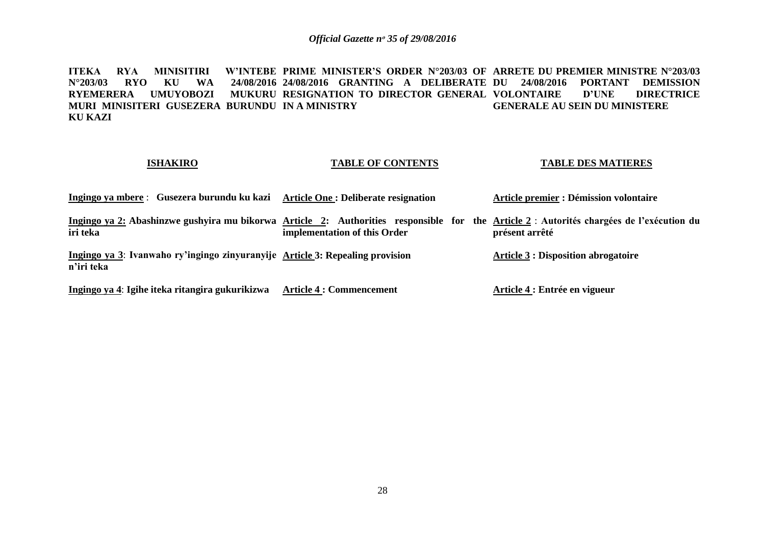**ITEKA RYA MINISITIRI W'INTEBE N°203/03 RYO KU WA 24/08/2016 RYEMERERA UMUYOBOZI MUKURU MURI MINISITERI GUSEZERA BURUNDU KU KAZI**

**PRIME MINISTER'S ORDER N°203/03 OF 24/08/2016 GRANTING A DELIBERATE RESIGNATION TO DIRECTOR GENERAL IN A MINISTRY**

**ARRETE DU PREMIER MINISTRE N°203/03 DU 24/08/2016 PORTANT DEMISSION VOLONTAIRE D'UNE DIRECTRICE GENERALE AU SEIN DU MINISTERE**

| **ISHAKIRO** | **TABLE OF CONTENTS** | **TABLE DES MATIERES** |
|---|---|---|
| **Ingingo ya mbere** : **Gusezera burundu ku kazi** | **Article One : Deliberate resignation** | **Article premier : Démission volontaire** |
| **Ingingo ya 2: Abashinzwe gushyira mu bikorwa iri teka** | **Article 2: Authorities responsible for the implementation of this Order** | **Article 2** : **Autorités chargées de l'exécution du présent arrêté** |
| **Ingingo ya 3**: **Ivanwaho ry'ingingo zinyuranyije n'iri teka** | **Article 3: Repealing provision** | **Article 3 : Disposition abrogatoire** |
| **Ingingo ya 4**: **Igihe iteka ritangira gukurikizwa** | **Article 4 : Commencement** | **Article 4 : Entrée en vigueur** |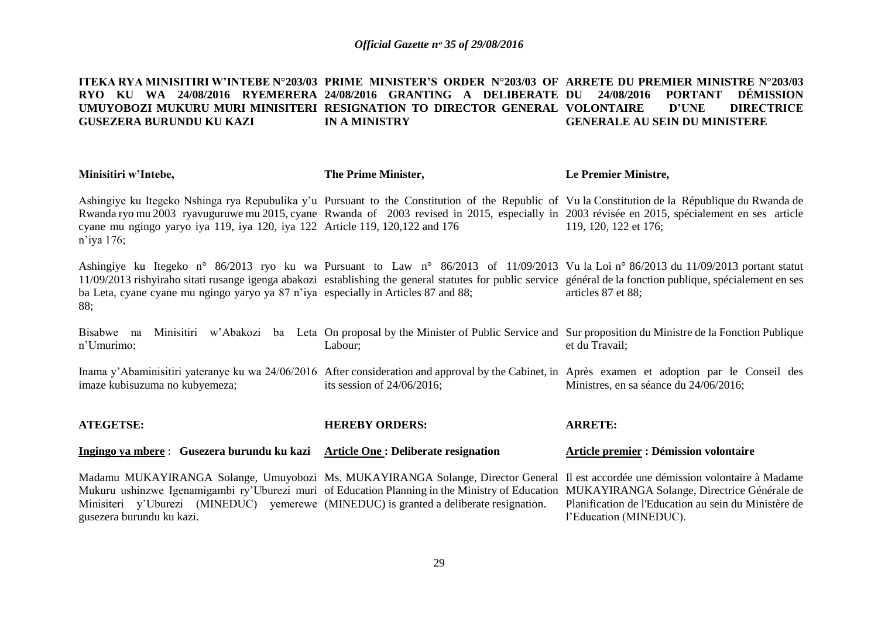**ITEKA RYA MINISITIRI W'INTEBE N°203/03 RYO KU WA 24/08/2016 RYEMERERA UMUYOBOZI MUKURU MURI MINISITERI GUSEZERA BURUNDU KU KAZI**

Minisitiri w'Intebe,

Ashingiye ku Itegeko Nshinga rya Repubulika y'u Rwanda ryo mu 2003 ryavuguruwe mu 2015, cyane cyane mu ngingo yaryo iya 119, iya 120, iya 122 n'iya 176;

Ashingiye ku Itegeko n° 86/2013 ryo ku wa 11/09/2013 rishyiraho sitati rusange igenga abakozi ba Leta, cyane cyane mu ngingo yaryo ya 87 n'iya 88;

Bisabwe na Minisitiri w'Abakozi ba Leta n'Umurimo;

Inama y'Abaminisitiri yateranye ku wa 24/06/2016 imaze kubisuzuma no kubyemeza;

**ATEGETSE:**

**Ingingo ya mbere : Gusezera burundu ku kazi**

Madamu MUKAYIRANGA Solange, Umuyobozi Mukuru ushinzwe Igenamigambi ry'Uburezi muri Minisiteri y'Uburezi (MINEDUC) yemerewe gusezera burundu ku kazi.

**PRIME MINISTER'S ORDER N°203/03 OF 24/08/2016 GRANTING A DELIBERATE RESIGNATION TO DIRECTOR GENERAL IN A MINISTRY**

**The Prime Minister,**

Pursuant to the Constitution of the Republic of Rwanda of 2003 revised in 2015, especially in Article 119, 120,122 and 176

Pursuant to Law n° 86/2013 of 11/09/2013 establishing the general statutes for public service especially in Articles 87 and 88;

On proposal by the Minister of Public Service and Labour;

After consideration and approval by the Cabinet, in its session of 24/06/2016;

**HEREBY ORDERS:**

**Article One : Deliberate resignation**

Ms. MUKAYIRANGA Solange, Director General of Education Planning in the Ministry of Education (MINEDUC) is granted a deliberate resignation.

**ARRETE DU PREMIER MINISTRE N°203/03 DU 24/08/2016 PORTANT DÉMISSION VOLONTAIRE D'UNE DIRECTRICE GENERALE AU SEIN DU MINISTERE**

**Le Premier Ministre,**

Vu la Constitution de la République du Rwanda de 2003 révisée en 2015, spécialement en ses article 119, 120, 122 et 176;

Vu la Loi n° 86/2013 du 11/09/2013 portant statut général de la fonction publique, spécialement en ses articles 87 et 88;

Sur proposition du Ministre de la Fonction Publique et du Travail;

Après examen et adoption par le Conseil des Ministres, en sa séance du 24/06/2016;

**ARRETE:**

**Article premier : Démission volontaire**

Il est accordée une démission volontaire à Madame MUKAYIRANGA Solange, Directrice Générale de Planification de l'Education au sein du Ministère de l'Education (MINEDUC).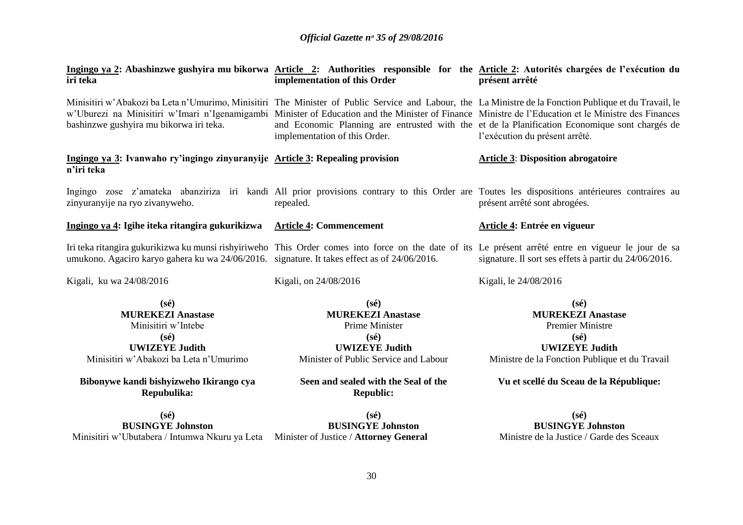**Ingingo ya 2: Abashinzwe gushyira mu bikorwa iri teka**

Minisitiri w'Abakozi ba Leta n'Umurimo, Minisitiri w'Uburezi na Minisitiri w'Imari n'Igenamigambi bashinzwe gushyira mu bikorwa iri teka.

**Ingingo ya 3: Ivanwaho ry'ingingo zinyuranyije n'iri teka**

Ingingo zose z'amateka abanziriza iri kandi zinyuranyije na ryo zivanyweho.

**Ingingo ya 4: Igihe iteka ritangira gukurikizwa**

Iri teka ritangira gukurikizwa ku munsi rishyiriweho umukono. Agaciro karyo gahera ku wa 24/06/2016.

Kigali, ku wa 24/08/2016

**(sé)**
**MUREKEZI Anastase**
Minisitiri w'Intebe

**(sé)**
**UWIZEYE Judith**
Minisitiri w'Abakozi ba Leta n'Umurimo

**Bibonywe kandi bishyizweho Ikirango cya Repubulika:**

**(sé)**
**BUSINGYE Johnston**
Minisitiri w'Ubutabera / Intumwa Nkuru ya Leta

**Article 2: Authorities responsible for the implementation of this Order**

The Minister of Public Service and Labour, the Minister of Education and the Minister of Finance and Economic Planning are entrusted with the implementation of this Order.

**Article 3: Repealing provision**

All prior provisions contrary to this Order are repealed.

**Article 4: Commencement**

This Order comes into force on the date of its signature. It takes effect as of 24/06/2016.

Kigali, on 24/08/2016

**(sé)**
**MUREKEZI Anastase**
Prime Minister

**(sé)**
**UWIZEYE Judith**
Minister of Public Service and Labour

**Seen and sealed with the Seal of the Republic:**

**(sé)**
**BUSINGYE Johnston**
Minister of Justice / **Attorney General**

**Article 2: Autorités chargées de l'exécution du présent arrêté**

La Ministre de la Fonction Publique et du Travail, le Ministre de l'Education et le Ministre des Finances et de la Planification Economique sont chargés de l'exécution du présent arrêté.

**Article 3: Disposition abrogatoire**

Toutes les dispositions antérieures contraires au présent arrêté sont abrogées.

**Article 4: Entrée en vigueur**

Le présent arrêté entre en vigueur le jour de sa signature. Il sort ses effets à partir du 24/06/2016.

Kigali, le 24/08/2016

**(sé)**
**MUREKEZI Anastase**
Premier Ministre

**(sé)**
**UWIZEYE Judith**
Ministre de la Fonction Publique et du Travail

**Vu et scellé du Sceau de la République:**

**(sé)**
**BUSINGYE Johnston**
Ministre de la Justice / Garde des Sceaux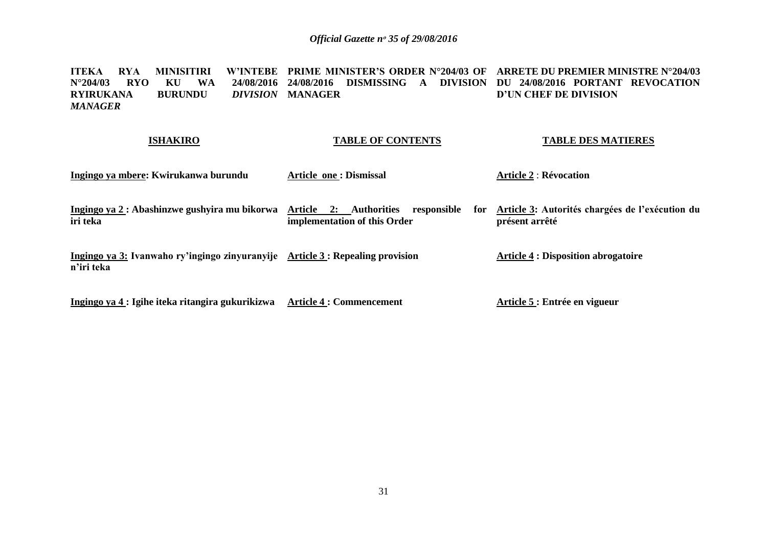**ITEKA RYA MINISITIRI W'INTEBE N°204/03 RYO KU WA 24/08/2016 RYIRUKANA BURUNDU *DIVISION MANAGER***

**PRIME MINISTER'S ORDER N°204/03 OF 24/08/2016 DISMISSING A DIVISION MANAGER**

**ARRETE DU PREMIER MINISTRE N°204/03 DU 24/08/2016 PORTANT REVOCATION D'UN CHEF DE DIVISION**

| **ISHAKIRO** | **TABLE OF CONTENTS** | **TABLE DES MATIERES** |
|---|---|---|
| **Ingingo ya mbere: Kwirukanwa burundu** | **Article one : Dismissal** | **Article 2 : Révocation** |
| **Ingingo ya 2 : Abashinzwe gushyira mu bikorwa iri teka** | **Article 2: Authorities responsible for implementation of this Order** | **Article 3: Autorités chargées de l'exécution du présent arrêté** |
| **Ingingo ya 3: Ivanwaho ry'ingingo zinyuranyije n'iri teka** | **Article 3 : Repealing provision** | **Article 4 : Disposition abrogatoire** |
| **Ingingo ya 4 : Igihe iteka ritangira gukurikizwa** | **Article 4 : Commencement** | **Article 5 : Entrée en vigueur** |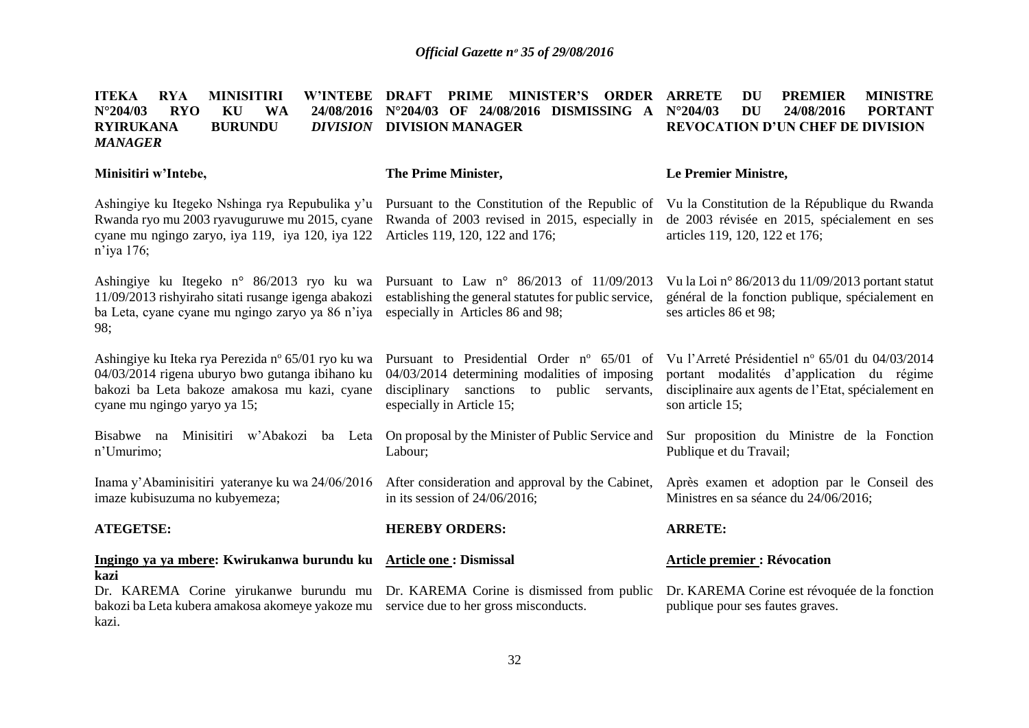**ITEKA RYA MINISITIRI W'INTEBE N°204/03 RYO KU WA 24/08/2016 RYIRUKANA BURUNDU *DIVISION MANAGER***

**Minisitiri w'Intebe,**

Ashingiye ku Itegeko Nshinga rya Repubulika y'u Rwanda ryo mu 2003 ryavuguruwe mu 2015, cyane cyane mu ngingo zaryo, iya 119, iya 120, iya 122 n'iya 176;

Ashingiye ku Itegeko n° 86/2013 ryo ku wa 11/09/2013 rishyiraho sitati rusange igenga abakozi ba Leta, cyane cyane mu ngingo zaryo ya 86 n'iya 98;

Ashingiye ku Iteka rya Perezida n° 65/01 ryo ku wa 04/03/2014 rigena uburyo bwo gutanga ibihano ku bakozi ba Leta bakoze amakosa mu kazi, cyane cyane mu ngingo yaryo ya 15;

Bisabwe na Minisitiri w'Abakozi ba Leta n'Umurimo;

Inama y'Abaminisitiri yateranye ku wa 24/06/2016 imaze kubisuzuma no kubyemeza;

**ATEGETSE:**

**Ingingo ya ya mbere: Kwirukanwa burundu ku kazi**

Dr. KAREMA Corine yirukanwe burundu mu bakozi ba Leta kubera amakosa akomeye yakoze mu kazi.

**DRAFT PRIME MINISTER'S ORDER N°204/03 OF 24/08/2016 DISMISSING A DIVISION MANAGER**

**The Prime Minister,**

Pursuant to the Constitution of the Republic of Rwanda of 2003 revised in 2015, especially in Articles 119, 120, 122 and 176;

Pursuant to Law n° 86/2013 of 11/09/2013 establishing the general statutes for public service, especially in Articles 86 and 98;

Pursuant to Presidential Order n° 65/01 of 04/03/2014 determining modalities of imposing disciplinary sanctions to public servants, especially in Article 15;

On proposal by the Minister of Public Service and Labour;

After consideration and approval by the Cabinet, in its session of 24/06/2016;

**HEREBY ORDERS:**

**Article one : Dismissal**

Dr. KAREMA Corine is dismissed from public service due to her gross misconducts.

**ARRETE DU PREMIER MINISTRE N°204/03 DU 24/08/2016 PORTANT REVOCATION D'UN CHEF DE DIVISION**

**Le Premier Ministre,**

Vu la Constitution de la République du Rwanda de 2003 révisée en 2015, spécialement en ses articles 119, 120, 122 et 176;

Vu la Loi n° 86/2013 du 11/09/2013 portant statut général de la fonction publique, spécialement en ses articles 86 et 98;

Vu l'Arreté Présidentiel n° 65/01 du 04/03/2014 portant modalités d'application du régime disciplinaire aux agents de l'Etat, spécialement en son article 15;

Sur proposition du Ministre de la Fonction Publique et du Travail;

Après examen et adoption par le Conseil des Ministres en sa séance du 24/06/2016;

**ARRETE:**

**Article premier : Révocation**

Dr. KAREMA Corine est révoquée de la fonction publique pour ses fautes graves.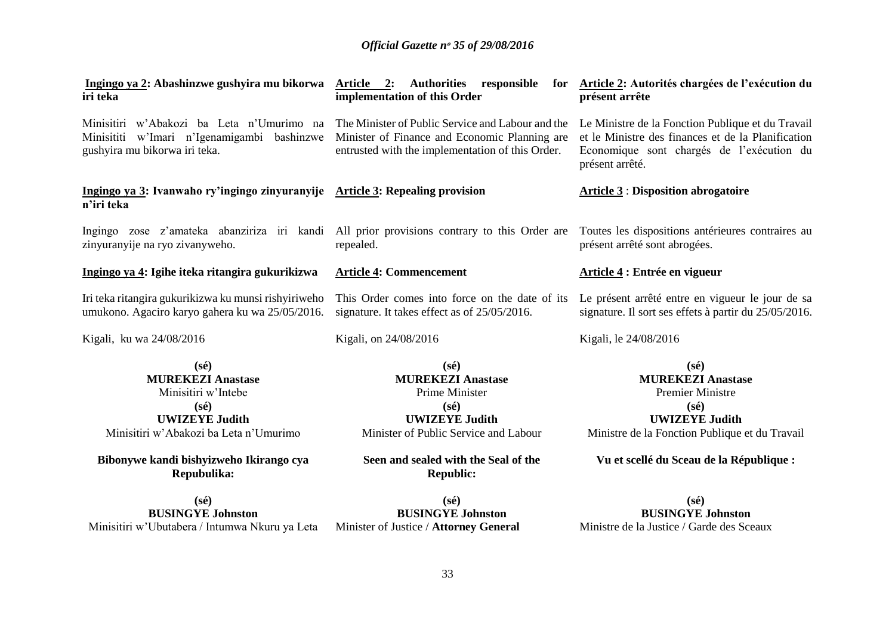**Ingingo ya 2: Abashinzwe gushyira mu bikorwa iri teka**

Minisitiri w'Abakozi ba Leta n'Umurimo na Minisititi w'Imari n'Igenamigambi bashinzwe gushyira mu bikorwa iri teka.

**Ingingo ya 3: Ivanwaho ry'ingingo zinyuranyije n'iri teka**

Ingingo zose z'amateka abanziriza iri kandi zinyuranyije na ryo zivanyweho.

**Ingingo ya 4: Igihe iteka ritangira gukurikizwa**

Iri teka ritangira gukurikizwa ku munsi rishyiriweho umukono. Agaciro karyo gahera ku wa 25/05/2016.

Kigali, ku wa 24/08/2016

**(sé)**
**MUREKEZI Anastase**
Minisitiri w'Intebe

**(sé)**
**UWIZEYE Judith**
Minisitiri w'Abakozi ba Leta n'Umurimo

**Bibonywe kandi bishyizweho Ikirango cya Repubulika:**

**(sé)**
**BUSINGYE Johnston**
Minisitiri w'Ubutabera / Intumwa Nkuru ya Leta

**Article 2: Authorities responsible for implementation of this Order**

The Minister of Public Service and Labour and the Minister of Finance and Economic Planning are entrusted with the implementation of this Order.

**Article 3: Repealing provision**

All prior provisions contrary to this Order are repealed.

**Article 4: Commencement**

This Order comes into force on the date of its signature. It takes effect as of 25/05/2016.

Kigali, on 24/08/2016

**(sé)**
**MUREKEZI Anastase**
Prime Minister

**(sé)**
**UWIZEYE Judith**
Minister of Public Service and Labour

**Seen and sealed with the Seal of the Republic:**

**(sé)**
**BUSINGYE Johnston**
Minister of Justice / **Attorney General**

**Article 2: Autorités chargées de l'exécution du présent arrête**

Le Ministre de la Fonction Publique et du Travail et le Ministre des finances et de la Planification Economique sont chargés de l'exécution du présent arrêté.

**Article 3 : Disposition abrogatoire**

Toutes les dispositions antérieures contraires au présent arrêté sont abrogées.

**Article 4 : Entrée en vigueur**

Le présent arrêté entre en vigueur le jour de sa signature. Il sort ses effets à partir du 25/05/2016.

Kigali, le 24/08/2016

**(sé)**
**MUREKEZI Anastase**
Premier Ministre

**(sé)**
**UWIZEYE Judith**
Ministre de la Fonction Publique et du Travail

**Vu et scellé du Sceau de la République :**

**(sé)**
**BUSINGYE Johnston**
Ministre de la Justice / Garde des Sceaux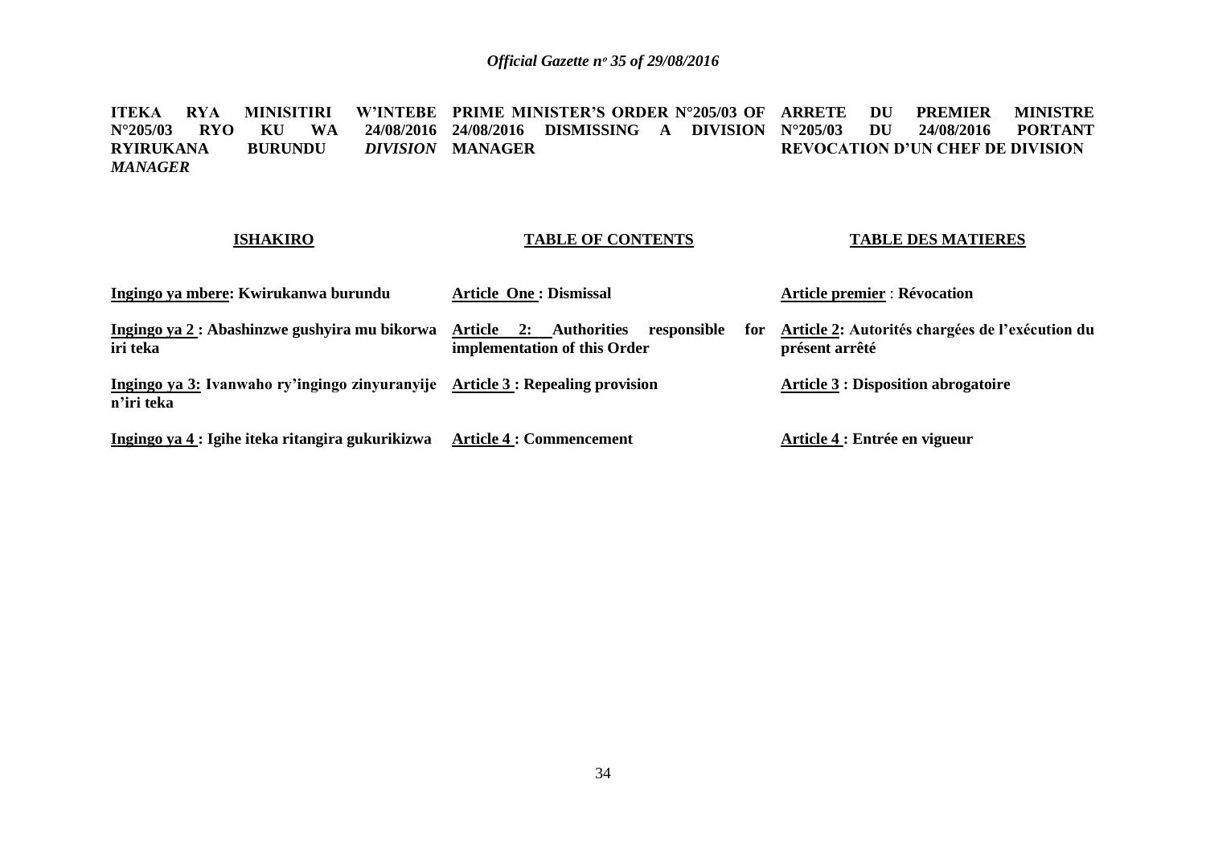| **ITEKA RYA MINISITIRI W'INTEBE N°205/03 RYO KU WA 24/08/2016 RYIRUKANA BURUNDU *DIVISION MANAGER*** | **PRIME MINISTER'S ORDER N°205/03 OF 24/08/2016 DISMISSING A DIVISION MANAGER** | **ARRETE DU PREMIER MINISTRE N°205/03 DU 24/08/2016 PORTANT REVOCATION D'UN CHEF DE DIVISION** |
|---|---|---|
| **ISHAKIRO** | **TABLE OF CONTENTS** | **TABLE DES MATIERES** |
| **Ingingo ya mbere: Kwirukanwa burundu** | **Article One : Dismissal** | **Article premier : Révocation** |
| **Ingingo ya 2 : Abashinzwe gushyira mu bikorwa iri teka** | **Article 2: Authorities responsible for implementation of this Order** | **Article 2: Autorités chargées de l'exécution du présent arrêté** |
| **Ingingo ya 3: Ivanwaho ry'ingingo zinyuranyije n'iri teka** | **Article 3 : Repealing provision** | **Article 3 : Disposition abrogatoire** |
| **Ingingo ya 4 : Igihe iteka ritangira gukurikizwa** | **Article 4 : Commencement** | **Article 4 : Entrée en vigueur** |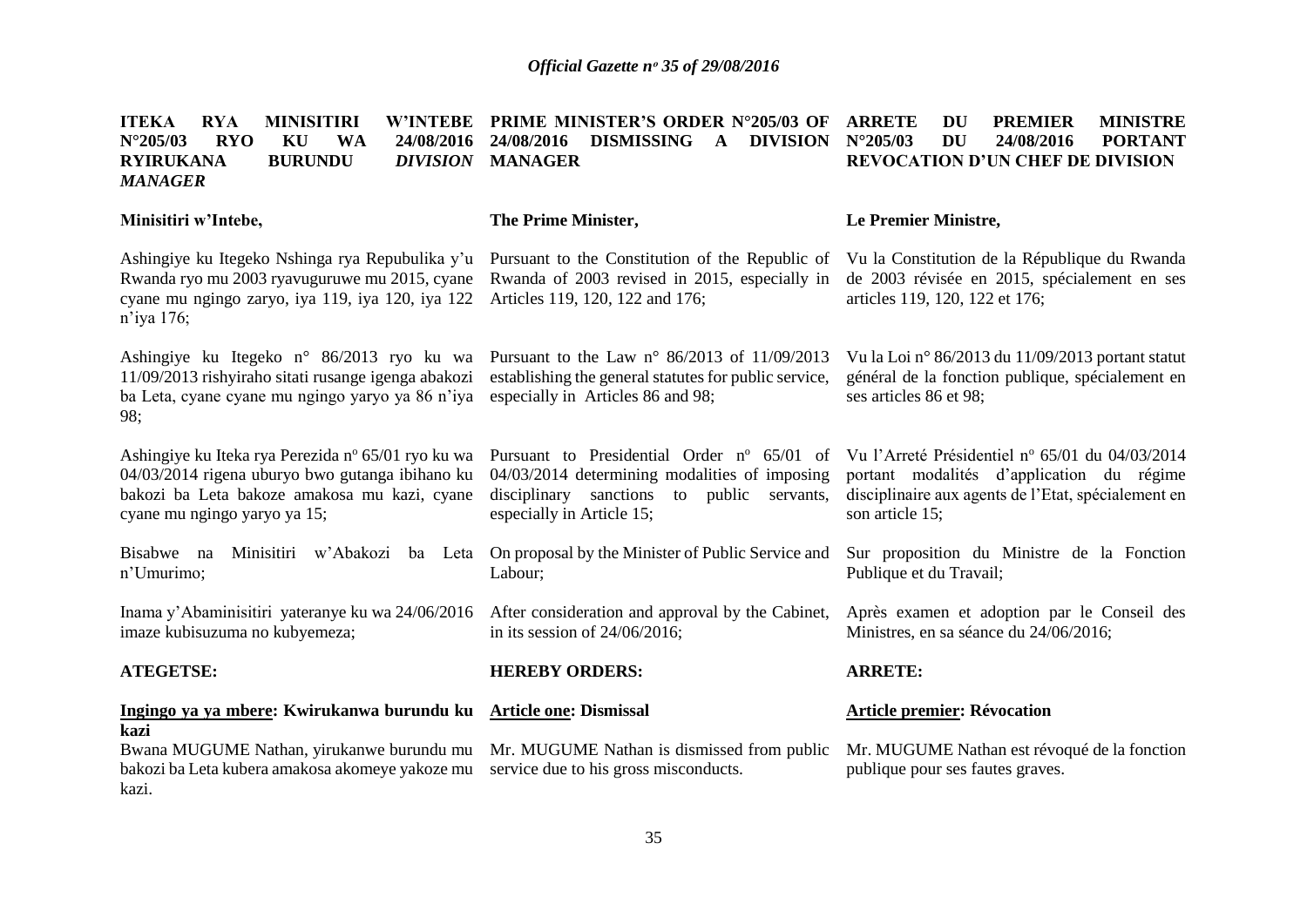**ITEKA RYA MINISITIRI W'INTEBE N°205/03 RYO KU WA 24/08/2016 RYIRUKANA BURUNDU *DIVISION MANAGER***

**Minisitiri w'Intebe,**

Ashingiye ku Itegeko Nshinga rya Repubulika y'u Rwanda ryo mu 2003 ryavuguruwe mu 2015, cyane cyane mu ngingo zaryo, iya 119, iya 120, iya 122 n'iya 176;

Ashingiye ku Itegeko n° 86/2013 ryo ku wa 11/09/2013 rishyiraho sitati rusange igenga abakozi ba Leta, cyane cyane mu ngingo yaryo ya 86 n'iya 98;

Ashingiye ku Iteka rya Perezida n° 65/01 ryo ku wa 04/03/2014 rigena uburyo bwo gutanga ibihano ku bakozi ba Leta bakoze amakosa mu kazi, cyane cyane mu ngingo yaryo ya 15;

Bisabwe na Minisitiri w'Abakozi ba Leta n'Umurimo;

Inama y'Abaminisitiri yateranye ku wa 24/06/2016 imaze kubisuzuma no kubyemeza;

**ATEGETSE:**

**Ingingo ya ya mbere: Kwirukanwa burundu ku kazi**

Bwana MUGUME Nathan, yirukanwe burundu mu bakozi ba Leta kubera amakosa akomeye yakoze mu kazi.

**PRIME MINISTER'S ORDER N°205/03 OF 24/08/2016 DISMISSING A DIVISION MANAGER**

**The Prime Minister,**

Pursuant to the Constitution of the Republic of Rwanda of 2003 revised in 2015, especially in Articles 119, 120, 122 and 176;

Pursuant to the Law n° 86/2013 of 11/09/2013 establishing the general statutes for public service, especially in Articles 86 and 98;

Pursuant to Presidential Order n° 65/01 of 04/03/2014 determining modalities of imposing disciplinary sanctions to public servants, especially in Article 15;

On proposal by the Minister of Public Service and Labour;

After consideration and approval by the Cabinet, in its session of 24/06/2016;

**HEREBY ORDERS:**

**Article one: Dismissal**

Mr. MUGUME Nathan is dismissed from public service due to his gross misconducts.

**ARRETE DU PREMIER MINISTRE N°205/03 DU 24/08/2016 PORTANT REVOCATION D'UN CHEF DE DIVISION**

**Le Premier Ministre,**

Vu la Constitution de la République du Rwanda de 2003 révisée en 2015, spécialement en ses articles 119, 120, 122 et 176;

Vu la Loi n° 86/2013 du 11/09/2013 portant statut général de la fonction publique, spécialement en ses articles 86 et 98;

Vu l'Arreté Présidentiel n° 65/01 du 04/03/2014 portant modalités d'application du régime disciplinaire aux agents de l'Etat, spécialement en son article 15;

Sur proposition du Ministre de la Fonction Publique et du Travail;

Après examen et adoption par le Conseil des Ministres, en sa séance du 24/06/2016;

**ARRETE:**

**Article premier: Révocation**

Mr. MUGUME Nathan est révoqué de la fonction publique pour ses fautes graves.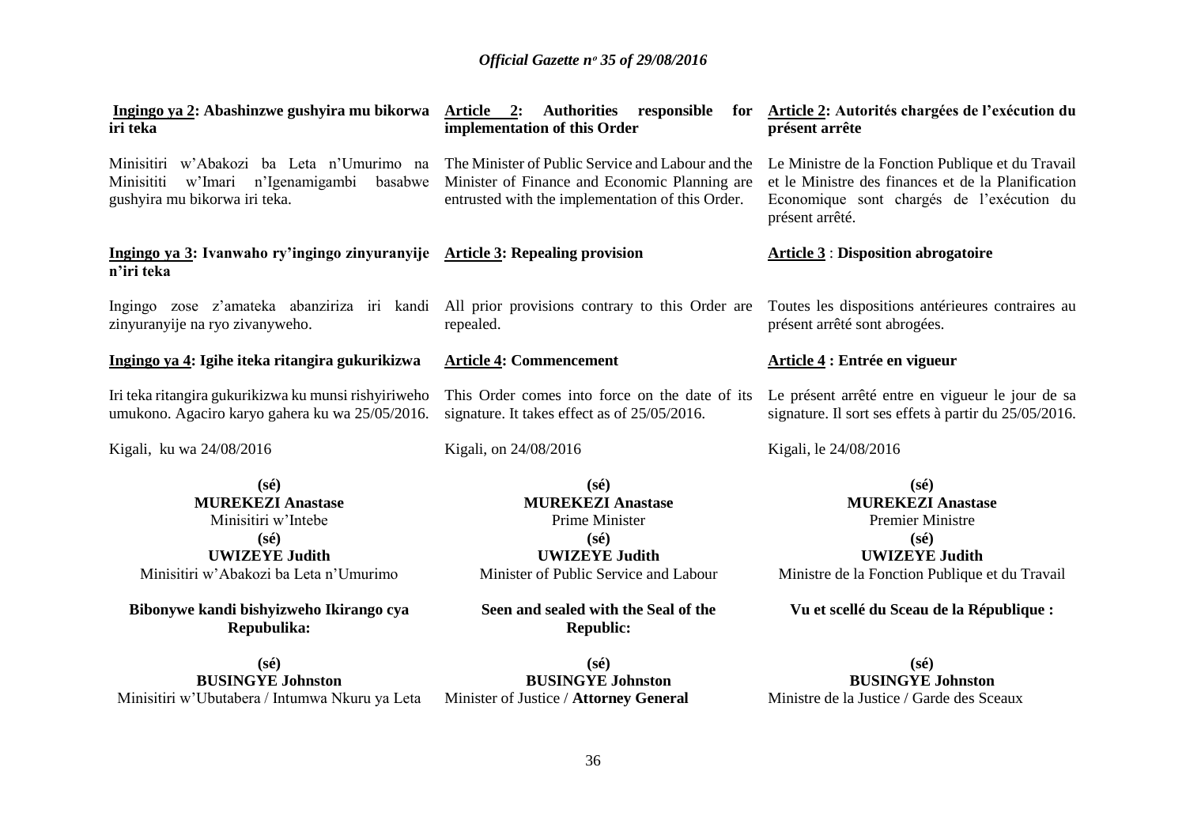**Ingingo ya 2: Abashinzwe gushyira mu bikorwa iri teka**

Minisitiri w'Abakozi ba Leta n'Umurimo na Minisititi w'Imari n'Igenamigambi basabwe gushyira mu bikorwa iri teka.

**Ingingo ya 3: Ivanwaho ry'ingingo zinyuranyije n'iri teka**

Ingingo zose z'amateka abanziriza iri kandi zinyuranyije na ryo zivanyweho.

**Ingingo ya 4: Igihe iteka ritangira gukurikizwa**

Iri teka ritangira gukurikizwa ku munsi rishyiriweho umukono. Agaciro karyo gahera ku wa 25/05/2016.

Kigali, ku wa 24/08/2016

**(sé)**
**MUREKEZI Anastase**
Minisitiri w'Intebe

**(sé)**
**UWIZEYE Judith**
Minisitiri w'Abakozi ba Leta n'Umurimo

**Bibonywe kandi bishyizweho Ikirango cya Repubulika:**

**(sé)**
**BUSINGYE Johnston**
Minisitiri w'Ubutabera / Intumwa Nkuru ya Leta

**Article 2: Authorities responsible for implementation of this Order**

The Minister of Public Service and Labour and the Minister of Finance and Economic Planning are entrusted with the implementation of this Order.

**Article 3: Repealing provision**

All prior provisions contrary to this Order are repealed.

**Article 4: Commencement**

This Order comes into force on the date of its signature. It takes effect as of 25/05/2016.

Kigali, on 24/08/2016

**(sé)**
**MUREKEZI Anastase**
Prime Minister

**(sé)**
**UWIZEYE Judith**
Minister of Public Service and Labour

**Seen and sealed with the Seal of the Republic:**

**(sé)**
**BUSINGYE Johnston**
Minister of Justice / **Attorney General**

**Article 2: Autorités chargées de l'exécution du présent arrête**

Le Ministre de la Fonction Publique et du Travail et le Ministre des finances et de la Planification Economique sont chargés de l'exécution du présent arrêté.

**Article 3 : Disposition abrogatoire**

Toutes les dispositions antérieures contraires au présent arrêté sont abrogées.

**Article 4 : Entrée en vigueur**

Le présent arrêté entre en vigueur le jour de sa signature. Il sort ses effets à partir du 25/05/2016.

Kigali, le 24/08/2016

**(sé)**
**MUREKEZI Anastase**
Premier Ministre

**(sé)**
**UWIZEYE Judith**
Ministre de la Fonction Publique et du Travail

**Vu et scellé du Sceau de la République :**

**(sé)**
**BUSINGYE Johnston**
Ministre de la Justice / Garde des Sceaux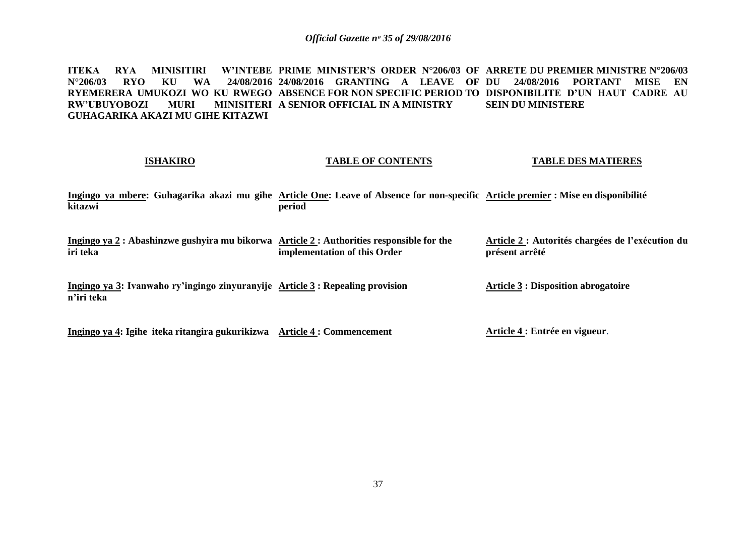**ITEKA RYA MINISITIRI W'INTEBE N°206/03 RYO KU WA 24/08/2016 RYEMERERA UMUKOZI WO KU RWEGO RW'UBUYOBOZI MURI MINISITERI GUHAGARIKA AKAZI MU GIHE KITAZWI**

**PRIME MINISTER'S ORDER N°206/03 OF 24/08/2016 GRANTING A LEAVE OF ABSENCE FOR NON SPECIFIC PERIOD TO A SENIOR OFFICIAL IN A MINISTRY**

**ARRETE DU PREMIER MINISTRE N°206/03 DU 24/08/2016 PORTANT MISE EN DISPONIBILITE D'UN HAUT CADRE AU SEIN DU MINISTERE**

| **ISHAKIRO** | **TABLE OF CONTENTS** | **TABLE DES MATIERES** |
|---|---|---|
| **Ingingo ya mbere: Guhagarika akazi mu gihe kitazwi** | **Article One: Leave of Absence for non-specific period** | **Article premier : Mise en disponibilité** |
| **Ingingo ya 2 : Abashinzwe gushyira mu bikorwa iri teka** | **Article 2 : Authorities responsible for the implementation of this Order** | **Article 2 : Autorités chargées de l'exécution du présent arrêté** |
| **Ingingo ya 3: Ivanwaho ry'ingingo zinyuranyije n'iri teka** | **Article 3 : Repealing provision** | **Article 3 : Disposition abrogatoire** |
| **Ingingo ya 4: Igihe iteka ritangira gukurikizwa** | **Article 4 : Commencement** | **Article 4 : Entrée en vigueur**. |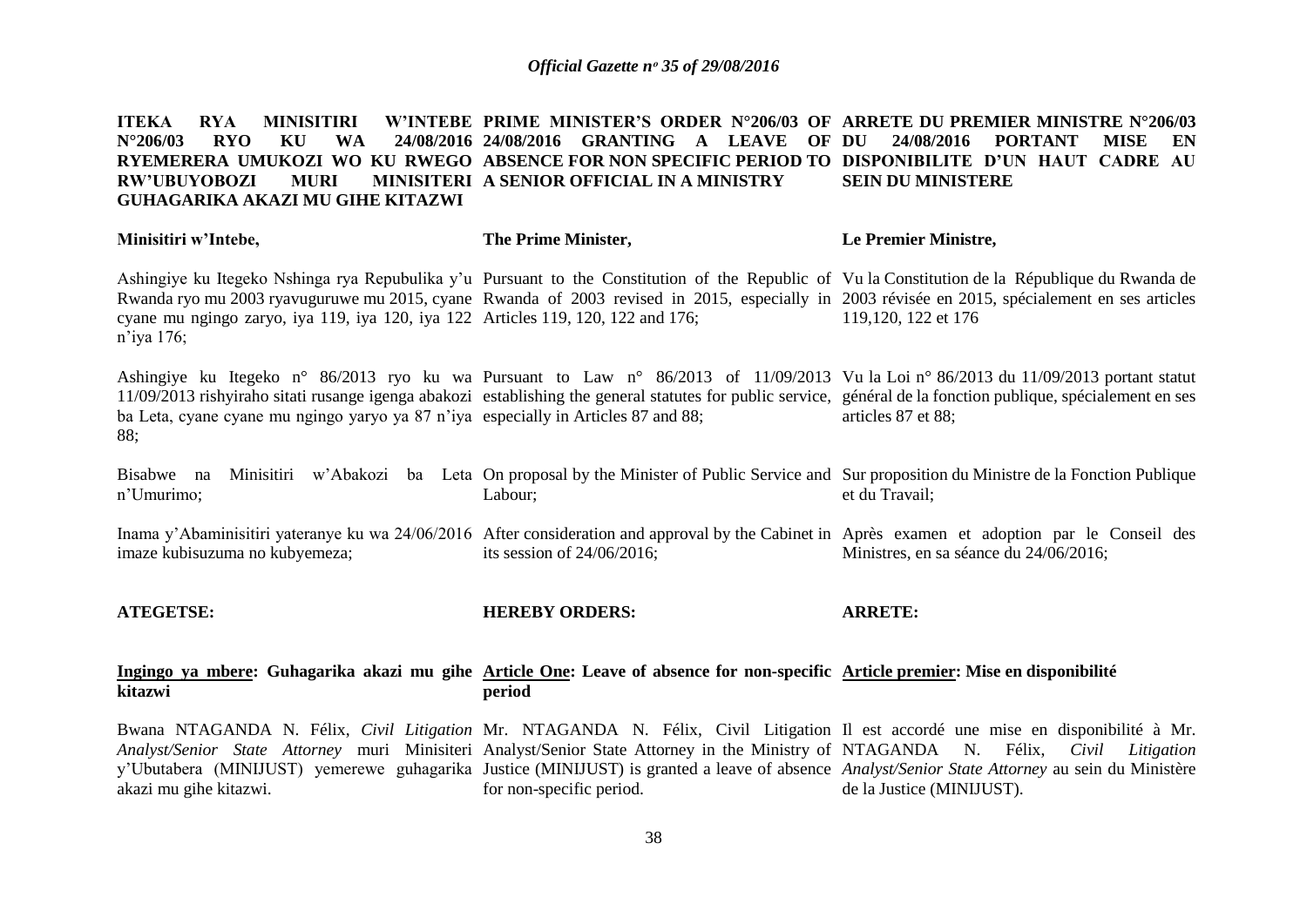**ITEKA RYA MINISITIRI W'INTEBE N°206/03 RYO KU WA 24/08/2016 RYEMERERA UMUKOZI WO KU RWEGO RW'UBUYOBOZI MURI MINISITERI GUHAGARIKA AKAZI MU GIHE KITAZWI**

**Minisitiri w'Intebe,**

Ashingiye ku Itegeko Nshinga rya Repubulika y'u Rwanda ryo mu 2003 ryavuguruwe mu 2015, cyane cyane mu ngingo zaryo, iya 119, iya 120, iya 122 n'iya 176;

Ashingiye ku Itegeko n° 86/2013 ryo ku wa 11/09/2013 rishyiraho sitati rusange igenga abakozi ba Leta, cyane cyane mu ngingo yaryo ya 87 n'iya 88;

Bisabwe na Minisitiri w'Abakozi ba Leta n'Umurimo;

Inama y'Abaminisitiri yateranye ku wa 24/06/2016 imaze kubisuzuma no kubyemeza;

**ATEGETSE:**

**__Ingingo ya mbere__: Guhagarika akazi mu gihe kitazwi**

Bwana NTAGANDA N. Félix, *Civil Litigation Analyst/Senior State Attorney* muri Minisiteri y'Ubutabera (MINIJUST) yemerewe guhagarika akazi mu gihe kitazwi.

**PRIME MINISTER'S ORDER N°206/03 OF 24/08/2016 GRANTING A LEAVE OF ABSENCE FOR NON SPECIFIC PERIOD TO A SENIOR OFFICIAL IN A MINISTRY**

**The Prime Minister,**

Pursuant to the Constitution of the Republic of Rwanda of 2003 revised in 2015, especially in Articles 119, 120, 122 and 176;

Pursuant to Law n° 86/2013 of 11/09/2013 establishing the general statutes for public service, especially in Articles 87 and 88;

On proposal by the Minister of Public Service and Labour;

After consideration and approval by the Cabinet in its session of 24/06/2016;

**HEREBY ORDERS:**

**__Article One__: Leave of absence for non-specific period**

Mr. NTAGANDA N. Félix, Civil Litigation Analyst/Senior State Attorney in the Ministry of Justice (MINIJUST) is granted a leave of absence for non-specific period.

**ARRETE DU PREMIER MINISTRE N°206/03 DU 24/08/2016 PORTANT MISE EN DISPONIBILITE D'UN HAUT CADRE AU SEIN DU MINISTERE**

**Le Premier Ministre,**

Vu la Constitution de la République du Rwanda de 2003 révisée en 2015, spécialement en ses articles 119,120, 122 et 176

Vu la Loi n° 86/2013 du 11/09/2013 portant statut général de la fonction publique, spécialement en ses articles 87 et 88;

Sur proposition du Ministre de la Fonction Publique et du Travail;

Après examen et adoption par le Conseil des Ministres, en sa séance du 24/06/2016;

**ARRETE:**

**__Article premier__: Mise en disponibilité**

Il est accordé une mise en disponibilité à Mr. NTAGANDA N. Félix, *Civil Litigation Analyst/Senior State Attorney* au sein du Ministère de la Justice (MINIJUST).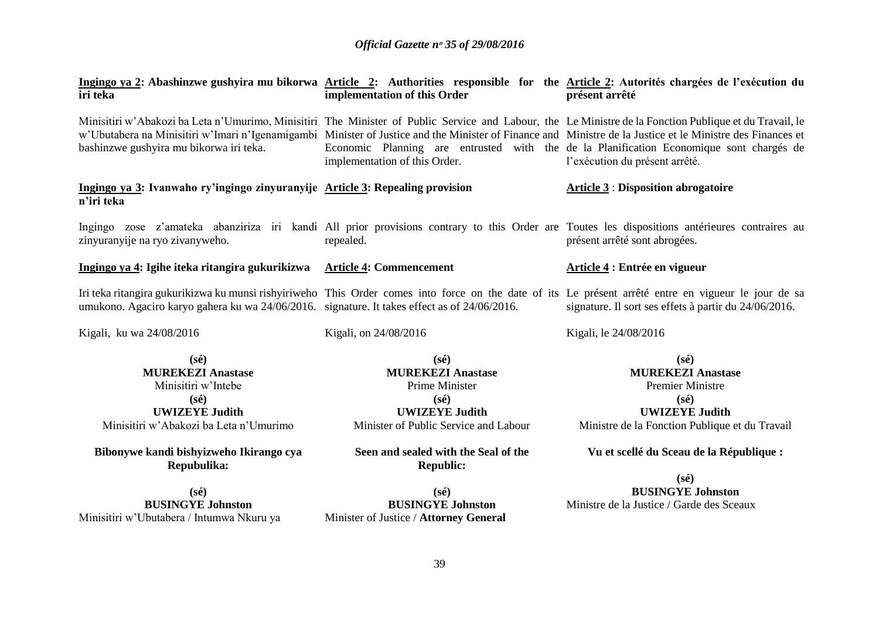**Ingingo ya 2: Abashinzwe gushyira mu bikorwa iri teka**

Minisitiri w'Abakozi ba Leta n'Umurimo, Minisitiri w'Ubutabera na Minisitiri w'Imari n'Igenamigambi bashinzwe gushyira mu bikorwa iri teka.

**Ingingo ya 3: Ivanwaho ry'ingingo zinyuranyije n'iri teka**

Ingingo zose z'amateka abanziriza iri kandi zinyuranyije na ryo zivanyweho.

**Ingingo ya 4: Igihe iteka ritangira gukurikizwa**

Iri teka ritangira gukurikizwa ku munsi rishyiriweho umukono. Agaciro karyo gahera ku wa 24/06/2016.

Kigali, ku wa 24/08/2016

**(sé)**
**MUREKEZI Anastase**
Minisitiri w'Intebe

**(sé)**
**UWIZEYE Judith**
Minisitiri w'Abakozi ba Leta n'Umurimo

**Bibonywe kandi bishyizweho Ikirango cya Repubulika:**

**(sé)**
**BUSINGYE Johnston**
Minisitiri w'Ubutabera / Intumwa Nkuru ya

**Article 2: Authorities responsible for the implementation of this Order**

The Minister of Public Service and Labour, the Minister of Justice and the Minister of Finance and Economic Planning are entrusted with the implementation of this Order.

**Article 3: Repealing provision**

All prior provisions contrary to this Order are repealed.

**Article 4: Commencement**

This Order comes into force on the date of its signature. It takes effect as of 24/06/2016.

Kigali, on 24/08/2016

**(sé)**
**MUREKEZI Anastase**
Prime Minister

**(sé)**
**UWIZEYE Judith**
Minister of Public Service and Labour

**Seen and sealed with the Seal of the Republic:**

**(sé)**
**BUSINGYE Johnston**
Minister of Justice / **Attorney General**

**Article 2: Autorités chargées de l'exécution du présent arrêté**

Le Ministre de la Fonction Publique et du Travail, le Ministre de la Justice et le Ministre des Finances et de la Planification Economique sont chargés de l'exécution du présent arrêté.

**Article 3 : Disposition abrogatoire**

Toutes les dispositions antérieures contraires au présent arrêté sont abrogées.

**Article 4 : Entrée en vigueur**

Le présent arrêté entre en vigueur le jour de sa signature. Il sort ses effets à partir du 24/06/2016.

Kigali, le 24/08/2016

**(sé)**
**MUREKEZI Anastase**
Premier Ministre

**(sé)**
**UWIZEYE Judith**
Ministre de la Fonction Publique et du Travail

**Vu et scellé du Sceau de la République :**

**(sé)**
**BUSINGYE Johnston**
Ministre de la Justice / Garde des Sceaux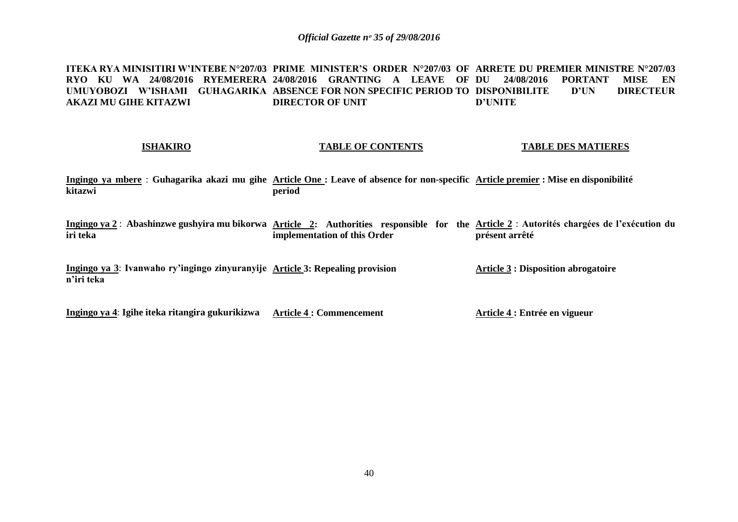**ITEKA RYA MINISITIRI W'INTEBE N°207/03 RYO KU WA 24/08/2016 RYEMERERA UMUYOBOZI W'ISHAMI GUHAGARIKA AKAZI MU GIHE KITAZWI**

**ISHAKIRO**

**<u>Ingingo ya mbere</u>** : **Guhagarika akazi mu gihe kitazwi**

**<u>Ingingo ya 2</u>** : **Abashinzwe gushyira mu bikorwa iri teka**

**<u>Ingingo ya 3</u>**: **Ivanwaho ry'ingingo zinyuranyije n'iri teka**

**<u>Ingingo ya 4</u>**: **Igihe iteka ritangira gukurikizwa**

**PRIME MINISTER'S ORDER N°207/03 OF 24/08/2016 GRANTING A LEAVE OF ABSENCE FOR NON SPECIFIC PERIOD TO DIRECTOR OF UNIT**

**TABLE OF CONTENTS**

**<u>Article One</u> : Leave of absence for non-specific period**

**<u>Article 2</u>: Authorities responsible for the implementation of this Order**

**<u>Article 3</u>: Repealing provision**

**<u>Article 4</u> : Commencement**

**ARRETE DU PREMIER MINISTRE N°207/03 DU 24/08/2016 PORTANT MISE EN DISPONIBILITE D'UN DIRECTEUR D'UNITE**

**TABLE DES MATIERES**

**<u>Article premier</u> : Mise en disponibilité**

**<u>Article 2</u>** : **Autorités chargées de l'exécution du présent arrêté**

**<u>Article 3</u> : Disposition abrogatoire**

**<u>Article 4</u> : Entrée en vigueur**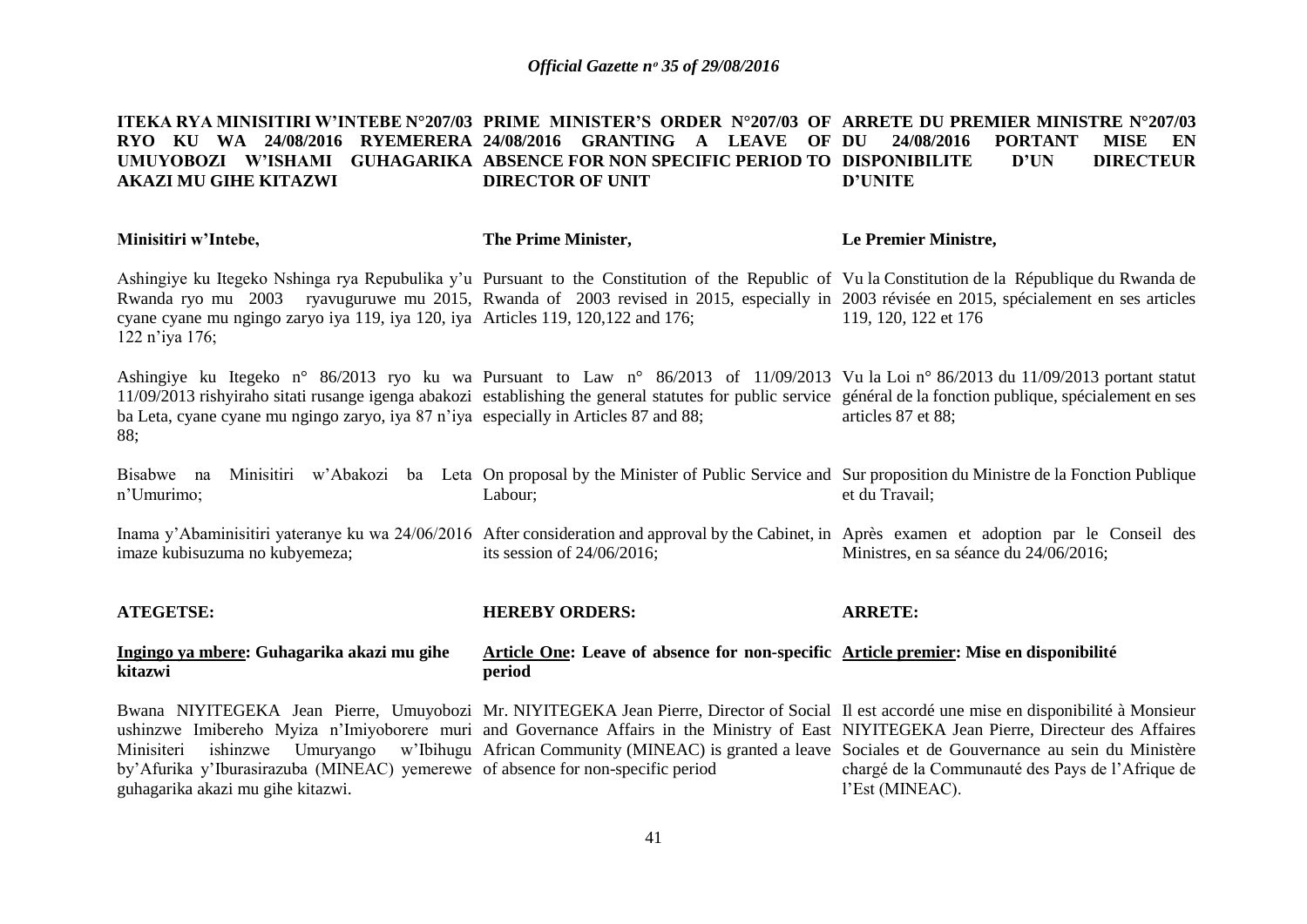**ITEKA RYA MINISITIRI W'INTEBE N°207/03 RYO KU WA 24/08/2016 RYEMERERA UMUYOBOZI W'ISHAMI GUHAGARIKA AKAZI MU GIHE KITAZWI**

Minisitiri w'Intebe,

Ashingiye ku Itegeko Nshinga rya Repubulika y'u Rwanda ryo mu 2003 ryavuguruwe mu 2015, cyane cyane mu ngingo zaryo iya 119, iya 120, iya 122 n'iya 176;

Ashingiye ku Itegeko n° 86/2013 ryo ku wa 11/09/2013 rishyiraho sitati rusange igenga abakozi ba Leta, cyane cyane mu ngingo zaryo, iya 87 n'iya 88;

Bisabwe na Minisitiri w'Abakozi ba Leta n'Umurimo;

Inama y'Abaminisitiri yateranye ku wa 24/06/2016 imaze kubisuzuma no kubyemeza;

**ATEGETSE:**

**Ingingo ya mbere: Guhagarika akazi mu gihe kitazwi**

Bwana NIYITEGEKA Jean Pierre, Umuyobozi ushinzwe Imibereho Myiza n'Imiyoborere muri Minisiteri ishinzwe Umuryango w'Ibihugu by'Afurika y'Iburasirazuba (MINEAC) yemerewe guhagarika akazi mu gihe kitazwi.

**PRIME MINISTER'S ORDER N°207/03 OF 24/08/2016 GRANTING A LEAVE OF ABSENCE FOR NON SPECIFIC PERIOD TO DIRECTOR OF UNIT**

The Prime Minister,

Pursuant to the Constitution of the Republic of Rwanda of 2003 revised in 2015, especially in Articles 119, 120,122 and 176;

Pursuant to Law n° 86/2013 of 11/09/2013 establishing the general statutes for public service especially in Articles 87 and 88;

On proposal by the Minister of Public Service and Labour;

After consideration and approval by the Cabinet, in its session of 24/06/2016;

**HEREBY ORDERS:**

**Article One: Leave of absence for non-specific period**

Mr. NIYITEGEKA Jean Pierre, Director of Social and Governance Affairs in the Ministry of East African Community (MINEAC) is granted a leave of absence for non-specific period

**ARRETE DU PREMIER MINISTRE N°207/03 DU 24/08/2016 PORTANT MISE EN DISPONIBILITE D'UN DIRECTEUR D'UNITE**

Le Premier Ministre,

Vu la Constitution de la République du Rwanda de 2003 révisée en 2015, spécialement en ses articles 119, 120, 122 et 176

Vu la Loi n° 86/2013 du 11/09/2013 portant statut général de la fonction publique, spécialement en ses articles 87 et 88;

Sur proposition du Ministre de la Fonction Publique et du Travail;

Après examen et adoption par le Conseil des Ministres, en sa séance du 24/06/2016;

**ARRETE:**

**Article premier: Mise en disponibilité**

Il est accordé une mise en disponibilité à Monsieur NIYITEGEKA Jean Pierre, Directeur des Affaires Sociales et de Gouvernance au sein du Ministère chargé de la Communauté des Pays de l'Afrique de l'Est (MINEAC).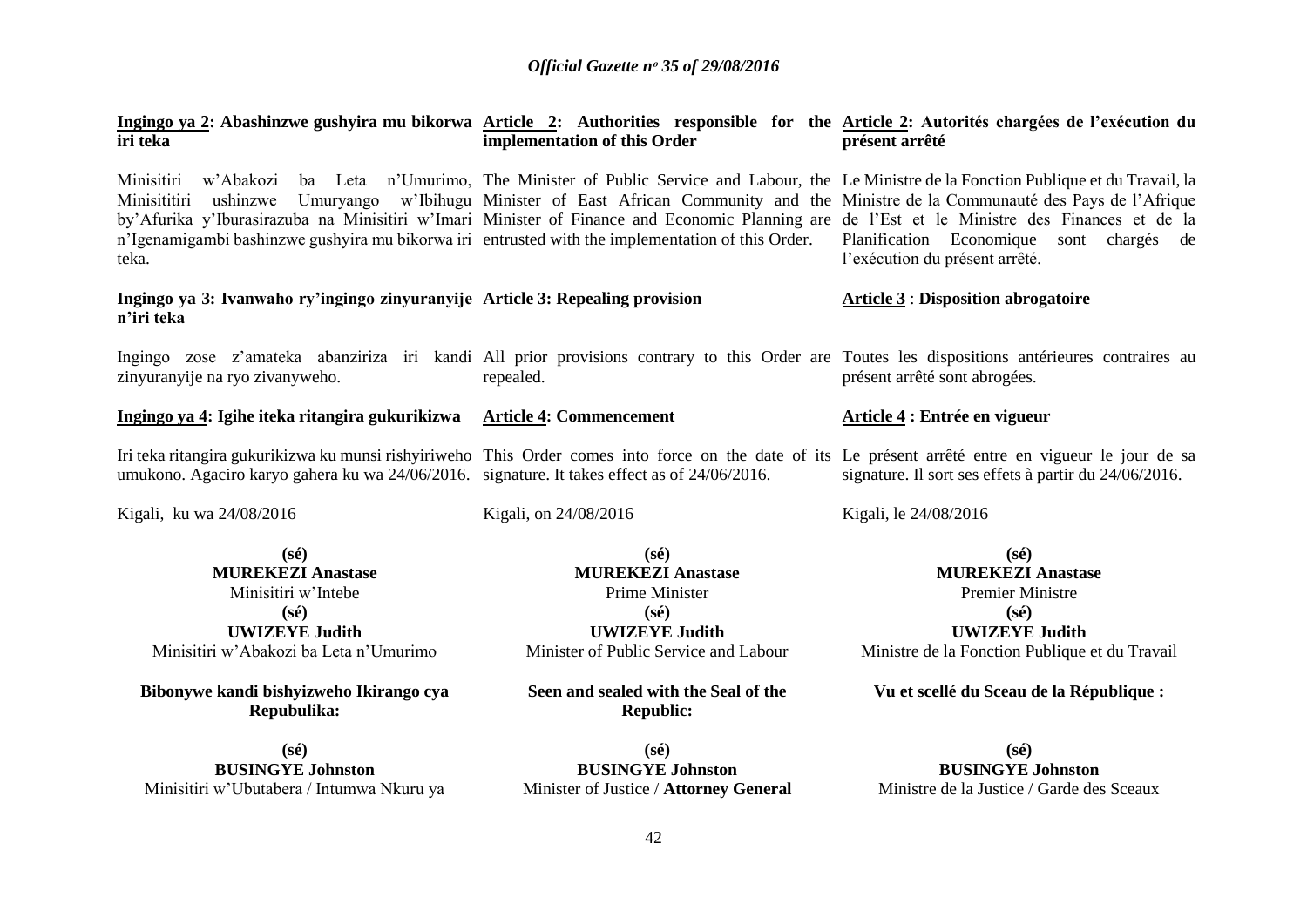**Ingingo ya 2: Abashinzwe gushyira mu bikorwa iri teka**

Minisitiri w'Abakozi ba Leta n'Umurimo, Minisititiri ushinzwe Umuryango w'Ibihugu by'Afurika y'Iburasirazuba na Minisitiri w'Imari n'Igenamigambi bashinzwe gushyira mu bikorwa iri teka.

**Ingingo ya 3: Ivanwaho ry'ingingo zinyuranyije n'iri teka**

Ingingo zose z'amateka abanziriza iri kandi zinyuranyije na ryo zivanyweho.

**Ingingo ya 4: Igihe iteka ritangira gukurikizwa**

Iri teka ritangira gukurikizwa ku munsi rishyiriweho umukono. Agaciro karyo gahera ku wa 24/06/2016.

Kigali, ku wa 24/08/2016

**(sé)**
**MUREKEZI Anastase**
Minisitiri w'Intebe

**(sé)**
**UWIZEYE Judith**
Minisitiri w'Abakozi ba Leta n'Umurimo

**Bibonywe kandi bishyizweho Ikirango cya Repubulika:**

**(sé)**
**BUSINGYE Johnston**
Minisitiri w'Ubutabera / Intumwa Nkuru ya

---

**Article 2: Authorities responsible for the implementation of this Order**

The Minister of Public Service and Labour, the Minister of East African Community and the Minister of Finance and Economic Planning are entrusted with the implementation of this Order.

**Article 3: Repealing provision**

All prior provisions contrary to this Order are repealed.

**Article 4: Commencement**

This Order comes into force on the date of its signature. It takes effect as of 24/06/2016.

Kigali, on 24/08/2016

**(sé)**
**MUREKEZI Anastase**
Prime Minister

**(sé)**
**UWIZEYE Judith**
Minister of Public Service and Labour

**Seen and sealed with the Seal of the Republic:**

**(sé)**
**BUSINGYE Johnston**
Minister of Justice / **Attorney General**

---

**Article 2: Autorités chargées de l'exécution du présent arrêté**

Le Ministre de la Fonction Publique et du Travail, la Ministre de la Communauté des Pays de l'Afrique de l'Est et le Ministre des Finances et de la Planification Economique sont chargés de l'exécution du présent arrêté.

**Article 3 : Disposition abrogatoire**

Toutes les dispositions antérieures contraires au présent arrêté sont abrogées.

**Article 4 : Entrée en vigueur**

Le présent arrêté entre en vigueur le jour de sa signature. Il sort ses effets à partir du 24/06/2016.

Kigali, le 24/08/2016

**(sé)**
**MUREKEZI Anastase**
Premier Ministre

**(sé)**
**UWIZEYE Judith**
Ministre de la Fonction Publique et du Travail

**Vu et scellé du Sceau de la République :**

**(sé)**
**BUSINGYE Johnston**
Ministre de la Justice / Garde des Sceaux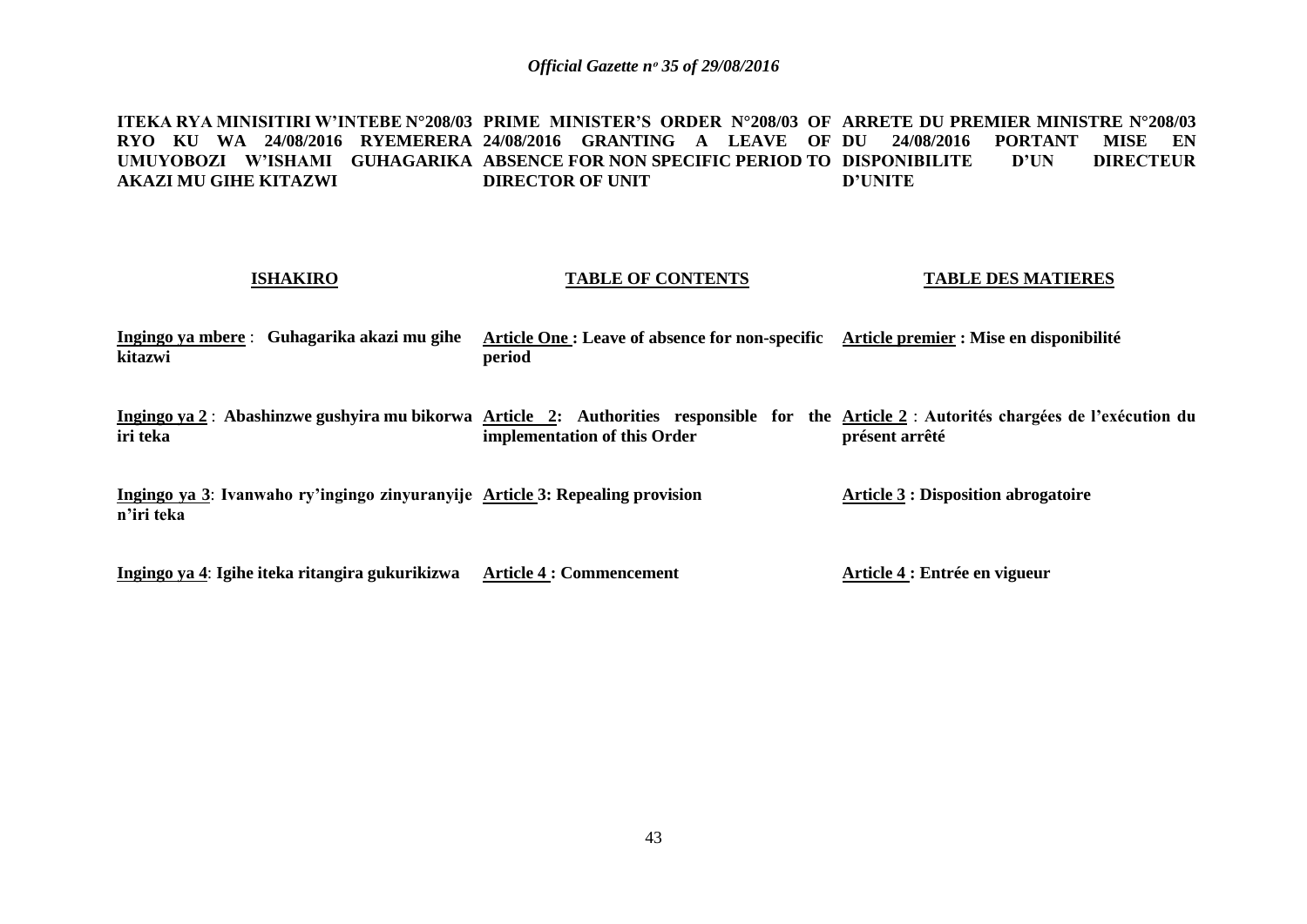**ITEKA RYA MINISITIRI W'INTEBE N°208/03 RYO KU WA 24/08/2016 RYEMERERA UMUYOBOZI W'ISHAMI GUHAGARIKA AKAZI MU GIHE KITAZWI**

**ISHAKIRO**

**Ingingo ya mbere** : **Guhagarika akazi mu gihe kitazwi**

**Ingingo ya 2** : **Abashinzwe gushyira mu bikorwa iri teka**

**Ingingo ya 3**: **Ivanwaho ry'ingingo zinyuranyije n'iri teka**

**Ingingo ya 4**: **Igihe iteka ritangira gukurikizwa**

**PRIME MINISTER'S ORDER N°208/03 OF 24/08/2016 GRANTING A LEAVE OF ABSENCE FOR NON SPECIFIC PERIOD TO DIRECTOR OF UNIT**

**TABLE OF CONTENTS**

**Article One : Leave of absence for non-specific period**

**Article 2: Authorities responsible for the implementation of this Order**

**Article 3: Repealing provision**

**Article 4 : Commencement**

**ARRETE DU PREMIER MINISTRE N°208/03 DU 24/08/2016 PORTANT MISE EN DISPONIBILITE D'UN DIRECTEUR D'UNITE**

**TABLE DES MATIERES**

**Article premier : Mise en disponibilité**

**Article 2** : **Autorités chargées de l'exécution du présent arrêté**

**Article 3 : Disposition abrogatoire**

**Article 4 : Entrée en vigueur**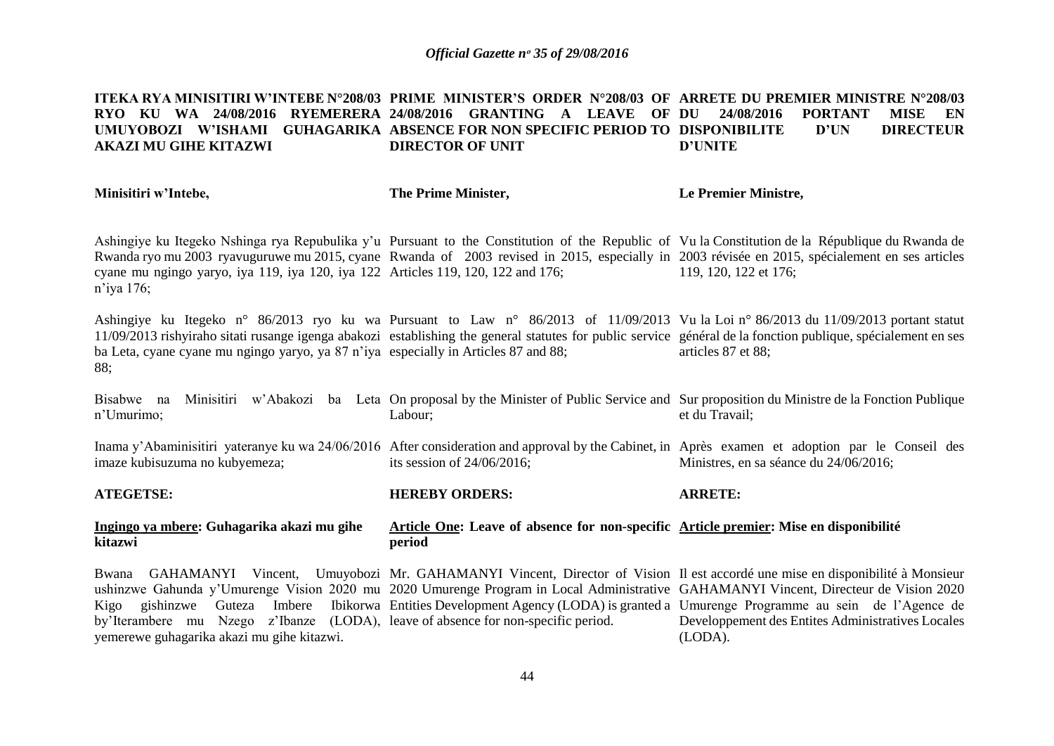**ITEKA RYA MINISITIRI W'INTEBE N°208/03 RYO KU WA 24/08/2016 RYEMERERA UMUYOBOZI W'ISHAMI GUHAGARIKA AKAZI MU GIHE KITAZWI**

**Minisitiri w'Intebe,**

Ashingiye ku Itegeko Nshinga rya Repubulika y'u Rwanda ryo mu 2003 ryavuguruwe mu 2015, cyane cyane mu ngingo yaryo, iya 119, iya 120, iya 122 n'iya 176;

Ashingiye ku Itegeko n° 86/2013 ryo ku wa 11/09/2013 rishyiraho sitati rusange igenga abakozi ba Leta, cyane cyane mu ngingo yaryo, ya 87 n'iya 88;

Bisabwe na Minisitiri w'Abakozi ba Leta n'Umurimo;

Inama y'Abaminisitiri yateranye ku wa 24/06/2016 imaze kubisuzuma no kubyemeza;

**ATEGETSE:**

**Ingingo ya mbere: Guhagarika akazi mu gihe kitazwi**

Bwana GAHAMANYI Vincent, Umuyobozi ushinzwe Gahunda y'Umurenge Vision 2020 mu Kigo gishinzwe Guteza Imbere Ibikorwa by'Iterambere mu Nzego z'Ibanze (LODA), yemerewe guhagarika akazi mu gihe kitazwi.

**PRIME MINISTER'S ORDER N°208/03 OF 24/08/2016 GRANTING A LEAVE OF ABSENCE FOR NON SPECIFIC PERIOD TO DIRECTOR OF UNIT**

**The Prime Minister,**

Pursuant to the Constitution of the Republic of Rwanda of 2003 revised in 2015, especially in Articles 119, 120, 122 and 176;

Pursuant to Law n° 86/2013 of 11/09/2013 establishing the general statutes for public service especially in Articles 87 and 88;

On proposal by the Minister of Public Service and Labour;

After consideration and approval by the Cabinet, in its session of 24/06/2016;

**HEREBY ORDERS:**

**Article One: Leave of absence for non-specific period**

Mr. GAHAMANYI Vincent, Director of Vision 2020 Umurenge Program in Local Administrative Entities Development Agency (LODA) is granted a leave of absence for non-specific period.

**ARRETE DU PREMIER MINISTRE N°208/03 DU 24/08/2016 PORTANT MISE EN DISPONIBILITE D'UN DIRECTEUR D'UNITE**

**Le Premier Ministre,**

Vu la Constitution de la République du Rwanda de 2003 révisée en 2015, spécialement en ses articles 119, 120, 122 et 176;

Vu la Loi n° 86/2013 du 11/09/2013 portant statut général de la fonction publique, spécialement en ses articles 87 et 88;

Sur proposition du Ministre de la Fonction Publique et du Travail;

Après examen et adoption par le Conseil des Ministres, en sa séance du 24/06/2016;

**ARRETE:**

**Article premier: Mise en disponibilité**

Il est accordé une mise en disponibilité à Monsieur GAHAMANYI Vincent, Directeur de Vision 2020 Umurenge Programme au sein de l'Agence de Developpement des Entites Administratives Locales (LODA).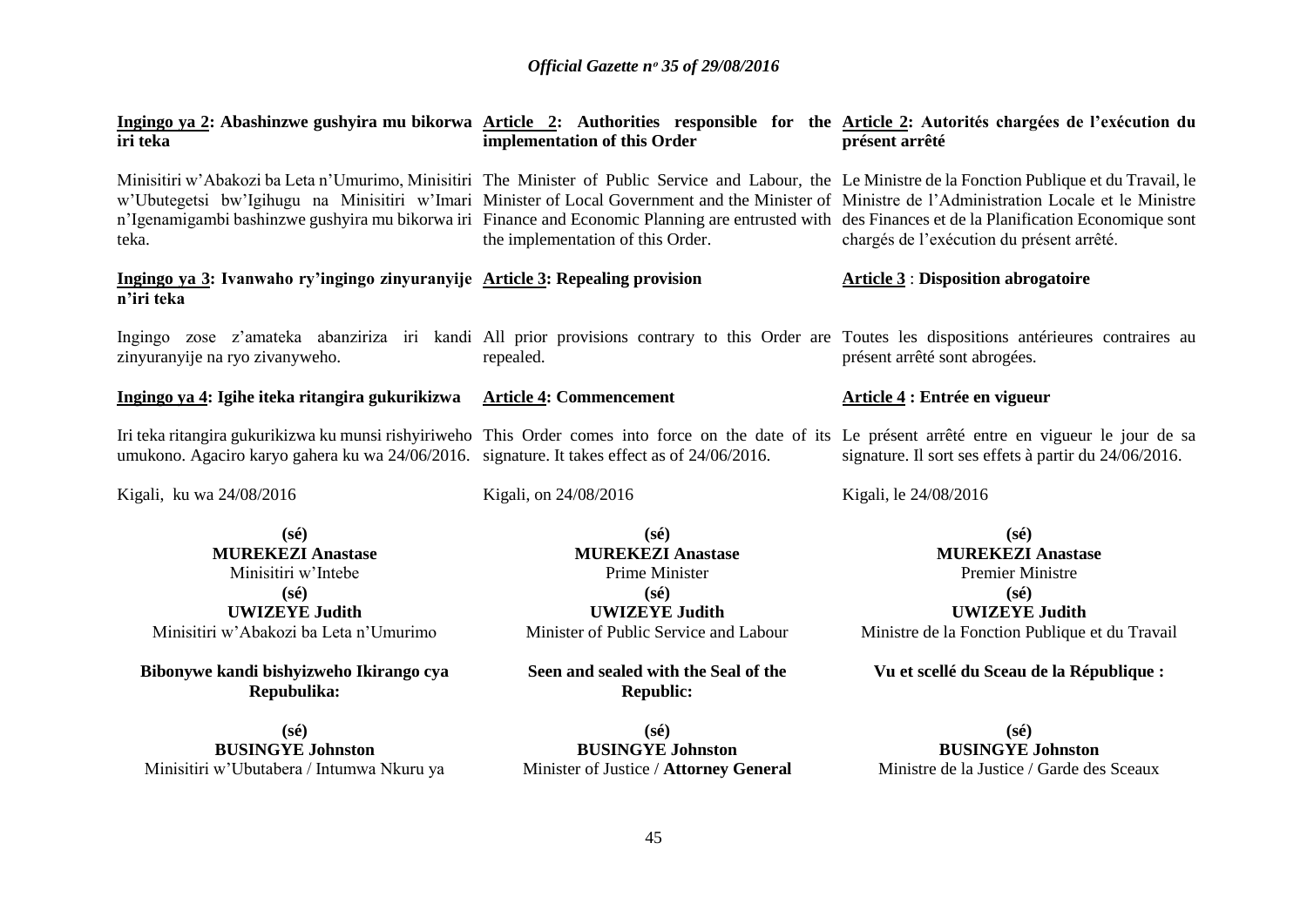**Ingingo ya 2: Abashinzwe gushyira mu bikorwa iri teka**

Minisitiri w'Abakozi ba Leta n'Umurimo, Minisitiri w'Ubutegetsi bw'Igihugu na Minisitiri w'Imari n'Igenamigambi bashinzwe gushyira mu bikorwa iri teka.

**Ingingo ya 3: Ivanwaho ry'ingingo zinyuranyije n'iri teka**

Ingingo zose z'amateka abanziriza iri kandi zinyuranyije na ryo zivanyweho.

**Ingingo ya 4: Igihe iteka ritangira gukurikizwa**

Iri teka ritangira gukurikizwa ku munsi rishyiriweho umukono. Agaciro karyo gahera ku wa 24/06/2016.

Kigali, ku wa 24/08/2016

**(sé)**
**MUREKEZI Anastase**
Minisitiri w'Intebe

**(sé)**
**UWIZEYE Judith**
Minisitiri w'Abakozi ba Leta n'Umurimo

**Bibonywe kandi bishyizweho Ikirango cya Repubulika:**

**(sé)**
**BUSINGYE Johnston**
Minisitiri w'Ubutabera / Intumwa Nkuru ya

**Article 2: Authorities responsible for the implementation of this Order**

The Minister of Public Service and Labour, the Minister of Local Government and the Minister of Finance and Economic Planning are entrusted with the implementation of this Order.

**Article 3: Repealing provision**

All prior provisions contrary to this Order are repealed.

**Article 4: Commencement**

This Order comes into force on the date of its signature. It takes effect as of 24/06/2016.

Kigali, on 24/08/2016

**(sé)**
**MUREKEZI Anastase**
Prime Minister

**(sé)**
**UWIZEYE Judith**
Minister of Public Service and Labour

**Seen and sealed with the Seal of the Republic:**

**(sé)**
**BUSINGYE Johnston**
Minister of Justice / **Attorney General**

**Article 2: Autorités chargées de l'exécution du présent arrêté**

Le Ministre de la Fonction Publique et du Travail, le Ministre de l'Administration Locale et le Ministre des Finances et de la Planification Economique sont chargés de l'exécution du présent arrêté.

**Article 3 : Disposition abrogatoire**

Toutes les dispositions antérieures contraires au présent arrêté sont abrogées.

**Article 4 : Entrée en vigueur**

Le présent arrêté entre en vigueur le jour de sa signature. Il sort ses effets à partir du 24/06/2016.

Kigali, le 24/08/2016

**(sé)**
**MUREKEZI Anastase**
Premier Ministre

**(sé)**
**UWIZEYE Judith**
Ministre de la Fonction Publique et du Travail

**Vu et scellé du Sceau de la République :**

**(sé)**
**BUSINGYE Johnston**
Ministre de la Justice / Garde des Sceaux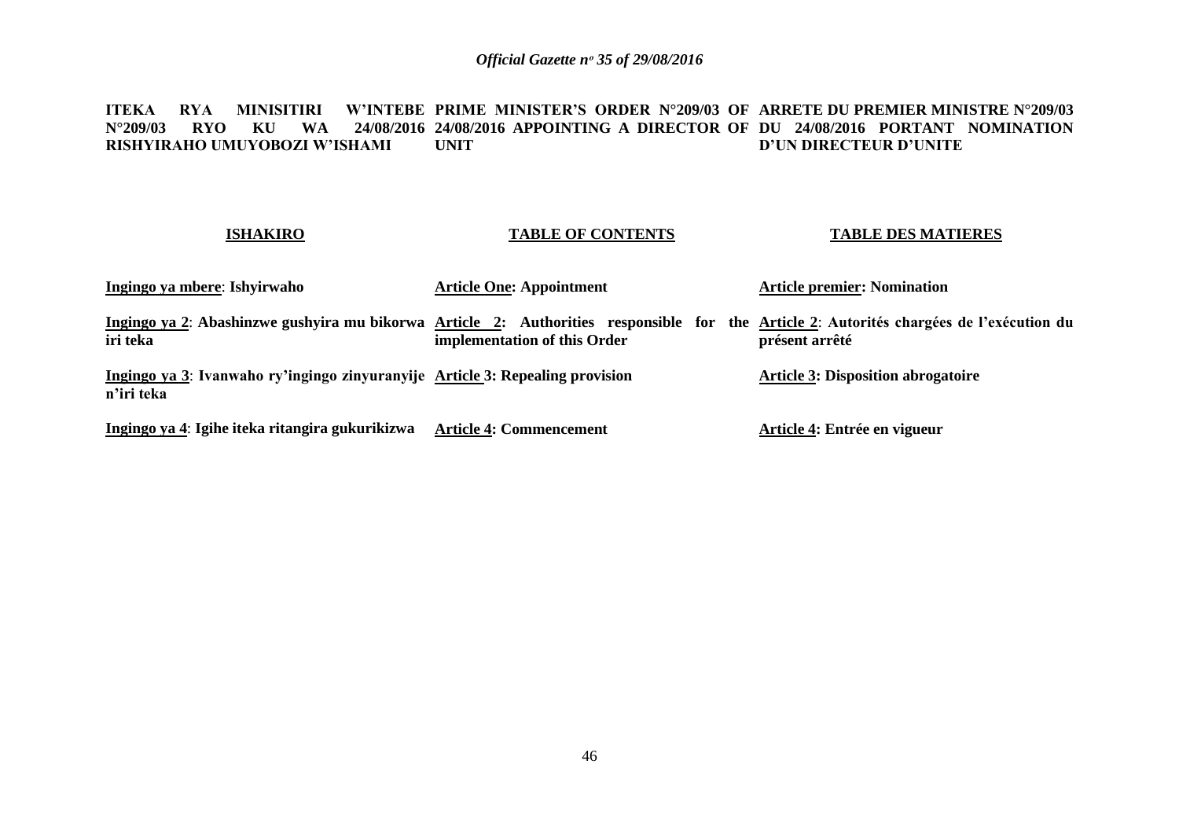**ITEKA RYA MINISITIRI W'INTEBE N°209/03 RYO KU WA 24/08/2016 RISHYIRAHO UMUYOBOZI W'ISHAMI**

**PRIME MINISTER'S ORDER N°209/03 OF 24/08/2016 APPOINTING A DIRECTOR OF UNIT**

**ARRETE DU PREMIER MINISTRE N°209/03 DU 24/08/2016 PORTANT NOMINATION D'UN DIRECTEUR D'UNITE**

| **ISHAKIRO** | **TABLE OF CONTENTS** | **TABLE DES MATIERES** |
|---|---|---|
| **Ingingo ya mbere: Ishyirwaho** | **Article One: Appointment** | **Article premier: Nomination** |
| **Ingingo ya 2: Abashinzwe gushyira mu bikorwa iri teka** | **Article 2: Authorities responsible for the implementation of this Order** | **Article 2: Autorités chargées de l'exécution du présent arrêté** |
| **Ingingo ya 3: Ivanwaho ry'ingingo zinyuranyije n'iri teka** | **Article 3: Repealing provision** | **Article 3: Disposition abrogatoire** |
| **Ingingo ya 4: Igihe iteka ritangira gukurikizwa** | **Article 4: Commencement** | **Article 4: Entrée en vigueur** |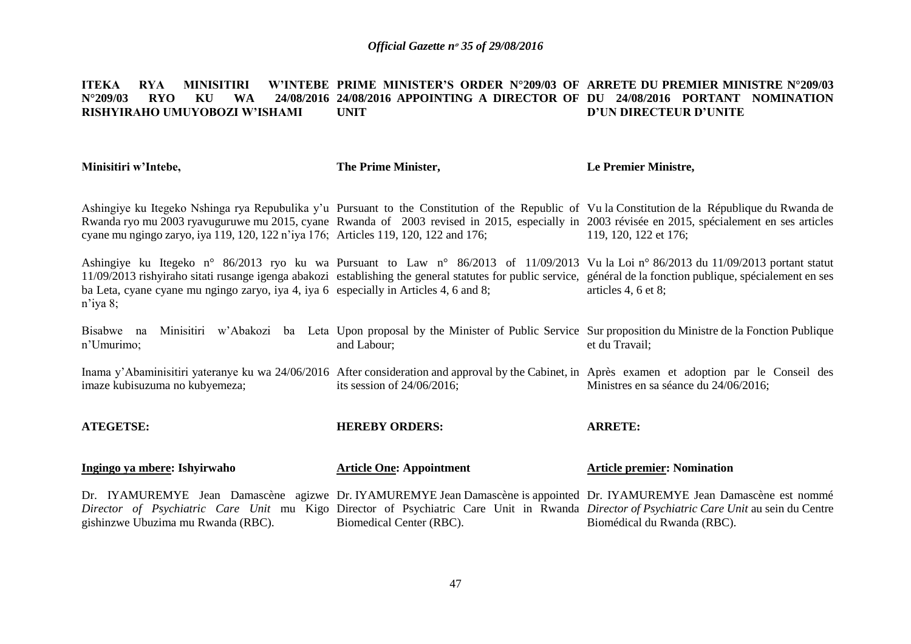**ITEKA RYA MINISITIRI W'INTEBE N°209/03 RYO KU WA 24/08/2016 RISHYIRAHO UMUYOBOZI W'ISHAMI**

**Minisitiri w'Intebe,**

Ashingiye ku Itegeko Nshinga rya Repubulika y'u Rwanda ryo mu 2003 ryavuguruwe mu 2015, cyane cyane mu ngingo zaryo, iya 119, 120, 122 n'iya 176;

Ashingiye ku Itegeko n° 86/2013 ryo ku wa 11/09/2013 rishyiraho sitati rusange igenga abakozi ba Leta, cyane cyane mu ngingo zaryo, iya 4, iya 6 n'iya 8;

Bisabwe na Minisitiri w'Abakozi ba Leta n'Umurimo;

Inama y'Abaminisitiri yateranye ku wa 24/06/2016 imaze kubisuzuma no kubyemeza;

**ATEGETSE:**

**<u>Ingingo ya mbere</u>: Ishyirwaho**

Dr. IYAMUREMYE Jean Damascène agizwe *Director of Psychiatric Care Unit* mu Kigo gishinzwe Ubuzima mu Rwanda (RBC).

**PRIME MINISTER'S ORDER N°209/03 OF 24/08/2016 APPOINTING A DIRECTOR OF UNIT**

**The Prime Minister,**

Pursuant to the Constitution of the Republic of Rwanda of 2003 revised in 2015, especially in Articles 119, 120, 122 and 176;

Pursuant to Law n° 86/2013 of 11/09/2013 establishing the general statutes for public service, especially in Articles 4, 6 and 8;

Upon proposal by the Minister of Public Service and Labour;

After consideration and approval by the Cabinet, in its session of 24/06/2016;

**HEREBY ORDERS:**

**<u>Article One</u>: Appointment**

Dr. IYAMUREMYE Jean Damascène is appointed Director of Psychiatric Care Unit in Rwanda Biomedical Center (RBC).

**ARRETE DU PREMIER MINISTRE N°209/03 DU 24/08/2016 PORTANT NOMINATION D'UN DIRECTEUR D'UNITE**

**Le Premier Ministre,**

Vu la Constitution de la République du Rwanda de 2003 révisée en 2015, spécialement en ses articles 119, 120, 122 et 176;

Vu la Loi n° 86/2013 du 11/09/2013 portant statut général de la fonction publique, spécialement en ses articles 4, 6 et 8;

Sur proposition du Ministre de la Fonction Publique et du Travail;

Après examen et adoption par le Conseil des Ministres en sa séance du 24/06/2016;

**ARRETE:**

**<u>Article premier</u>: Nomination**

Dr. IYAMUREMYE Jean Damascène est nommé *Director of Psychiatric Care Unit* au sein du Centre Biomédical du Rwanda (RBC).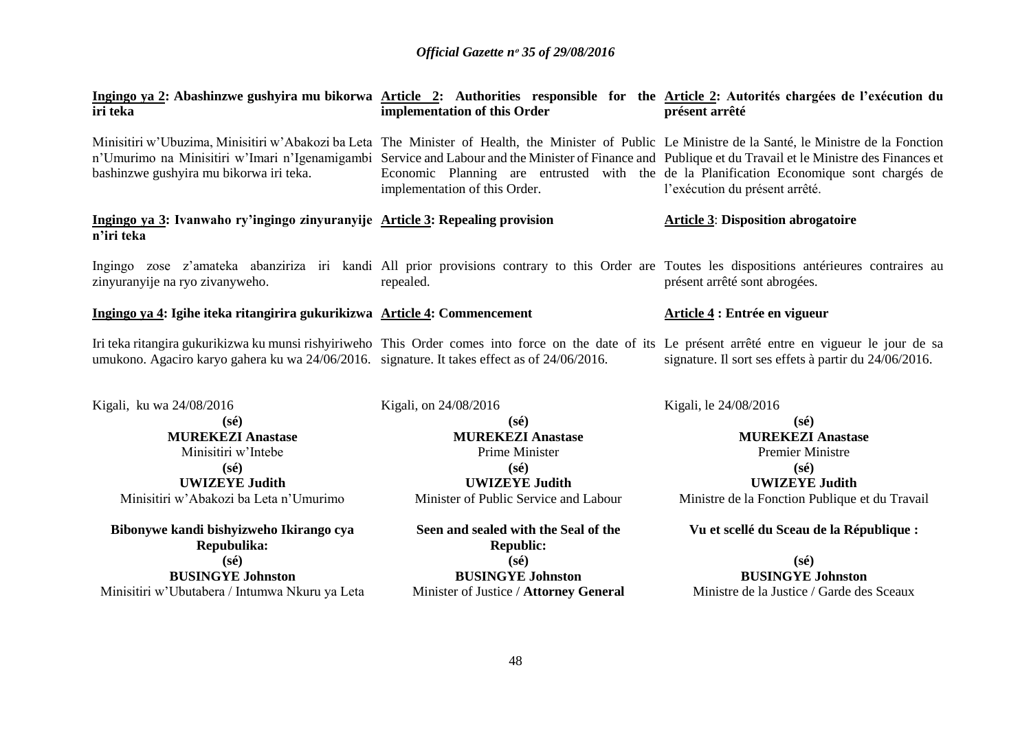**Ingingo ya 2: Abashinzwe gushyira mu bikorwa iri teka**

Minisitiri w'Ubuzima, Minisitiri w'Abakozi ba Leta n'Umurimo na Minisitiri w'Imari n'Igenamigambi bashinzwe gushyira mu bikorwa iri teka.

**Ingingo ya 3: Ivanwaho ry'ingingo zinyuranyije n'iri teka**

Ingingo zose z'amateka abanziriza iri kandi zinyuranyije na ryo zivanyweho.

**Ingingo ya 4: Igihe iteka ritangirira gukurikizwa**

Iri teka ritangira gukurikizwa ku munsi rishyiriweho umukono. Agaciro karyo gahera ku wa 24/06/2016.

Kigali, ku wa 24/08/2016

**(sé)**
**MUREKEZI Anastase**
Minisitiri w'Intebe

**(sé)**
**UWIZEYE Judith**
Minisitiri w'Abakozi ba Leta n'Umurimo

**Bibonywe kandi bishyizweho Ikirango cya Repubulika:**

**(sé)**
**BUSINGYE Johnston**
Minisitiri w'Ubutabera / Intumwa Nkuru ya Leta

**Article 2: Authorities responsible for the implementation of this Order**

The Minister of Health, the Minister of Public Service and Labour and the Minister of Finance and Economic Planning are entrusted with the implementation of this Order.

**Article 3: Repealing provision**

All prior provisions contrary to this Order are repealed.

**Article 4: Commencement**

This Order comes into force on the date of its signature. It takes effect as of 24/06/2016.

Kigali, on 24/08/2016

**(sé)**
**MUREKEZI Anastase**
Prime Minister

**(sé)**
**UWIZEYE Judith**
Minister of Public Service and Labour

**Seen and sealed with the Seal of the Republic:**

**(sé)**
**BUSINGYE Johnston**
Minister of Justice / **Attorney General**

**Article 2: Autorités chargées de l'exécution du présent arrêté**

Le Ministre de la Santé, le Ministre de la Fonction Publique et du Travail et le Ministre des Finances et de la Planification Economique sont chargés de l'exécution du présent arrêté.

**Article 3: Disposition abrogatoire**

Toutes les dispositions antérieures contraires au présent arrêté sont abrogées.

**Article 4 : Entrée en vigueur**

Le présent arrêté entre en vigueur le jour de sa signature. Il sort ses effets à partir du 24/06/2016.

Kigali, le 24/08/2016

**(sé)**
**MUREKEZI Anastase**
Premier Ministre

**(sé)**
**UWIZEYE Judith**
Ministre de la Fonction Publique et du Travail

**Vu et scellé du Sceau de la République :**

**(sé)**
**BUSINGYE Johnston**
Ministre de la Justice / Garde des Sceaux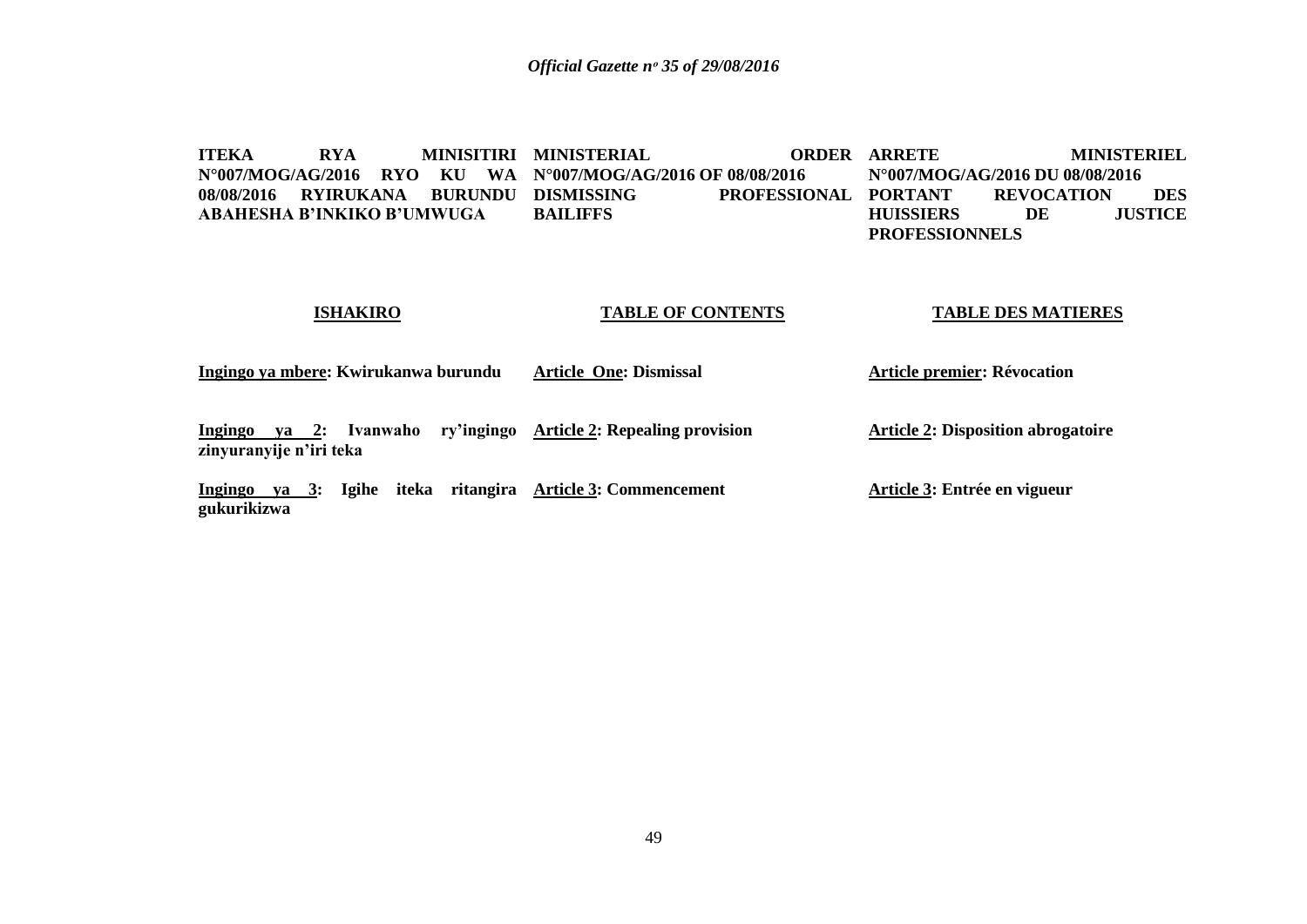**ITEKA RYA MINISITIRI N°007/MOG/AG/2016 RYO KU WA 08/08/2016 RYIRUKANA BURUNDU ABAHESHA B'INKIKO B'UMWUGA**

**ISHAKIRO**

**Ingingo ya mbere: Kwirukanwa burundu**

**Ingingo ya 2: Ivanwaho ry'ingingo zinyuranyije n'iri teka**

**Ingingo ya 3: Igihe iteka ritangira gukurikizwa**

**MINISTERIAL ORDER N°007/MOG/AG/2016 OF 08/08/2016 DISMISSING PROFESSIONAL BAILIFFS**

**TABLE OF CONTENTS**

**Article One: Dismissal**

**Article 2: Repealing provision**

**Article 3: Commencement**

**ARRETE MINISTERIEL N°007/MOG/AG/2016 DU 08/08/2016 PORTANT REVOCATION DES HUISSIERS DE JUSTICE PROFESSIONNELS**

**TABLE DES MATIERES**

**Article premier: Révocation**

**Article 2: Disposition abrogatoire**

**Article 3: Entrée en vigueur**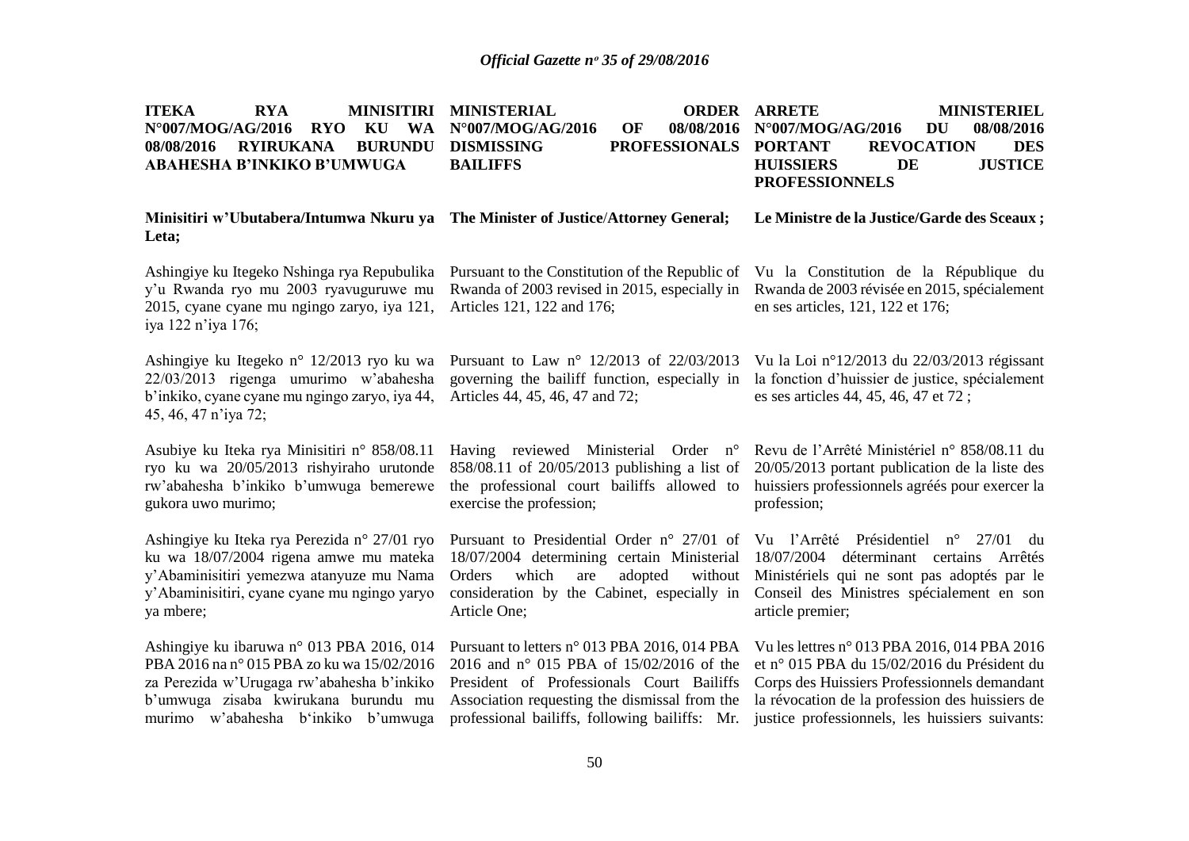**ITEKA RYA MINISITIRI N°007/MOG/AG/2016 RYO KU WA 08/08/2016 RYIRUKANA BURUNDU ABAHESHA B'INKIKO B'UMWUGA**

**Minisitiri w'Ubutabera/Intumwa Nkuru ya Leta;**

Ashingiye ku Itegeko Nshinga rya Repubulika y'u Rwanda ryo mu 2003 ryavuguruwe mu 2015, cyane cyane mu ngingo zaryo, iya 121, iya 122 n'iya 176;

Ashingiye ku Itegeko n° 12/2013 ryo ku wa 22/03/2013 rigenga umurimo w'abahesha b'inkiko, cyane cyane mu ngingo zaryo, iya 44, 45, 46, 47 n'iya 72;

Asubiye ku Iteka rya Minisitiri n° 858/08.11 ryo ku wa 20/05/2013 rishyiraho urutonde rw'abahesha b'inkiko b'umwuga bemerewe gukora uwo murimo;

Ashingiye ku Iteka rya Perezida n° 27/01 ryo ku wa 18/07/2004 rigena amwe mu mateka y'Abaminisitiri yemezwa atanyuze mu Nama y'Abaminisitiri, cyane cyane mu ngingo yaryo ya mbere;

Ashingiye ku ibaruwa n° 013 PBA 2016, 014 PBA 2016 na n° 015 PBA zo ku wa 15/02/2016 za Perezida w'Urugaga rw'abahesha b'inkiko b'umwuga zisaba kwirukana burundu mu murimo w'abahesha b'inkiko b'umwuga

**MINISTERIAL ORDER N°007/MOG/AG/2016 OF 08/08/2016 DISMISSING PROFESSIONALS BAILIFFS**

**The Minister of Justice/Attorney General;**

Pursuant to the Constitution of the Republic of Rwanda of 2003 revised in 2015, especially in Articles 121, 122 and 176;

Pursuant to Law n° 12/2013 of 22/03/2013 governing the bailiff function, especially in Articles 44, 45, 46, 47 and 72;

Having reviewed Ministerial Order n° 858/08.11 of 20/05/2013 publishing a list of the professional court bailiffs allowed to exercise the profession;

Pursuant to Presidential Order n° 27/01 of 18/07/2004 determining certain Ministerial Orders which are adopted without consideration by the Cabinet, especially in Article One;

Pursuant to letters n° 013 PBA 2016, 014 PBA 2016 and n° 015 PBA of 15/02/2016 of the President of Professionals Court Bailiffs Association requesting the dismissal from the professional bailiffs, following bailiffs: Mr.

**ARRETE MINISTERIEL N°007/MOG/AG/2016 DU 08/08/2016 PORTANT REVOCATION DES HUISSIERS DE JUSTICE PROFESSIONNELS**

**Le Ministre de la Justice/Garde des Sceaux ;**

Vu la Constitution de la République du Rwanda de 2003 révisée en 2015, spécialement en ses articles, 121, 122 et 176;

Vu la Loi n°12/2013 du 22/03/2013 régissant la fonction d'huissier de justice, spécialement es ses articles 44, 45, 46, 47 et 72 ;

Revu de l'Arrêté Ministériel n° 858/08.11 du 20/05/2013 portant publication de la liste des huissiers professionnels agréés pour exercer la profession;

Vu l'Arrêté Présidentiel n° 27/01 du 18/07/2004 déterminant certains Arrêtés Ministériels qui ne sont pas adoptés par le Conseil des Ministres spécialement en son article premier;

Vu les lettres n° 013 PBA 2016, 014 PBA 2016 et n° 015 PBA du 15/02/2016 du Président du Corps des Huissiers Professionnels demandant la révocation de la profession des huissiers de justice professionnels, les huissiers suivants: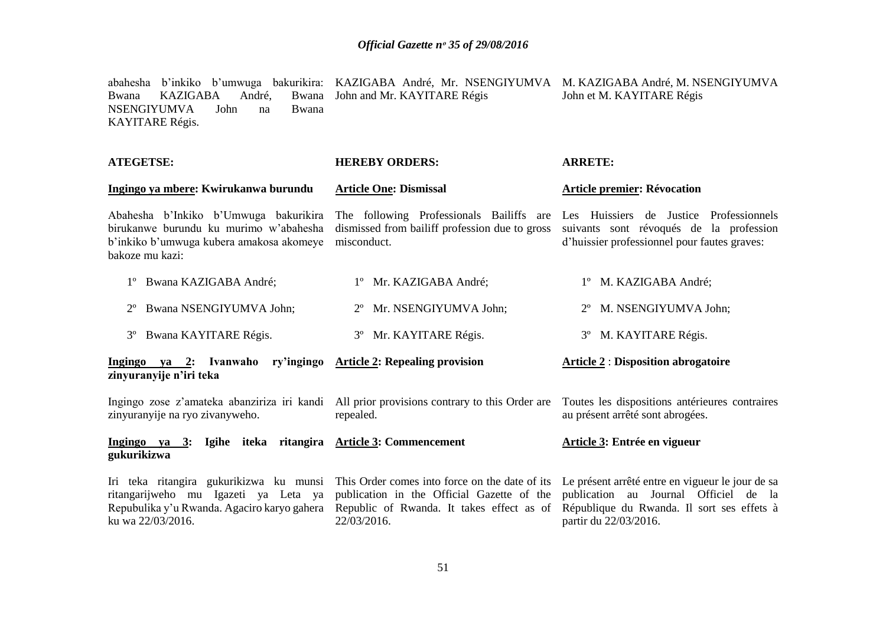abahesha b'inkiko b'umwuga bakurikira: Bwana KAZIGABA André, Bwana NSENGIYUMVA John na Bwana KAYITARE Régis.

**ATEGETSE:**

**Ingingo ya mbere: Kwirukanwa burundu**

Abahesha b'Inkiko b'Umwuga bakurikira birukanwe burundu ku murimo w'abahesha b'inkiko b'umwuga kubera amakosa akomeye bakoze mu kazi:

1º Bwana KAZIGABA André;

2º Bwana NSENGIYUMVA John;

3º Bwana KAYITARE Régis.

**Ingingo ya 2: Ivanwaho ry'ingingo zinyuranyije n'iri teka**

Ingingo zose z'amateka abanziriza iri kandi zinyuranyije na ryo zivanyweho.

**Ingingo ya 3: Igihe iteka ritangira gukurikizwa**

Iri teka ritangira gukurikizwa ku munsi ritangarijweho mu Igazeti ya Leta ya Repubulika y'u Rwanda. Agaciro karyo gahera ku wa 22/03/2016.

KAZIGABA André, Mr. NSENGIYUMVA John and Mr. KAYITARE Régis

**HEREBY ORDERS:**

**Article One: Dismissal**

The following Professionals Bailiffs are dismissed from bailiff profession due to gross misconduct.

1º Mr. KAZIGABA André;

2º Mr. NSENGIYUMVA John;

3º Mr. KAYITARE Régis.

**Article 2: Repealing provision**

All prior provisions contrary to this Order are repealed.

**Article 3: Commencement**

This Order comes into force on the date of its publication in the Official Gazette of the Republic of Rwanda. It takes effect as of 22/03/2016.

M. KAZIGABA André, M. NSENGIYUMVA John et M. KAYITARE Régis

**ARRETE:**

**Article premier: Révocation**

Les Huissiers de Justice Professionnels suivants sont révoqués de la profession d'huissier professionnel pour fautes graves:

1º M. KAZIGABA André;

2º M. NSENGIYUMVA John;

3º M. KAYITARE Régis.

**Article 2 : Disposition abrogatoire**

Toutes les dispositions antérieures contraires au présent arrêté sont abrogées.

**Article 3: Entrée en vigueur**

Le présent arrêté entre en vigueur le jour de sa publication au Journal Officiel de la République du Rwanda. Il sort ses effets à partir du 22/03/2016.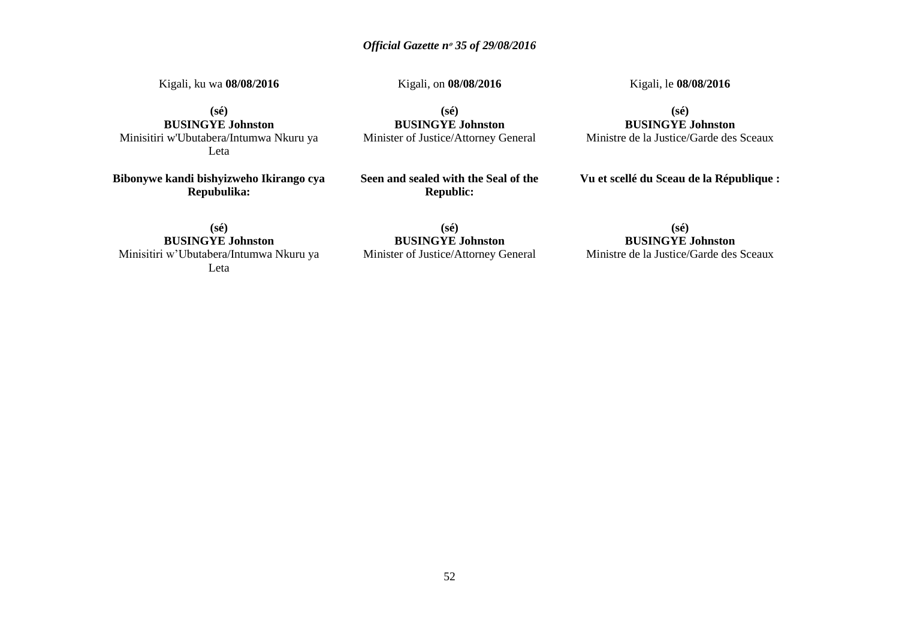Kigali, ku wa **08/08/2016**

**(sé)**
**BUSINGYE Johnston**
Minisitiri w'Ubutabera/Intumwa Nkuru ya Leta

**Bibonywe kandi bishyizweho Ikirango cya Repubulika:**

**(sé)**
**BUSINGYE Johnston**
Minisitiri w'Ubutabera/Intumwa Nkuru ya Leta

Kigali, on **08/08/2016**

**(sé)**
**BUSINGYE Johnston**
Minister of Justice/Attorney General

**Seen and sealed with the Seal of the Republic:**

**(sé)**
**BUSINGYE Johnston**
Minister of Justice/Attorney General

Kigali, le **08/08/2016**

**(sé)**
**BUSINGYE Johnston**
Ministre de la Justice/Garde des Sceaux

**Vu et scellé du Sceau de la République :**

**(sé)**
**BUSINGYE Johnston**
Ministre de la Justice/Garde des Sceaux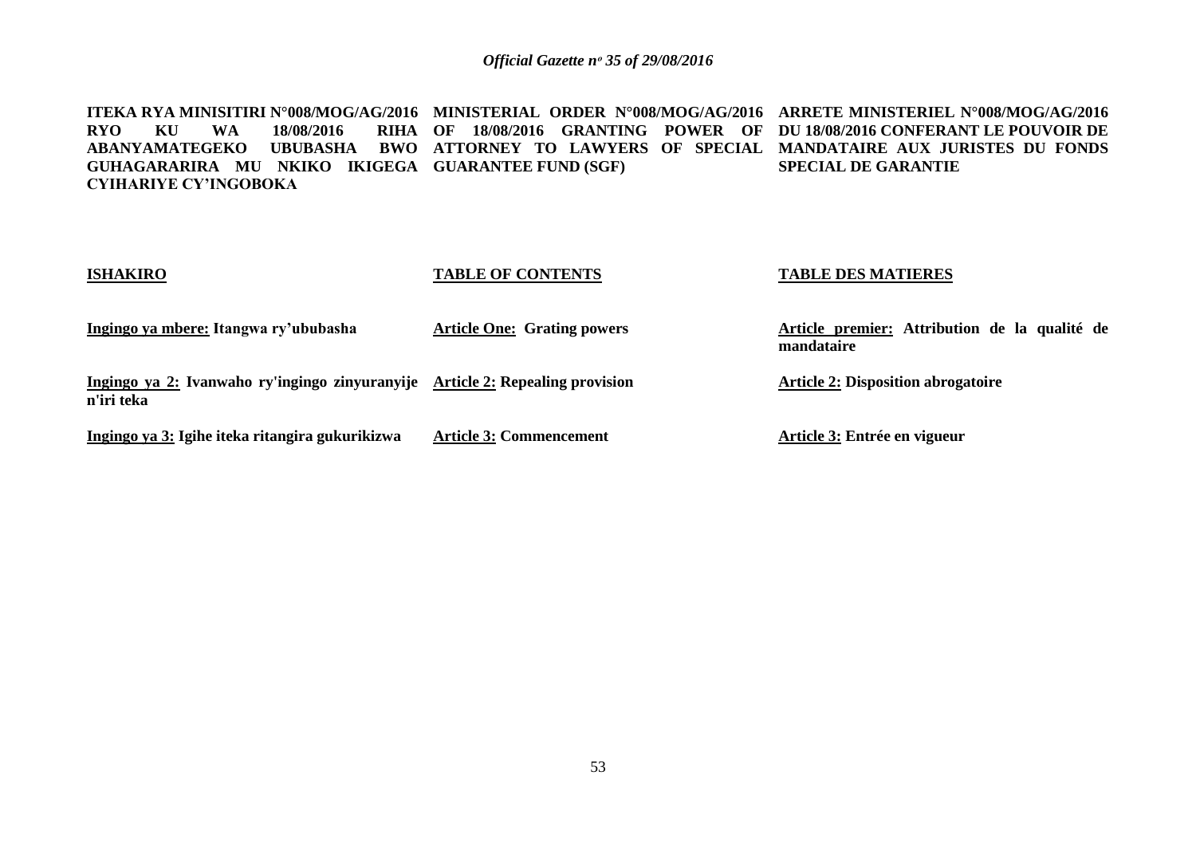**ITEKA RYA MINISITIRI N°008/MOG/AG/2016 RYO KU WA 18/08/2016 RIHA ABANYAMATEGEKO UBUBASHA BWO GUHAGARARIRA MU NKIKO IKIGEGA CYIHARIYE CY'INGOBOKA**

**MINISTERIAL ORDER N°008/MOG/AG/2016 OF 18/08/2016 GRANTING POWER OF ATTORNEY TO LAWYERS OF SPECIAL GUARANTEE FUND (SGF)**

**ARRETE MINISTERIEL N°008/MOG/AG/2016 DU 18/08/2016 CONFERANT LE POUVOIR DE MANDATAIRE AUX JURISTES DU FONDS SPECIAL DE GARANTIE**

**ISHAKIRO**

**Ingingo ya mbere: Itangwa ry'ububasha**

**Ingingo ya 2: Ivanwaho ry'ingingo zinyuranyije n'iri teka**

**Ingingo ya 3: Igihe iteka ritangira gukurikizwa**

**TABLE OF CONTENTS**

**Article One: Grating powers**

**Article 2: Repealing provision**

**Article 3: Commencement**

**TABLE DES MATIERES**

**Article premier: Attribution de la qualité de mandataire**

**Article 2: Disposition abrogatoire**

**Article 3: Entrée en vigueur**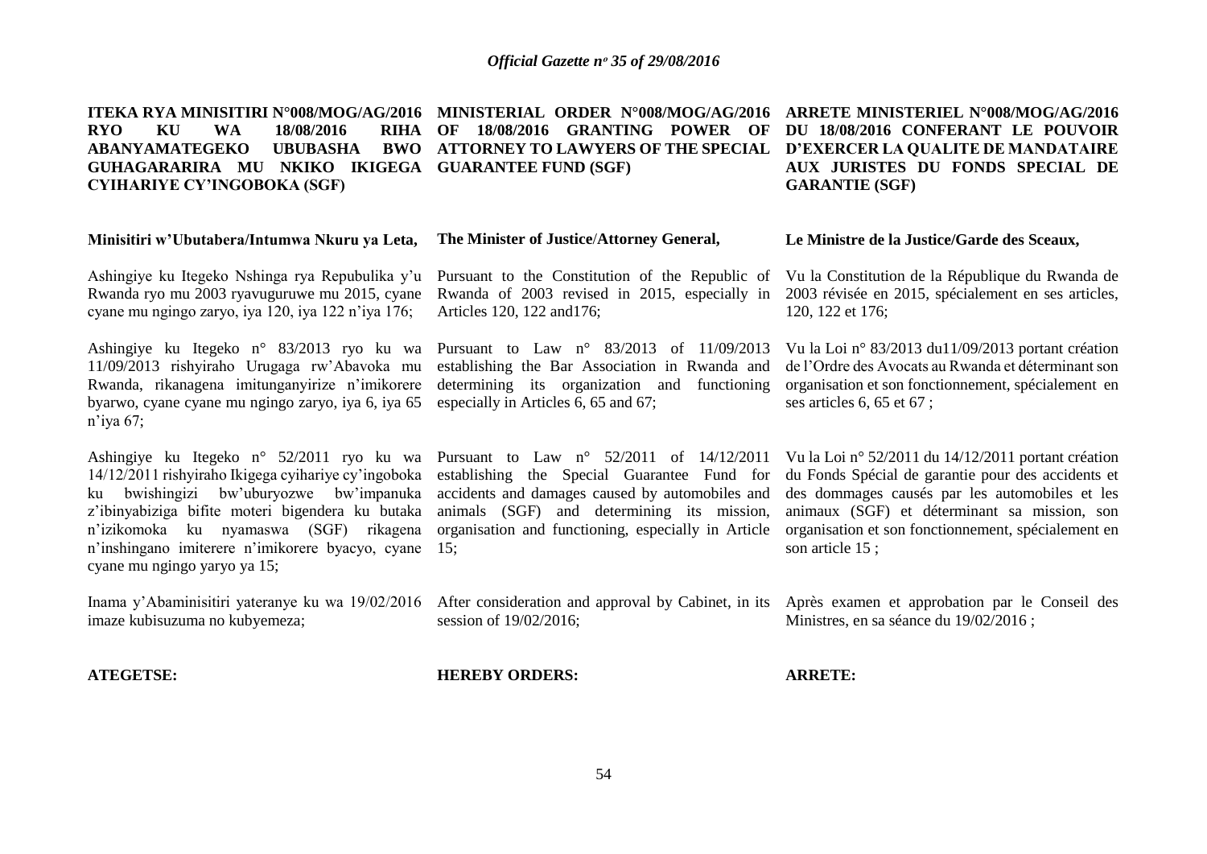**ITEKA RYA MINISITIRI N°008/MOG/AG/2016 RYO KU WA 18/08/2016 RIHA ABANYAMATEGEKO UBUBASHA BWO GUHAGARARIRA MU NKIKO IKIGEGA CYIHARIYE CY'INGOBOKA (SGF)**

**Minisitiri w'Ubutabera/Intumwa Nkuru ya Leta,**

Ashingiye ku Itegeko Nshinga rya Repubulika y'u Rwanda ryo mu 2003 ryavuguruwe mu 2015, cyane cyane mu ngingo zaryo, iya 120, iya 122 n'iya 176;

Ashingiye ku Itegeko n° 83/2013 ryo ku wa 11/09/2013 rishyiraho Urugaga rw'Abavoka mu Rwanda, rikanagena imitunganyirize n'imikorere byarwo, cyane cyane mu ngingo zaryo, iya 6, iya 65 n'iya 67;

Ashingiye ku Itegeko n° 52/2011 ryo ku wa 14/12/2011 rishyiraho Ikigega cyihariye cy'ingoboka ku bwishingizi bw'uburyozwe bw'impanuka z'ibinyabiziga bifite moteri bigendera ku butaka n'izikomoka ku nyamaswa (SGF) rikagena n'inshingano imiterere n'imikorere byacyo, cyane cyane mu ngingo yaryo ya 15;

Inama y'Abaminisitiri yateranye ku wa 19/02/2016 imaze kubisuzuma no kubyemeza;

**ATEGETSE:**

**MINISTERIAL ORDER N°008/MOG/AG/2016 OF 18/08/2016 GRANTING POWER OF ATTORNEY TO LAWYERS OF THE SPECIAL GUARANTEE FUND (SGF)**

**The Minister of Justice/Attorney General,**

Pursuant to the Constitution of the Republic of Rwanda of 2003 revised in 2015, especially in Articles 120, 122 and176;

Pursuant to Law n° 83/2013 of 11/09/2013 establishing the Bar Association in Rwanda and determining its organization and functioning especially in Articles 6, 65 and 67;

Pursuant to Law n° 52/2011 of 14/12/2011 establishing the Special Guarantee Fund for accidents and damages caused by automobiles and animals (SGF) and determining its mission, organisation and functioning, especially in Article 15;

After consideration and approval by Cabinet, in its session of 19/02/2016;

**HEREBY ORDERS:**

**ARRETE MINISTERIEL N°008/MOG/AG/2016 DU 18/08/2016 CONFERANT LE POUVOIR D'EXERCER LA QUALITE DE MANDATAIRE AUX JURISTES DU FONDS SPECIAL DE GARANTIE (SGF)**

**Le Ministre de la Justice/Garde des Sceaux,**

Vu la Constitution de la République du Rwanda de 2003 révisée en 2015, spécialement en ses articles, 120, 122 et 176;

Vu la Loi n° 83/2013 du11/09/2013 portant création de l'Ordre des Avocats au Rwanda et déterminant son organisation et son fonctionnement, spécialement en ses articles 6, 65 et 67 ;

Vu la Loi n° 52/2011 du 14/12/2011 portant création du Fonds Spécial de garantie pour des accidents et des dommages causés par les automobiles et les animaux (SGF) et déterminant sa mission, son organisation et son fonctionnement, spécialement en son article 15 ;

Après examen et approbation par le Conseil des Ministres, en sa séance du 19/02/2016 ;

**ARRETE:**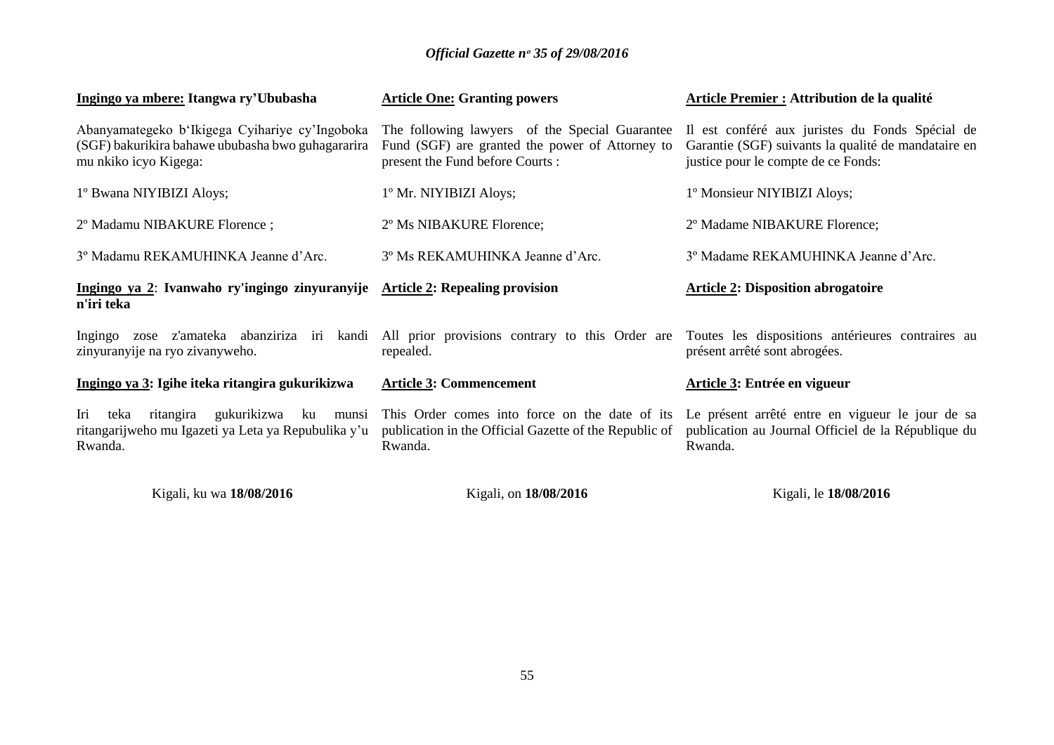**Ingingo ya mbere: Itangwa ry'Ububasha**

Abanyamategeko b'Ikigega Cyihariye cy'Ingoboka (SGF) bakurikira bahawe ububasha bwo guhagararira mu nkiko icyo Kigega:

1º Bwana NIYIBIZI Aloys;

2º Madamu NIBAKURE Florence ;

3º Madamu REKAMUHINKA Jeanne d'Arc.

**Ingingo ya 2: Ivanwaho ry'ingingo zinyuranyije n'iri teka**

Ingingo zose z'amateka abanziriza iri kandi zinyuranyije na ryo zivanyweho.

**Ingingo ya 3: Igihe iteka ritangira gukurikizwa**

Iri teka ritangira gukurikizwa ku munsi ritangarijweho mu Igazeti ya Leta ya Repubulika y'u Rwanda.

Kigali, ku wa **18/08/2016**

**Article One: Granting powers**

The following lawyers of the Special Guarantee Fund (SGF) are granted the power of Attorney to present the Fund before Courts :

1º Mr. NIYIBIZI Aloys;

2º Ms NIBAKURE Florence;

3º Ms REKAMUHINKA Jeanne d'Arc.

**Article 2: Repealing provision**

All prior provisions contrary to this Order are repealed.

**Article 3: Commencement**

This Order comes into force on the date of its publication in the Official Gazette of the Republic of Rwanda.

Kigali, on **18/08/2016**

**Article Premier : Attribution de la qualité**

Il est conféré aux juristes du Fonds Spécial de Garantie (SGF) suivants la qualité de mandataire en justice pour le compte de ce Fonds:

1º Monsieur NIYIBIZI Aloys;

2º Madame NIBAKURE Florence;

3º Madame REKAMUHINKA Jeanne d'Arc.

**Article 2: Disposition abrogatoire**

Toutes les dispositions antérieures contraires au présent arrêté sont abrogées.

**Article 3: Entrée en vigueur**

Le présent arrêté entre en vigueur le jour de sa publication au Journal Officiel de la République du Rwanda.

Kigali, le **18/08/2016**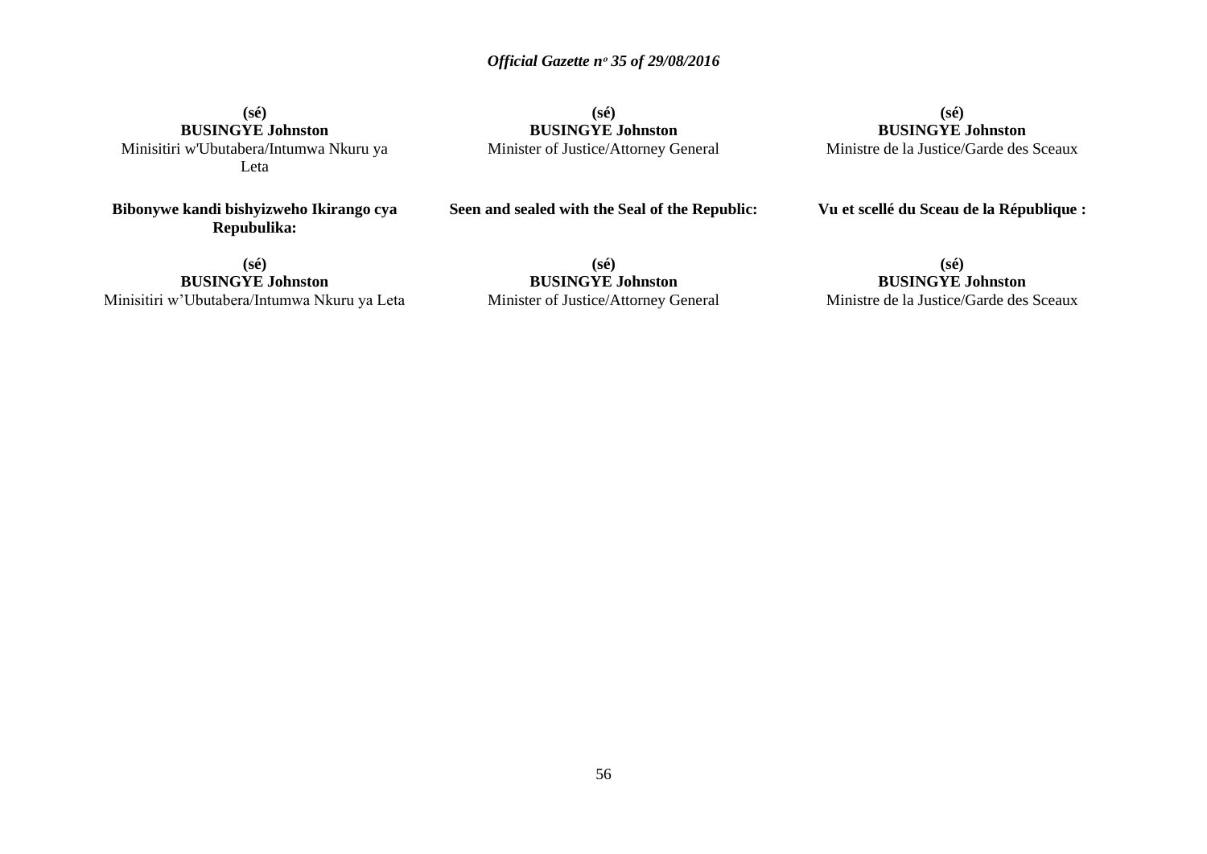**(sé)**
**BUSINGYE Johnston**
Minisitiri w'Ubutabera/Intumwa Nkuru ya Leta

**(sé)**
**BUSINGYE Johnston**
Minister of Justice/Attorney General

**(sé)**
**BUSINGYE Johnston**
Ministre de la Justice/Garde des Sceaux

**Bibonywe kandi bishyizweho Ikirango cya Repubulika:**

**Seen and sealed with the Seal of the Republic:**

**Vu et scellé du Sceau de la République :**

**(sé)**
**BUSINGYE Johnston**
Minisitiri w'Ubutabera/Intumwa Nkuru ya Leta

**(sé)**
**BUSINGYE Johnston**
Minister of Justice/Attorney General

**(sé)**
**BUSINGYE Johnston**
Ministre de la Justice/Garde des Sceaux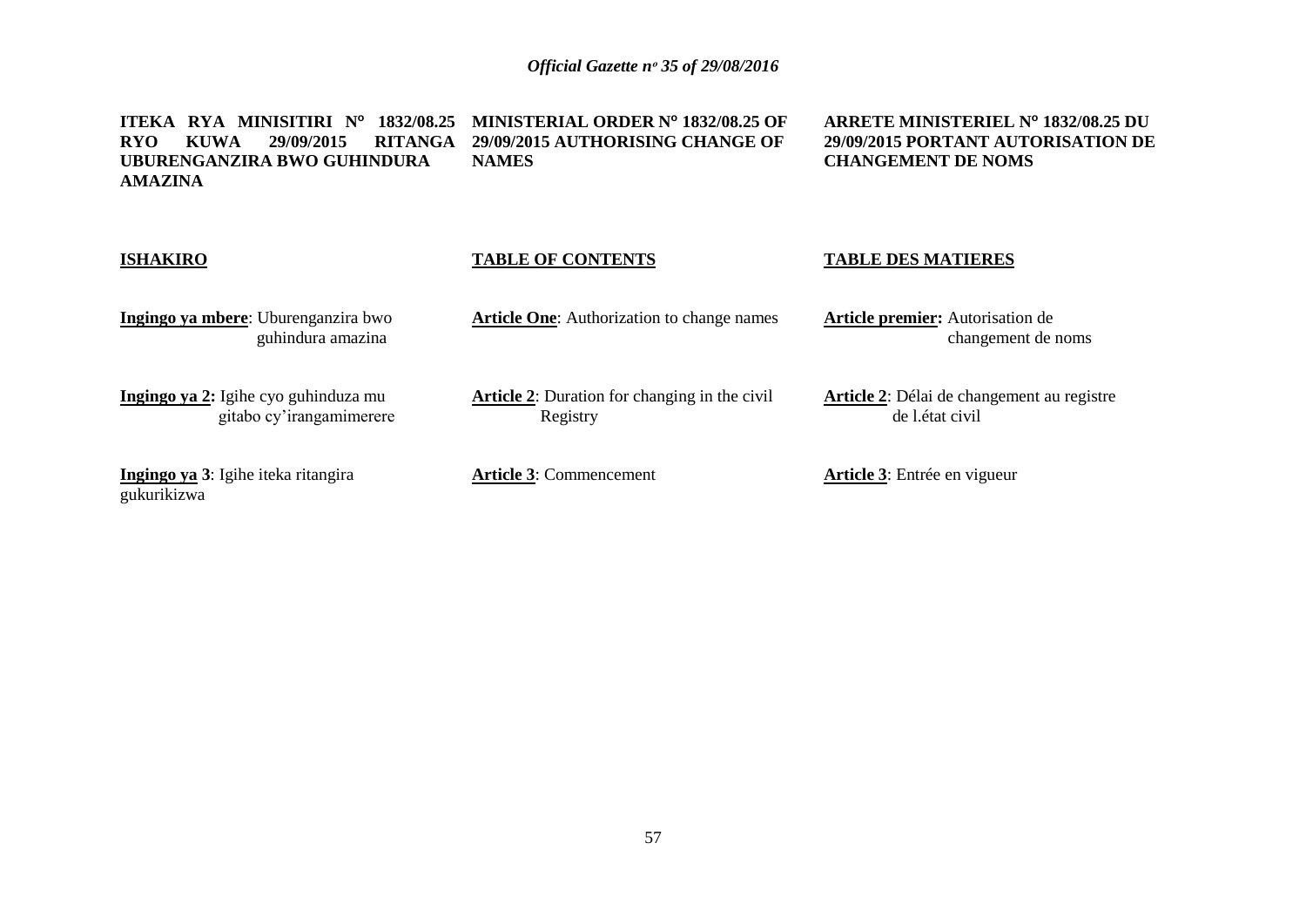**ITEKA RYA MINISITIRI N° 1832/08.25 RYO KUWA 29/09/2015 RITANGA UBURENGANZIRA BWO GUHINDURA AMAZINA**

**ISHAKIRO**

**Ingingo ya mbere**: Uburenganzira bwo guhindura amazina

**Ingingo ya 2:** Igihe cyo guhinduza mu gitabo cy'irangamimerere

**Ingingo ya 3**: Igihe iteka ritangira gukurikizwa

**MINISTERIAL ORDER N° 1832/08.25 OF 29/09/2015 AUTHORISING CHANGE OF NAMES**

**TABLE OF CONTENTS**

**Article One**: Authorization to change names

**Article 2**: Duration for changing in the civil Registry

**Article 3**: Commencement

**ARRETE MINISTERIEL N° 1832/08.25 DU 29/09/2015 PORTANT AUTORISATION DE CHANGEMENT DE NOMS**

**TABLE DES MATIERES**

**Article premier:** Autorisation de changement de noms

**Article 2**: Délai de changement au registre de l.état civil

**Article 3**: Entrée en vigueur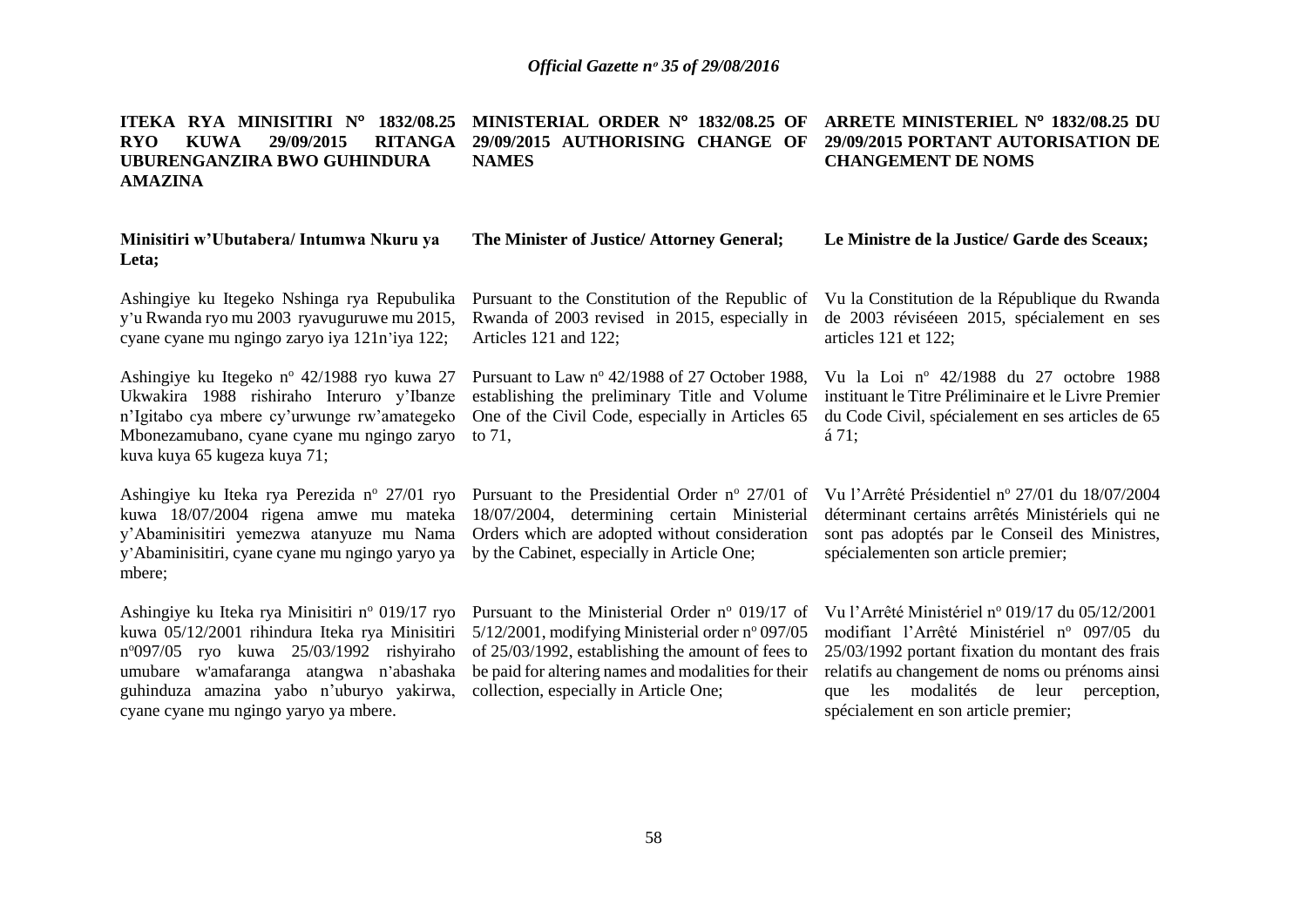**ITEKA RYA MINISITIRI N° 1832/08.25 RYO KUWA 29/09/2015 RITANGA UBURENGANZIRA BWO GUHINDURA AMAZINA**

**Minisitiri w'Ubutabera/ Intumwa Nkuru ya Leta;**

Ashingiye ku Itegeko Nshinga rya Repubulika y'u Rwanda ryo mu 2003 ryavuguruwe mu 2015, cyane cyane mu ngingo zaryo iya 121n'iya 122;

Ashingiye ku Itegeko nº 42/1988 ryo kuwa 27 Ukwakira 1988 rishiraho Interuro y'Ibanze n'Igitabo cya mbere cy'urwunge rw'amategeko Mbonezamubano, cyane cyane mu ngingo zaryo kuva kuya 65 kugeza kuya 71;

Ashingiye ku Iteka rya Perezida nº 27/01 ryo kuwa 18/07/2004 rigena amwe mu mateka y'Abaminisitiri yemezwa atanyuze mu Nama y'Abaminisitiri, cyane cyane mu ngingo yaryo ya mbere;

Ashingiye ku Iteka rya Minisitiri nº 019/17 ryo kuwa 05/12/2001 rihindura Iteka rya Minisitiri nº097/05 ryo kuwa 25/03/1992 rishyiraho umubare w'amafaranga atangwa n'abashaka guhinduza amazina yabo n'uburyo yakirwa, cyane cyane mu ngingo yaryo ya mbere.

**MINISTERIAL ORDER N° 1832/08.25 OF 29/09/2015 AUTHORISING CHANGE OF NAMES**

**The Minister of Justice/ Attorney General;**

Pursuant to the Constitution of the Republic of Rwanda of 2003 revised in 2015, especially in Articles 121 and 122;

Pursuant to Law nº 42/1988 of 27 October 1988, establishing the preliminary Title and Volume One of the Civil Code, especially in Articles 65 to 71,

Pursuant to the Presidential Order nº 27/01 of 18/07/2004, determining certain Ministerial Orders which are adopted without consideration by the Cabinet, especially in Article One;

Pursuant to the Ministerial Order nº 019/17 of 5/12/2001, modifying Ministerial order nº 097/05 of 25/03/1992, establishing the amount of fees to be paid for altering names and modalities for their collection, especially in Article One;

**ARRETE MINISTERIEL N° 1832/08.25 DU 29/09/2015 PORTANT AUTORISATION DE CHANGEMENT DE NOMS**

**Le Ministre de la Justice/ Garde des Sceaux;**

Vu la Constitution de la République du Rwanda de 2003 réviséeen 2015, spécialement en ses articles 121 et 122;

Vu la Loi nº 42/1988 du 27 octobre 1988 instituant le Titre Préliminaire et le Livre Premier du Code Civil, spécialement en ses articles de 65 á 71;

Vu l'Arrêté Présidentiel nº 27/01 du 18/07/2004 déterminant certains arrêtés Ministériels qui ne sont pas adoptés par le Conseil des Ministres, spécialementen son article premier;

Vu l'Arrêté Ministériel nº 019/17 du 05/12/2001 modifiant l'Arrêté Ministériel nº 097/05 du 25/03/1992 portant fixation du montant des frais relatifs au changement de noms ou prénoms ainsi que les modalités de leur perception, spécialement en son article premier;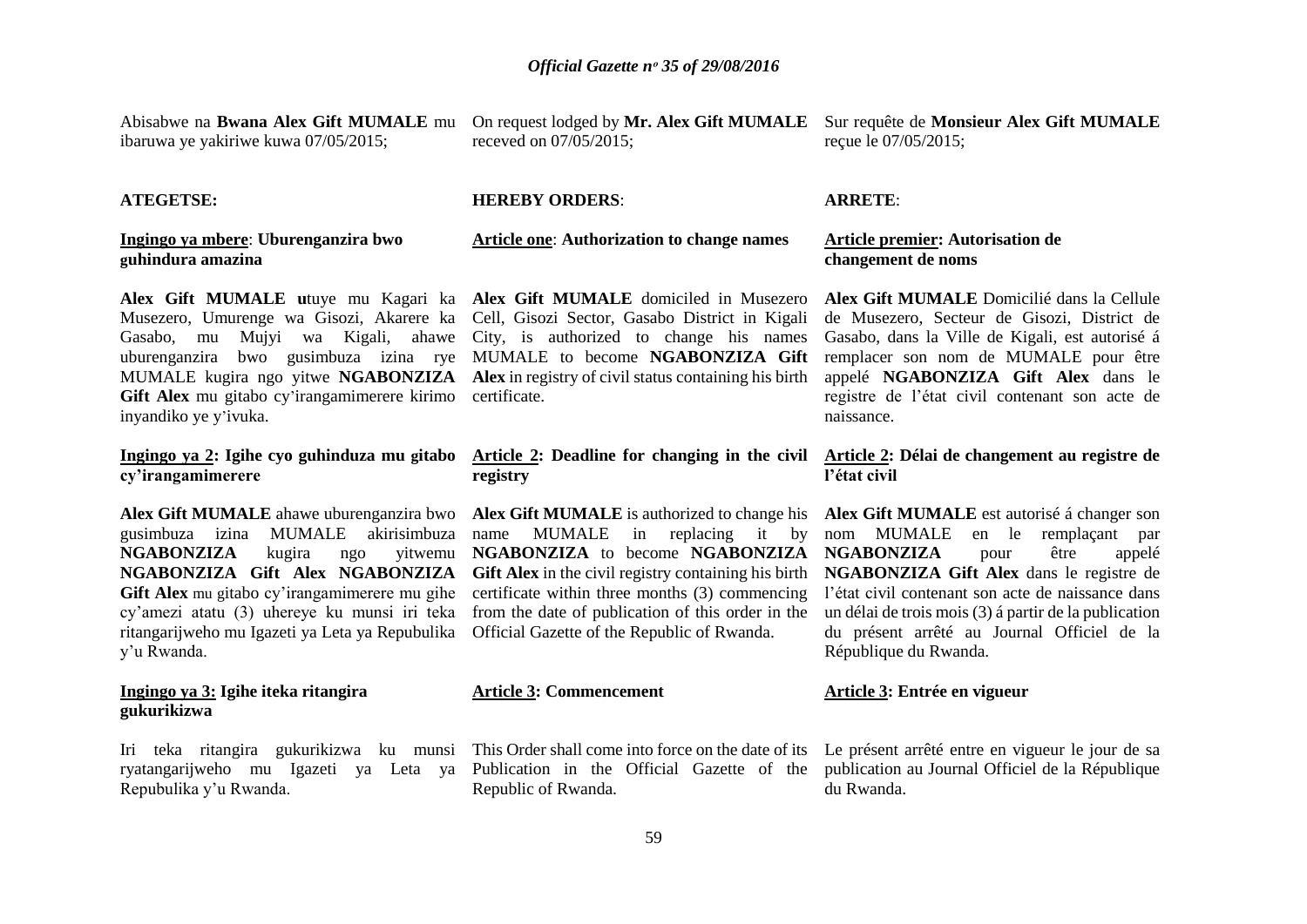Abisabwe na **Bwana Alex Gift MUMALE** mu ibaruwa ye yakiriwe kuwa 07/05/2015;

**ATEGETSE:**

**Ingingo ya mbere**: **Uburenganzira bwo guhindura amazina**

**Alex Gift MUMALE u**tuye mu Kagari ka Musezero, Umurenge wa Gisozi, Akarere ka Gasabo, mu Mujyi wa Kigali, ahawe uburenganzira bwo gusimbuza izina rye MUMALE kugira ngo yitwe **NGABONZIZA Gift Alex** mu gitabo cy'irangamimerere kirimo inyandiko ye y'ivuka.

**Ingingo ya 2: Igihe cyo guhinduza mu gitabo cy'irangamimerere**

**Alex Gift MUMALE** ahawe uburenganzira bwo gusimbuza izina MUMALE akirisimbuza **NGABONZIZA** kugira ngo yitwemu **NGABONZIZA Gift Alex NGABONZIZA Gift Alex** mu gitabo cy'irangamimerere mu gihe cy'amezi atatu (3) uhereye ku munsi iri teka ritangarijweho mu Igazeti ya Leta ya Repubulika y'u Rwanda.

**Ingingo ya 3: Igihe iteka ritangira gukurikizwa**

Iri teka ritangira gukurikizwa ku munsi ryatangarijweho mu Igazeti ya Leta ya Repubulika y'u Rwanda.

On request lodged by **Mr. Alex Gift MUMALE** receved on 07/05/2015;

**HEREBY ORDERS**:

**Article one**: **Authorization to change names**

**Alex Gift MUMALE** domiciled in Musezero Cell, Gisozi Sector, Gasabo District in Kigali City, is authorized to change his names MUMALE to become **NGABONZIZA Gift Alex** in registry of civil status containing his birth certificate.

**Article 2: Deadline for changing in the civil registry**

**Alex Gift MUMALE** is authorized to change his name MUMALE in replacing it by **NGABONZIZA** to become **NGABONZIZA Gift Alex** in the civil registry containing his birth certificate within three months (3) commencing from the date of publication of this order in the Official Gazette of the Republic of Rwanda.

**Article 3: Commencement**

This Order shall come into force on the date of its Publication in the Official Gazette of the Republic of Rwanda.

Sur requête de **Monsieur Alex Gift MUMALE** reçue le 07/05/2015;

**ARRETE**:

**Article premier: Autorisation de changement de noms**

**Alex Gift MUMALE** Domicilié dans la Cellule de Musezero, Secteur de Gisozi, District de Gasabo, dans la Ville de Kigali, est autorisé á remplacer son nom de MUMALE pour être appelé **NGABONZIZA Gift Alex** dans le registre de l'état civil contenant son acte de naissance.

**Article 2: Délai de changement au registre de l'état civil**

**Alex Gift MUMALE** est autorisé á changer son nom MUMALE en le remplaçant par **NGABONZIZA** pour être appelé **NGABONZIZA Gift Alex** dans le registre de l'état civil contenant son acte de naissance dans un délai de trois mois (3) á partir de la publication du présent arrêté au Journal Officiel de la République du Rwanda.

**Article 3: Entrée en vigueur**

Le présent arrêté entre en vigueur le jour de sa publication au Journal Officiel de la République du Rwanda.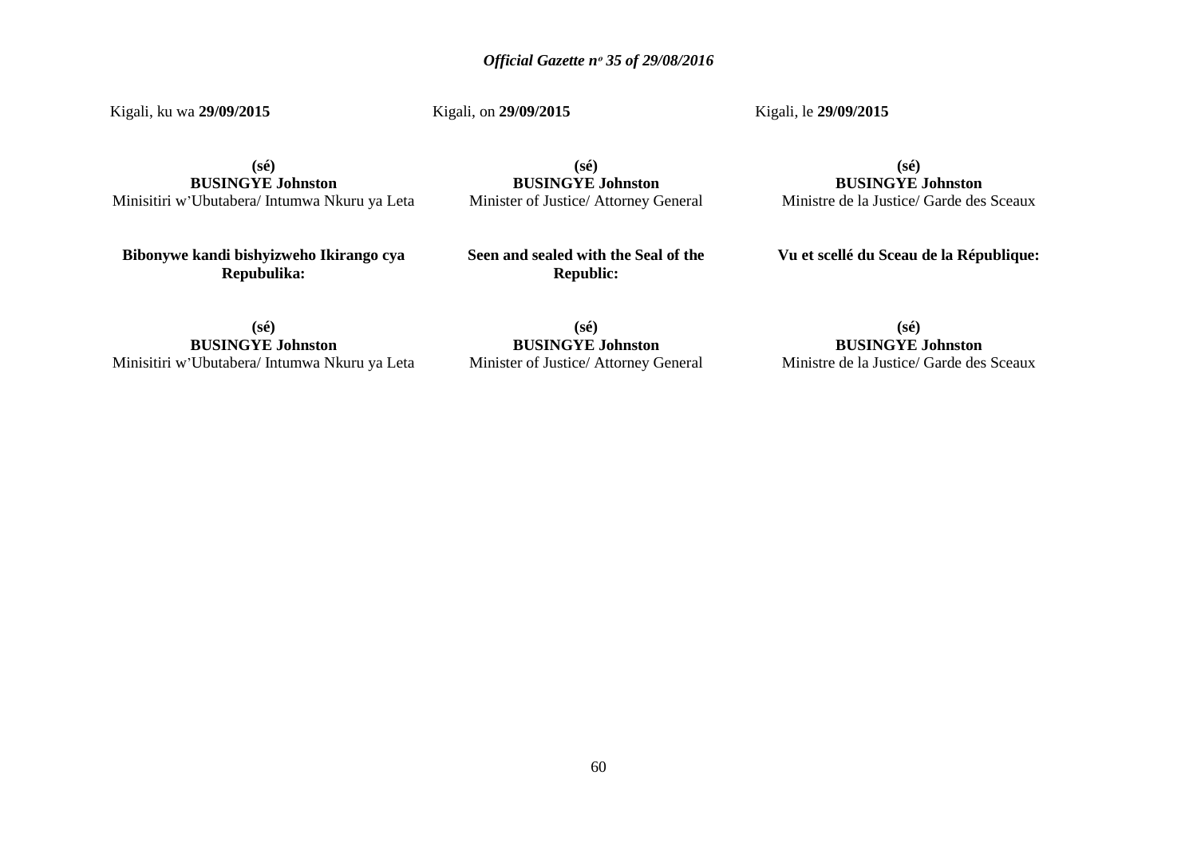Kigali, ku wa **29/09/2015**

**(sé)**
**BUSINGYE Johnston**
Minisitiri w'Ubutabera/ Intumwa Nkuru ya Leta

**Bibonywe kandi bishyizweho Ikirango cya Repubulika:**

**(sé)**
**BUSINGYE Johnston**
Minisitiri w'Ubutabera/ Intumwa Nkuru ya Leta

Kigali, on **29/09/2015**

**(sé)**
**BUSINGYE Johnston**
Minister of Justice/ Attorney General

**Seen and sealed with the Seal of the Republic:**

**(sé)**
**BUSINGYE Johnston**
Minister of Justice/ Attorney General

Kigali, le **29/09/2015**

**(sé)**
**BUSINGYE Johnston**
Ministre de la Justice/ Garde des Sceaux

**Vu et scellé du Sceau de la République:**

**(sé)**
**BUSINGYE Johnston**
Ministre de la Justice/ Garde des Sceaux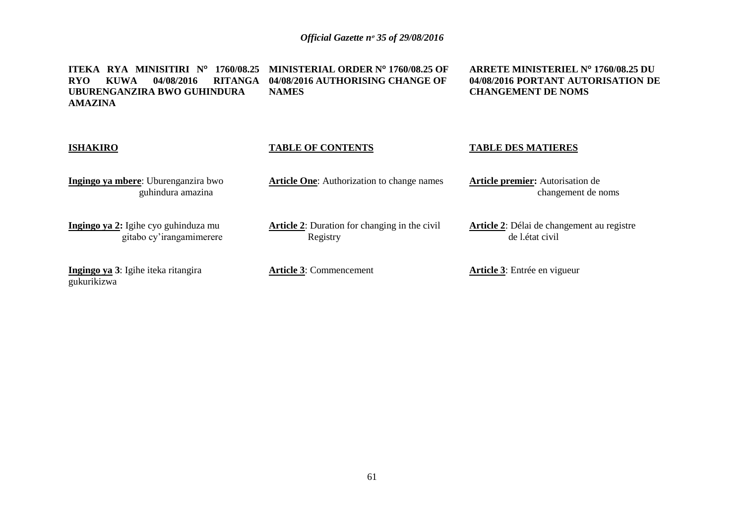**ITEKA RYA MINISITIRI N° 1760/08.25 RYO KUWA 04/08/2016 RITANGA UBURENGANZIRA BWO GUHINDURA AMAZINA**

**ISHAKIRO**

**Ingingo ya mbere**: Uburenganzira bwo guhindura amazina

**Ingingo ya 2:** Igihe cyo guhinduza mu gitabo cy'irangamimerere

**Ingingo ya 3**: Igihe iteka ritangira gukurikizwa

**MINISTERIAL ORDER N° 1760/08.25 OF 04/08/2016 AUTHORISING CHANGE OF NAMES**

**TABLE OF CONTENTS**

**Article One**: Authorization to change names

**Article 2**: Duration for changing in the civil Registry

**Article 3**: Commencement

**ARRETE MINISTERIEL N° 1760/08.25 DU 04/08/2016 PORTANT AUTORISATION DE CHANGEMENT DE NOMS**

**TABLE DES MATIERES**

**Article premier:** Autorisation de changement de noms

**Article 2**: Délai de changement au registre de l.état civil

**Article 3**: Entrée en vigueur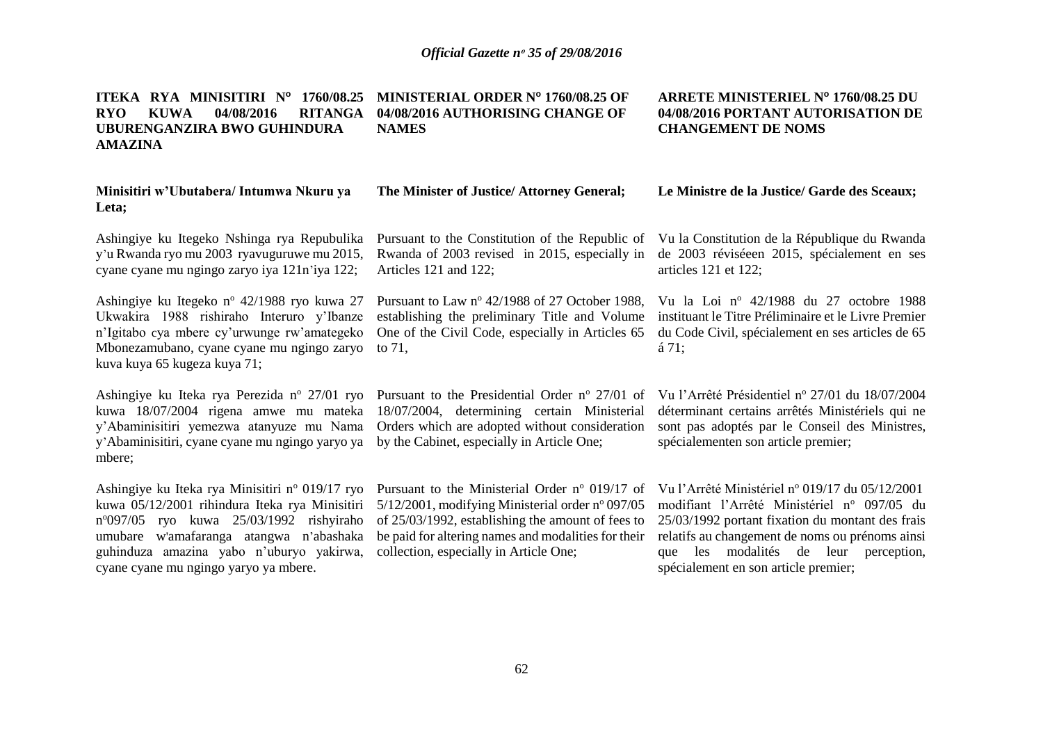**ITEKA RYA MINISITIRI N° 1760/08.25 RYO KUWA 04/08/2016 RITANGA UBURENGANZIRA BWO GUHINDURA AMAZINA**

**Minisitiri w'Ubutabera/ Intumwa Nkuru ya Leta;**

Ashingiye ku Itegeko Nshinga rya Repubulika y'u Rwanda ryo mu 2003 ryavuguruwe mu 2015, cyane cyane mu ngingo zaryo iya 121n'iya 122;

Ashingiye ku Itegeko nº 42/1988 ryo kuwa 27 Ukwakira 1988 rishiraho Interuro y'Ibanze n'Igitabo cya mbere cy'urwunge rw'amategeko Mbonezamubano, cyane cyane mu ngingo zaryo kuva kuya 65 kugeza kuya 71;

Ashingiye ku Iteka rya Perezida nº 27/01 ryo kuwa 18/07/2004 rigena amwe mu mateka y'Abaminisitiri yemezwa atanyuze mu Nama y'Abaminisitiri, cyane cyane mu ngingo yaryo ya mbere;

Ashingiye ku Iteka rya Minisitiri nº 019/17 ryo kuwa 05/12/2001 rihindura Iteka rya Minisitiri nº097/05 ryo kuwa 25/03/1992 rishyiraho umubare w'amafaranga atangwa n'abashaka guhinduza amazina yabo n'uburyo yakirwa, cyane cyane mu ngingo yaryo ya mbere.

**MINISTERIAL ORDER N° 1760/08.25 OF 04/08/2016 AUTHORISING CHANGE OF NAMES**

**The Minister of Justice/ Attorney General;**

Pursuant to the Constitution of the Republic of Rwanda of 2003 revised in 2015, especially in Articles 121 and 122;

Pursuant to Law nº 42/1988 of 27 October 1988, establishing the preliminary Title and Volume One of the Civil Code, especially in Articles 65 to 71,

Pursuant to the Presidential Order nº 27/01 of 18/07/2004, determining certain Ministerial Orders which are adopted without consideration by the Cabinet, especially in Article One;

Pursuant to the Ministerial Order nº 019/17 of 5/12/2001, modifying Ministerial order nº 097/05 of 25/03/1992, establishing the amount of fees to be paid for altering names and modalities for their collection, especially in Article One;

**ARRETE MINISTERIEL N° 1760/08.25 DU 04/08/2016 PORTANT AUTORISATION DE CHANGEMENT DE NOMS**

**Le Ministre de la Justice/ Garde des Sceaux;**

Vu la Constitution de la République du Rwanda de 2003 réviséeen 2015, spécialement en ses articles 121 et 122;

Vu la Loi nº 42/1988 du 27 octobre 1988 instituant le Titre Préliminaire et le Livre Premier du Code Civil, spécialement en ses articles de 65 á 71;

Vu l'Arrêté Présidentiel nº 27/01 du 18/07/2004 déterminant certains arrêtés Ministériels qui ne sont pas adoptés par le Conseil des Ministres, spécialementen son article premier;

Vu l'Arrêté Ministériel nº 019/17 du 05/12/2001 modifiant l'Arrêté Ministériel nº 097/05 du 25/03/1992 portant fixation du montant des frais relatifs au changement de noms ou prénoms ainsi que les modalités de leur perception, spécialement en son article premier;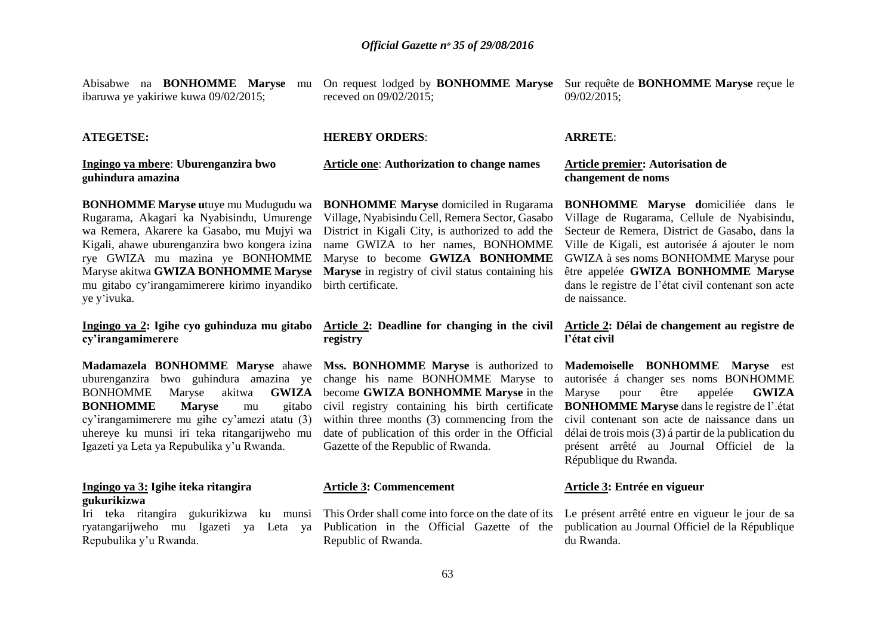Abisabwe na **BONHOMME Maryse** mu ibaruwa ye yakiriwe kuwa 09/02/2015;

**ATEGETSE:**

**Ingingo ya mbere**: **Uburenganzira bwo guhindura amazina**

**BONHOMME Maryse u**tuye mu Mudugudu wa Rugarama, Akagari ka Nyabisindu, Umurenge wa Remera, Akarere ka Gasabo, mu Mujyi wa Kigali, ahawe uburenganzira bwo kongera izina rye GWIZA mu mazina ye BONHOMME Maryse akitwa **GWIZA BONHOMME Maryse** mu gitabo cy'irangamimerere kirimo inyandiko ye y'ivuka.

**Ingingo ya 2: Igihe cyo guhinduza mu gitabo cy'irangamimerere**

**Madamazela BONHOMME Maryse** ahawe uburenganzira bwo guhindura amazina ye BONHOMME Maryse akitwa **GWIZA BONHOMME Maryse** mu gitabo cy'irangamimerere mu gihe cy'amezi atatu (3) uhereye ku munsi iri teka ritangarijweho mu Igazeti ya Leta ya Repubulika y'u Rwanda.

**Ingingo ya 3: Igihe iteka ritangira gukurikizwa**

Iri teka ritangira gukurikizwa ku munsi ryatangarijweho mu Igazeti ya Leta ya Repubulika y'u Rwanda.

On request lodged by **BONHOMME Maryse** receved on 09/02/2015;

**HEREBY ORDERS**:

**Article one**: **Authorization to change names**

**BONHOMME Maryse** domiciled in Rugarama Village, Nyabisindu Cell, Remera Sector, Gasabo District in Kigali City, is authorized to add the name GWIZA to her names, BONHOMME Maryse to become **GWIZA BONHOMME Maryse** in registry of civil status containing his birth certificate.

**Article 2: Deadline for changing in the civil registry**

**Mss. BONHOMME Maryse** is authorized to change his name BONHOMME Maryse to become **GWIZA BONHOMME Maryse** in the civil registry containing his birth certificate within three months (3) commencing from the date of publication of this order in the Official Gazette of the Republic of Rwanda.

**Article 3: Commencement**

This Order shall come into force on the date of its Publication in the Official Gazette of the Republic of Rwanda.

Sur requête de **BONHOMME Maryse** reçue le 09/02/2015;

**ARRETE**:

**Article premier: Autorisation de changement de noms**

**BONHOMME Maryse d**omiciliée dans le Village de Rugarama, Cellule de Nyabisindu, Secteur de Remera, District de Gasabo, dans la Ville de Kigali, est autorisée á ajouter le nom GWIZA à ses noms BONHOMME Maryse pour être appelée **GWIZA BONHOMME Maryse** dans le registre de l'état civil contenant son acte de naissance.

**Article 2: Délai de changement au registre de l'état civil**

**Mademoiselle BONHOMME Maryse** est autorisée á changer ses noms BONHOMME Maryse pour être appelée **GWIZA BONHOMME Maryse** dans le registre de l'.état civil contenant son acte de naissance dans un délai de trois mois (3) á partir de la publication du présent arrêté au Journal Officiel de la République du Rwanda.

**Article 3: Entrée en vigueur**

Le présent arrêté entre en vigueur le jour de sa publication au Journal Officiel de la République du Rwanda.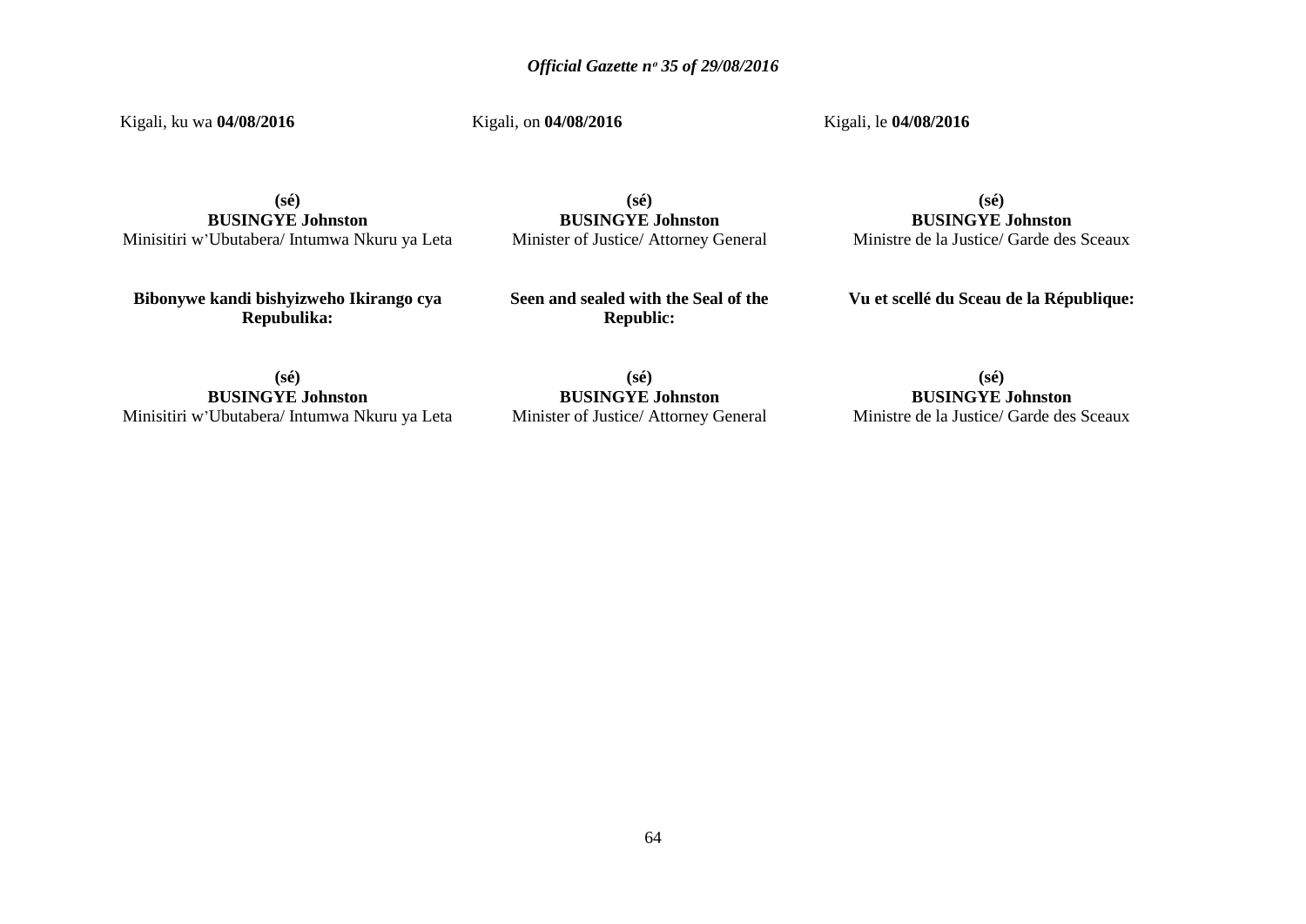Kigali, ku wa **04/08/2016**

**(sé)**
**BUSINGYE Johnston**
Minisitiri w'Ubutabera/ Intumwa Nkuru ya Leta

**Bibonywe kandi bishyizweho Ikirango cya Repubulika:**

**(sé)**
**BUSINGYE Johnston**
Minisitiri w'Ubutabera/ Intumwa Nkuru ya Leta

Kigali, on **04/08/2016**

**(sé)**
**BUSINGYE Johnston**
Minister of Justice/ Attorney General

**Seen and sealed with the Seal of the Republic:**

**(sé)**
**BUSINGYE Johnston**
Minister of Justice/ Attorney General

Kigali, le **04/08/2016**

**(sé)**
**BUSINGYE Johnston**
Ministre de la Justice/ Garde des Sceaux

**Vu et scellé du Sceau de la République:**

**(sé)**
**BUSINGYE Johnston**
Ministre de la Justice/ Garde des Sceaux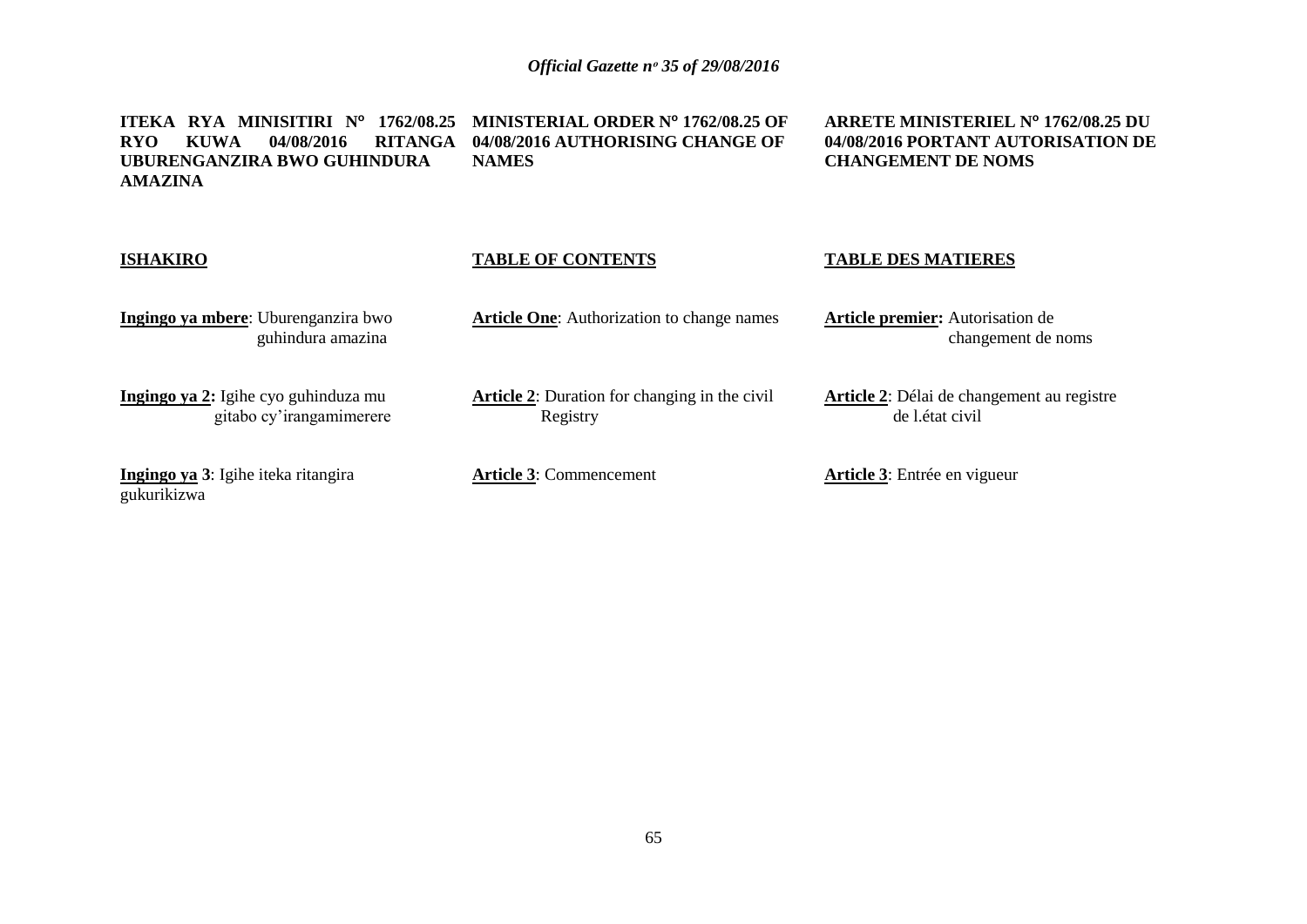**ITEKA RYA MINISITIRI N° 1762/08.25 RYO KUWA 04/08/2016 RITANGA UBURENGANZIRA BWO GUHINDURA AMAZINA**

**ISHAKIRO**

**Ingingo ya mbere**: Uburenganzira bwo guhindura amazina

**Ingingo ya 2:** Igihe cyo guhinduza mu gitabo cy'irangamimerere

**Ingingo ya 3**: Igihe iteka ritangira gukurikizwa

**MINISTERIAL ORDER N° 1762/08.25 OF 04/08/2016 AUTHORISING CHANGE OF NAMES**

**TABLE OF CONTENTS**

**Article One**: Authorization to change names

**Article 2**: Duration for changing in the civil Registry

**Article 3**: Commencement

**ARRETE MINISTERIEL N° 1762/08.25 DU 04/08/2016 PORTANT AUTORISATION DE CHANGEMENT DE NOMS**

**TABLE DES MATIERES**

**Article premier:** Autorisation de changement de noms

**Article 2**: Délai de changement au registre de l.état civil

**Article 3**: Entrée en vigueur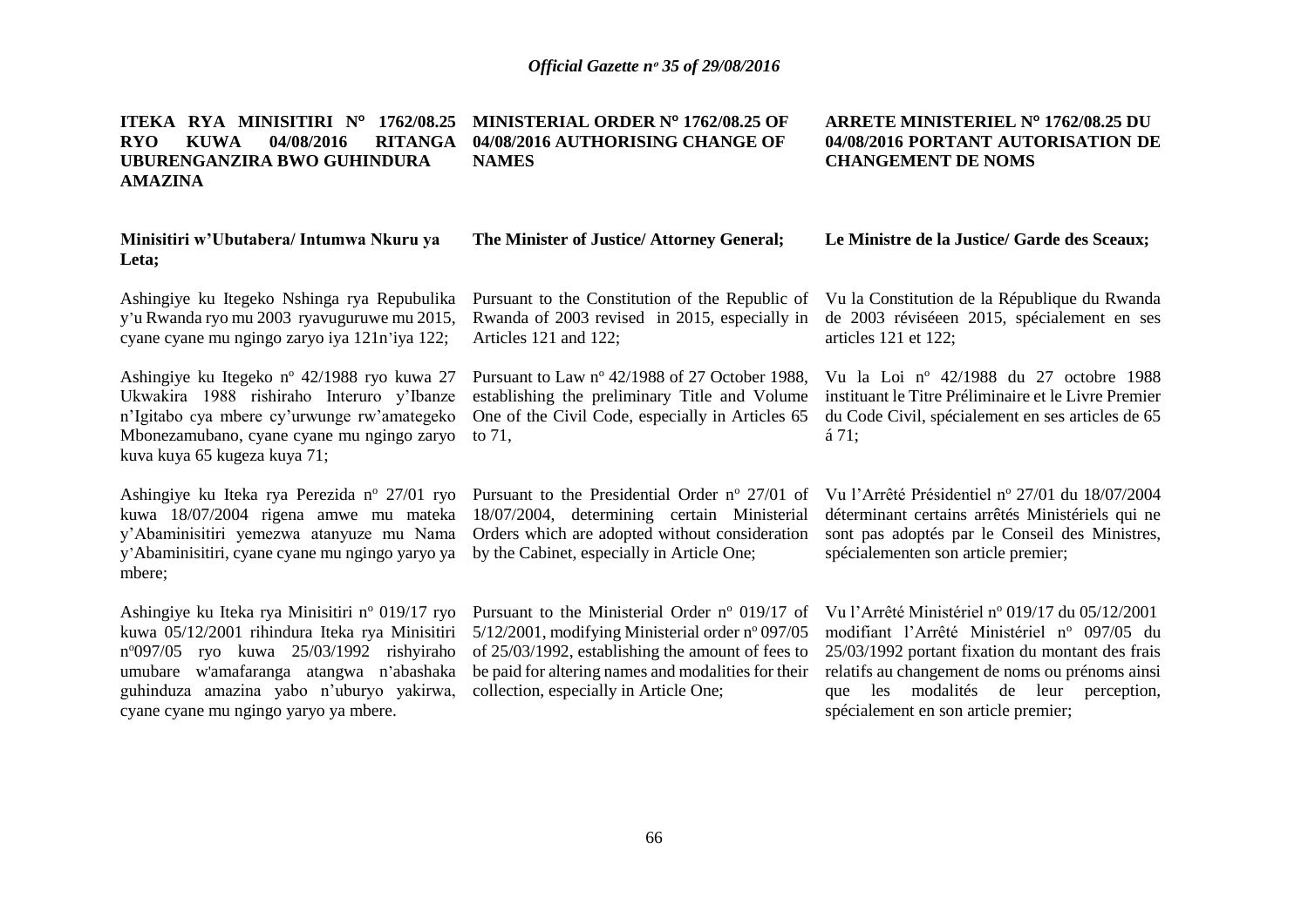**ITEKA RYA MINISITIRI N° 1762/08.25 RYO KUWA 04/08/2016 RITANGA UBURENGANZIRA BWO GUHINDURA AMAZINA**

**Minisitiri w'Ubutabera/ Intumwa Nkuru ya Leta;**

Ashingiye ku Itegeko Nshinga rya Repubulika y'u Rwanda ryo mu 2003 ryavuguruwe mu 2015, cyane cyane mu ngingo zaryo iya 121n'iya 122;

Ashingiye ku Itegeko n° 42/1988 ryo kuwa 27 Ukwakira 1988 rishiraho Interuro y'Ibanze n'Igitabo cya mbere cy'urwunge rw'amategeko Mbonezamubano, cyane cyane mu ngingo zaryo kuva kuya 65 kugeza kuya 71;

Ashingiye ku Iteka rya Perezida n° 27/01 ryo kuwa 18/07/2004 rigena amwe mu mateka y'Abaminisitiri yemezwa atanyuze mu Nama y'Abaminisitiri, cyane cyane mu ngingo yaryo ya mbere;

Ashingiye ku Iteka rya Minisitiri n° 019/17 ryo kuwa 05/12/2001 rihindura Iteka rya Minisitiri n°097/05 ryo kuwa 25/03/1992 rishyiraho umubare w'amafaranga atangwa n'abashaka guhinduza amazina yabo n'uburyo yakirwa, cyane cyane mu ngingo yaryo ya mbere.

**MINISTERIAL ORDER N° 1762/08.25 OF 04/08/2016 AUTHORISING CHANGE OF NAMES**

**The Minister of Justice/ Attorney General;**

Pursuant to the Constitution of the Republic of Rwanda of 2003 revised in 2015, especially in Articles 121 and 122;

Pursuant to Law n° 42/1988 of 27 October 1988, establishing the preliminary Title and Volume One of the Civil Code, especially in Articles 65 to 71,

Pursuant to the Presidential Order n° 27/01 of 18/07/2004, determining certain Ministerial Orders which are adopted without consideration by the Cabinet, especially in Article One;

Pursuant to the Ministerial Order n° 019/17 of 5/12/2001, modifying Ministerial order n° 097/05 of 25/03/1992, establishing the amount of fees to be paid for altering names and modalities for their collection, especially in Article One;

**ARRETE MINISTERIEL N° 1762/08.25 DU 04/08/2016 PORTANT AUTORISATION DE CHANGEMENT DE NOMS**

**Le Ministre de la Justice/ Garde des Sceaux;**

Vu la Constitution de la République du Rwanda de 2003 réviséeen 2015, spécialement en ses articles 121 et 122;

Vu la Loi n° 42/1988 du 27 octobre 1988 instituant le Titre Préliminaire et le Livre Premier du Code Civil, spécialement en ses articles de 65 á 71;

Vu l'Arrêté Présidentiel n° 27/01 du 18/07/2004 déterminant certains arrêtés Ministériels qui ne sont pas adoptés par le Conseil des Ministres, spécialementen son article premier;

Vu l'Arrêté Ministériel n° 019/17 du 05/12/2001 modifiant l'Arrêté Ministériel n° 097/05 du 25/03/1992 portant fixation du montant des frais relatifs au changement de noms ou prénoms ainsi que les modalités de leur perception, spécialement en son article premier;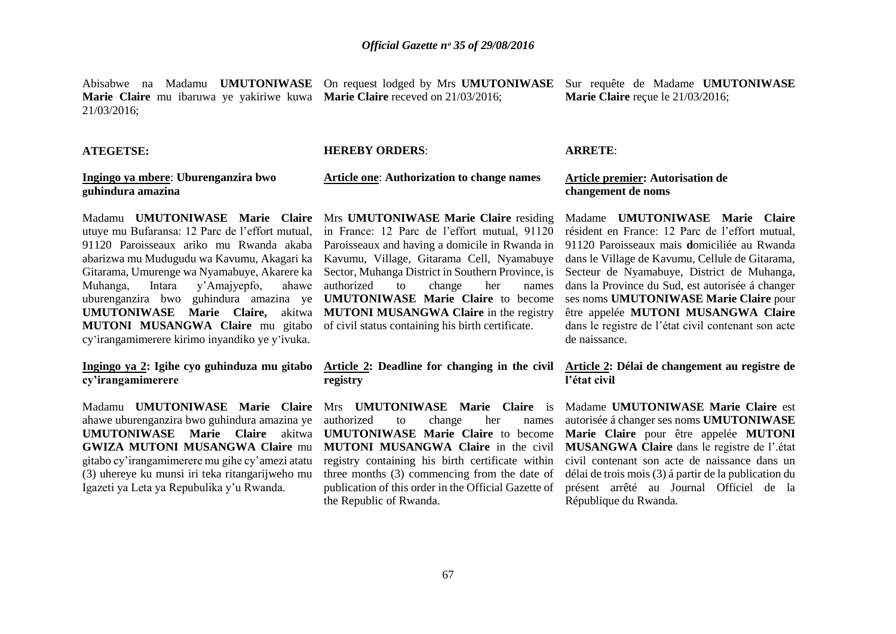Abisabwe na Madamu **UMUTONIWASE Marie Claire** mu ibaruwa ye yakiriwe kuwa 21/03/2016;

**ATEGETSE:**

**Ingingo ya mbere**: **Uburenganzira bwo guhindura amazina**

Madamu **UMUTONIWASE Marie Claire** utuye mu Bufaransa: 12 Parc de l'effort mutual, 91120 Paroisseaux ariko mu Rwanda akaba abarizwa mu Mudugudu wa Kavumu, Akagari ka Gitarama, Umurenge wa Nyamabuye, Akarere ka Muhanga, Intara y'Amajyepfo, ahawe uburenganzira bwo guhindura amazina ye **UMUTONIWASE Marie Claire,** akitwa **MUTONI MUSANGWA Claire** mu gitabo cy'irangamimerere kirimo inyandiko ye y'ivuka.

**Ingingo ya 2: Igihe cyo guhinduza mu gitabo cy'irangamimerere**

Madamu **UMUTONIWASE Marie Claire** ahawe uburenganzira bwo guhindura amazina ye **UMUTONIWASE Marie Claire** akitwa **GWIZA MUTONI MUSANGWA Claire** mu gitabo cy'irangamimerere mu gihe cy'amezi atatu (3) uhereye ku munsi iri teka ritangarijweho mu Igazeti ya Leta ya Repubulika y'u Rwanda.

On request lodged by Mrs **UMUTONIWASE Marie Claire** receved on 21/03/2016;

**HEREBY ORDERS**:

**Article one**: **Authorization to change names**

Mrs **UMUTONIWASE Marie Claire** residing in France: 12 Parc de l'effort mutual, 91120 Paroisseaux and having a domicile in Rwanda in Kavumu, Village, Gitarama Cell, Nyamabuye Sector, Muhanga District in Southern Province, is authorized to change her names **UMUTONIWASE Marie Claire** to become **MUTONI MUSANGWA Claire** in the registry of civil status containing his birth certificate.

**Article 2: Deadline for changing in the civil registry**

Mrs **UMUTONIWASE Marie Claire** is authorized to change her names **UMUTONIWASE Marie Claire** to become **MUTONI MUSANGWA Claire** in the civil registry containing his birth certificate within three months (3) commencing from the date of publication of this order in the Official Gazette of the Republic of Rwanda.

Sur requête de Madame **UMUTONIWASE Marie Claire** reçue le 21/03/2016;

**ARRETE**:

**Article premier: Autorisation de changement de noms**

Madame **UMUTONIWASE Marie Claire** résident en France: 12 Parc de l'effort mutual, 91120 Paroisseaux mais **d**omiciliée au Rwanda dans le Village de Kavumu, Cellule de Gitarama, Secteur de Nyamabuye, District de Muhanga, dans la Province du Sud, est autorisée á changer ses noms **UMUTONIWASE Marie Claire** pour être appelée **MUTONI MUSANGWA Claire** dans le registre de l'état civil contenant son acte de naissance.

**Article 2: Délai de changement au registre de l'état civil**

Madame **UMUTONIWASE Marie Claire** est autorisée á changer ses noms **UMUTONIWASE Marie Claire** pour être appelée **MUTONI MUSANGWA Claire** dans le registre de l'.état civil contenant son acte de naissance dans un délai de trois mois (3) á partir de la publication du présent arrêté au Journal Officiel de la République du Rwanda.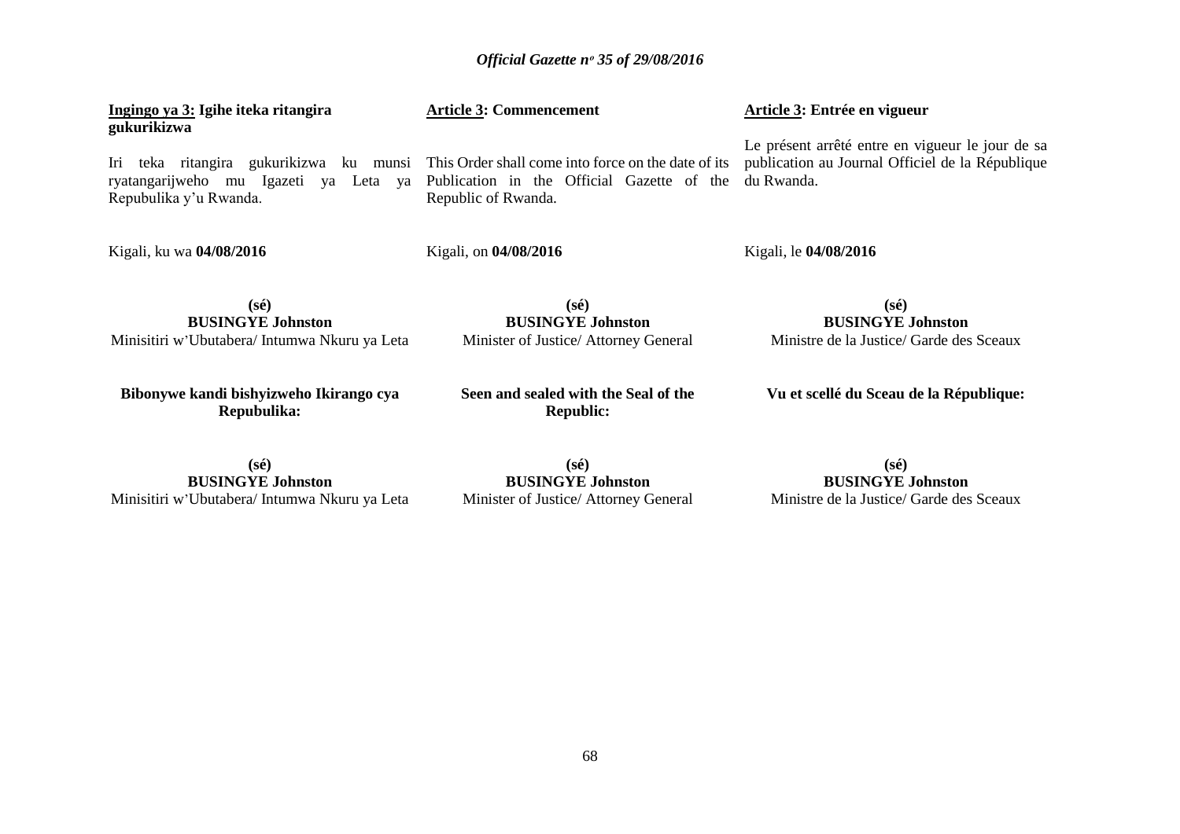**Ingingo ya 3: Igihe iteka ritangira gukurikizwa**

Iri teka ritangira gukurikizwa ku munsi ryatangarijweho mu Igazeti ya Leta ya Repubulika y'u Rwanda.

Kigali, ku wa **04/08/2016**

**(sé)**
**BUSINGYE Johnston**
Minisitiri w'Ubutabera/ Intumwa Nkuru ya Leta

**Bibonywe kandi bishyizweho Ikirango cya Repubulika:**

**(sé)**
**BUSINGYE Johnston**
Minisitiri w'Ubutabera/ Intumwa Nkuru ya Leta

**Article 3: Commencement**

This Order shall come into force on the date of its Publication in the Official Gazette of the Republic of Rwanda.

Kigali, on **04/08/2016**

**(sé)**
**BUSINGYE Johnston**
Minister of Justice/ Attorney General

**Seen and sealed with the Seal of the Republic:**

**(sé)**
**BUSINGYE Johnston**
Minister of Justice/ Attorney General

**Article 3: Entrée en vigueur**

Le présent arrêté entre en vigueur le jour de sa publication au Journal Officiel de la République du Rwanda.

Kigali, le **04/08/2016**

**(sé)**
**BUSINGYE Johnston**
Ministre de la Justice/ Garde des Sceaux

**Vu et scellé du Sceau de la République:**

**(sé)**
**BUSINGYE Johnston**
Ministre de la Justice/ Garde des Sceaux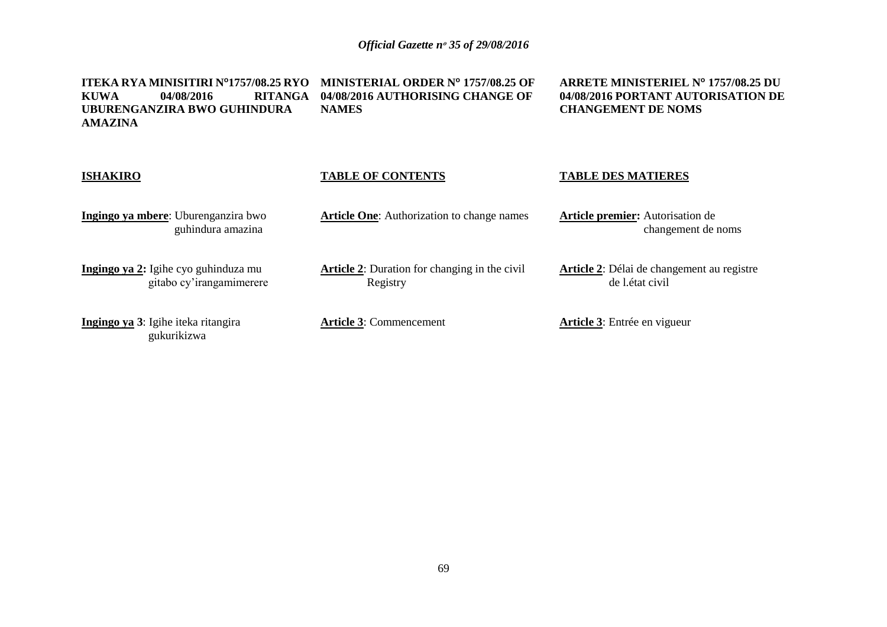**ITEKA RYA MINISITIRI N°1757/08.25 RYO KUWA 04/08/2016 RITANGA UBURENGANZIRA BWO GUHINDURA AMAZINA**

**ISHAKIRO**

**Ingingo ya mbere**: Uburenganzira bwo guhindura amazina

**Ingingo ya 2:** Igihe cyo guhinduza mu gitabo cy'irangamimerere

**Ingingo ya 3**: Igihe iteka ritangira gukurikizwa

**MINISTERIAL ORDER N° 1757/08.25 OF 04/08/2016 AUTHORISING CHANGE OF NAMES**

**TABLE OF CONTENTS**

**Article One**: Authorization to change names

**Article 2**: Duration for changing in the civil Registry

**Article 3**: Commencement

**ARRETE MINISTERIEL N° 1757/08.25 DU 04/08/2016 PORTANT AUTORISATION DE CHANGEMENT DE NOMS**

**TABLE DES MATIERES**

**Article premier:** Autorisation de changement de noms

**Article 2**: Délai de changement au registre de l.état civil

**Article 3**: Entrée en vigueur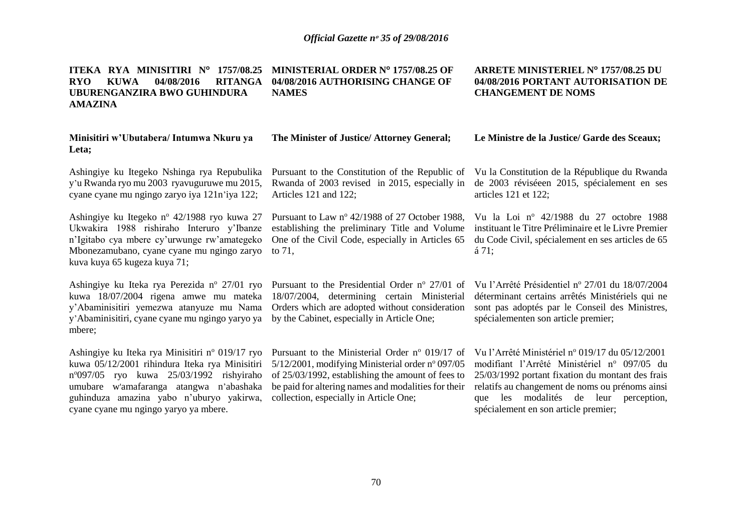**ITEKA RYA MINISITIRI N° 1757/08.25 RYO KUWA 04/08/2016 RITANGA UBURENGANZIRA BWO GUHINDURA AMAZINA**

**Minisitiri w'Ubutabera/ Intumwa Nkuru ya Leta;**

Ashingiye ku Itegeko Nshinga rya Repubulika y'u Rwanda ryo mu 2003 ryavuguruwe mu 2015, cyane cyane mu ngingo zaryo iya 121n'iya 122;

Ashingiye ku Itegeko n° 42/1988 ryo kuwa 27 Ukwakira 1988 rishiraho Interuro y'Ibanze n'Igitabo cya mbere cy'urwunge rw'amategeko Mbonezamubano, cyane cyane mu ngingo zaryo kuva kuya 65 kugeza kuya 71;

Ashingiye ku Iteka rya Perezida n° 27/01 ryo kuwa 18/07/2004 rigena amwe mu mateka y'Abaminisitiri yemezwa atanyuze mu Nama y'Abaminisitiri, cyane cyane mu ngingo yaryo ya mbere;

Ashingiye ku Iteka rya Minisitiri n° 019/17 ryo kuwa 05/12/2001 rihindura Iteka rya Minisitiri n°097/05 ryo kuwa 25/03/1992 rishyiraho umubare w'amafaranga atangwa n'abashaka guhinduza amazina yabo n'uburyo yakirwa, cyane cyane mu ngingo yaryo ya mbere.

**MINISTERIAL ORDER N° 1757/08.25 OF 04/08/2016 AUTHORISING CHANGE OF NAMES**

**The Minister of Justice/ Attorney General;**

Pursuant to the Constitution of the Republic of Rwanda of 2003 revised in 2015, especially in Articles 121 and 122;

Pursuant to Law n° 42/1988 of 27 October 1988, establishing the preliminary Title and Volume One of the Civil Code, especially in Articles 65 to 71,

Pursuant to the Presidential Order n° 27/01 of 18/07/2004, determining certain Ministerial Orders which are adopted without consideration by the Cabinet, especially in Article One;

Pursuant to the Ministerial Order n° 019/17 of 5/12/2001, modifying Ministerial order n° 097/05 of 25/03/1992, establishing the amount of fees to be paid for altering names and modalities for their collection, especially in Article One;

**ARRETE MINISTERIEL N° 1757/08.25 DU 04/08/2016 PORTANT AUTORISATION DE CHANGEMENT DE NOMS**

**Le Ministre de la Justice/ Garde des Sceaux;**

Vu la Constitution de la République du Rwanda de 2003 réviséeen 2015, spécialement en ses articles 121 et 122;

Vu la Loi n° 42/1988 du 27 octobre 1988 instituant le Titre Préliminaire et le Livre Premier du Code Civil, spécialement en ses articles de 65 á 71;

Vu l'Arrêté Présidentiel n° 27/01 du 18/07/2004 déterminant certains arrêtés Ministériels qui ne sont pas adoptés par le Conseil des Ministres, spécialementen son article premier;

Vu l'Arrêté Ministériel n° 019/17 du 05/12/2001 modifiant l'Arrêté Ministériel n° 097/05 du 25/03/1992 portant fixation du montant des frais relatifs au changement de noms ou prénoms ainsi que les modalités de leur perception, spécialement en son article premier;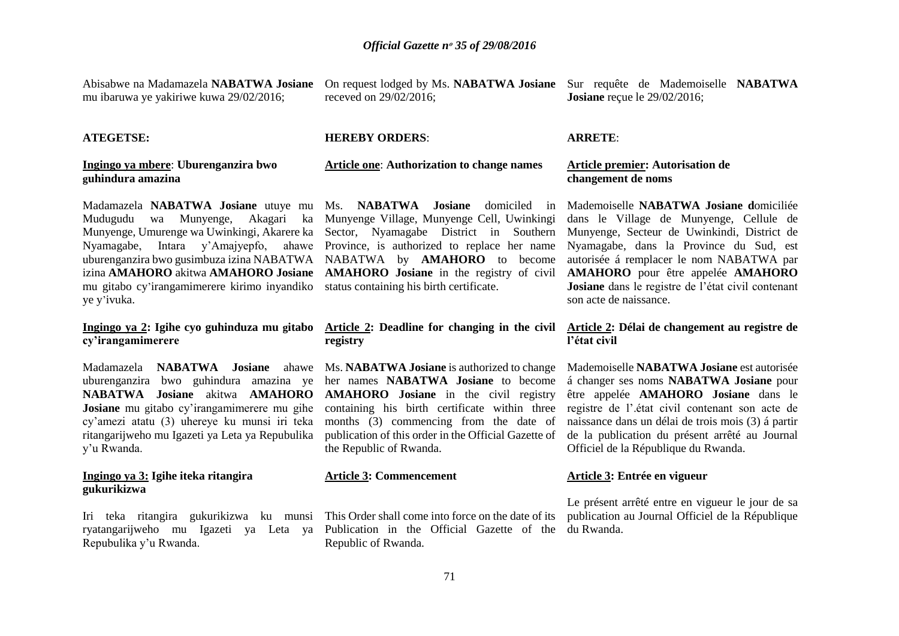Abisabwe na Madamazela **NABATWA Josiane** mu ibaruwa ye yakiriwe kuwa 29/02/2016;

**ATEGETSE:**

**Ingingo ya mbere**: **Uburenganzira bwo guhindura amazina**

Madamazela **NABATWA Josiane** utuye mu Mudugudu wa Munyenge, Akagari ka Munyenge, Umurenge wa Uwinkingi, Akarere ka Nyamagabe, Intara y'Amajyepfo, ahawe uburenganzira bwo gusimbuza izina NABATWA izina **AMAHORO** akitwa **AMAHORO Josiane** mu gitabo cy'irangamimerere kirimo inyandiko ye y'ivuka.

**Ingingo ya 2: Igihe cyo guhinduza mu gitabo cy'irangamimerere**

Madamazela **NABATWA Josiane** ahawe uburenganzira bwo guhindura amazina ye **NABATWA Josiane** akitwa **AMAHORO Josiane** mu gitabo cy'irangamimerere mu gihe cy'amezi atatu (3) uhereye ku munsi iri teka ritangarijweho mu Igazeti ya Leta ya Repubulika y'u Rwanda.

**Ingingo ya 3: Igihe iteka ritangira gukurikizwa**

Iri teka ritangira gukurikizwa ku munsi ryatangarijweho mu Igazeti ya Leta ya Repubulika y'u Rwanda.

On request lodged by Ms. **NABATWA Josiane** receved on 29/02/2016;

**HEREBY ORDERS**:

**Article one**: **Authorization to change names**

Ms. **NABATWA Josiane** domiciled in Munyenge Village, Munyenge Cell, Uwinkingi Sector, Nyamagabe District in Southern Province, is authorized to replace her name NABATWA by **AMAHORO** to become **AMAHORO Josiane** in the registry of civil status containing his birth certificate.

**Article 2: Deadline for changing in the civil registry**

Ms. **NABATWA Josiane** is authorized to change her names **NABATWA Josiane** to become **AMAHORO Josiane** in the civil registry containing his birth certificate within three months (3) commencing from the date of publication of this order in the Official Gazette of the Republic of Rwanda.

**Article 3: Commencement**

This Order shall come into force on the date of its Publication in the Official Gazette of the Republic of Rwanda.

Sur requête de Mademoiselle **NABATWA Josiane** reçue le 29/02/2016;

**ARRETE**:

**Article premier: Autorisation de changement de noms**

Mademoiselle **NABATWA Josiane d**omiciliée dans le Village de Munyenge, Cellule de Munyenge, Secteur de Uwinkindi, District de Nyamagabe, dans la Province du Sud, est autorisée á remplacer le nom NABATWA par **AMAHORO** pour être appelée **AMAHORO Josiane** dans le registre de l'état civil contenant son acte de naissance.

**Article 2: Délai de changement au registre de l'état civil**

Mademoiselle **NABATWA Josiane** est autorisée á changer ses noms **NABATWA Josiane** pour être appelée **AMAHORO Josiane** dans le registre de l'.état civil contenant son acte de naissance dans un délai de trois mois (3) á partir de la publication du présent arrêté au Journal Officiel de la République du Rwanda.

**Article 3: Entrée en vigueur**

Le présent arrêté entre en vigueur le jour de sa publication au Journal Officiel de la République du Rwanda.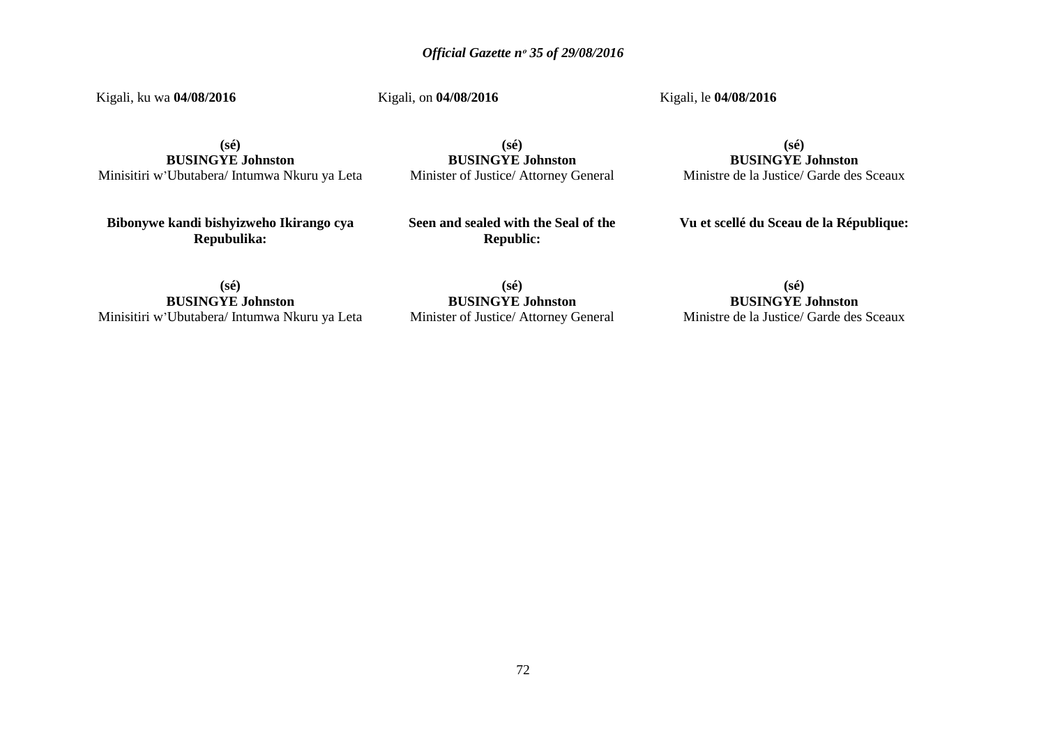Kigali, ku wa **04/08/2016**

**(sé)**
**BUSINGYE Johnston**
Minisitiri w'Ubutabera/ Intumwa Nkuru ya Leta

**Bibonywe kandi bishyizweho Ikirango cya Repubulika:**

**(sé)**
**BUSINGYE Johnston**
Minisitiri w'Ubutabera/ Intumwa Nkuru ya Leta

Kigali, on **04/08/2016**

**(sé)**
**BUSINGYE Johnston**
Minister of Justice/ Attorney General

**Seen and sealed with the Seal of the Republic:**

**(sé)**
**BUSINGYE Johnston**
Minister of Justice/ Attorney General

Kigali, le **04/08/2016**

**(sé)**
**BUSINGYE Johnston**
Ministre de la Justice/ Garde des Sceaux

**Vu et scellé du Sceau de la République:**

**(sé)**
**BUSINGYE Johnston**
Ministre de la Justice/ Garde des Sceaux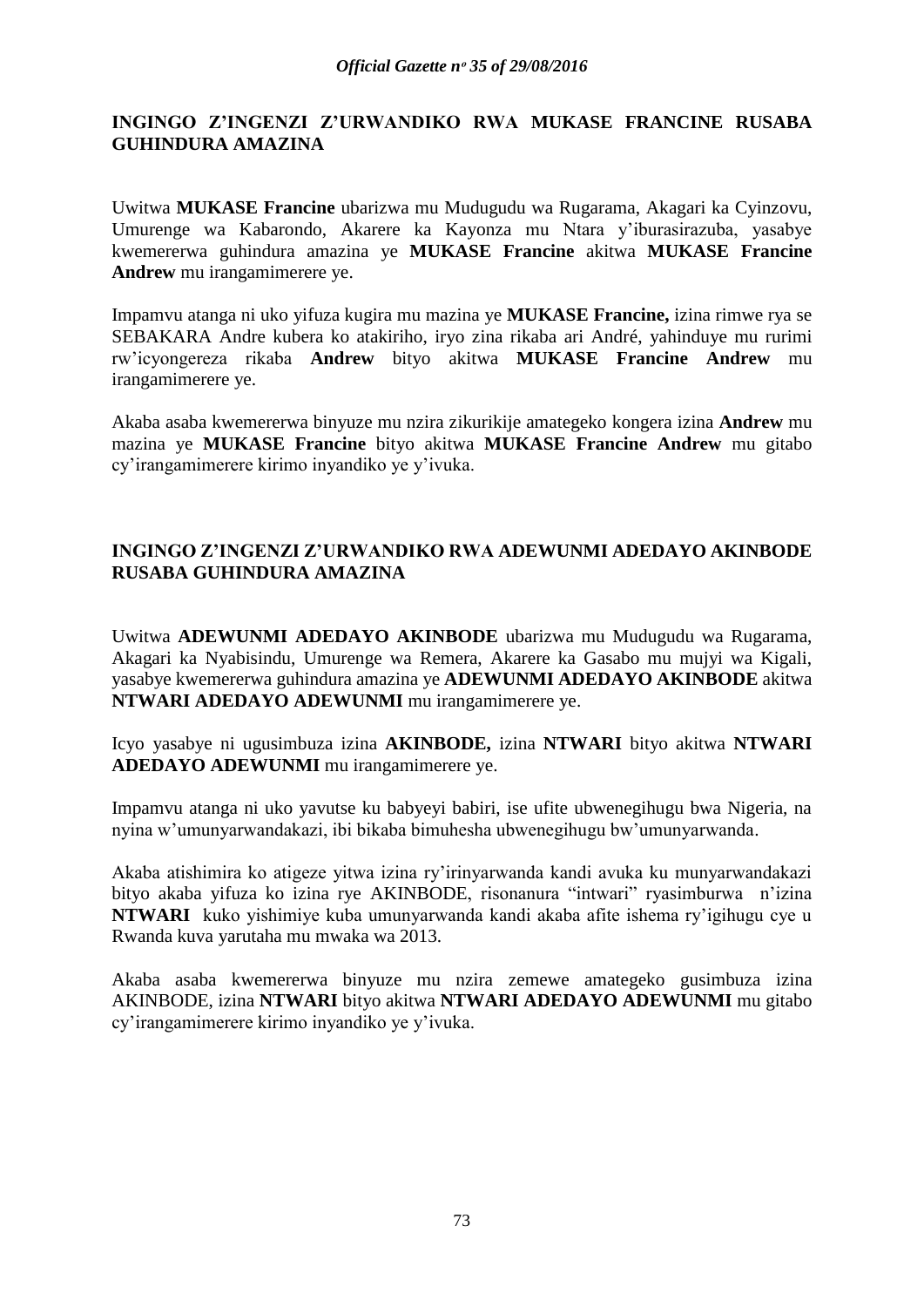## INGINGO Z'INGENZI Z'URWANDIKO RWA MUKASE FRANCINE RUSABA GUHINDURA AMAZINA

Uwitwa **MUKASE Francine** ubarizwa mu Mudugudu wa Rugarama, Akagari ka Cyinzovu, Umurenge wa Kabarondo, Akarere ka Kayonza mu Ntara y'iburasirazuba, yasabye kwemererwa guhindura amazina ye **MUKASE Francine** akitwa **MUKASE Francine Andrew** mu irangamimerere ye.

Impamvu atanga ni uko yifuza kugira mu mazina ye **MUKASE Francine,** izina rimwe rya se SEBAKARA Andre kubera ko atakiriho, iryo zina rikaba ari André, yahinduye mu rurimi rw'icyongereza rikaba **Andrew** bityo akitwa **MUKASE Francine Andrew** mu irangamimerere ye.

Akaba asaba kwemererwa binyuze mu nzira zikurikije amategeko kongera izina **Andrew** mu mazina ye **MUKASE Francine** bityo akitwa **MUKASE Francine Andrew** mu gitabo cy'irangamimerere kirimo inyandiko ye y'ivuka.

## INGINGO Z'INGENZI Z'URWANDIKO RWA ADEWUNMI ADEDAYO AKINBODE RUSABA GUHINDURA AMAZINA

Uwitwa **ADEWUNMI ADEDAYO AKINBODE** ubarizwa mu Mudugudu wa Rugarama, Akagari ka Nyabisindu, Umurenge wa Remera, Akarere ka Gasabo mu mujyi wa Kigali, yasabye kwemererwa guhindura amazina ye **ADEWUNMI ADEDAYO AKINBODE** akitwa **NTWARI ADEDAYO ADEWUNMI** mu irangamimerere ye.

Icyo yasabye ni ugusimbuza izina **AKINBODE,** izina **NTWARI** bityo akitwa **NTWARI ADEDAYO ADEWUNMI** mu irangamimerere ye.

Impamvu atanga ni uko yavutse ku babyeyi babiri, ise ufite ubwenegihugu bwa Nigeria, na nyina w'umunyarwandakazi, ibi bikaba bimuhesha ubwenegihugu bw'umunyarwanda.

Akaba atishimira ko atigeze yitwa izina ry'irinyarwanda kandi avuka ku munyarwandakazi bityo akaba yifuza ko izina rye AKINBODE, risonanura "intwari" ryasimburwa n'izina **NTWARI** kuko yishimiye kuba umunyarwanda kandi akaba afite ishema ry'igihugu cye u Rwanda kuva yarutaha mu mwaka wa 2013.

Akaba asaba kwemererwa binyuze mu nzira zemewe amategeko gusimbuza izina AKINBODE, izina **NTWARI** bityo akitwa **NTWARI ADEDAYO ADEWUNMI** mu gitabo cy'irangamimerere kirimo inyandiko ye y'ivuka.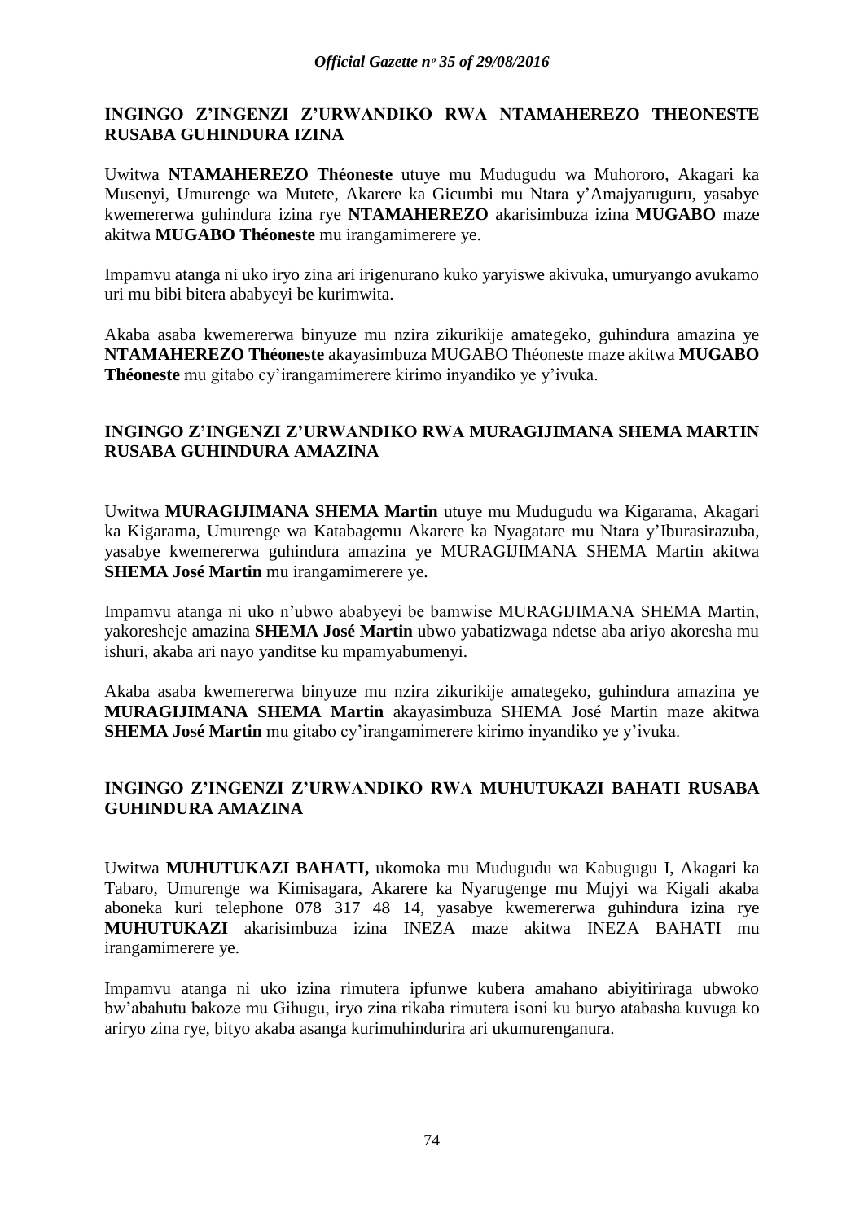## INGINGO Z'INGENZI Z'URWANDIKO RWA NTAMAHEREZO THEONESTE RUSABA GUHINDURA IZINA

Uwitwa **NTAMAHEREZO Théoneste** utuye mu Mudugudu wa Muhororo, Akagari ka Musenyi, Umurenge wa Mutete, Akarere ka Gicumbi mu Ntara y'Amajyaruguru, yasabye kwemererwa guhindura izina rye **NTAMAHEREZO** akarisimbuza izina **MUGABO** maze akitwa **MUGABO Théoneste** mu irangamimerere ye.

Impamvu atanga ni uko iryo zina ari irigenurano kuko yaryiswe akivuka, umuryango avukamo uri mu bibi bitera ababyeyi be kurimwita.

Akaba asaba kwemererwa binyuze mu nzira zikurikije amategeko, guhindura amazina ye **NTAMAHEREZO Théoneste** akayasimbuza MUGABO Théoneste maze akitwa **MUGABO Théoneste** mu gitabo cy'irangamimerere kirimo inyandiko ye y'ivuka.

## INGINGO Z'INGENZI Z'URWANDIKO RWA MURAGIJIMANA SHEMA MARTIN RUSABA GUHINDURA AMAZINA

Uwitwa **MURAGIJIMANA SHEMA Martin** utuye mu Mudugudu wa Kigarama, Akagari ka Kigarama, Umurenge wa Katabagemu Akarere ka Nyagatare mu Ntara y'Iburasirazuba, yasabye kwemererwa guhindura amazina ye MURAGIJIMANA SHEMA Martin akitwa **SHEMA José Martin** mu irangamimerere ye.

Impamvu atanga ni uko n'ubwo ababyeyi be bamwise MURAGIJIMANA SHEMA Martin, yakoresheje amazina **SHEMA José Martin** ubwo yabatizwaga ndetse aba ariyo akoresha mu ishuri, akaba ari nayo yanditse ku mpamyabumenyi.

Akaba asaba kwemererwa binyuze mu nzira zikurikije amategeko, guhindura amazina ye **MURAGIJIMANA SHEMA Martin** akayasimbuza SHEMA José Martin maze akitwa **SHEMA José Martin** mu gitabo cy'irangamimerere kirimo inyandiko ye y'ivuka.

## INGINGO Z'INGENZI Z'URWANDIKO RWA MUHUTUKAZI BAHATI RUSABA GUHINDURA AMAZINA

Uwitwa **MUHUTUKAZI BAHATI,** ukomoka mu Mudugudu wa Kabugugu I, Akagari ka Tabaro, Umurenge wa Kimisagara, Akarere ka Nyarugenge mu Mujyi wa Kigali akaba aboneka kuri telephone 078 317 48 14, yasabye kwemererwa guhindura izina rye **MUHUTUKAZI** akarisimbuza izina INEZA maze akitwa INEZA BAHATI mu irangamimerere ye.

Impamvu atanga ni uko izina rimutera ipfunwe kubera amahano abiyitiriraga ubwoko bw'abahutu bakoze mu Gihugu, iryo zina rikaba rimutera isoni ku buryo atabasha kuvuga ko aririyo zina rye, bityo akaba asanga kurimuhindurira ari ukumurenganura.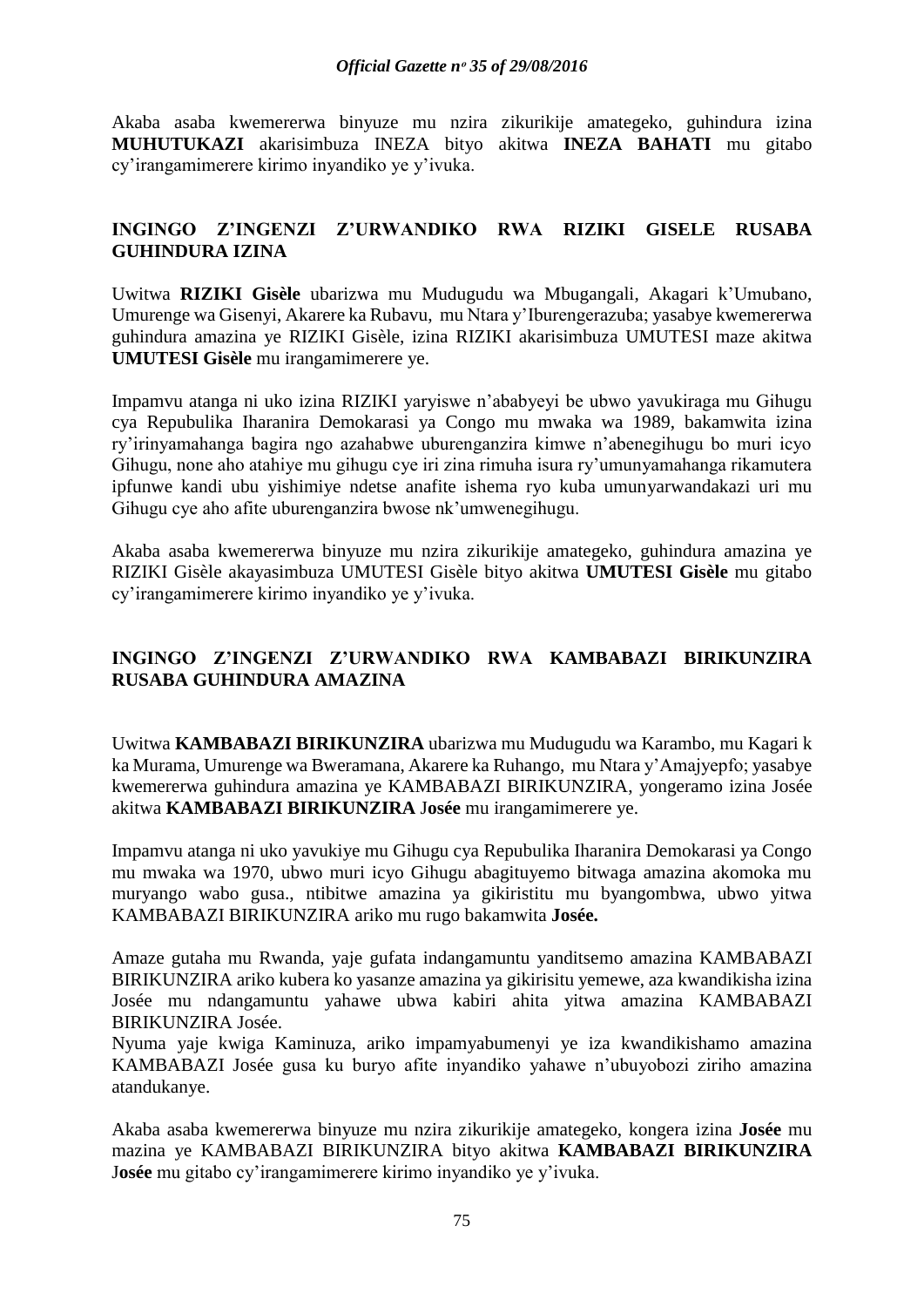Akaba asaba kwemererwa binyuze mu nzira zikurikije amategeko, guhindura izina **MUHUTUKAZI** akarisimbuza INEZA bityo akitwa **INEZA BAHATI** mu gitabo cy'irangamimerere kirimo inyandiko ye y'ivuka.

## INGINGO Z'INGENZI Z'URWANDIKO RWA RIZIKI GISELE RUSABA GUHINDURA IZINA

Uwitwa **RIZIKI Gisèle** ubarizwa mu Mudugudu wa Mbugangali, Akagari k'Umubano, Umurenge wa Gisenyi, Akarere ka Rubavu, mu Ntara y'Iburengerazuba; yasabye kwemererwa guhindura amazina ye RIZIKI Gisèle, izina RIZIKI akarisimbuza UMUTESI maze akitwa **UMUTESI Gisèle** mu irangamimerere ye.

Impamvu atanga ni uko izina RIZIKI yaryiswe n'ababyeyi be ubwo yavukiraga mu Gihugu cya Repubulika Iharanira Demokarasi ya Congo mu mwaka wa 1989, bakamwita izina ry'irinyamahanga bagira ngo azahabwe uburenganzira kimwe n'abenegihugu bo muri icyo Gihugu, none aho atahiye mu gihugu cye iri zina rimuha isura ry'umunyamahanga rikamutera ipfunwe kandi ubu yishimiye ndetse anafite ishema ryo kuba umunyarwandakazi uri mu Gihugu cye aho afite uburenganzira bwose nk'umwenegihugu.

Akaba asaba kwemererwa binyuze mu nzira zikurikije amategeko, guhindura amazina ye RIZIKI Gisèle akayasimbuza UMUTESI Gisèle bityo akitwa **UMUTESI Gisèle** mu gitabo cy'irangamimerere kirimo inyandiko ye y'ivuka.

## INGINGO Z'INGENZI Z'URWANDIKO RWA KAMBABAZI BIRIKUNZIRA RUSABA GUHINDURA AMAZINA

Uwitwa **KAMBABAZI BIRIKUNZIRA** ubarizwa mu Mudugudu wa Karambo, mu Kagari k ka Murama, Umurenge wa Bweramana, Akarere ka Ruhango, mu Ntara y'Amajyepfo; yasabye kwemererwa guhindura amazina ye KAMBABAZI BIRIKUNZIRA, yongeramo izina Josée akitwa **KAMBABAZI BIRIKUNZIRA** J**osée** mu irangamimerere ye.

Impamvu atanga ni uko yavukiye mu Gihugu cya Repubulika Iharanira Demokarasi ya Congo mu mwaka wa 1970, ubwo muri icyo Gihugu abagituyemo bitwaga amazina akomoka mu muryango wabo gusa., ntibitwe amazina ya gikiristitu mu byangombwa, ubwo yitwa KAMBABAZI BIRIKUNZIRA ariko mu rugo bakamwita **Josée.**

Amaze gutaha mu Rwanda, yaje gufata indangamuntu yanditsemo amazina KAMBABAZI BIRIKUNZIRA ariko kubera ko yasanze amazina ya gikirisitu yemewe, aza kwandikisha izina Josée mu ndangamuntu yahawe ubwa kabiri ahita yitwa amazina KAMBABAZI BIRIKUNZIRA Josée.

Nyuma yaje kwiga Kaminuza, ariko impamyabumenyi ye iza kwandikishamo amazina KAMBABAZI Josée gusa ku buryo afite inyandiko yahawe n'ubuyobozi ziriho amazina atandukanye.

Akaba asaba kwemererwa binyuze mu nzira zikurikije amategeko, kongera izina **Josée** mu mazina ye KAMBABAZI BIRIKUNZIRA bityo akitwa **KAMBABAZI BIRIKUNZIRA** J**osée** mu gitabo cy'irangamimerere kirimo inyandiko ye y'ivuka.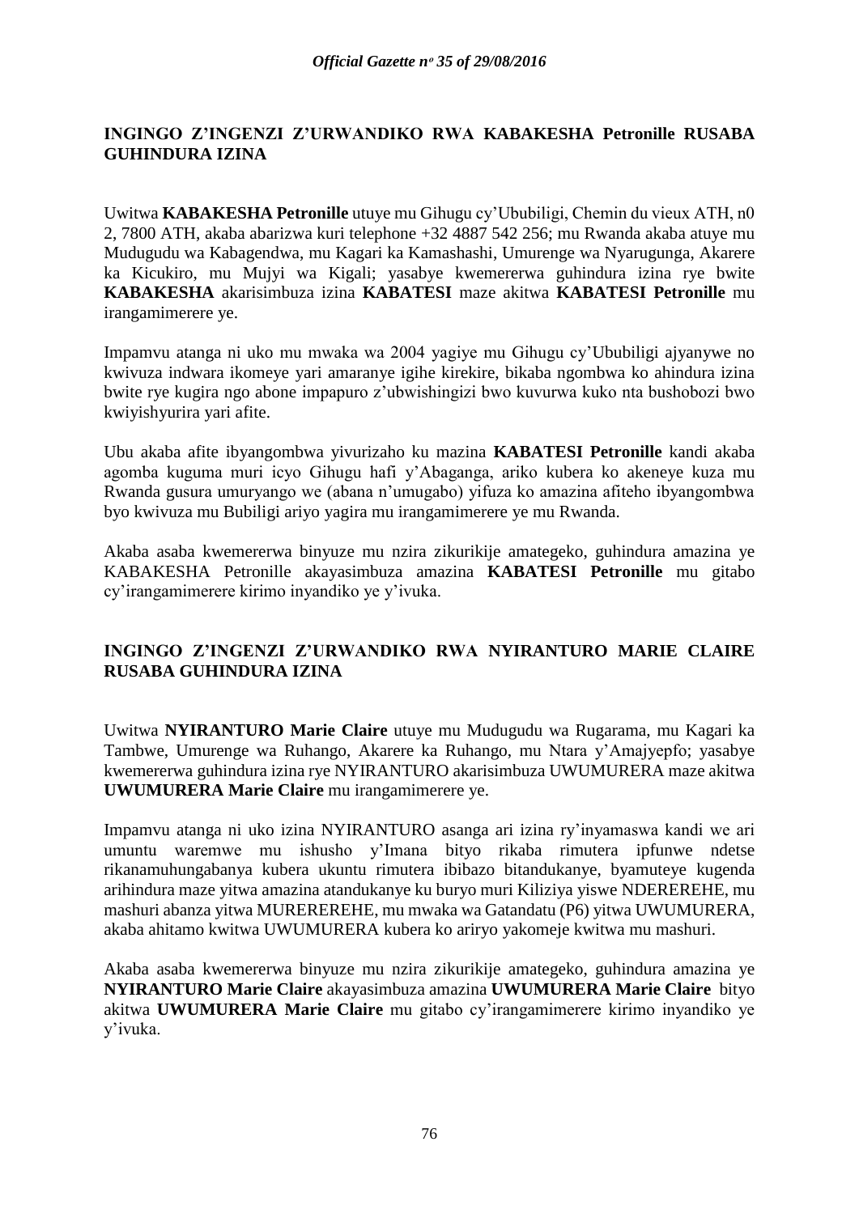**INGINGO Z'INGENZI Z'URWANDIKO RWA KABAKESHA Petronille RUSABA GUHINDURA IZINA**

Uwitwa **KABAKESHA Petronille** utuye mu Gihugu cy'Ububiligi, Chemin du vieux ATH, n0 2, 7800 ATH, akaba abarizwa kuri telephone +32 4887 542 256; mu Rwanda akaba atuye mu Mudugudu wa Kabagendwa, mu Kagari ka Kamashashi, Umurenge wa Nyarugunga, Akarere ka Kicukiro, mu Mujyi wa Kigali; yasabye kwemererwa guhindura izina rye bwite **KABAKESHA** akarisimbuza izina **KABATESI** maze akitwa **KABATESI Petronille** mu irangamimerere ye.

Impamvu atanga ni uko mu mwaka wa 2004 yagiye mu Gihugu cy'Ububiligi ajyanywe no kwivuza indwara ikomeye yari amaranye igihe kirekire, bikaba ngombwa ko ahindura izina bwite rye kugira ngo abone impapuro z'ubwishingizi bwo kuvurwa kuko nta bushobozi bwo kwiyishyurira yari afite.

Ubu akaba afite ibyangombwa yivurizaho ku mazina **KABATESI Petronille** kandi akaba agomba kuguma muri icyo Gihugu hafi y'Abaganga, ariko kubera ko akeneye kuza mu Rwanda gusura umuryango we (abana n'umugabo) yifuza ko amazina afiteho ibyangombwa byo kwivuza mu Bubiligi ariyo yagira mu irangamimerere ye mu Rwanda.

Akaba asaba kwemererwa binyuze mu nzira zikurikije amategeko, guhindura amazina ye KABAKESHA Petronille akayasimbuza amazina **KABATESI Petronille** mu gitabo cy'irangamimerere kirimo inyandiko ye y'ivuka.

**INGINGO Z'INGENZI Z'URWANDIKO RWA NYIRANTURO MARIE CLAIRE RUSABA GUHINDURA IZINA**

Uwitwa **NYIRANTURO Marie Claire** utuye mu Mudugudu wa Rugarama, mu Kagari ka Tambwe, Umurenge wa Ruhango, Akarere ka Ruhango, mu Ntara y'Amajyepfo; yasabye kwemererwa guhindura izina rye NYIRANTURO akarisimbuza UWUMURERA maze akitwa **UWUMURERA Marie Claire** mu irangamimerere ye.

Impamvu atanga ni uko izina NYIRANTURO asanga ari izina ry'inyamaswa kandi we ari umuntu waremwe mu ishusho y'Imana bityo rikaba rimutera ipfunwe ndetse rikanamuhungabanya kubera ukuntu rimutera ibibazo bitandukanye, byamuteye kugenda arihindura maze yitwa amazina atandukanye ku buryo muri Kiliziya yiswe NDEREREHE, mu mashuri abanza yitwa MUREREREHE, mu mwaka wa Gatandatu (P6) yitwa UWUMURERA, akaba ahitamo kwitwa UWUMURERA kubera ko ariryo yakomeje kwitwa mu mashuri.

Akaba asaba kwemererwa binyuze mu nzira zikurikije amategeko, guhindura amazina ye **NYIRANTURO Marie Claire** akayasimbuza amazina **UWUMURERA Marie Claire** bityo akitwa **UWUMURERA Marie Claire** mu gitabo cy'irangamimerere kirimo inyandiko ye y'ivuka.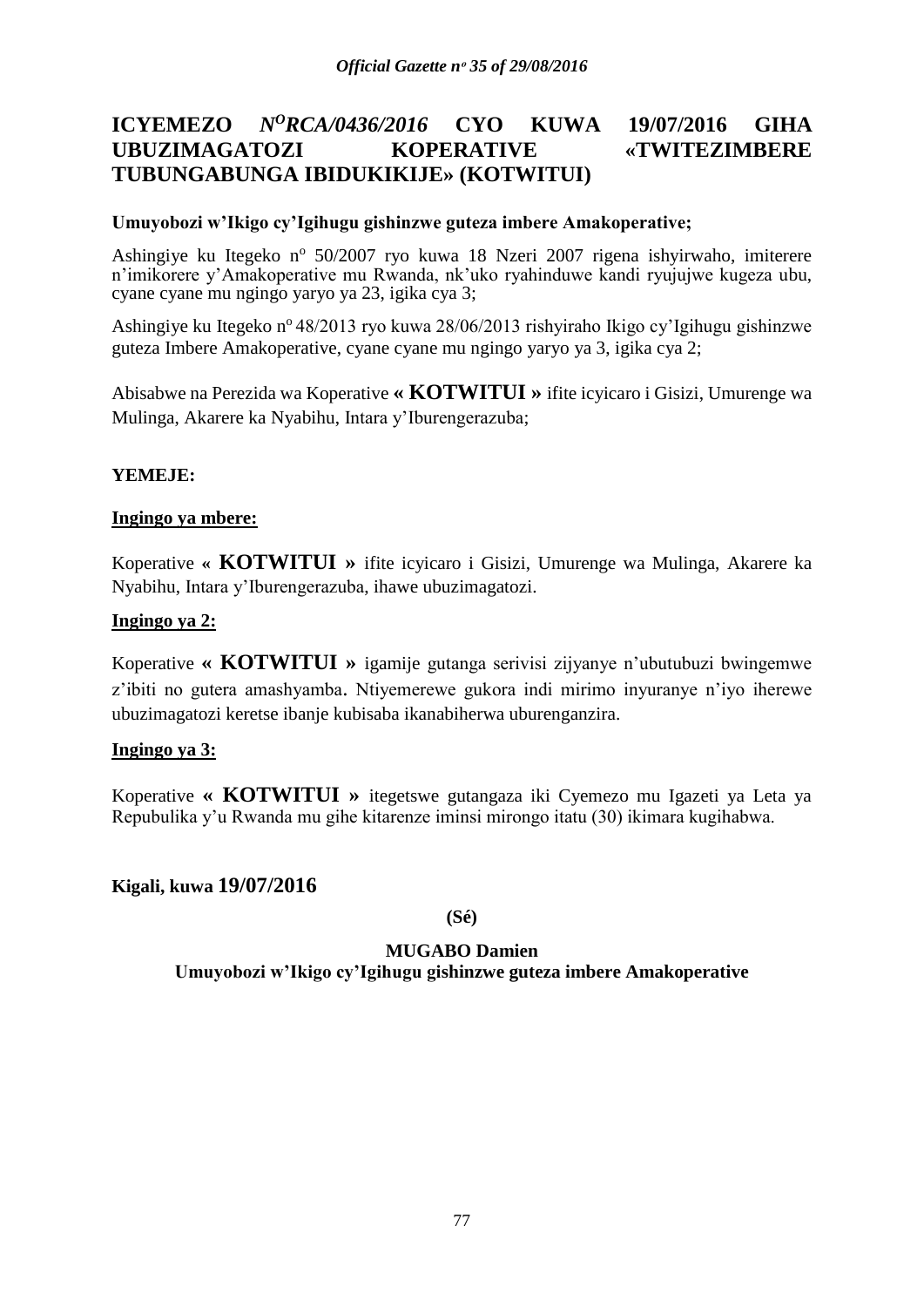## ICYEMEZO *N^O RCA/0436/2016* CYO KUWA 19/07/2016 GIHA UBUZIMAGATOZI KOPERATIVE «TWITEZIMBERE TUBUNGABUNGA IBIDUKIKIJE» (KOTWITUI)

**Umuyobozi w'Ikigo cy'Igihugu gishinzwe guteza imbere Amakoperative;**

Ashingiye ku Itegeko n° 50/2007 ryo kuwa 18 Nzeri 2007 rigena ishyirwaho, imiterere n'imikorere y'Amakoperative mu Rwanda, nk'uko ryahinduwe kandi ryujujwe kugeza ubu, cyane cyane mu ngingo yaryo ya 23, igika cya 3;

Ashingiye ku Itegeko n° 48/2013 ryo kuwa 28/06/2013 rishyiraho Ikigo cy'Igihugu gishinzwe guteza Imbere Amakoperative, cyane cyane mu ngingo yaryo ya 3, igika cya 2;

Abisabwe na Perezida wa Koperative **« KOTWITUI »** ifite icyicaro i Gisizi, Umurenge wa Mulinga, Akarere ka Nyabihu, Intara y'Iburengerazuba;

**YEMEJE:**

**Ingingo ya mbere:**

Koperative **« KOTWITUI »** ifite icyicaro i Gisizi, Umurenge wa Mulinga, Akarere ka Nyabihu, Intara y'Iburengerazuba, ihawe ubuzimagatozi.

**Ingingo ya 2:**

Koperative **« KOTWITUI »** igamije gutanga serivisi zijyanye n'ubutubuzi bwingemwe z'ibiti no gutera amashyamba. Ntiyemerewe gukora indi mirimo inyuranye n'iyo iherewe ubuzimagatozi keretse ibanje kubisaba ikanabiherwa uburenganzira.

**Ingingo ya 3:**

Koperative **« KOTWITUI »** itegetswe gutangaza iki Cyemezo mu Igazeti ya Leta ya Repubulika y'u Rwanda mu gihe kitarenze iminsi mirongo itatu (30) ikimara kugihabwa.

**Kigali, kuwa 19/07/2016**

**(Sé)**

**MUGABO Damien**
**Umuyobozi w'Ikigo cy'Igihugu gishinzwe guteza imbere Amakoperative**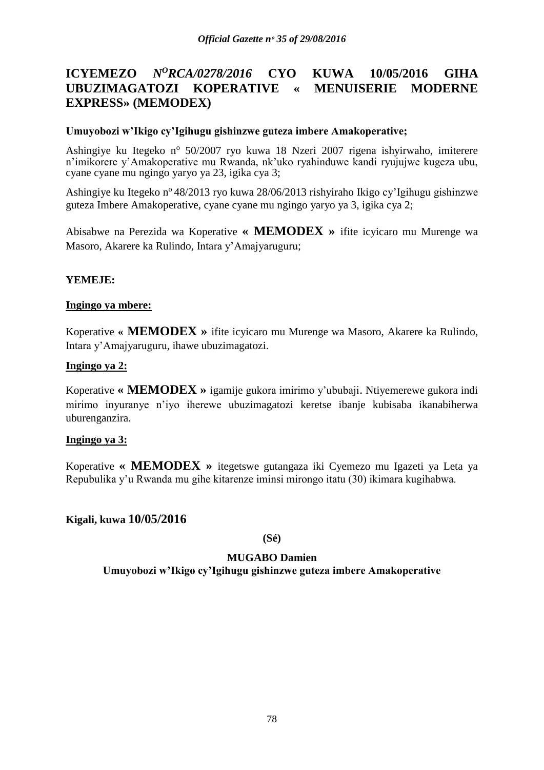# ICYEMEZO *N<sup>O</sup>RCA/0278/2016* CYO KUWA 10/05/2016 GIHA UBUZIMAGATOZI KOPERATIVE « MENUISERIE MODERNE EXPRESS» (MEMODEX)

**Umuyobozi w'Ikigo cy'Igihugu gishinzwe guteza imbere Amakoperative;**

Ashingiye ku Itegeko nº 50/2007 ryo kuwa 18 Nzeri 2007 rigena ishyirwaho, imiterere n'imikorere y'Amakoperative mu Rwanda, nk'uko ryahinduwe kandi ryujujwe kugeza ubu, cyane cyane mu ngingo yaryo ya 23, igika cya 3;

Ashingiye ku Itegeko nº 48/2013 ryo kuwa 28/06/2013 rishyiraho Ikigo cy'Igihugu gishinzwe guteza Imbere Amakoperative, cyane cyane mu ngingo yaryo ya 3, igika cya 2;

Abisabwe na Perezida wa Koperative **« MEMODEX »** ifite icyicaro mu Murenge wa Masoro, Akarere ka Rulindo, Intara y'Amajyaruguru;

**YEMEJE:**

**Ingingo ya mbere:**

Koperative **« MEMODEX »** ifite icyicaro mu Murenge wa Masoro, Akarere ka Rulindo, Intara y'Amajyaruguru, ihawe ubuzimagatozi.

**Ingingo ya 2:**

Koperative **« MEMODEX »** igamije gukora imirimo y'ububaji. Ntiyemerewe gukora indi mirimo inyuranye n'iyo iherewe ubuzimagatozi keretse ibanje kubisaba ikanabiherwa uburenganzira.

**Ingingo ya 3:**

Koperative **« MEMODEX »** itegetswe gutangaza iki Cyemezo mu Igazeti ya Leta ya Repubulika y'u Rwanda mu gihe kitarenze iminsi mirongo itatu (30) ikimara kugihabwa.

**Kigali, kuwa 10/05/2016**

**(Sé)**

**MUGABO Damien**

**Umuyobozi w'Ikigo cy'Igihugu gishinzwe guteza imbere Amakoperative**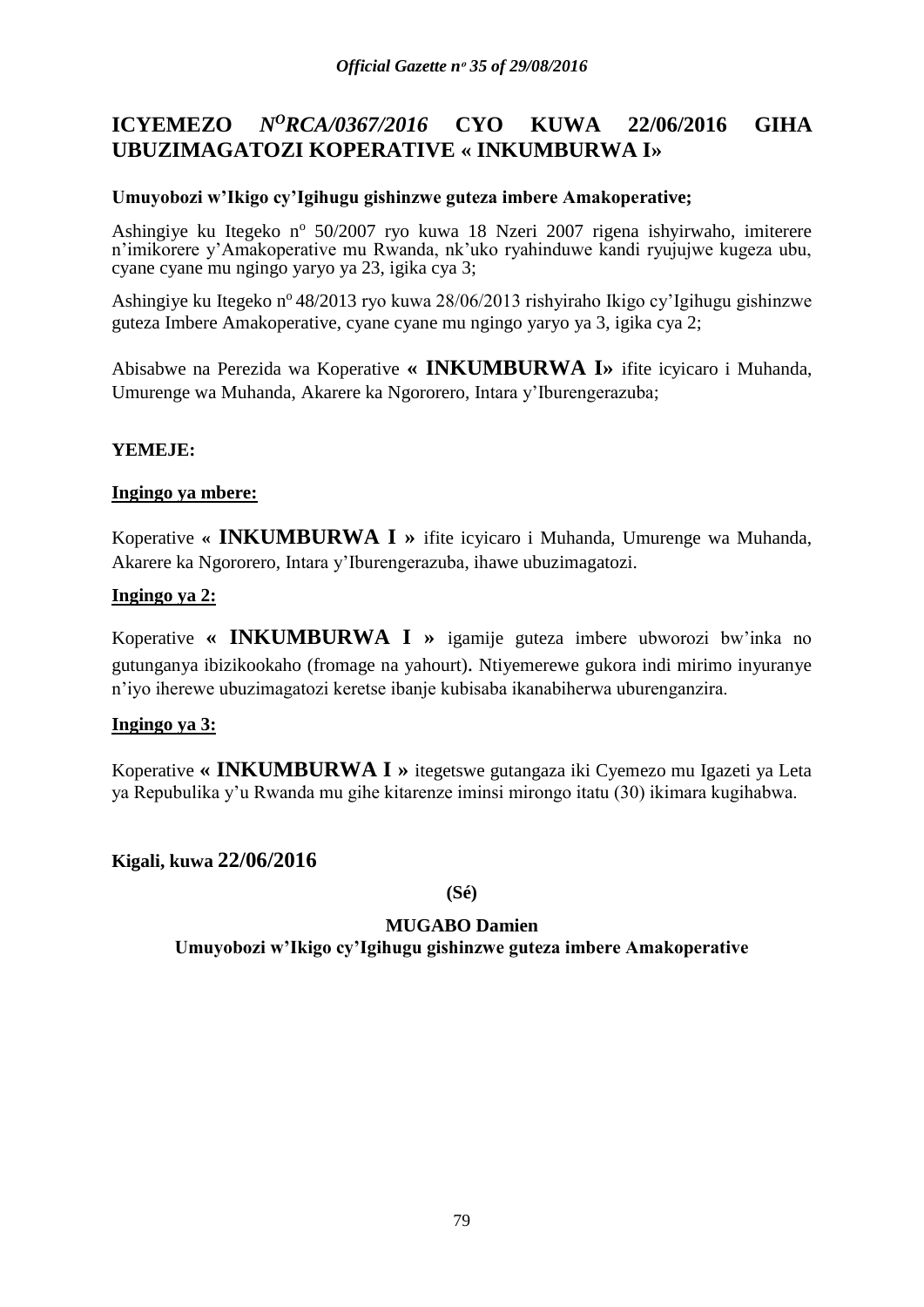# ICYEMEZO *N^O^RCA/0367/2016* CYO KUWA 22/06/2016 GIHA UBUZIMAGATOZI KOPERATIVE « INKUMBURWA I»

**Umuyobozi w'Ikigo cy'Igihugu gishinzwe guteza imbere Amakoperative;**

Ashingiye ku Itegeko nº 50/2007 ryo kuwa 18 Nzeri 2007 rigena ishyirwaho, imiterere n'imikorere y'Amakoperative mu Rwanda, nk'uko ryahinduwe kandi ryujujwe kugeza ubu, cyane cyane mu ngingo yaryo ya 23, igika cya 3;

Ashingiye ku Itegeko nº 48/2013 ryo kuwa 28/06/2013 rishyiraho Ikigo cy'Igihugu gishinzwe guteza Imbere Amakoperative, cyane cyane mu ngingo yaryo ya 3, igika cya 2;

Abisabwe na Perezida wa Koperative **« INKUMBURWA I»** ifite icyicaro i Muhanda, Umurenge wa Muhanda, Akarere ka Ngororero, Intara y'Iburengerazuba;

**YEMEJE:**

**Ingingo ya mbere:**

Koperative « **INKUMBURWA I** » ifite icyicaro i Muhanda, Umurenge wa Muhanda, Akarere ka Ngororero, Intara y'Iburengerazuba, ihawe ubuzimagatozi.

**Ingingo ya 2:**

Koperative **« INKUMBURWA I »** igamije guteza imbere ubworozi bw'inka no gutunganya ibizikookaho (fromage na yahourt). Ntiyemerewe gukora indi mirimo inyuranye n'iyo iherewe ubuzimagatozi keretse ibanje kubisaba ikanabiherwa uburenganzira.

**Ingingo ya 3:**

Koperative **« INKUMBURWA I »** itegetswe gutangaza iki Cyemezo mu Igazeti ya Leta ya Repubulika y'u Rwanda mu gihe kitarenze iminsi mirongo itatu (30) ikimara kugihabwa.

**Kigali, kuwa 22/06/2016**

**(Sé)**

**MUGABO Damien**

**Umuyobozi w'Ikigo cy'Igihugu gishinzwe guteza imbere Amakoperative**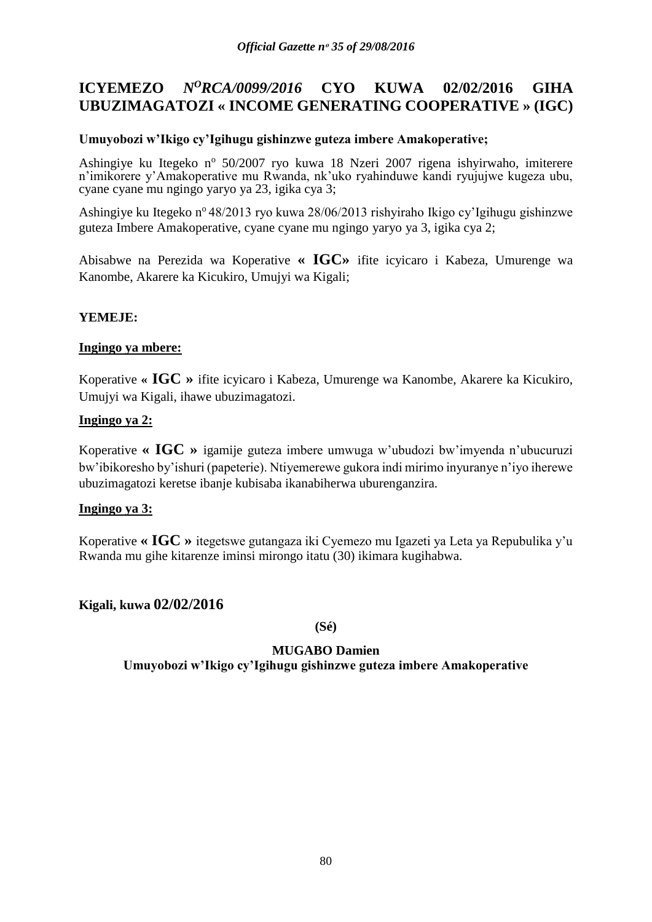# ICYEMEZO *N^O RCA/0099/2016* CYO KUWA 02/02/2016 GIHA UBUZIMAGATOZI « INCOME GENERATING COOPERATIVE » (IGC)

**Umuyobozi w'Ikigo cy'Igihugu gishinzwe guteza imbere Amakoperative;**

Ashingiye ku Itegeko nº 50/2007 ryo kuwa 18 Nzeri 2007 rigena ishyirwaho, imiterere n'imikorere y'Amakoperative mu Rwanda, nk'uko ryahinduwe kandi ryujujwe kugeza ubu, cyane cyane mu ngingo yaryo ya 23, igika cya 3;

Ashingiye ku Itegeko nº 48/2013 ryo kuwa 28/06/2013 rishyiraho Ikigo cy'Igihugu gishinzwe guteza Imbere Amakoperative, cyane cyane mu ngingo yaryo ya 3, igika cya 2;

Abisabwe na Perezida wa Koperative **« IGC»** ifite icyicaro i Kabeza, Umurenge wa Kanombe, Akarere ka Kicukiro, Umujyi wa Kigali;

**YEMEJE:**

**Ingingo ya mbere:**

Koperative **« IGC »** ifite icyicaro i Kabeza, Umurenge wa Kanombe, Akarere ka Kicukiro, Umujyi wa Kigali, ihawe ubuzimagatozi.

**Ingingo ya 2:**

Koperative **« IGC »** igamije guteza imbere umwuga w'ubudozi bw'imyenda n'ubucuruzi bw'ibikoresho by'ishuri (papeterie). Ntiyemerewe gukora indi mirimo inyuranye n'iyo iherewe ubuzimagatozi keretse ibanje kubisaba ikanabiherwa uburenganzira.

**Ingingo ya 3:**

Koperative **« IGC »** itegetswe gutangaza iki Cyemezo mu Igazeti ya Leta ya Repubulika y'u Rwanda mu gihe kitarenze iminsi mirongo itatu (30) ikimara kugihabwa.

**Kigali, kuwa 02/02/2016**

**(Sé)**

**MUGABO Damien**
**Umuyobozi w'Ikigo cy'Igihugu gishinzwe guteza imbere Amakoperative**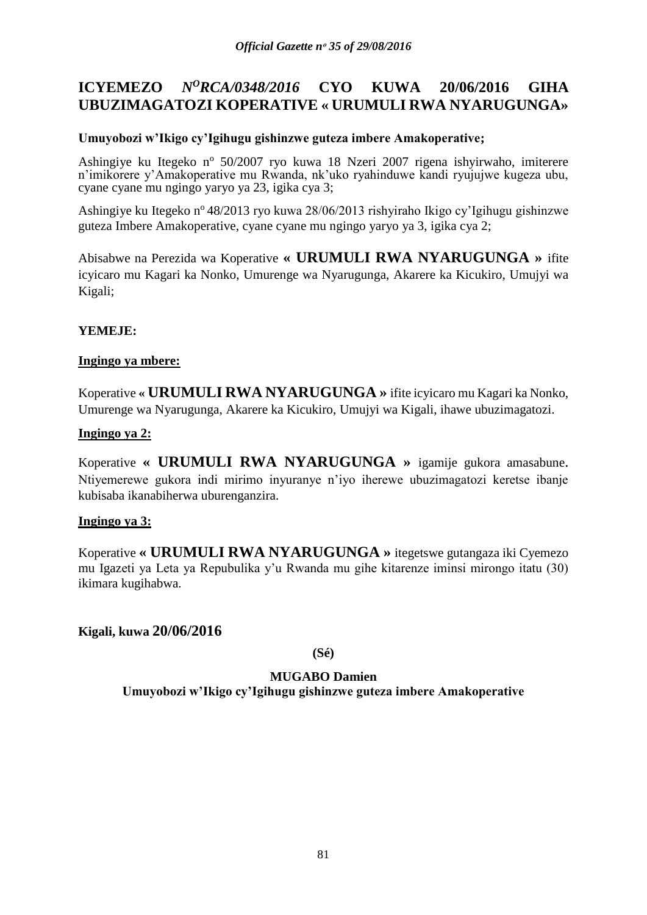# ICYEMEZO *N^O^RCA/0348/2016* CYO KUWA 20/06/2016 GIHA UBUZIMAGATOZI KOPERATIVE « URUMULI RWA NYARUGUNGA»

**Umuyobozi w'Ikigo cy'Igihugu gishinzwe guteza imbere Amakoperative;**

Ashingiye ku Itegeko nº 50/2007 ryo kuwa 18 Nzeri 2007 rigena ishyirwaho, imiterere n'imikorere y'Amakoperative mu Rwanda, nk'uko ryahinduwe kandi ryujujwe kugeza ubu, cyane cyane mu ngingo yaryo ya 23, igika cya 3;

Ashingiye ku Itegeko nº 48/2013 ryo kuwa 28/06/2013 rishyiraho Ikigo cy'Igihugu gishinzwe guteza Imbere Amakoperative, cyane cyane mu ngingo yaryo ya 3, igika cya 2;

Abisabwe na Perezida wa Koperative **« URUMULI RWA NYARUGUNGA »** ifite icyicaro mu Kagari ka Nonko, Umurenge wa Nyarugunga, Akarere ka Kicukiro, Umujyi wa Kigali;

**YEMEJE:**

**Ingingo ya mbere:**

Koperative **« URUMULI RWA NYARUGUNGA »** ifite icyicaro mu Kagari ka Nonko, Umurenge wa Nyarugunga, Akarere ka Kicukiro, Umujyi wa Kigali, ihawe ubuzimagatozi.

**Ingingo ya 2:**

Koperative **« URUMULI RWA NYARUGUNGA »** igamije gukora amasabune. Ntiyemerewe gukora indi mirimo inyuranye n'iyo iherewe ubuzimagatozi keretse ibanje kubisaba ikanabiherwa uburenganzira.

**Ingingo ya 3:**

Koperative **« URUMULI RWA NYARUGUNGA »** itegetswe gutangaza iki Cyemezo mu Igazeti ya Leta ya Repubulika y'u Rwanda mu gihe kitarenze iminsi mirongo itatu (30) ikimara kugihabwa.

**Kigali, kuwa 20/06/2016**

**(Sé)**

**MUGABO Damien**
**Umuyobozi w'Ikigo cy'Igihugu gishinzwe guteza imbere Amakoperative**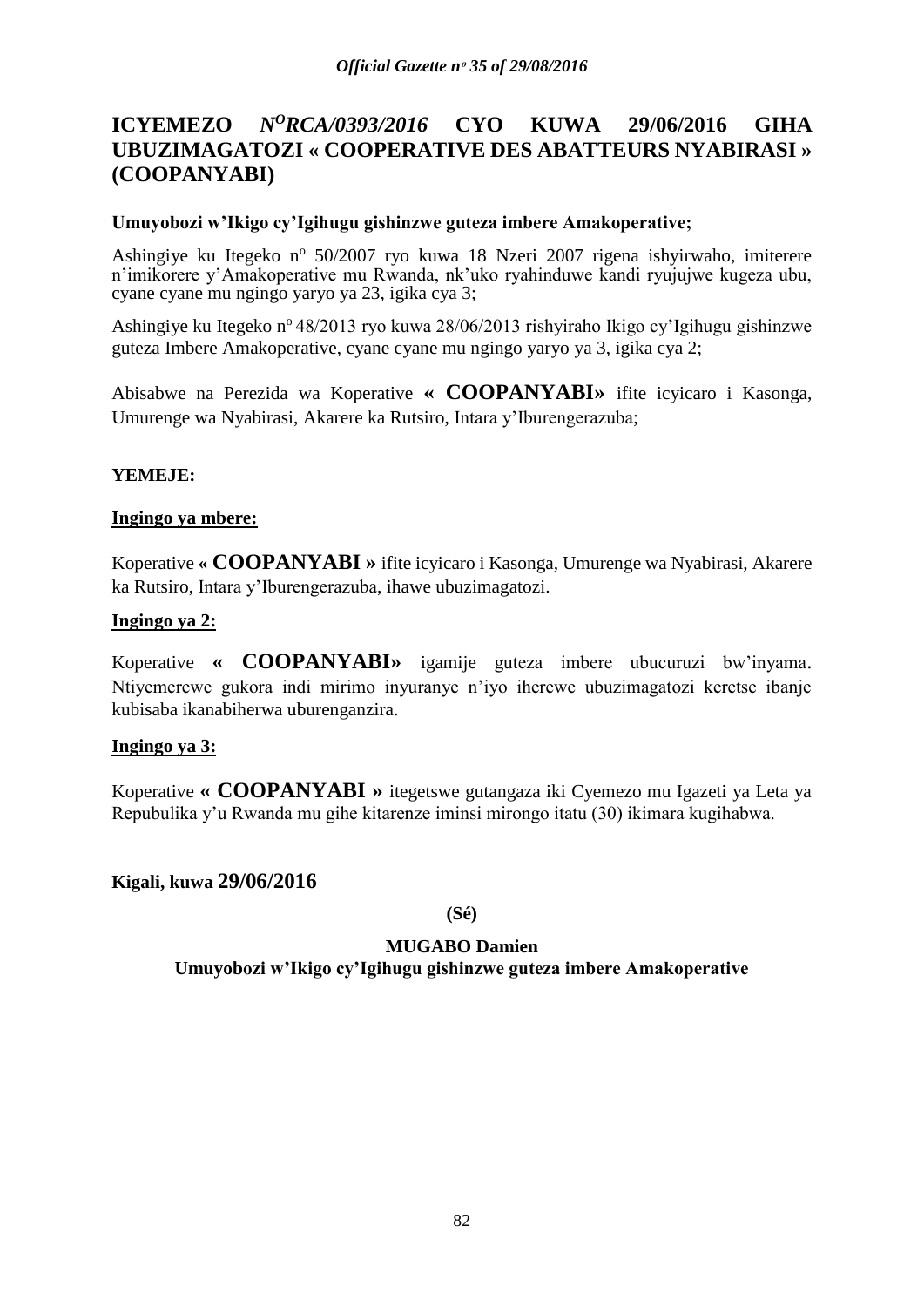# ICYEMEZO *N^O RCA/0393/2016* CYO KUWA 29/06/2016 GIHA UBUZIMAGATOZI « COOPERATIVE DES ABATTEURS NYABIRASI » (COOPANYABI)

**Umuyobozi w'Ikigo cy'Igihugu gishinzwe guteza imbere Amakoperative;**

Ashingiye ku Itegeko nº 50/2007 ryo kuwa 18 Nzeri 2007 rigena ishyirwaho, imiterere n'imikorere y'Amakoperative mu Rwanda, nk'uko ryahinduwe kandi ryujujwe kugeza ubu, cyane cyane mu ngingo yaryo ya 23, igika cya 3;

Ashingiye ku Itegeko nº 48/2013 ryo kuwa 28/06/2013 rishyiraho Ikigo cy'Igihugu gishinzwe guteza Imbere Amakoperative, cyane cyane mu ngingo yaryo ya 3, igika cya 2;

Abisabwe na Perezida wa Koperative **« COOPANYABI»** ifite icyicaro i Kasonga, Umurenge wa Nyabirasi, Akarere ka Rutsiro, Intara y'Iburengerazuba;

**YEMEJE:**

**Ingingo ya mbere:**

Koperative **« COOPANYABI »** ifite icyicaro i Kasonga, Umurenge wa Nyabirasi, Akarere ka Rutsiro, Intara y'Iburengerazuba, ihawe ubuzimagatozi.

**Ingingo ya 2:**

Koperative **« COOPANYABI»** igamije guteza imbere ubucuruzi bw'inyama. Ntiyemerewe gukora indi mirimo inyuranye n'iyo iherewe ubuzimagatozi keretse ibanje kubisaba ikanabiherwa uburenganzira.

**Ingingo ya 3:**

Koperative **« COOPANYABI »** itegetswe gutangaza iki Cyemezo mu Igazeti ya Leta ya Repubulika y'u Rwanda mu gihe kitarenze iminsi mirongo itatu (30) ikimara kugihabwa.

**Kigali, kuwa 29/06/2016**

**(Sé)**

**MUGABO Damien**

**Umuyobozi w'Ikigo cy'Igihugu gishinzwe guteza imbere Amakoperative**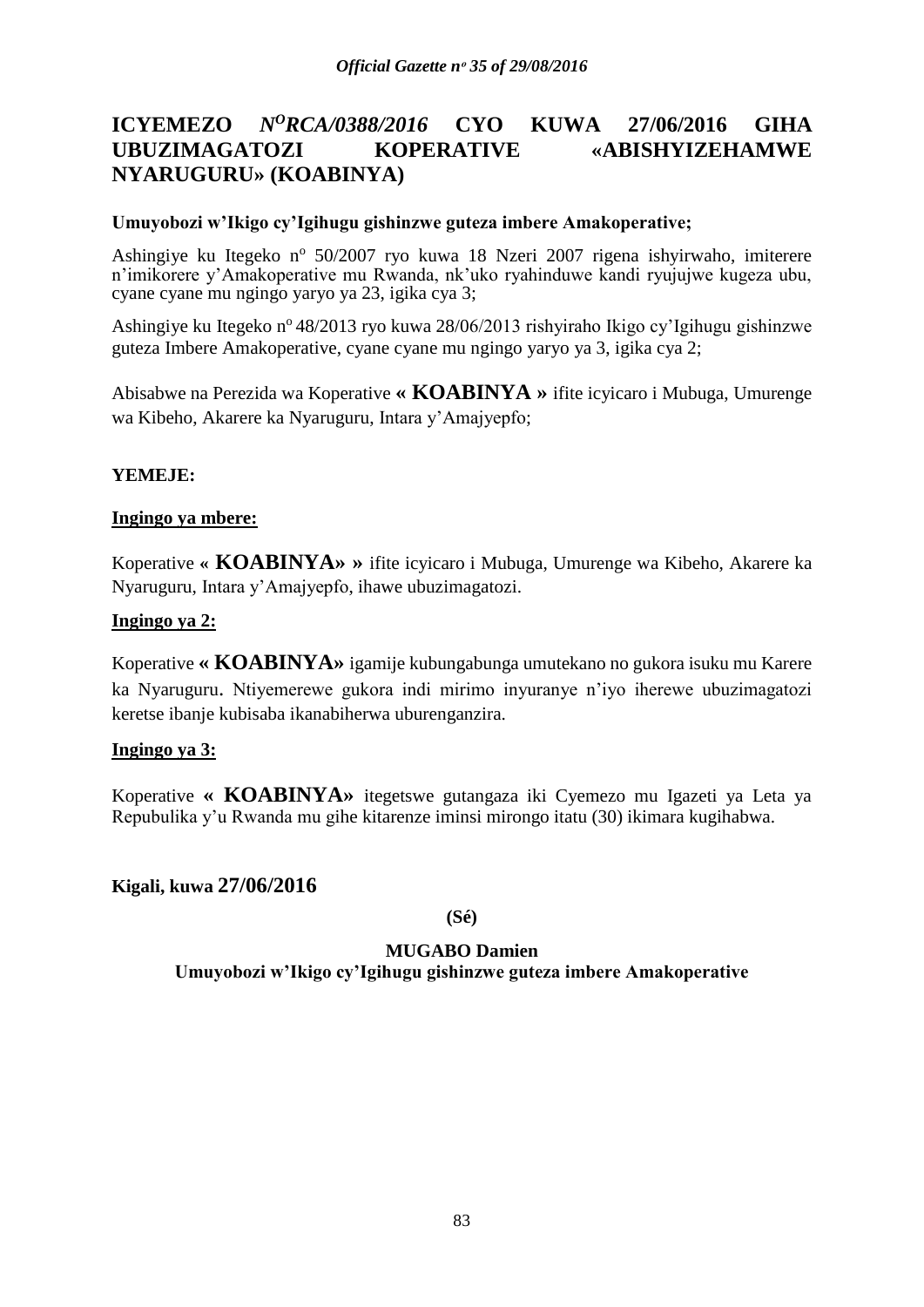# ICYEMEZO *N^O RCA/0388/2016* CYO KUWA 27/06/2016 GIHA UBUZIMAGATOZI KOPERATIVE «ABISHYIZEHAMWE NYARUGURU» (KOABINYA)

**Umuyobozi w'Ikigo cy'Igihugu gishinzwe guteza imbere Amakoperative;**

Ashingiye ku Itegeko nº 50/2007 ryo kuwa 18 Nzeri 2007 rigena ishyirwaho, imiterere n'imikorere y'Amakoperative mu Rwanda, nk'uko ryahinduwe kandi ryujujwe kugeza ubu, cyane cyane mu ngingo yaryo ya 23, igika cya 3;

Ashingiye ku Itegeko nº 48/2013 ryo kuwa 28/06/2013 rishyiraho Ikigo cy'Igihugu gishinzwe guteza Imbere Amakoperative, cyane cyane mu ngingo yaryo ya 3, igika cya 2;

Abisabwe na Perezida wa Koperative **« KOABINYA »** ifite icyicaro i Mubuga, Umurenge wa Kibeho, Akarere ka Nyaruguru, Intara y'Amajyepfo;

**YEMEJE:**

**<u>Ingingo ya mbere:</u>**

Koperative « **KOABINYA» »** ifite icyicaro i Mubuga, Umurenge wa Kibeho, Akarere ka Nyaruguru, Intara y'Amajyepfo, ihawe ubuzimagatozi.

**<u>Ingingo ya 2:</u>**

Koperative **« KOABINYA»** igamije kubungabunga umutekano no gukora isuku mu Karere ka Nyaruguru. Ntiyemerewe gukora indi mirimo inyuranye n'iyo iherewe ubuzimagatozi keretse ibanje kubisaba ikanabiherwa uburenganzira.

**<u>Ingingo ya 3:</u>**

Koperative **« KOABINYA»** itegetswe gutangaza iki Cyemezo mu Igazeti ya Leta ya Repubulika y'u Rwanda mu gihe kitarenze iminsi mirongo itatu (30) ikimara kugihabwa.

**Kigali, kuwa 27/06/2016**

**(Sé)**

**MUGABO Damien**
**Umuyobozi w'Ikigo cy'Igihugu gishinzwe guteza imbere Amakoperative**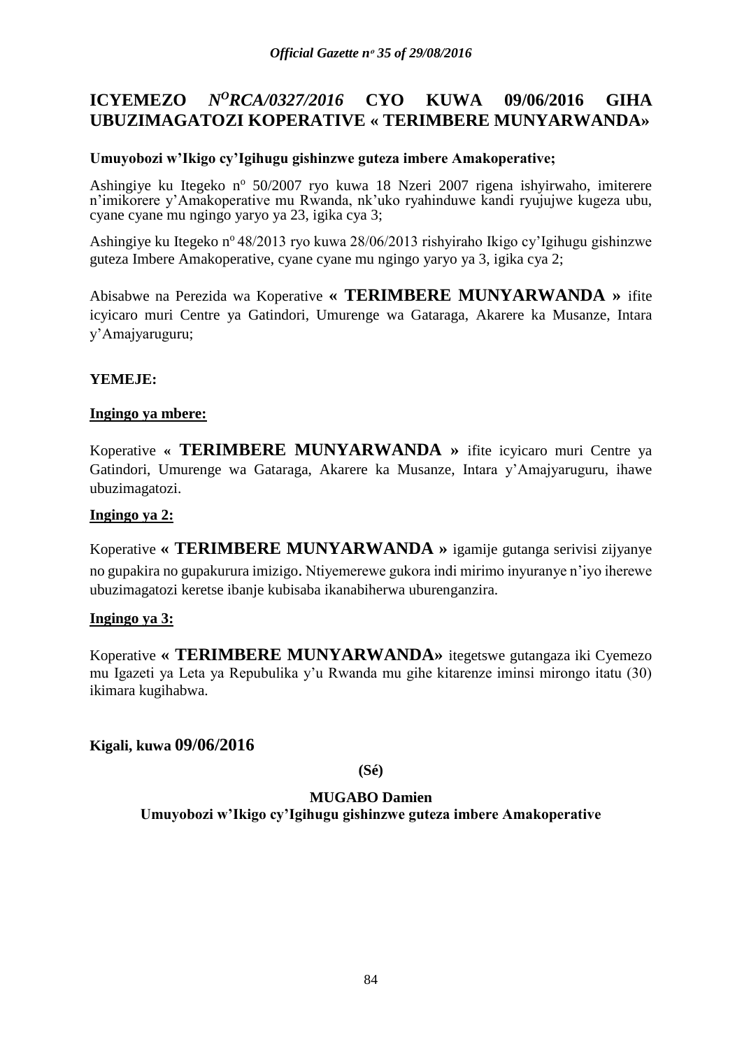## ICYEMEZO *N^O^RCA/0327/2016* CYO KUWA 09/06/2016 GIHA UBUZIMAGATOZI KOPERATIVE « TERIMBERE MUNYARWANDA»

**Umuyobozi w'Ikigo cy'Igihugu gishinzwe guteza imbere Amakoperative;**

Ashingiye ku Itegeko nº 50/2007 ryo kuwa 18 Nzeri 2007 rigena ishyirwaho, imiterere n'imikorere y'Amakoperative mu Rwanda, nk'uko ryahinduwe kandi ryujujwe kugeza ubu, cyane cyane mu ngingo yaryo ya 23, igika cya 3;

Ashingiye ku Itegeko nº 48/2013 ryo kuwa 28/06/2013 rishyiraho Ikigo cy'Igihugu gishinzwe guteza Imbere Amakoperative, cyane cyane mu ngingo yaryo ya 3, igika cya 2;

Abisabwe na Perezida wa Koperative **« TERIMBERE MUNYARWANDA »** ifite icyicaro muri Centre ya Gatindori, Umurenge wa Gataraga, Akarere ka Musanze, Intara y'Amajyaruguru;

**YEMEJE:**

**Ingingo ya mbere:**

Koperative **« TERIMBERE MUNYARWANDA »** ifite icyicaro muri Centre ya Gatindori, Umurenge wa Gataraga, Akarere ka Musanze, Intara y'Amajyaruguru, ihawe ubuzimagatozi.

**Ingingo ya 2:**

Koperative **« TERIMBERE MUNYARWANDA »** igamije gutanga serivisi zijyanye no gupakira no gupakurura imizigo. Ntiyemerewe gukora indi mirimo inyuranye n'iyo iherewe ubuzimagatozi keretse ibanje kubisaba ikanabiherwa uburenganzira.

**Ingingo ya 3:**

Koperative **« TERIMBERE MUNYARWANDA»** itegetswe gutangaza iki Cyemezo mu Igazeti ya Leta ya Repubulika y'u Rwanda mu gihe kitarenze iminsi mirongo itatu (30) ikimara kugihabwa.

**Kigali, kuwa 09/06/2016**

**(Sé)**

**MUGABO Damien**
**Umuyobozi w'Ikigo cy'Igihugu gishinzwe guteza imbere Amakoperative**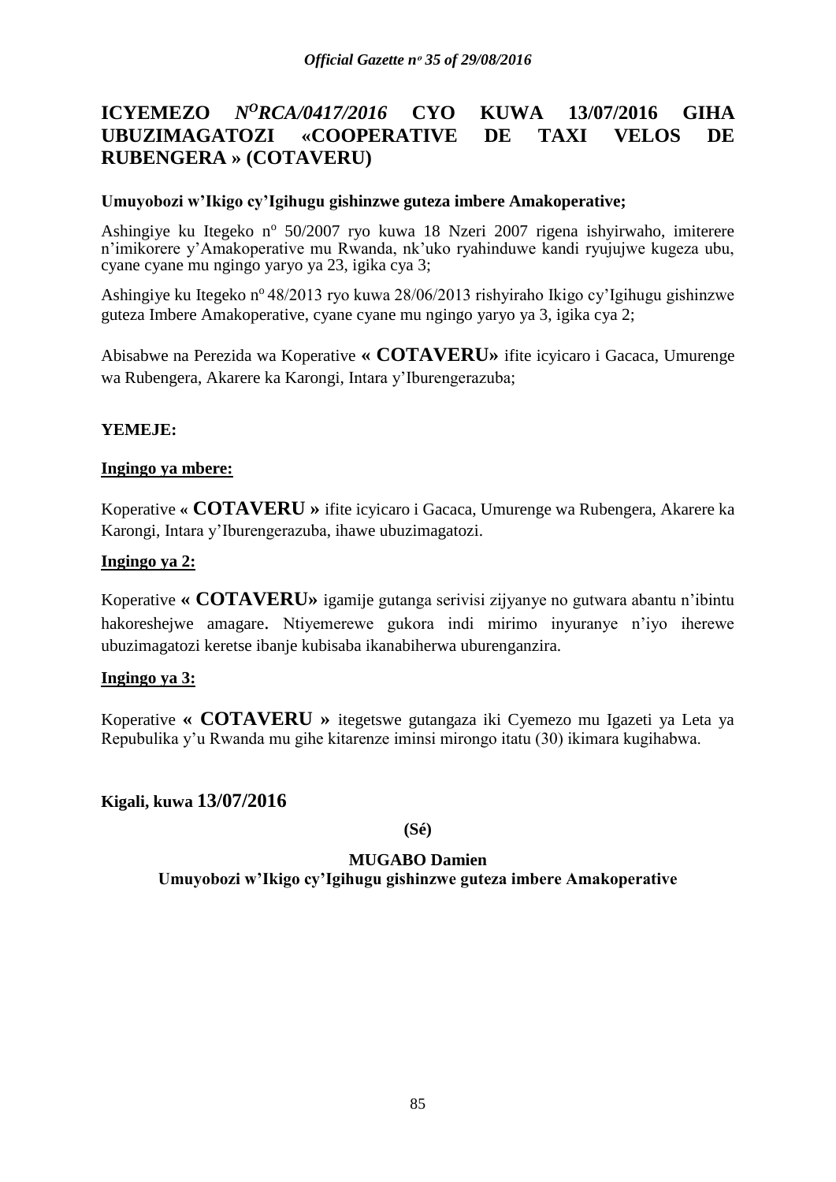# ICYEMEZO *N^O^RCA/0417/2016* CYO KUWA 13/07/2016 GIHA UBUZIMAGATOZI «COOPERATIVE DE TAXI VELOS DE RUBENGERA » (COTAVERU)

**Umuyobozi w'Ikigo cy'Igihugu gishinzwe guteza imbere Amakoperative;**

Ashingiye ku Itegeko nº 50/2007 ryo kuwa 18 Nzeri 2007 rigena ishyirwaho, imiterere n'imikorere y'Amakoperative mu Rwanda, nk'uko ryahinduwe kandi ryujujwe kugeza ubu, cyane cyane mu ngingo yaryo ya 23, igika cya 3;

Ashingiye ku Itegeko nº 48/2013 ryo kuwa 28/06/2013 rishyiraho Ikigo cy'Igihugu gishinzwe guteza Imbere Amakoperative, cyane cyane mu ngingo yaryo ya 3, igika cya 2;

Abisabwe na Perezida wa Koperative **« COTAVERU»** ifite icyicaro i Gacaca, Umurenge wa Rubengera, Akarere ka Karongi, Intara y'Iburengerazuba;

**YEMEJE:**

**Ingingo ya mbere:**

Koperative **« COTAVERU »** ifite icyicaro i Gacaca, Umurenge wa Rubengera, Akarere ka Karongi, Intara y'Iburengerazuba, ihawe ubuzimagatozi.

**Ingingo ya 2:**

Koperative **« COTAVERU»** igamije gutanga serivisi zijyanye no gutwara abantu n'ibintu hakoreshejwe amagare. Ntiyemerewe gukora indi mirimo inyuranye n'iyo iherewe ubuzimagatozi keretse ibanje kubisaba ikanabiherwa uburenganzira.

**Ingingo ya 3:**

Koperative **« COTAVERU »** itegetswe gutangaza iki Cyemezo mu Igazeti ya Leta ya Repubulika y'u Rwanda mu gihe kitarenze iminsi mirongo itatu (30) ikimara kugihabwa.

**Kigali, kuwa 13/07/2016**

**(Sé)**

**MUGABO Damien**
**Umuyobozi w'Ikigo cy'Igihugu gishinzwe guteza imbere Amakoperative**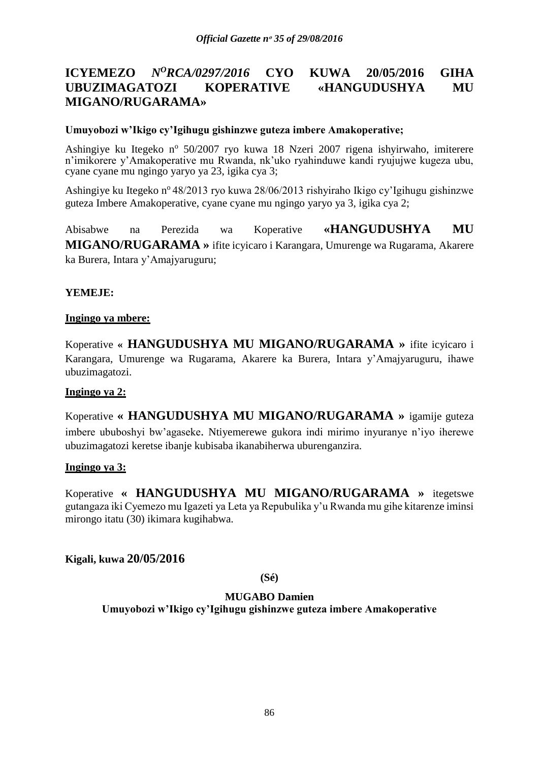# ICYEMEZO *N<sup>O</sup>RCA/0297/2016* CYO KUWA 20/05/2016 GIHA UBUZIMAGATOZI KOPERATIVE «HANGUDUSHYA MU MIGANO/RUGARAMA»

**Umuyobozi w'Ikigo cy'Igihugu gishinzwe guteza imbere Amakoperative;**

Ashingiye ku Itegeko nº 50/2007 ryo kuwa 18 Nzeri 2007 rigena ishyirwaho, imiterere n'imikorere y'Amakoperative mu Rwanda, nk'uko ryahinduwe kandi ryujujwe kugeza ubu, cyane cyane mu ngingo yaryo ya 23, igika cya 3;

Ashingiye ku Itegeko nº 48/2013 ryo kuwa 28/06/2013 rishyiraho Ikigo cy'Igihugu gishinzwe guteza Imbere Amakoperative, cyane cyane mu ngingo yaryo ya 3, igika cya 2;

Abisabwe na Perezida wa Koperative **«HANGUDUSHYA MU MIGANO/RUGARAMA »** ifite icyicaro i Karangara, Umurenge wa Rugarama, Akarere ka Burera, Intara y'Amajyaruguru;

**YEMEJE:**

**Ingingo ya mbere:**

Koperative **« HANGUDUSHYA MU MIGANO/RUGARAMA »** ifite icyicaro i Karangara, Umurenge wa Rugarama, Akarere ka Burera, Intara y'Amajyaruguru, ihawe ubuzimagatozi.

**Ingingo ya 2:**

Koperative **« HANGUDUSHYA MU MIGANO/RUGARAMA »** igamije guteza imbere ububoshyi bw'agaseke. Ntiyemerewe gukora indi mirimo inyuranye n'iyo iherewe ubuzimagatozi keretse ibanje kubisaba ikanabiherwa uburenganzira.

**Ingingo ya 3:**

Koperative **« HANGUDUSHYA MU MIGANO/RUGARAMA »** itegetswe gutangaza iki Cyemezo mu Igazeti ya Leta ya Repubulika y'u Rwanda mu gihe kitarenze iminsi mirongo itatu (30) ikimara kugihabwa.

**Kigali, kuwa 20/05/2016**

**(Sé)**

**MUGABO Damien**

**Umuyobozi w'Ikigo cy'Igihugu gishinzwe guteza imbere Amakoperative**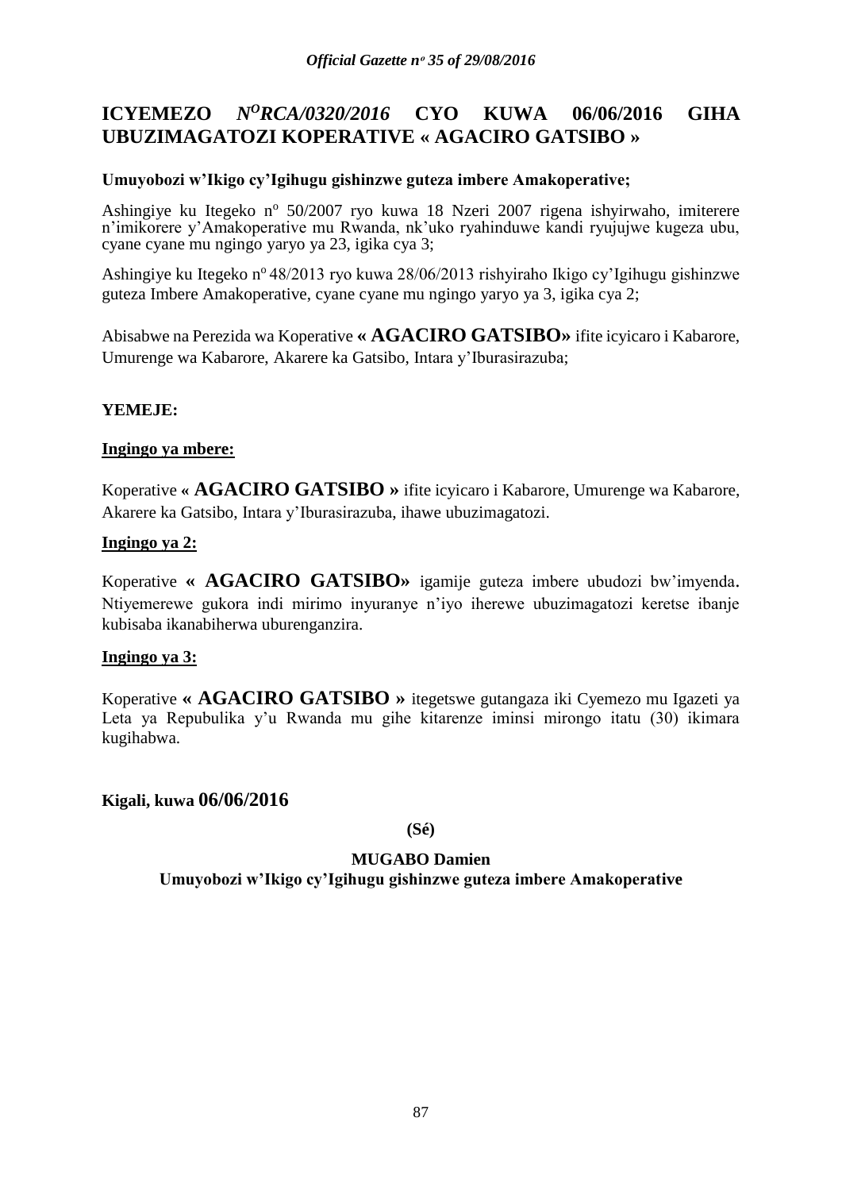# ICYEMEZO *N^O^RCA/0320/2016* CYO KUWA 06/06/2016 GIHA UBUZIMAGATOZI KOPERATIVE « AGACIRO GATSIBO »

**Umuyobozi w'Ikigo cy'Igihugu gishinzwe guteza imbere Amakoperative;**

Ashingiye ku Itegeko nº 50/2007 ryo kuwa 18 Nzeri 2007 rigena ishyirwaho, imiterere n'imikorere y'Amakoperative mu Rwanda, nk'uko ryahinduwe kandi ryujujwe kugeza ubu, cyane cyane mu ngingo yaryo ya 23, igika cya 3;

Ashingiye ku Itegeko nº 48/2013 ryo kuwa 28/06/2013 rishyiraho Ikigo cy'Igihugu gishinzwe guteza Imbere Amakoperative, cyane cyane mu ngingo yaryo ya 3, igika cya 2;

Abisabwe na Perezida wa Koperative **« AGACIRO GATSIBO»** ifite icyicaro i Kabarore, Umurenge wa Kabarore, Akarere ka Gatsibo, Intara y'Iburasirazuba;

**YEMEJE:**

**Ingingo ya mbere:**

Koperative **« AGACIRO GATSIBO »** ifite icyicaro i Kabarore, Umurenge wa Kabarore, Akarere ka Gatsibo, Intara y'Iburasirazuba, ihawe ubuzimagatozi.

**Ingingo ya 2:**

Koperative **« AGACIRO GATSIBO»** igamije guteza imbere ubudozi bw'imyenda. Ntiyemerewe gukora indi mirimo inyuranye n'iyo iherewe ubuzimagatozi keretse ibanje kubisaba ikanabiherwa uburenganzira.

**Ingingo ya 3:**

Koperative **« AGACIRO GATSIBO »** itegetswe gutangaza iki Cyemezo mu Igazeti ya Leta ya Repubulika y'u Rwanda mu gihe kitarenze iminsi mirongo itatu (30) ikimara kugihabwa.

**Kigali, kuwa 06/06/2016**

**(Sé)**

**MUGABO Damien**

**Umuyobozi w'Ikigo cy'Igihugu gishinzwe guteza imbere Amakoperative**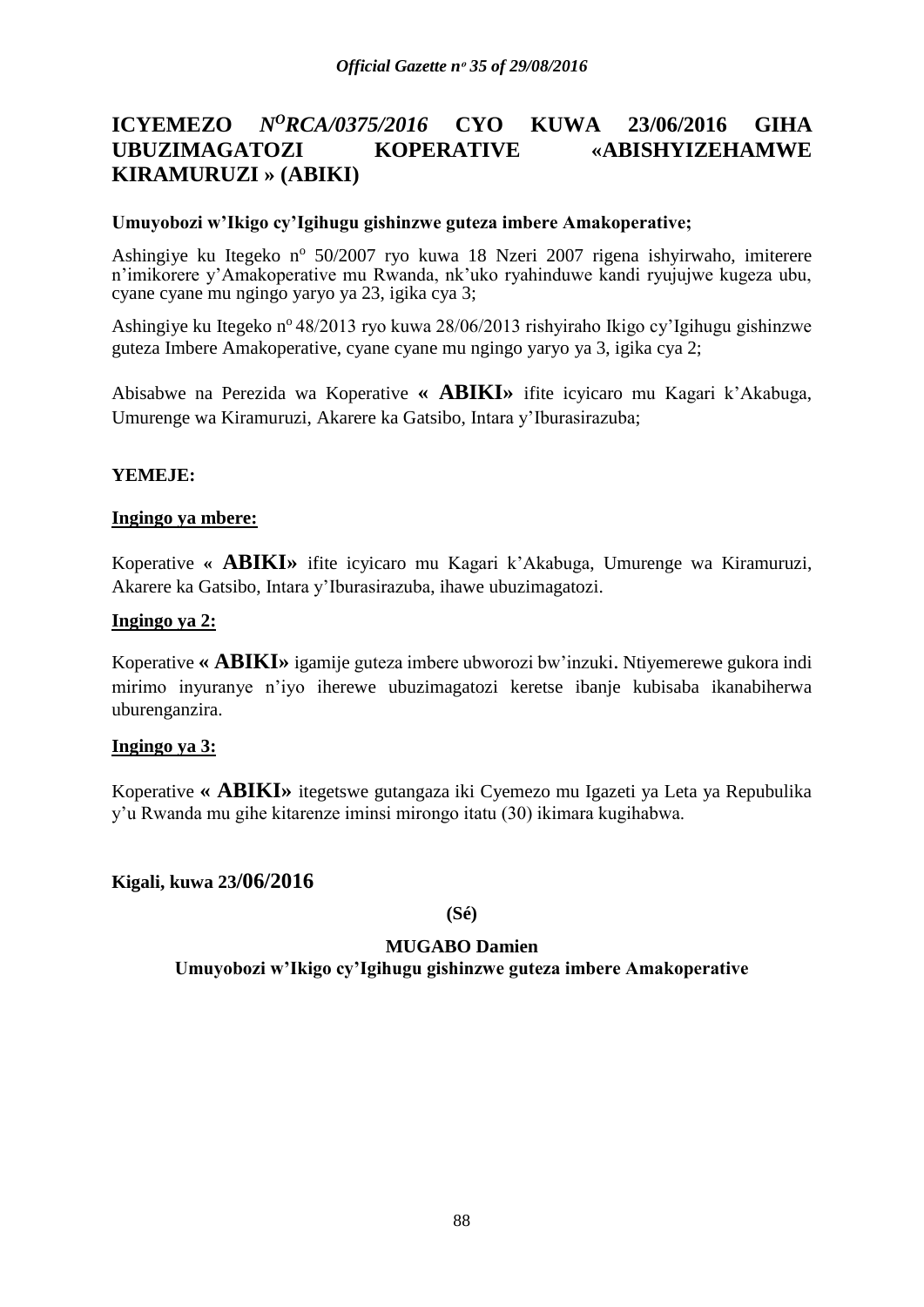# ICYEMEZO *N^O^RCA/0375/2016* CYO KUWA 23/06/2016 GIHA UBUZIMAGATOZI KOPERATIVE «ABISHYIZEHAMWE KIRAMURUZI » (ABIKI)

**Umuyobozi w'Ikigo cy'Igihugu gishinzwe guteza imbere Amakoperative;**

Ashingiye ku Itegeko nº 50/2007 ryo kuwa 18 Nzeri 2007 rigena ishyirwaho, imiterere n'imikorere y'Amakoperative mu Rwanda, nk'uko ryahinduwe kandi ryujujwe kugeza ubu, cyane cyane mu ngingo yaryo ya 23, igika cya 3;

Ashingiye ku Itegeko nº 48/2013 ryo kuwa 28/06/2013 rishyiraho Ikigo cy'Igihugu gishinzwe guteza Imbere Amakoperative, cyane cyane mu ngingo yaryo ya 3, igika cya 2;

Abisabwe na Perezida wa Koperative **« ABIKI»** ifite icyicaro mu Kagari k'Akabuga, Umurenge wa Kiramuruzi, Akarere ka Gatsibo, Intara y'Iburasirazuba;

**YEMEJE:**

**Ingingo ya mbere:**

Koperative **« ABIKI»** ifite icyicaro mu Kagari k'Akabuga, Umurenge wa Kiramuruzi, Akarere ka Gatsibo, Intara y'Iburasirazuba, ihawe ubuzimagatozi.

**Ingingo ya 2:**

Koperative **« ABIKI»** igamije guteza imbere ubworozi bw'inzuki. Ntiyemerewe gukora indi mirimo inyuranye n'iyo iherewe ubuzimagatozi keretse ibanje kubisaba ikanabiherwa uburenganzira.

**Ingingo ya 3:**

Koperative **« ABIKI»** itegetswe gutangaza iki Cyemezo mu Igazeti ya Leta ya Repubulika y'u Rwanda mu gihe kitarenze iminsi mirongo itatu (30) ikimara kugihabwa.

**Kigali, kuwa 23/06/2016**

**(Sé)**

**MUGABO Damien**

**Umuyobozi w'Ikigo cy'Igihugu gishinzwe guteza imbere Amakoperative**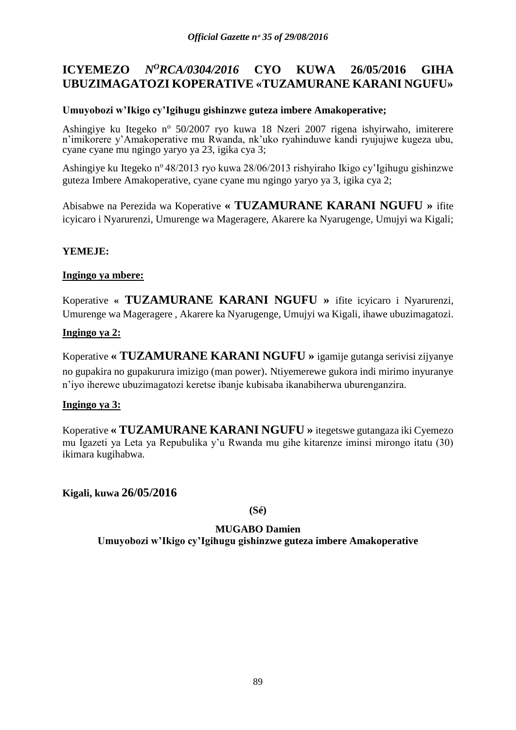# ICYEMEZO *N^O RCA/0304/2016* CYO KUWA 26/05/2016 GIHA UBUZIMAGATOZI KOPERATIVE «TUZAMURANE KARANI NGUFU»

**Umuyobozi w'Ikigo cy'Igihugu gishinzwe guteza imbere Amakoperative;**

Ashingiye ku Itegeko n° 50/2007 ryo kuwa 18 Nzeri 2007 rigena ishyirwaho, imiterere n'imikorere y'Amakoperative mu Rwanda, nk'uko ryahinduwe kandi ryujujwe kugeza ubu, cyane cyane mu ngingo yaryo ya 23, igika cya 3;

Ashingiye ku Itegeko n° 48/2013 ryo kuwa 28/06/2013 rishyiraho Ikigo cy'Igihugu gishinzwe guteza Imbere Amakoperative, cyane cyane mu ngingo yaryo ya 3, igika cya 2;

Abisabwe na Perezida wa Koperative **« TUZAMURANE KARANI NGUFU »** ifite icyicaro i Nyarurenzi, Umurenge wa Mageragere, Akarere ka Nyarugenge, Umujyi wa Kigali;

**YEMEJE:**

**Ingingo ya mbere:**

Koperative **« TUZAMURANE KARANI NGUFU »** ifite icyicaro i Nyarurenzi, Umurenge wa Mageragere , Akarere ka Nyarugenge, Umujyi wa Kigali, ihawe ubuzimagatozi.

**Ingingo ya 2:**

Koperative **« TUZAMURANE KARANI NGUFU »** igamije gutanga serivisi zijyanye no gupakira no gupakurura imizigo (man power). Ntiyemerewe gukora indi mirimo inyuranye n'iyo iherewe ubuzimagatozi keretse ibanje kubisaba ikanabiherwa uburenganzira.

**Ingingo ya 3:**

Koperative **« TUZAMURANE KARANI NGUFU »** itegetswe gutangaza iki Cyemezo mu Igazeti ya Leta ya Repubulika y'u Rwanda mu gihe kitarenze iminsi mirongo itatu (30) ikimara kugihabwa.

**Kigali, kuwa 26/05/2016**

**(Sé)**

**MUGABO Damien**

**Umuyobozi w'Ikigo cy'Igihugu gishinzwe guteza imbere Amakoperative**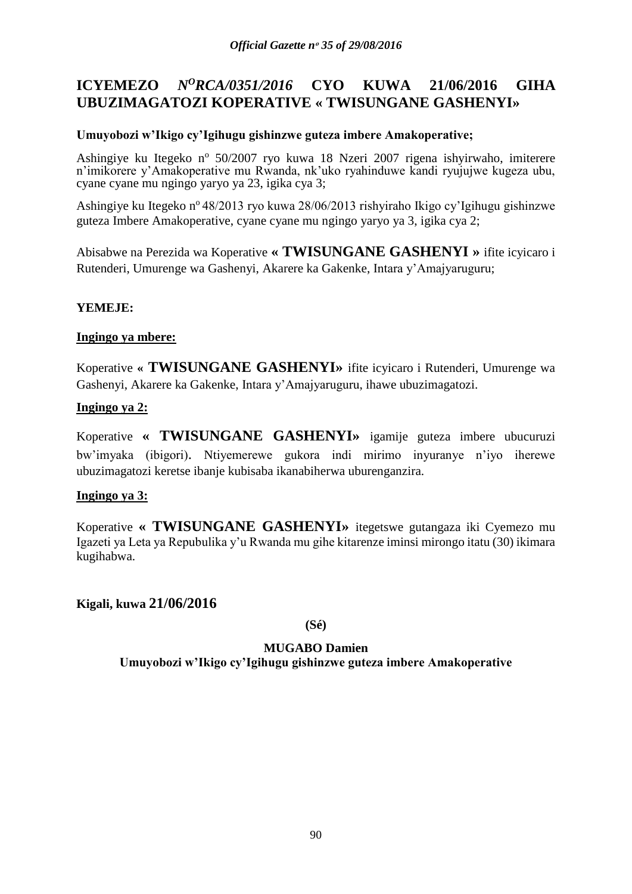# ICYEMEZO *N^O RCA/0351/2016* CYO KUWA 21/06/2016 GIHA UBUZIMAGATOZI KOPERATIVE « TWISUNGANE GASHENYI»

**Umuyobozi w'Ikigo cy'Igihugu gishinzwe guteza imbere Amakoperative;**

Ashingiye ku Itegeko nº 50/2007 ryo kuwa 18 Nzeri 2007 rigena ishyirwaho, imiterere n'imikorere y'Amakoperative mu Rwanda, nk'uko ryahinduwe kandi ryujujwe kugeza ubu, cyane cyane mu ngingo yaryo ya 23, igika cya 3;

Ashingiye ku Itegeko nº 48/2013 ryo kuwa 28/06/2013 rishyiraho Ikigo cy'Igihugu gishinzwe guteza Imbere Amakoperative, cyane cyane mu ngingo yaryo ya 3, igika cya 2;

Abisabwe na Perezida wa Koperative **« TWISUNGANE GASHENYI »** ifite icyicaro i Rutenderi, Umurenge wa Gashenyi, Akarere ka Gakenke, Intara y'Amajyaruguru;

**YEMEJE:**

**Ingingo ya mbere:**

Koperative « **TWISUNGANE GASHENYI»** ifite icyicaro i Rutenderi, Umurenge wa Gashenyi, Akarere ka Gakenke, Intara y'Amajyaruguru, ihawe ubuzimagatozi.

**Ingingo ya 2:**

Koperative **« TWISUNGANE GASHENYI»** igamije guteza imbere ubucuruzi bw'imyaka (ibigori). Ntiyemerewe gukora indi mirimo inyuranye n'iyo iherewe ubuzimagatozi keretse ibanje kubisaba ikanabiherwa uburenganzira.

**Ingingo ya 3:**

Koperative **« TWISUNGANE GASHENYI»** itegetswe gutangaza iki Cyemezo mu Igazeti ya Leta ya Repubulika y'u Rwanda mu gihe kitarenze iminsi mirongo itatu (30) ikimara kugihabwa.

**Kigali, kuwa 21/06/2016**

**(Sé)**

**MUGABO Damien**
**Umuyobozi w'Ikigo cy'Igihugu gishinzwe guteza imbere Amakoperative**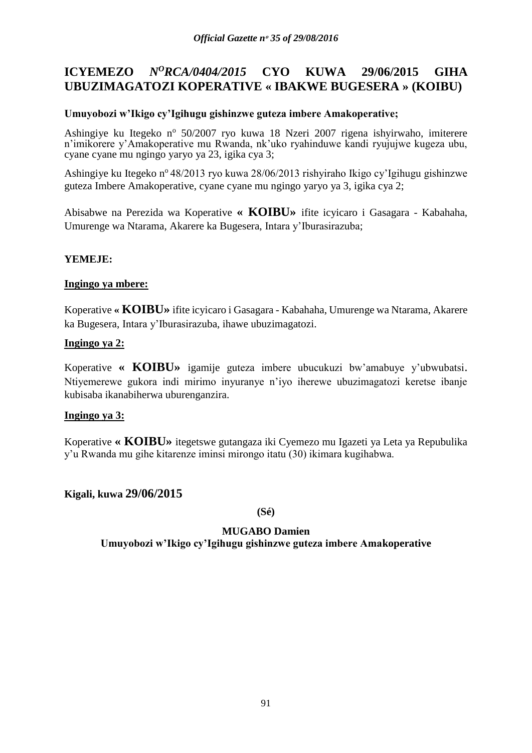# ICYEMEZO *N^O^RCA/0404/2015* CYO KUWA 29/06/2015 GIHA UBUZIMAGATOZI KOPERATIVE « IBAKWE BUGESERA » (KOIBU)

**Umuyobozi w'Ikigo cy'Igihugu gishinzwe guteza imbere Amakoperative;**

Ashingiye ku Itegeko n° 50/2007 ryo kuwa 18 Nzeri 2007 rigena ishyirwaho, imiterere n'imikorere y'Amakoperative mu Rwanda, nk'uko ryahinduwe kandi ryujujwe kugeza ubu, cyane cyane mu ngingo yaryo ya 23, igika cya 3;

Ashingiye ku Itegeko n° 48/2013 ryo kuwa 28/06/2013 rishyiraho Ikigo cy'Igihugu gishinzwe guteza Imbere Amakoperative, cyane cyane mu ngingo yaryo ya 3, igika cya 2;

Abisabwe na Perezida wa Koperative **« KOIBU»** ifite icyicaro i Gasagara - Kabahaha, Umurenge wa Ntarama, Akarere ka Bugesera, Intara y'Iburasirazuba;

**YEMEJE:**

**Ingingo ya mbere:**

Koperative **« KOIBU»** ifite icyicaro i Gasagara - Kabahaha, Umurenge wa Ntarama, Akarere ka Bugesera, Intara y'Iburasirazuba, ihawe ubuzimagatozi.

**Ingingo ya 2:**

Koperative **« KOIBU»** igamije guteza imbere ubucukuzi bw'amabuye y'ubwubatsi. Ntiyemerewe gukora indi mirimo inyuranye n'iyo iherewe ubuzimagatozi keretse ibanje kubisaba ikanabiherwa uburenganzira.

**Ingingo ya 3:**

Koperative **« KOIBU»** itegetswe gutangaza iki Cyemezo mu Igazeti ya Leta ya Repubulika y'u Rwanda mu gihe kitarenze iminsi mirongo itatu (30) ikimara kugihabwa.

**Kigali, kuwa 29/06/2015**

**(Sé)**

**MUGABO Damien**
**Umuyobozi w'Ikigo cy'Igihugu gishinzwe guteza imbere Amakoperative**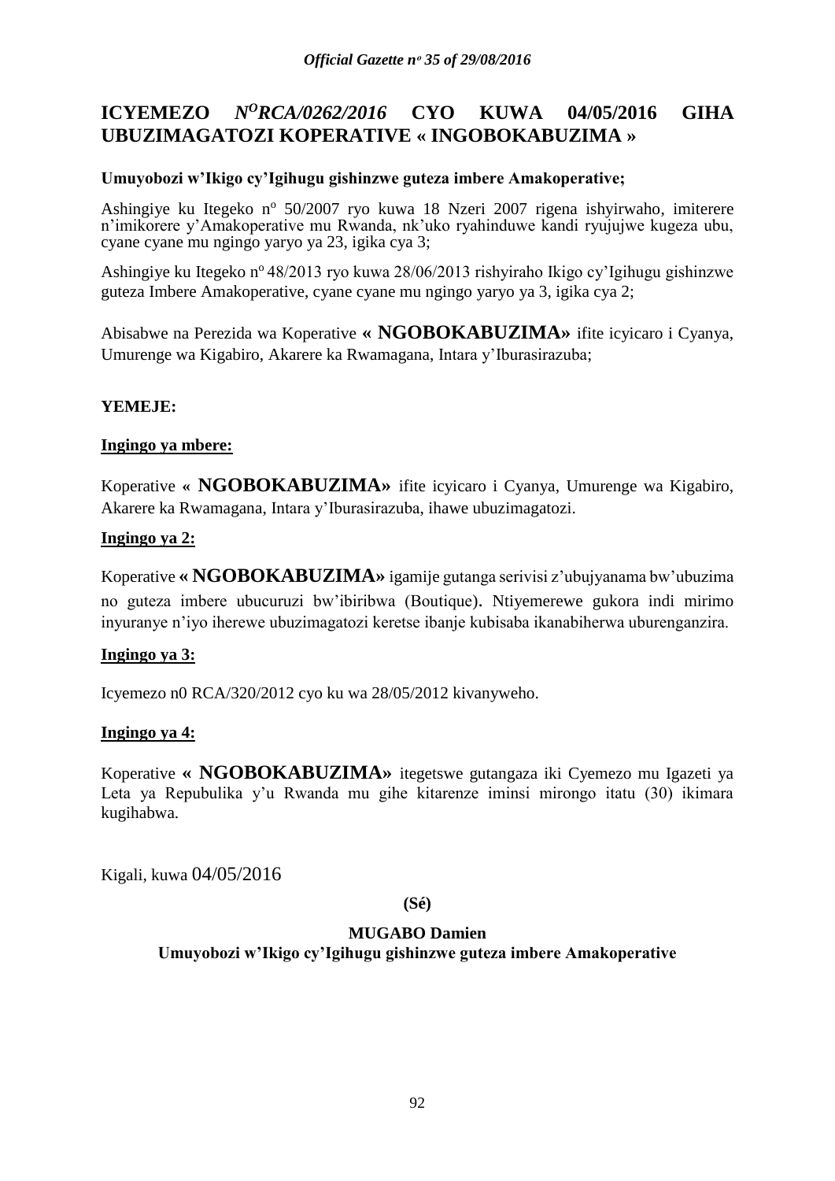# ICYEMEZO *N°RCA/0262/2016* CYO KUWA 04/05/2016 GIHA UBUZIMAGATOZI KOPERATIVE « INGOBOKABUZIMA »

**Umuyobozi w'Ikigo cy'Igihugu gishinzwe guteza imbere Amakoperative;**

Ashingiye ku Itegeko nº 50/2007 ryo kuwa 18 Nzeri 2007 rigena ishyirwaho, imiterere n'imikorere y'Amakoperative mu Rwanda, nk'uko ryahinduwe kandi ryujujwe kugeza ubu, cyane cyane mu ngingo yaryo ya 23, igika cya 3;

Ashingiye ku Itegeko nº 48/2013 ryo kuwa 28/06/2013 rishyiraho Ikigo cy'Igihugu gishinzwe guteza Imbere Amakoperative, cyane cyane mu ngingo yaryo ya 3, igika cya 2;

Abisabwe na Perezida wa Koperative **« NGOBOKABUZIMA»** ifite icyicaro i Cyanya, Umurenge wa Kigabiro, Akarere ka Rwamagana, Intara y'Iburasirazuba;

**YEMEJE:**

**Ingingo ya mbere:**

Koperative **« NGOBOKABUZIMA»** ifite icyicaro i Cyanya, Umurenge wa Kigabiro, Akarere ka Rwamagana, Intara y'Iburasirazuba, ihawe ubuzimagatozi.

**Ingingo ya 2:**

Koperative **« NGOBOKABUZIMA»** igamije gutanga serivisi z'ubujyanama bw'ubuzima no guteza imbere ubucuruzi bw'ibiribwa (Boutique). Ntiyemerewe gukora indi mirimo inyuranye n'iyo iherewe ubuzimagatozi keretse ibanje kubisaba ikanabiherwa uburenganzira.

**Ingingo ya 3:**

Icyemezo n0 RCA/320/2012 cyo ku wa 28/05/2012 kivanyweho.

**Ingingo ya 4:**

Koperative **« NGOBOKABUZIMA»** itegetswe gutangaza iki Cyemezo mu Igazeti ya Leta ya Repubulika y'u Rwanda mu gihe kitarenze iminsi mirongo itatu (30) ikimara kugihabwa.

Kigali, kuwa 04/05/2016

**(Sé)**

**MUGABO Damien**
**Umuyobozi w'Ikigo cy'Igihugu gishinzwe guteza imbere Amakoperative**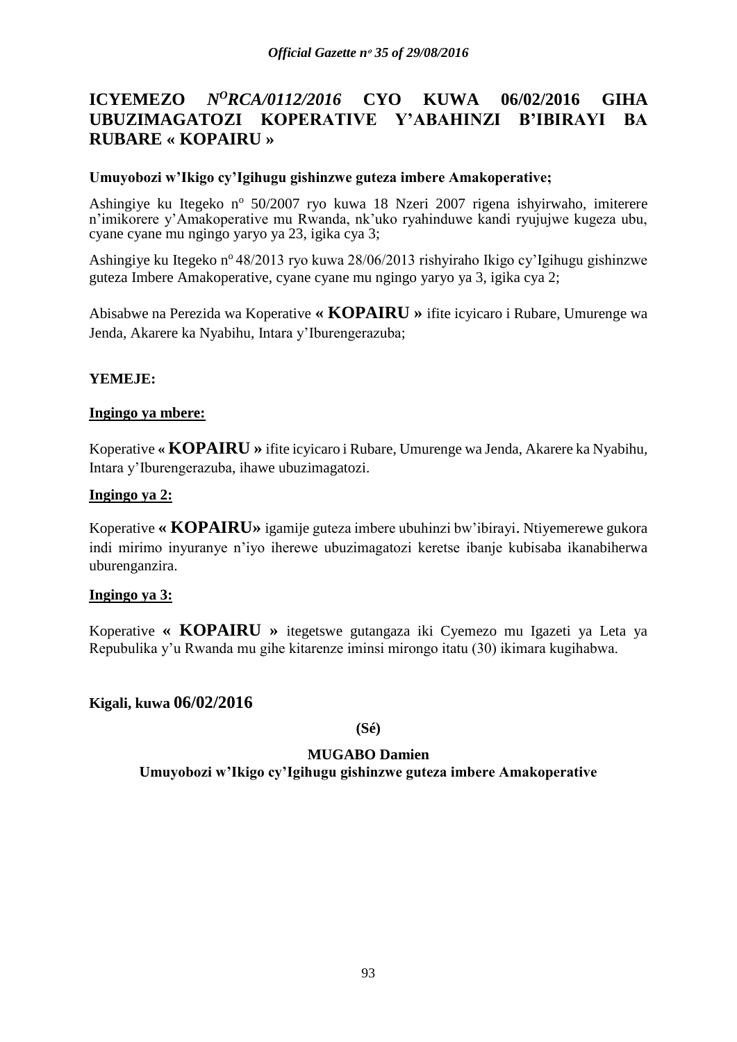# ICYEMEZO *N^O^RCA/0112/2016* CYO KUWA 06/02/2016 GIHA UBUZIMAGATOZI KOPERATIVE Y'ABAHINZI B'IBIRAYI BA RUBARE « KOPAIRU »

**Umuyobozi w'Ikigo cy'Igihugu gishinzwe guteza imbere Amakoperative;**

Ashingiye ku Itegeko nº 50/2007 ryo kuwa 18 Nzeri 2007 rigena ishyirwaho, imiterere n'imikorere y'Amakoperative mu Rwanda, nk'uko ryahinduwe kandi ryujujwe kugeza ubu, cyane cyane mu ngingo yaryo ya 23, igika cya 3;

Ashingiye ku Itegeko nº 48/2013 ryo kuwa 28/06/2013 rishyiraho Ikigo cy'Igihugu gishinzwe guteza Imbere Amakoperative, cyane cyane mu ngingo yaryo ya 3, igika cya 2;

Abisabwe na Perezida wa Koperative **« KOPAIRU »** ifite icyicaro i Rubare, Umurenge wa Jenda, Akarere ka Nyabihu, Intara y'Iburengerazuba;

**YEMEJE:**

**Ingingo ya mbere:**

Koperative **« KOPAIRU »** ifite icyicaro i Rubare, Umurenge wa Jenda, Akarere ka Nyabihu, Intara y'Iburengerazuba, ihawe ubuzimagatozi.

**Ingingo ya 2:**

Koperative **« KOPAIRU»** igamije guteza imbere ubuhinzi bw'ibirayi. Ntiyemerewe gukora indi mirimo inyuranye n'iyo iherewe ubuzimagatozi keretse ibanje kubisaba ikanabiherwa uburenganzira.

**Ingingo ya 3:**

Koperative **« KOPAIRU »** itegetswe gutangaza iki Cyemezo mu Igazeti ya Leta ya Repubulika y'u Rwanda mu gihe kitarenze iminsi mirongo itatu (30) ikimara kugihabwa.

**Kigali, kuwa 06/02/2016**

**(Sé)**

**MUGABO Damien**

**Umuyobozi w'Ikigo cy'Igihugu gishinzwe guteza imbere Amakoperative**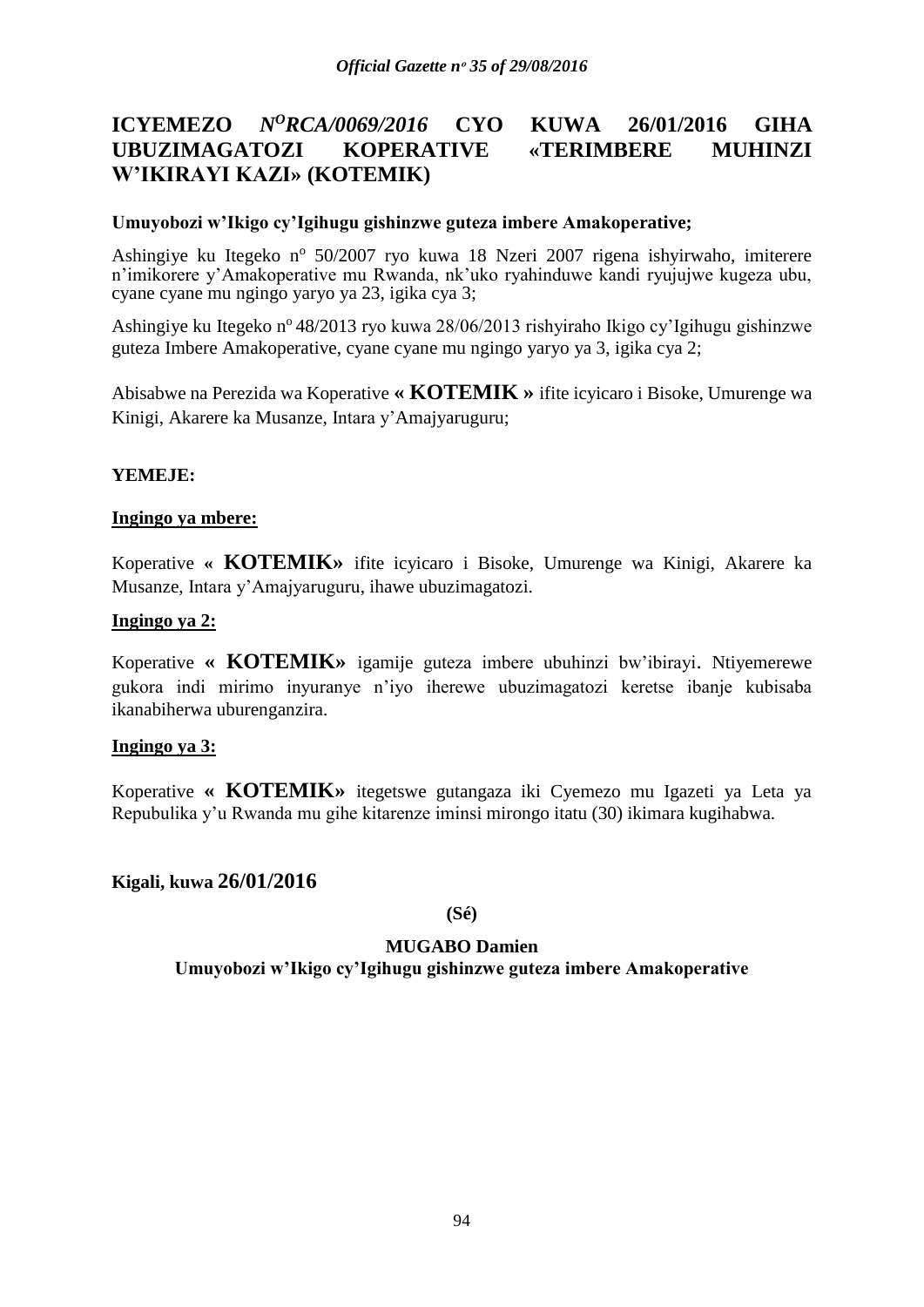# ICYEMEZO *N^O RCA/0069/2016* CYO KUWA 26/01/2016 GIHA UBUZIMAGATOZI KOPERATIVE «TERIMBERE MUHINZI W'IKIRAYI KAZI» (KOTEMIK)

**Umuyobozi w'Ikigo cy'Igihugu gishinzwe guteza imbere Amakoperative;**

Ashingiye ku Itegeko nº 50/2007 ryo kuwa 18 Nzeri 2007 rigena ishyirwaho, imiterere n'imikorere y'Amakoperative mu Rwanda, nk'uko ryahinduwe kandi ryujujwe kugeza ubu, cyane cyane mu ngingo yaryo ya 23, igika cya 3;

Ashingiye ku Itegeko nº 48/2013 ryo kuwa 28/06/2013 rishyiraho Ikigo cy'Igihugu gishinzwe guteza Imbere Amakoperative, cyane cyane mu ngingo yaryo ya 3, igika cya 2;

Abisabwe na Perezida wa Koperative **« KOTEMIK »** ifite icyicaro i Bisoke, Umurenge wa Kinigi, Akarere ka Musanze, Intara y'Amajyaruguru;

**YEMEJE:**

**Ingingo ya mbere:**

Koperative **« KOTEMIK»** ifite icyicaro i Bisoke, Umurenge wa Kinigi, Akarere ka Musanze, Intara y'Amajyaruguru, ihawe ubuzimagatozi.

**Ingingo ya 2:**

Koperative **« KOTEMIK»** igamije guteza imbere ubuhinzi bw'ibirayi. Ntiyemerewe gukora indi mirimo inyuranye n'iyo iherewe ubuzimagatozi keretse ibanje kubisaba ikanabiherwa uburenganzira.

**Ingingo ya 3:**

Koperative **« KOTEMIK»** itegetswe gutangaza iki Cyemezo mu Igazeti ya Leta ya Repubulika y'u Rwanda mu gihe kitarenze iminsi mirongo itatu (30) ikimara kugihabwa.

**Kigali, kuwa 26/01/2016**

**(Sé)**

**MUGABO Damien**

**Umuyobozi w'Ikigo cy'Igihugu gishinzwe guteza imbere Amakoperative**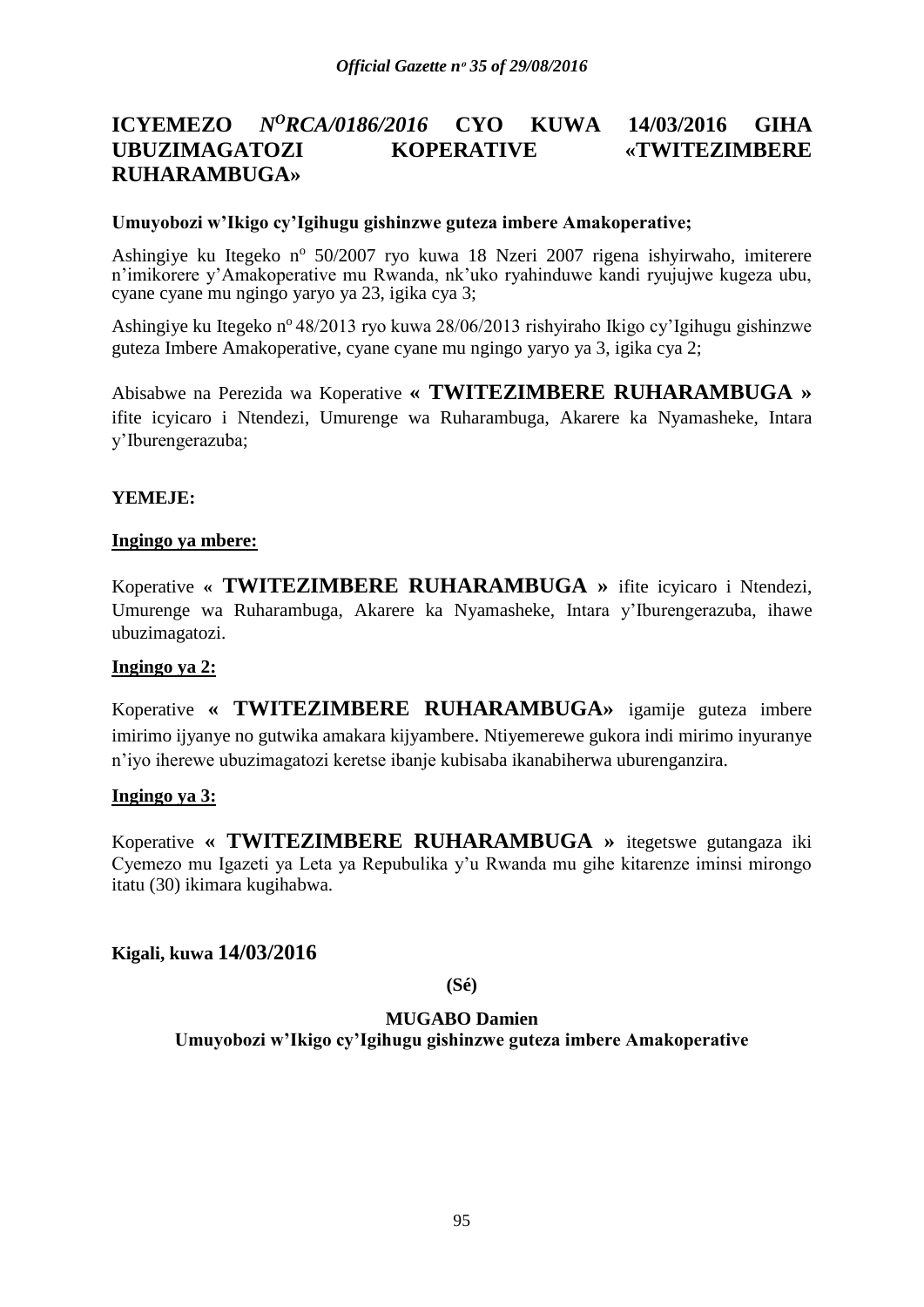# ICYEMEZO $N^O$*RCA/0186/2016* CYO KUWA 14/03/2016 GIHA UBUZIMAGATOZI KOPERATIVE «TWITEZIMBERE RUHARAMBUGA»

**Umuyobozi w'Ikigo cy'Igihugu gishinzwe guteza imbere Amakoperative;**

Ashingiye ku Itegeko nº 50/2007 ryo kuwa 18 Nzeri 2007 rigena ishyirwaho, imiterere n'imikorere y'Amakoperative mu Rwanda, nk'uko ryahinduwe kandi ryujujwe kugeza ubu, cyane cyane mu ngingo yaryo ya 23, igika cya 3;

Ashingiye ku Itegeko nº 48/2013 ryo kuwa 28/06/2013 rishyiraho Ikigo cy'Igihugu gishinzwe guteza Imbere Amakoperative, cyane cyane mu ngingo yaryo ya 3, igika cya 2;

Abisabwe na Perezida wa Koperative **« TWITEZIMBERE RUHARAMBUGA »** ifite icyicaro i Ntendezi, Umurenge wa Ruharambuga, Akarere ka Nyamasheke, Intara y'Iburengerazuba;

**YEMEJE:**

**Ingingo ya mbere:**

Koperative **« TWITEZIMBERE RUHARAMBUGA »** ifite icyicaro i Ntendezi, Umurenge wa Ruharambuga, Akarere ka Nyamasheke, Intara y'Iburengerazuba, ihawe ubuzimagatozi.

**Ingingo ya 2:**

Koperative **« TWITEZIMBERE RUHARAMBUGA»** igamije guteza imbere imirimo ijyanye no gutwika amakara kijyambere. Ntiyemerewe gukora indi mirimo inyuranye n'iyo iherewe ubuzimagatozi keretse ibanje kubisaba ikanabiherwa uburenganzira.

**Ingingo ya 3:**

Koperative **« TWITEZIMBERE RUHARAMBUGA »** itegetswe gutangaza iki Cyemezo mu Igazeti ya Leta ya Repubulika y'u Rwanda mu gihe kitarenze iminsi mirongo itatu (30) ikimara kugihabwa.

**Kigali, kuwa 14/03/2016**

**(Sé)**

**MUGABO Damien**
**Umuyobozi w'Ikigo cy'Igihugu gishinzwe guteza imbere Amakoperative**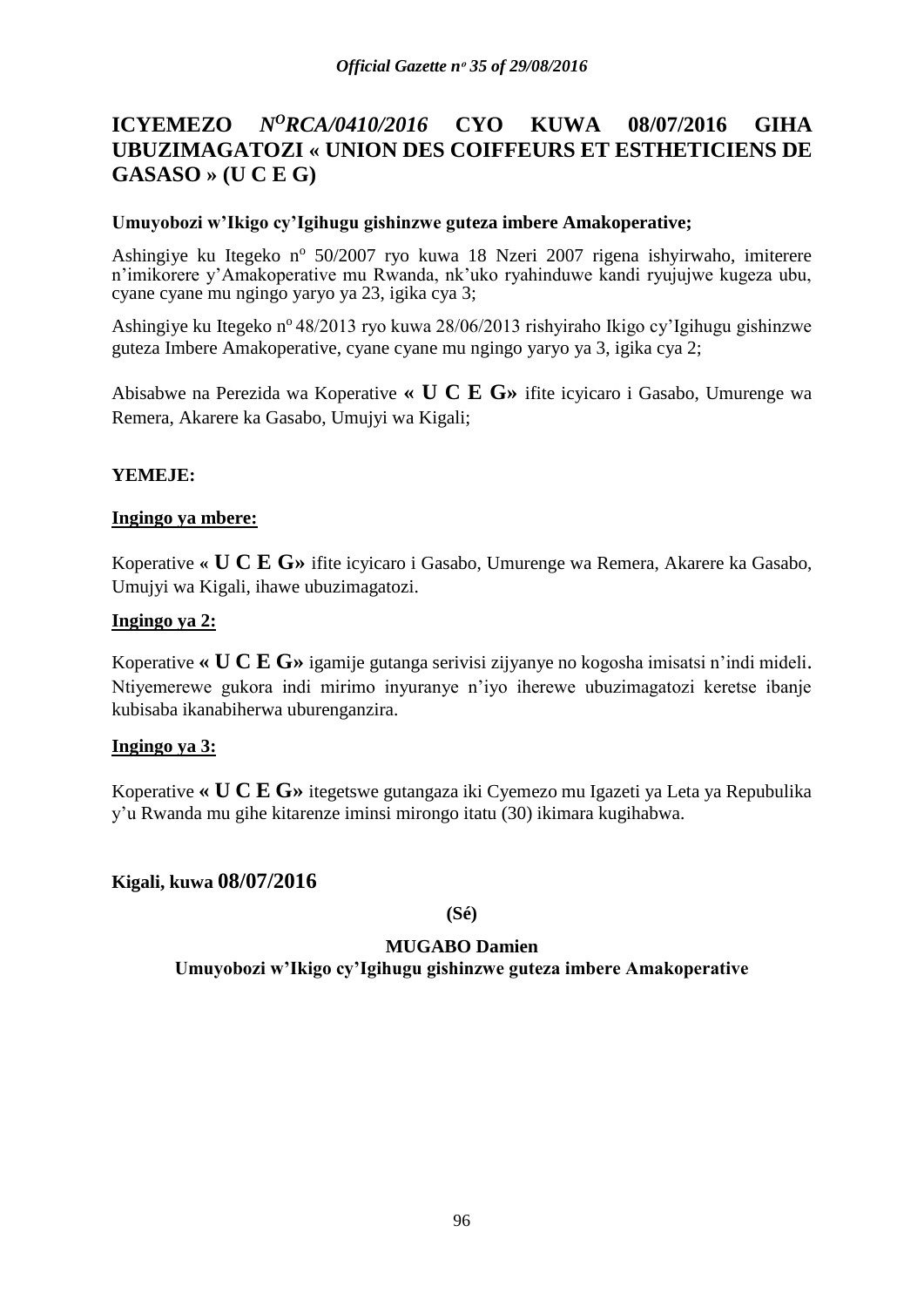# ICYEMEZO *N^O RCA/0410/2016* CYO KUWA 08/07/2016 GIHA UBUZIMAGATOZI « UNION DES COIFFEURS ET ESTHETICIENS DE GASASO » (U C E G)

**Umuyobozi w'Ikigo cy'Igihugu gishinzwe guteza imbere Amakoperative;**

Ashingiye ku Itegeko n° 50/2007 ryo kuwa 18 Nzeri 2007 rigena ishyirwaho, imiterere n'imikorere y'Amakoperative mu Rwanda, nk'uko ryahinduwe kandi ryujujwe kugeza ubu, cyane cyane mu ngingo yaryo ya 23, igika cya 3;

Ashingiye ku Itegeko n° 48/2013 ryo kuwa 28/06/2013 rishyiraho Ikigo cy'Igihugu gishinzwe guteza Imbere Amakoperative, cyane cyane mu ngingo yaryo ya 3, igika cya 2;

Abisabwe na Perezida wa Koperative **« U C E G»** ifite icyicaro i Gasabo, Umurenge wa Remera, Akarere ka Gasabo, Umujyi wa Kigali;

**YEMEJE:**

**Ingingo ya mbere:**

Koperative « **U C E G»** ifite icyicaro i Gasabo, Umurenge wa Remera, Akarere ka Gasabo, Umujyi wa Kigali, ihawe ubuzimagatozi.

**Ingingo ya 2:**

Koperative **« U C E G»** igamije gutanga serivisi zijyanye no kogosha imisatsi n'indi mideli. Ntiyemerewe gukora indi mirimo inyuranye n'iyo iherewe ubuzimagatozi keretse ibanje kubisaba ikanabiherwa uburenganzira.

**Ingingo ya 3:**

Koperative **« U C E G»** itegetswe gutangaza iki Cyemezo mu Igazeti ya Leta ya Repubulika y'u Rwanda mu gihe kitarenze iminsi mirongo itatu (30) ikimara kugihabwa.

**Kigali, kuwa 08/07/2016**

**(Sé)**

**MUGABO Damien**

**Umuyobozi w'Ikigo cy'Igihugu gishinzwe guteza imbere Amakoperative**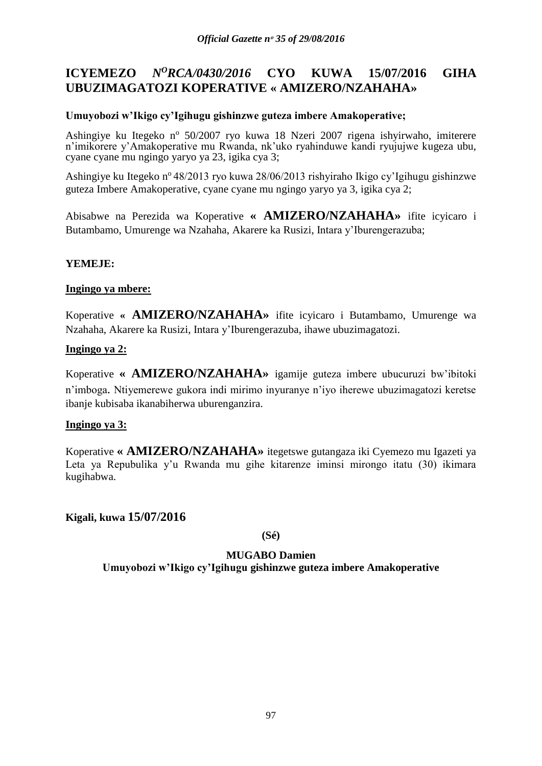## ICYEMEZO *N^O RCA/0430/2016* CYO KUWA 15/07/2016 GIHA UBUZIMAGATOZI KOPERATIVE « AMIZERO/NZAHAHA»

**Umuyobozi w'Ikigo cy'Igihugu gishinzwe guteza imbere Amakoperative;**

Ashingiye ku Itegeko n° 50/2007 ryo kuwa 18 Nzeri 2007 rigena ishyirwaho, imiterere n'imikorere y'Amakoperative mu Rwanda, nk'uko ryahinduwe kandi ryujujwe kugeza ubu, cyane cyane mu ngingo yaryo ya 23, igika cya 3;

Ashingiye ku Itegeko n° 48/2013 ryo kuwa 28/06/2013 rishyiraho Ikigo cy'Igihugu gishinzwe guteza Imbere Amakoperative, cyane cyane mu ngingo yaryo ya 3, igika cya 2;

Abisabwe na Perezida wa Koperative **« AMIZERO/NZAHAHA»** ifite icyicaro i Butambamo, Umurenge wa Nzahaha, Akarere ka Rusizi, Intara y'Iburengerazuba;

**YEMEJE:**

**<u>Ingingo ya mbere:</u>**

Koperative « **AMIZERO/NZAHAHA»** ifite icyicaro i Butambamo, Umurenge wa Nzahaha, Akarere ka Rusizi, Intara y'Iburengerazuba, ihawe ubuzimagatozi.

**<u>Ingingo ya 2:</u>**

Koperative **« AMIZERO/NZAHAHA»** igamije guteza imbere ubucuruzi bw'ibitoki n'imboga. Ntiyemerewe gukora indi mirimo inyuranye n'iyo iherewe ubuzimagatozi keretse ibanje kubisaba ikanabiherwa uburenganzira.

**<u>Ingingo ya 3:</u>**

Koperative **« AMIZERO/NZAHAHA»** itegetswe gutangaza iki Cyemezo mu Igazeti ya Leta ya Repubulika y'u Rwanda mu gihe kitarenze iminsi mirongo itatu (30) ikimara kugihabwa.

**Kigali, kuwa 15/07/2016**

**(Sé)**

**MUGABO Damien**
**Umuyobozi w'Ikigo cy'Igihugu gishinzwe guteza imbere Amakoperative**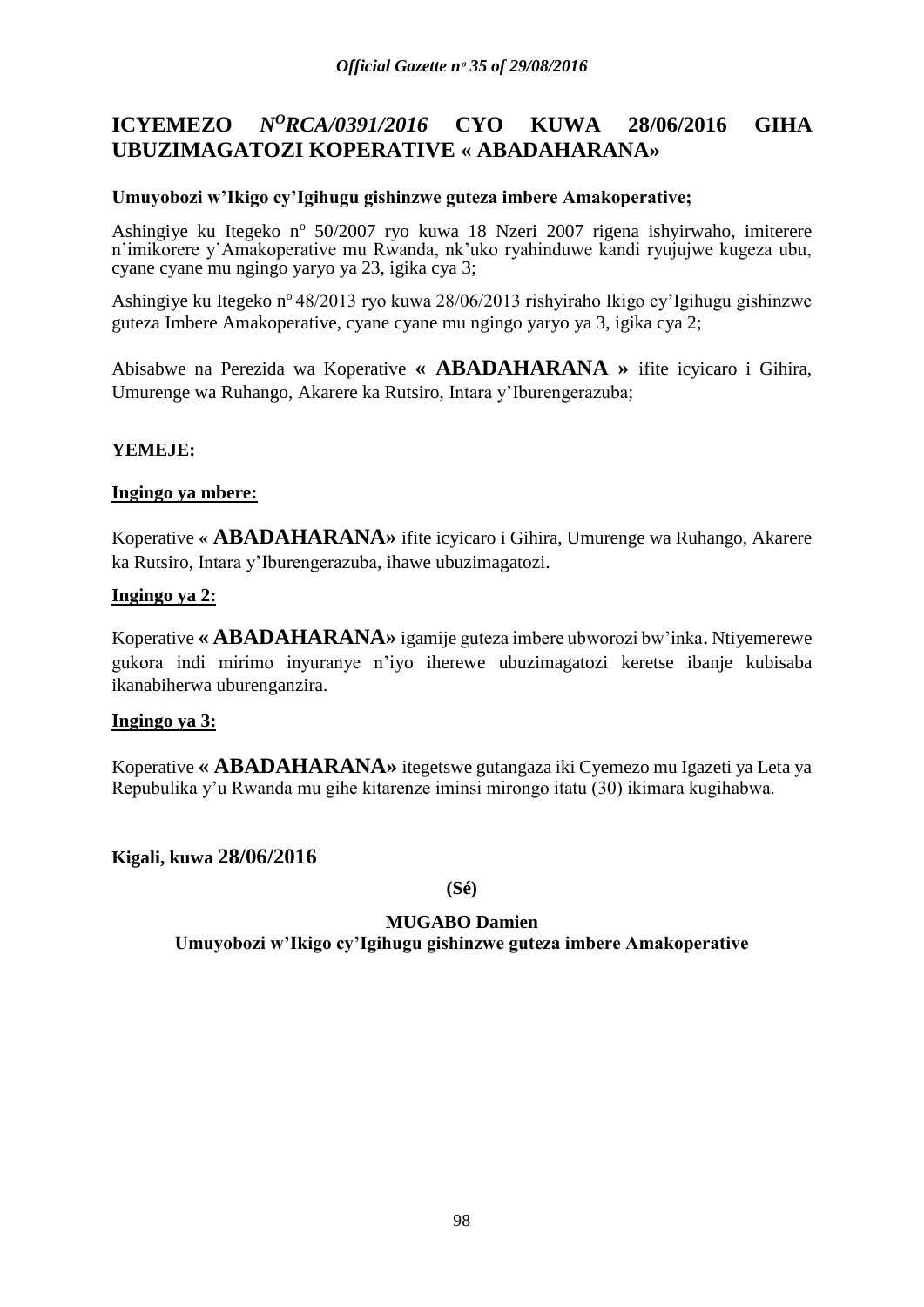# ICYEMEZO *N^O RCA/0391/2016* CYO KUWA 28/06/2016 GIHA UBUZIMAGATOZI KOPERATIVE « ABADAHARANA»

**Umuyobozi w'Ikigo cy'Igihugu gishinzwe guteza imbere Amakoperative;**

Ashingiye ku Itegeko nº 50/2007 ryo kuwa 18 Nzeri 2007 rigena ishyirwaho, imiterere n'imikorere y'Amakoperative mu Rwanda, nk'uko ryahinduwe kandi ryujujwe kugeza ubu, cyane cyane mu ngingo yaryo ya 23, igika cya 3;

Ashingiye ku Itegeko nº 48/2013 ryo kuwa 28/06/2013 rishyiraho Ikigo cy'Igihugu gishinzwe guteza Imbere Amakoperative, cyane cyane mu ngingo yaryo ya 3, igika cya 2;

Abisabwe na Perezida wa Koperative **« ABADAHARANA »** ifite icyicaro i Gihira, Umurenge wa Ruhango, Akarere ka Rutsiro, Intara y'Iburengerazuba;

**YEMEJE:**

**Ingingo ya mbere:**

Koperative **« ABADAHARANA»** ifite icyicaro i Gihira, Umurenge wa Ruhango, Akarere ka Rutsiro, Intara y'Iburengerazuba, ihawe ubuzimagatozi.

**Ingingo ya 2:**

Koperative **« ABADAHARANA»** igamije guteza imbere ubworozi bw'inka. Ntiyemerewe gukora indi mirimo inyuranye n'iyo iherewe ubuzimagatozi keretse ibanje kubisaba ikanabiherwa uburenganzira.

**Ingingo ya 3:**

Koperative **« ABADAHARANA»** itegetswe gutangaza iki Cyemezo mu Igazeti ya Leta ya Repubulika y'u Rwanda mu gihe kitarenze iminsi mirongo itatu (30) ikimara kugihabwa.

**Kigali, kuwa 28/06/2016**

**(Sé)**

**MUGABO Damien**

**Umuyobozi w'Ikigo cy'Igihugu gishinzwe guteza imbere Amakoperative**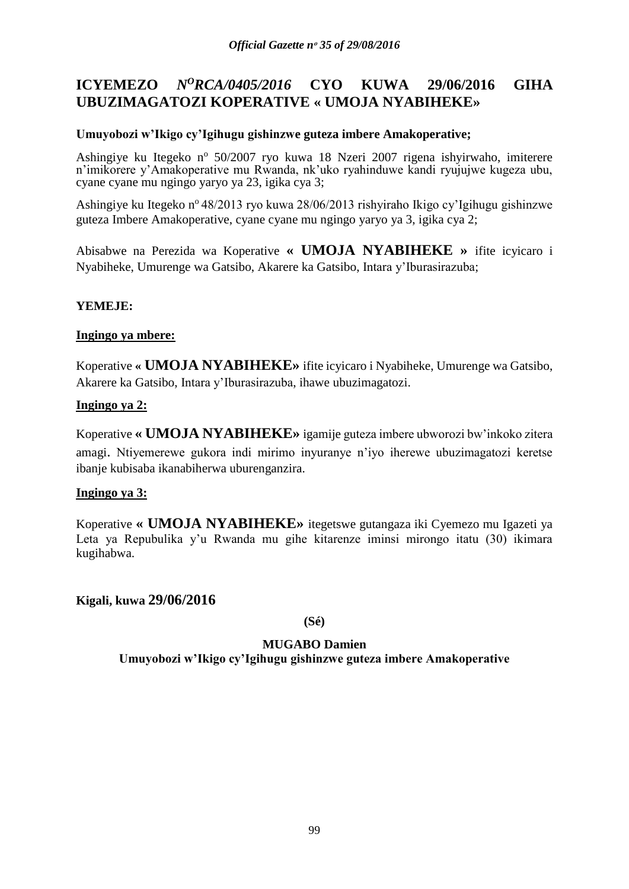# ICYEMEZO *N^O^RCA/0405/2016* CYO KUWA 29/06/2016 GIHA UBUZIMAGATOZI KOPERATIVE « UMOJA NYABIHEKE»

**Umuyobozi w'Ikigo cy'Igihugu gishinzwe guteza imbere Amakoperative;**

Ashingiye ku Itegeko n° 50/2007 ryo kuwa 18 Nzeri 2007 rigena ishyirwaho, imiterere n'imikorere y'Amakoperative mu Rwanda, nk'uko ryahinduwe kandi ryujujwe kugeza ubu, cyane cyane mu ngingo yaryo ya 23, igika cya 3;

Ashingiye ku Itegeko n° 48/2013 ryo kuwa 28/06/2013 rishyiraho Ikigo cy'Igihugu gishinzwe guteza Imbere Amakoperative, cyane cyane mu ngingo yaryo ya 3, igika cya 2;

Abisabwe na Perezida wa Koperative **« UMOJA NYABIHEKE »** ifite icyicaro i Nyabiheke, Umurenge wa Gatsibo, Akarere ka Gatsibo, Intara y'Iburasirazuba;

**YEMEJE:**

**Ingingo ya mbere:**

Koperative **« UMOJA NYABIHEKE»** ifite icyicaro i Nyabiheke, Umurenge wa Gatsibo, Akarere ka Gatsibo, Intara y'Iburasirazuba, ihawe ubuzimagatozi.

**Ingingo ya 2:**

Koperative **« UMOJA NYABIHEKE»** igamije guteza imbere ubworozi bw'inkoko zitera amagi. Ntiyemerewe gukora indi mirimo inyuranye n'iyo iherewe ubuzimagatozi keretse ibanje kubisaba ikanabiherwa uburenganzira.

**Ingingo ya 3:**

Koperative **« UMOJA NYABIHEKE»** itegetswe gutangaza iki Cyemezo mu Igazeti ya Leta ya Repubulika y'u Rwanda mu gihe kitarenze iminsi mirongo itatu (30) ikimara kugihabwa.

**Kigali, kuwa 29/06/2016**

**(Sé)**

**MUGABO Damien**
**Umuyobozi w'Ikigo cy'Igihugu gishinzwe guteza imbere Amakoperative**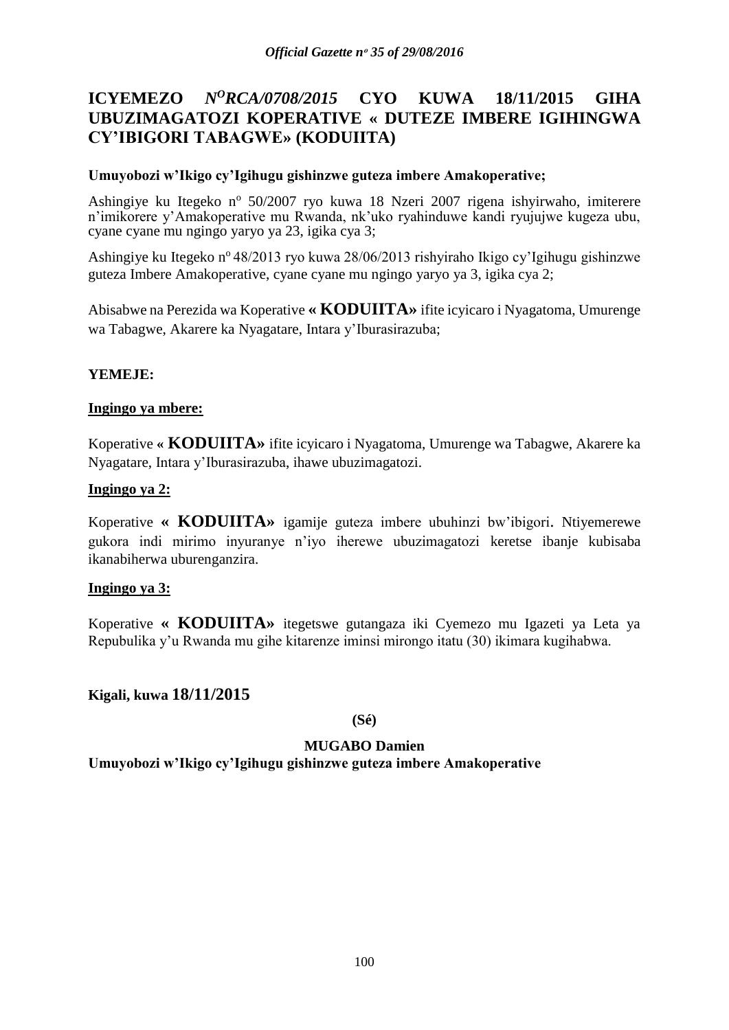# ICYEMEZO *N^O^RCA/0708/2015* CYO KUWA 18/11/2015 GIHA UBUZIMAGATOZI KOPERATIVE « DUTEZE IMBERE IGIHINGWA CY'IBIGORI TABAGWE» (KODUIITA)

**Umuyobozi w'Ikigo cy'Igihugu gishinzwe guteza imbere Amakoperative;**

Ashingiye ku Itegeko nº 50/2007 ryo kuwa 18 Nzeri 2007 rigena ishyirwaho, imiterere n'imikorere y'Amakoperative mu Rwanda, nk'uko ryahinduwe kandi ryujujwe kugeza ubu, cyane cyane mu ngingo yaryo ya 23, igika cya 3;

Ashingiye ku Itegeko nº 48/2013 ryo kuwa 28/06/2013 rishyiraho Ikigo cy'Igihugu gishinzwe guteza Imbere Amakoperative, cyane cyane mu ngingo yaryo ya 3, igika cya 2;

Abisabwe na Perezida wa Koperative **« KODUIITA»** ifite icyicaro i Nyagatoma, Umurenge wa Tabagwe, Akarere ka Nyagatare, Intara y'Iburasirazuba;

**YEMEJE:**

**<u>Ingingo ya mbere:</u>**

Koperative **« KODUIITA»** ifite icyicaro i Nyagatoma, Umurenge wa Tabagwe, Akarere ka Nyagatare, Intara y'Iburasirazuba, ihawe ubuzimagatozi.

**<u>Ingingo ya 2:</u>**

Koperative **« KODUIITA»** igamije guteza imbere ubuhinzi bw'ibigori. Ntiyemerewe gukora indi mirimo inyuranye n'iyo iherewe ubuzimagatozi keretse ibanje kubisaba ikanabiherwa uburenganzira.

**<u>Ingingo ya 3:</u>**

Koperative **« KODUIITA»** itegetswe gutangaza iki Cyemezo mu Igazeti ya Leta ya Repubulika y'u Rwanda mu gihe kitarenze iminsi mirongo itatu (30) ikimara kugihabwa.

**Kigali, kuwa 18/11/2015**

**(Sé)**

**MUGABO Damien**

**Umuyobozi w'Ikigo cy'Igihugu gishinzwe guteza imbere Amakoperative**